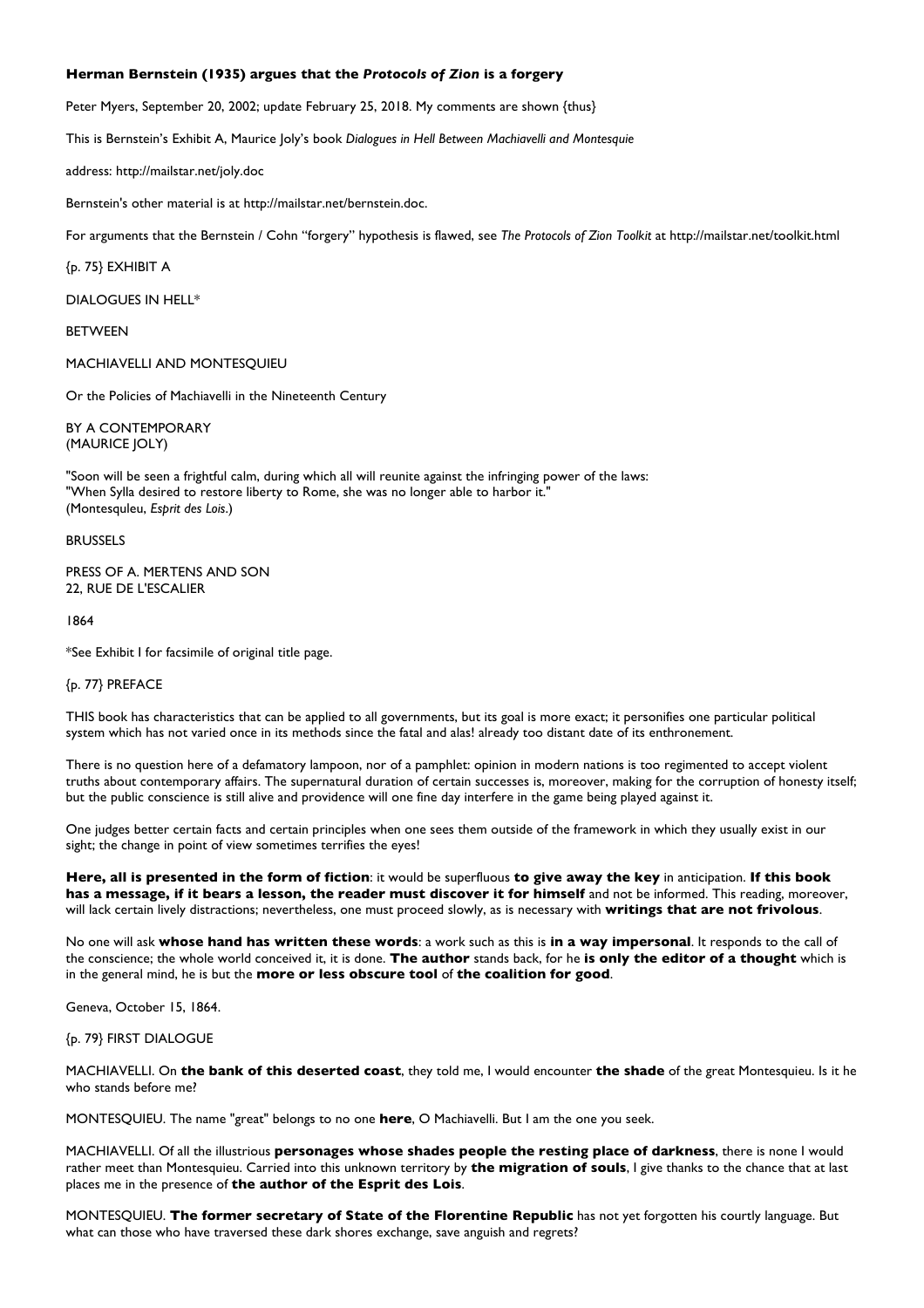**Herman Bernstein (1935) argues that the *Protocols of Zion* is a forgery**

Peter Myers, September 20, 2002; update February 25, 2018. My comments are shown {thus}

This is Bernstein's Exhibit A, Maurice Joly's book *Dialogues in Hell Between Machiavelli and Montesquie*

address: http://mailstar.net/joly.doc

Bernstein's other material is at http://mailstar.net/bernstein.doc.

For arguments that the Bernstein / Cohn "forgery" hypothesis is flawed, see *The Protocols of Zion Toolkit* at http://mailstar.net/toolkit.html

{p. 75} EXHIBIT A

DIALOGUES IN HELL*

BETWEEN

MACHIAVELLI AND MONTESQUIEU

Or the Policies of Machiavelli in the Nineteenth Century

BY A CONTEMPORARY
(MAURICE JOLY)

"Soon will be seen a frightful calm, during which all will reunite against the infringing power of the laws:
"When Sylla desired to restore liberty to Rome, she was no longer able to harbor it."
(Montesquleu, *Esprit des Lois*.)

BRUSSELS

PRESS OF A. MERTENS AND SON
22, RUE DE L'ESCALIER

1864

*See Exhibit I for facsimile of original title page.

{p. 77} PREFACE

THIS book has characteristics that can be applied to all governments, but its goal is more exact; it personifies one particular political system which has not varied once in its methods since the fatal and alas! already too distant date of its enthronement.

There is no question here of a defamatory lampoon, nor of a pamphlet: opinion in modern nations is too regimented to accept violent truths about contemporary affairs. The supernatural duration of certain successes is, moreover, making for the corruption of honesty itself; but the public conscience is still alive and providence will one fine day interfere in the game being played against it.

One judges better certain facts and certain principles when one sees them outside of the framework in which they usually exist in our sight; the change in point of view sometimes terrifies the eyes!

**Here, all is presented in the form of fiction**: it would be superfluous **to give away the key** in anticipation. **If this book has a message, if it bears a lesson, the reader must discover it for himself** and not be informed. This reading, moreover, will lack certain lively distractions; nevertheless, one must proceed slowly, as is necessary with **writings that are not frivolous**.

No one will ask **whose hand has written these words**: a work such as this is **in a way impersonal**. It responds to the call of the conscience; the whole world conceived it, it is done. **The author** stands back, for he **is only the editor of a thought** which is in the general mind, he is but the **more or less obscure tool** of **the coalition for good**.

Geneva, October 15, 1864.

{p. 79} FIRST DIALOGUE

MACHIAVELLI. On **the bank of this deserted coast**, they told me, I would encounter **the shade** of the great Montesquieu. Is it he who stands before me?

MONTESQUIEU. The name "great" belongs to no one **here**, O Machiavelli. But I am the one you seek.

MACHIAVELLI. Of all the illustrious **personages whose shades people the resting place of darkness**, there is none I would rather meet than Montesquieu. Carried into this unknown territory by **the migration of souls**, I give thanks to the chance that at last places me in the presence of **the author of the Esprit des Lois**.

MONTESQUIEU. **The former secretary of State of the Florentine Republic** has not yet forgotten his courtly language. But what can those who have traversed these dark shores exchange, save anguish and regrets?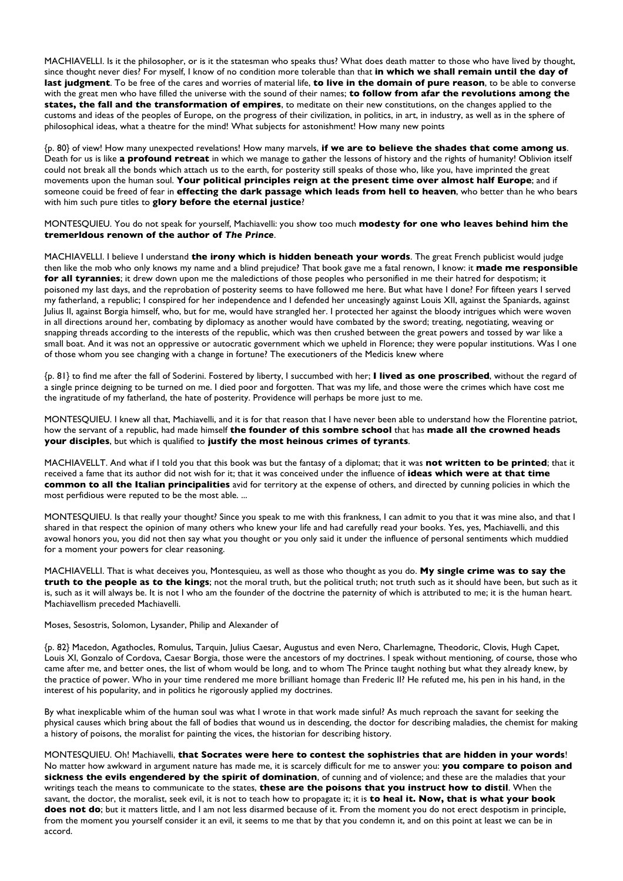MACHIAVELLI. Is it the philosopher, or is it the statesman who speaks thus? What does death matter to those who have lived by thought, since thought never dies? For myself, I know of no condition more tolerable than that **in which we shall remain until the day of last judgment**. To be free of the cares and worries of material life, **to live in the domain of pure reason**, to be able to converse with the great men who have filled the universe with the sound of their names; **to follow from afar the revolutions among the states, the fall and the transformation of empires**, to meditate on their new constitutions, on the changes applied to the customs and ideas of the peoples of Europe, on the progress of their civilization, in politics, in art, in industry, as well as in the sphere of philosophical ideas, what a theatre for the mind! What subjects for astonishment! How many new points

{p. 80} of view! How many unexpected revelations! How many marvels, **if we are to believe the shades that come among us**. Death for us is like **a profound retreat** in which we manage to gather the lessons of history and the rights of humanity! Oblivion itself could not break all the bonds which attach us to the earth, for posterity still speaks of those who, like you, have imprinted the great movements upon the human soul. **Your political principles reign at the present time over almost half Europe**; and if someone couid be freed of fear in **effecting the dark passage which leads from hell to heaven**, who better than he who bears with him such pure titles to **glory before the eternal justice**?

MONTESQUIEU. You do not speak for yourself, Machiavelli: you show too much **modesty for one who leaves behind him the tremerldous renown of the author of *The Prince***.

MACHIAVELLI. I believe I understand **the irony which is hidden beneath your words**. The great French publicist would judge then like the mob who only knows my name and a blind prejudice? That book gave me a fatal renown, I know: it **made me responsible for all tyrannies**; it drew down upon me the maledictions of those peoples who personified in me their hatred for despotism; it poisoned my last days, and the reprobation of posterity seems to have followed me here. But what have I done? For fifteen years I served my fatherland, a republic; I conspired for her independence and I defended her unceasingly against Louis XII, against the Spaniards, against Julius II, against Borgia himself, who, but for me, would have strangled her. I protected her against the bloody intrigues which were woven in all directions around her, combating by diplomacy as another would have combated by the sword; treating, negotiating, weaving or snapping threads according to the interests of the republic, which was then crushed between the great powers and tossed by war like a small boat. And it was not an oppressive or autocratic government which we upheld in Florence; they were popular institutions. Was I one of those whom you see changing with a change in fortune? The executioners of the Medicis knew where

{p. 81} to find me after the fall of Soderini. Fostered by liberty, I succumbed with her; **I lived as one proscribed**, without the regard of a single prince deigning to be turned on me. I died poor and forgotten. That was my life, and those were the crimes which have cost me the ingratitude of my fatherland, the hate of posterity. Providence will perhaps be more just to me.

MONTESQUIEU. I knew all that, Machiavelli, and it is for that reason that I have never been able to understand how the Florentine patriot, how the servant of a republic, had made himself **the founder of this sombre school** that has **made all the crowned heads your disciples**, but which is qualified to **justify the most heinous crimes of tyrants**.

MACHIAVELLT. And what if I told you that this book was but the fantasy of a diplomat; that it was **not written to be printed**; that it received a fame that its author did not wish for it; that it was conceived under the influence of **ideas which were at that time common to all the Italian principalities** avid for territory at the expense of others, and directed by cunning policies in which the most perfidious were reputed to be the most able. ...

MONTESQUIEU. Is that really your thought? Since you speak to me with this frankness, I can admit to you that it was mine also, and that I shared in that respect the opinion of many others who knew your life and had carefully read your books. Yes, yes, Machiavelli, and this avowal honors you, you did not then say what you thought or you only said it under the influence of personal sentiments which muddied for a moment your powers for clear reasoning.

MACHIAVELLI. That is what deceives you, Montesquieu, as well as those who thought as you do. **My single crime was to say the truth to the people as to the kings**; not the moral truth, but the political truth; not truth such as it should have been, but such as it is, such as it will always be. It is not I who am the founder of the doctrine the paternity of which is attributed to me; it is the human heart. Machiavellism preceded Machiavelli.

Moses, Sesostris, Solomon, Lysander, Philip and Alexander of

{p. 82} Macedon, Agathocles, Romulus, Tarquin, Julius Caesar, Augustus and even Nero, Charlemagne, Theodoric, Clovis, Hugh Capet, Louis XI, Gonzalo of Cordova, Caesar Borgia, those were the ancestors of my doctrines. I speak without mentioning, of course, those who came after me, and better ones, the list of whom would be long, and to whom The Prince taught nothing but what they already knew, by the practice of power. Who in your time rendered me more brilliant homage than Frederic II? He refuted me, his pen in his hand, in the interest of his popularity, and in politics he rigorously applied my doctrines.

By what inexplicable whim of the human soul was what I wrote in that work made sinful? As much reproach the savant for seeking the physical causes which bring about the fall of bodies that wound us in descending, the doctor for describing maladies, the chemist for making a history of poisons, the moralist for painting the vices, the historian for describing history.

MONTESQUIEU. Oh! Machiavelli, **that Socrates were here to contest the sophistries that are hidden in your words**! No matter how awkward in argument nature has made me, it is scarcely difficult for me to answer you: **you compare to poison and sickness the evils engendered by the spirit of domination**, of cunning and of violence; and these are the maladies that your writings teach the means to communicate to the states, **these are the poisons that you instruct how to distil**. When the savant, the doctor, the moralist, seek evil, it is not to teach how to propagate it; it is **to heal it. Now, that is what your book does not do**; but it matters little, and I am not less disarmed because of it. From the moment you do not erect despotism in principle, from the moment you yourself consider it an evil, it seems to me that by that you condemn it, and on this point at least we can be in accord.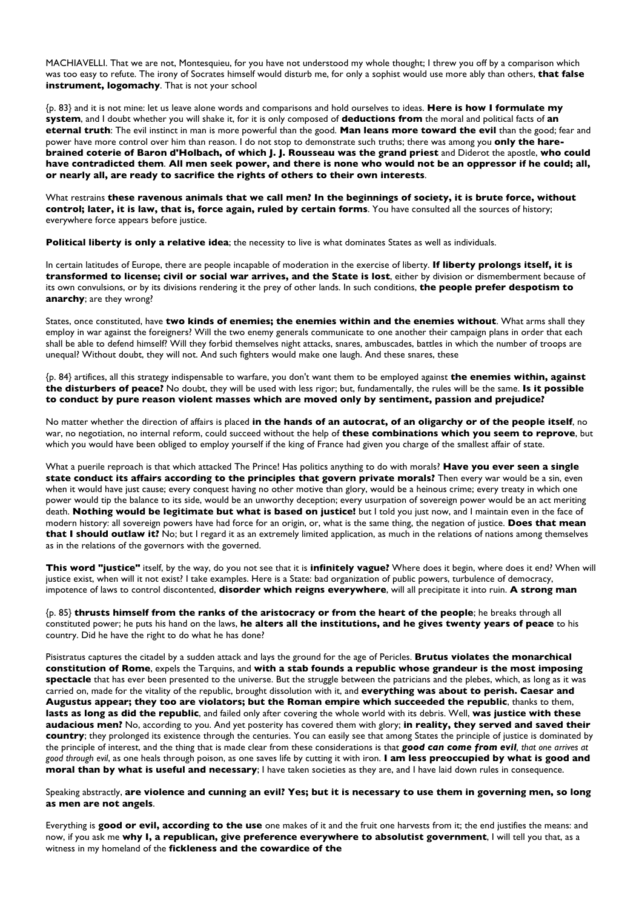MACHIAVELLI. That we are not, Montesquieu, for you have not understood my whole thought; I threw you off by a comparison which was too easy to refute. The irony of Socrates himself would disturb me, for only a sophist would use more ably than others, **that false instrument, logomachy**. That is not your school

{p. 83} and it is not mine: let us leave alone words and comparisons and hold ourselves to ideas. **Here is how I formulate my system**, and I doubt whether you will shake it, for it is only composed of **deductions from** the moral and political facts of **an eternal truth**: The evil instinct in man is more powerful than the good. **Man leans more toward the evil** than the good; fear and power have more control over him than reason. I do not stop to demonstrate such truths; there was among you **only the hare-brained coterie of Baron d'Holbach, of which J. J. Rousseau was the grand priest** and Diderot the apostle, **who could have contradicted them**. **All men seek power, and there is none who would not be an oppressor if he could; all, or nearly all, are ready to sacrifice the rights of others to their own interests**.

What restrains **these ravenous animals that we call men? In the beginnings of society, it is brute force, without control; later, it is law, that is, force again, ruled by certain forms**. You have consulted all the sources of history; everywhere force appears before justice.

**Political liberty is only a relative idea**; the necessity to live is what dominates States as well as individuals.

In certain latitudes of Europe, there are people incapable of moderation in the exercise of liberty. **If liberty prolongs itself, it is transformed to license; civil or social war arrives, and the State is lost**, either by division or dismemberment because of its own convulsions, or by its divisions rendering it the prey of other lands. In such conditions, **the people prefer despotism to anarchy**; are they wrong?

States, once constituted, have **two kinds of enemies; the enemies within and the enemies without**. What arms shall they employ in war against the foreigners? Will the two enemy generals communicate to one another their campaign plans in order that each shall be able to defend himself? Will they forbid themselves night attacks, snares, ambuscades, battles in which the number of troops are unequal? Without doubt, they will not. And such fighters would make one laugh. And these snares, these

{p. 84} artifices, all this strategy indispensable to warfare, you don't want them to be employed against **the enemies within, against the disturbers of peace?** No doubt, they will be used with less rigor; but, fundamentally, the rules will be the same. **Is it possible to conduct by pure reason violent masses which are moved only by sentiment, passion and prejudice?**

No matter whether the direction of affairs is placed **in the hands of an autocrat, of an oligarchy or of the people itself**, no war, no negotiation, no internal reform, could succeed without the help of **these combinations which you seem to reprove**, but which you would have been obliged to employ yourself if the king of France had given you charge of the smallest affair of state.

What a puerile reproach is that which attacked The Prince! Has politics anything to do with morals? **Have you ever seen a single state conduct its affairs according to the principles that govern private morals?** Then every war would be a sin, even when it would have just cause; every conquest having no other motive than glory, would be a heinous crime; every treaty in which one power would tip the balance to its side, would be an unworthy deception; every usurpation of sovereign power would be an act meriting death. **Nothing would be legitimate but what is based on justice!** but I told you just now, and I maintain even in the face of modern history: all sovereign powers have had force for an origin, or, what is the same thing, the negation of justice. **Does that mean that I should outlaw it?** No; but I regard it as an extremely limited application, as much in the relations of nations among themselves as in the relations of the governors with the governed.

**This word "justice"** itself, by the way, do you not see that it is **infinitely vague?** Where does it begin, where does it end? When will justice exist, when will it not exist? I take examples. Here is a State: bad organization of public powers, turbulence of democracy, impotence of laws to control discontented, **disorder which reigns everywhere**, will all precipitate it into ruin. **A strong man**

{p. 85} **thrusts himself from the ranks of the aristocracy or from the heart of the people**; he breaks through all constituted power; he puts his hand on the laws, **he alters all the institutions, and he gives twenty years of peace** to his country. Did he have the right to do what he has done?

Pisistratus captures the citadel by a sudden attack and lays the ground for the age of Pericles. **Brutus violates the monarchical constitution of Rome**, expels the Tarquins, and **with a stab founds a republic whose grandeur is the most imposing spectacle** that has ever been presented to the universe. But the struggle between the patricians and the plebes, which, as long as it was carried on, made for the vitality of the republic, brought dissolution with it, and **everything was about to perish. Caesar and Augustus appear; they too are violators; but the Roman empire which succeeded the republic**, thanks to them, **lasts as long as did the republic**, and failed only after covering the whole world with its debris. Well, **was justice with these audacious men?** No, according to you. And yet posterity has covered them with glory; **in reality, they served and saved their country**; they prolonged its existence through the centuries. You can easily see that among States the principle of justice is dominated by the principle of interest, and the thing that is made clear from these considerations is that ***good can come from evil**, that one arrives at good through evil*, as one heals through poison, as one saves life by cutting it with iron. **I am less preoccupied by what is good and moral than by what is useful and necessary**; I have taken societies as they are, and I have laid down rules in consequence.

Speaking abstractly, **are violence and cunning an evil? Yes; but it is necessary to use them in governing men, so long as men are not angels**.

Everything is **good or evil, according to the use** one makes of it and the fruit one harvests from it; the end justifies the means: and now, if you ask me **why I, a republican, give preference everywhere to absolutist government**, I will tell you that, as a witness in my homeland of the **fickleness and the cowardice of the**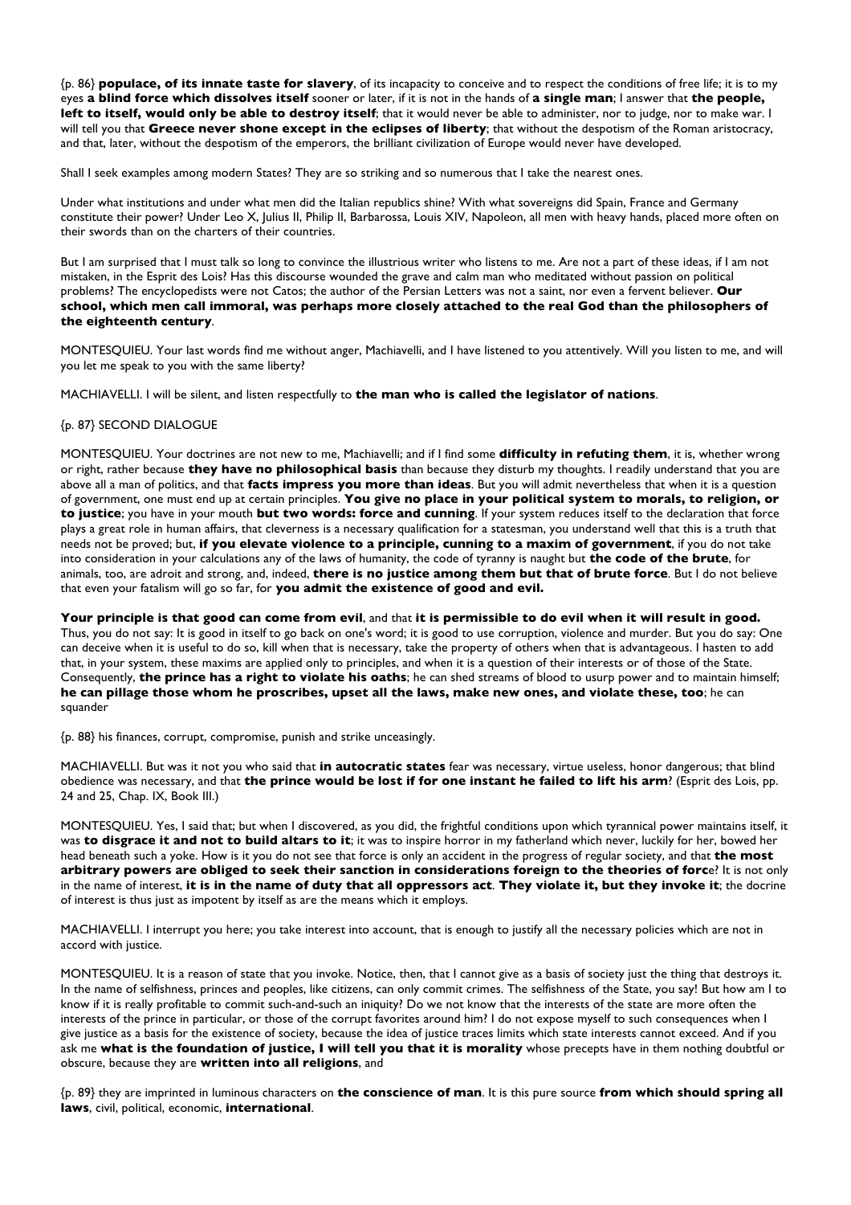{p. 86} **populace, of its innate taste for slavery**, of its incapacity to conceive and to respect the conditions of free life; it is to my eyes **a blind force which dissolves itself** sooner or later, if it is not in the hands of **a single man**; I answer that **the people, left to itself, would only be able to destroy itself**; that it would never be able to administer, nor to judge, nor to make war. I will tell you that **Greece never shone except in the eclipses of liberty**; that without the despotism of the Roman aristocracy, and that, later, without the despotism of the emperors, the brilliant civilization of Europe would never have developed.

Shall I seek examples among modern States? They are so striking and so numerous that I take the nearest ones.

Under what institutions and under what men did the Italian republics shine? With what sovereigns did Spain, France and Germany constitute their power? Under Leo X, Julius II, Philip II, Barbarossa, Louis XIV, Napoleon, all men with heavy hands, placed more often on their swords than on the charters of their countries.

But I am surprised that I must talk so long to convince the illustrious writer who listens to me. Are not a part of these ideas, if I am not mistaken, in the Esprit des Lois? Has this discourse wounded the grave and calm man who meditated without passion on political problems? The encyclopedists were not Catos; the author of the Persian Letters was not a saint, nor even a fervent believer. **Our school, which men call immoral, was perhaps more closely attached to the real God than the philosophers of the eighteenth century**.

MONTESQUIEU. Your last words find me without anger, Machiavelli, and I have listened to you attentively. Will you listen to me, and will you let me speak to you with the same liberty?

MACHIAVELLI. I will be silent, and listen respectfully to **the man who is called the legislator of nations**.

{p. 87} SECOND DIALOGUE

MONTESQUIEU. Your doctrines are not new to me, Machiavelli; and if I find some **difficulty in refuting them**, it is, whether wrong or right, rather because **they have no philosophical basis** than because they disturb my thoughts. I readily understand that you are above all a man of politics, and that **facts impress you more than ideas**. But you will admit nevertheless that when it is a question of government, one must end up at certain principles. **You give no place in your political system to morals, to religion, or to justice**; you have in your mouth **but two words: force and cunning**. If your system reduces itself to the declaration that force plays a great role in human affairs, that cleverness is a necessary qualification for a statesman, you understand well that this is a truth that needs not be proved; but, **if you elevate violence to a principle, cunning to a maxim of government**, if you do not take into consideration in your calculations any of the laws of humanity, the code of tyranny is naught but **the code of the brute**, for animals, too, are adroit and strong, and, indeed, **there is no justice among them but that of brute force**. But I do not believe that even your fatalism will go so far, for **you admit the existence of good and evil.**

**Your principle is that good can come from evil**, and that **it is permissible to do evil when it will result in good.** Thus, you do not say: It is good in itself to go back on one's word; it is good to use corruption, violence and murder. But you do say: One can deceive when it is useful to do so, kill when that is necessary, take the property of others when that is advantageous. I hasten to add that, in your system, these maxims are applied only to principles, and when it is a question of their interests or of those of the State. Consequently, **the prince has a right to violate his oaths**; he can shed streams of blood to usurp power and to maintain himself; **he can pillage those whom he proscribes, upset all the laws, make new ones, and violate these, too**; he can squander

{p. 88} his finances, corrupt, compromise, punish and strike unceasingly.

MACHIAVELLI. But was it not you who said that **in autocratic states** fear was necessary, virtue useless, honor dangerous; that blind obedience was necessary, and that **the prince would be lost if for one instant he failed to lift his arm**? (Esprit des Lois, pp. 24 and 25, Chap. IX, Book III.)

MONTESQUIEU. Yes, I said that; but when I discovered, as you did, the frightful conditions upon which tyrannical power maintains itself, it was **to disgrace it and not to build altars to it**; it was to inspire horror in my fatherland which never, luckily for her, bowed her head beneath such a yoke. How is it you do not see that force is only an accident in the progress of regular society, and that **the most arbitrary powers are obliged to seek their sanction in considerations foreign to the theories of force**? It is not only in the name of interest, **it is in the name of duty that all oppressors act**. **They violate it, but they invoke it**; the docrine of interest is thus just as impotent by itself as are the means which it employs.

MACHIAVELLI. I interrupt you here; you take interest into account, that is enough to justify all the necessary policies which are not in accord with justice.

MONTESQUIEU. It is a reason of state that you invoke. Notice, then, that I cannot give as a basis of society just the thing that destroys it. In the name of selfishness, princes and peoples, like citizens, can only commit crimes. The selfishness of the State, you say! But how am I to know if it is really profitable to commit such-and-such an iniquity? Do we not know that the interests of the state are more often the interests of the prince in particular, or those of the corrupt favorites around him? I do not expose myself to such consequences when I give justice as a basis for the existence of society, because the idea of justice traces limits which state interests cannot exceed. And if you ask me **what is the foundation of justice, I will tell you that it is morality** whose precepts have in them nothing doubtful or obscure, because they are **written into all religions**, and

{p. 89} they are imprinted in luminous characters on **the conscience of man**. It is this pure source **from which should spring all laws**, civil, political, economic, **international**.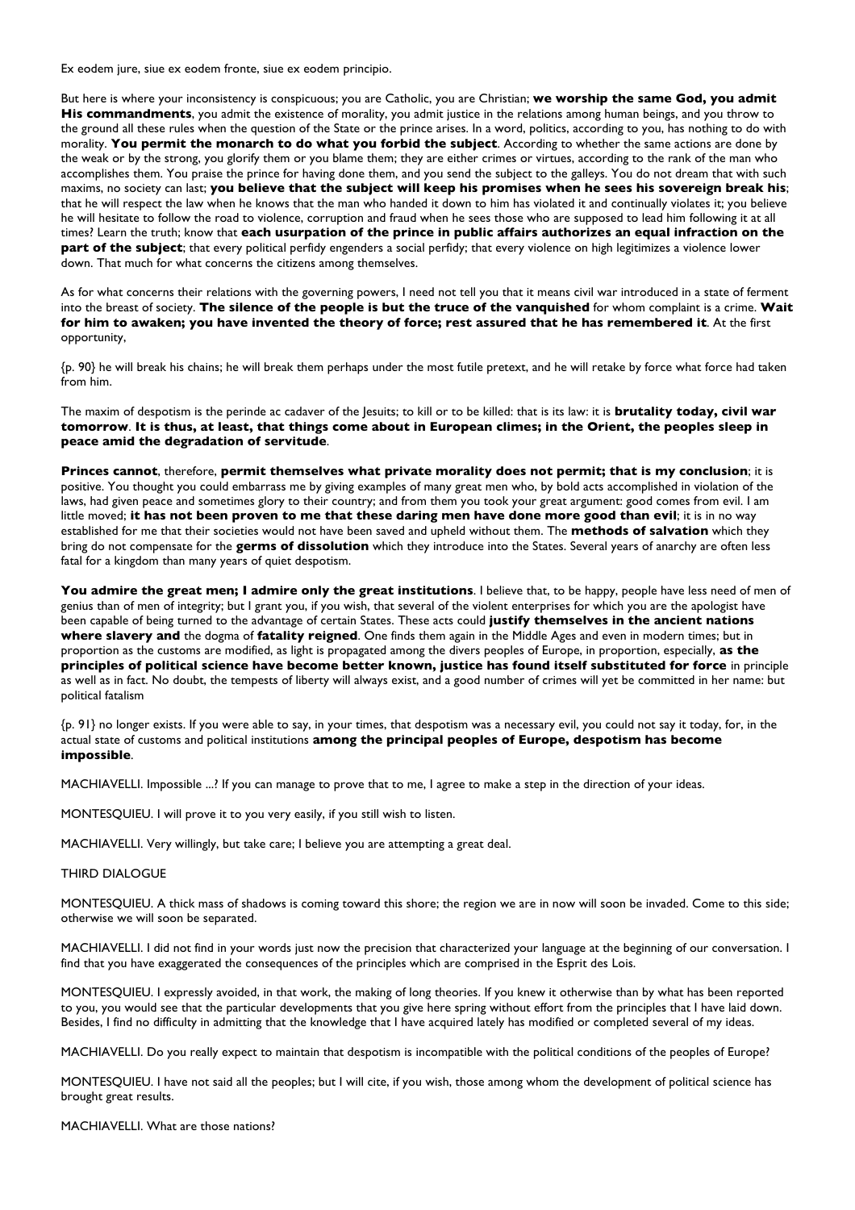Ex eodem jure, siue ex eodem fronte, siue ex eodem principio.

But here is where your inconsistency is conspicuous; you are Catholic, you are Christian; **we worship the same God, you admit His commandments**, you admit the existence of morality, you admit justice in the relations among human beings, and you throw to the ground all these rules when the question of the State or the prince arises. In a word, politics, according to you, has nothing to do with morality. **You permit the monarch to do what you forbid the subject**. According to whether the same actions are done by the weak or by the strong, you glorify them or you blame them; they are either crimes or virtues, according to the rank of the man who accomplishes them. You praise the prince for having done them, and you send the subject to the galleys. You do not dream that with such maxims, no society can last; **you believe that the subject will keep his promises when he sees his sovereign break his**; that he will respect the law when he knows that the man who handed it down to him has violated it and continually violates it; you believe he will hesitate to follow the road to violence, corruption and fraud when he sees those who are supposed to lead him following it at all times? Learn the truth; know that **each usurpation of the prince in public affairs authorizes an equal infraction on the part of the subject**; that every political perfidy engenders a social perfidy; that every violence on high legitimizes a violence lower down. That much for what concerns the citizens among themselves.

As for what concerns their relations with the governing powers, I need not tell you that it means civil war introduced in a state of ferment into the breast of society. **The silence of the people is but the truce of the vanquished** for whom complaint is a crime. **Wait for him to awaken; you have invented the theory of force; rest assured that he has remembered it**. At the first opportunity,

{p. 90} he will break his chains; he will break them perhaps under the most futile pretext, and he will retake by force what force had taken from him.

The maxim of despotism is the perinde ac cadaver of the Jesuits; to kill or to be killed: that is its law: it is **brutality today, civil war tomorrow**. **It is thus, at least, that things come about in European climes; in the Orient, the peoples sleep in peace amid the degradation of servitude**.

**Princes cannot**, therefore, **permit themselves what private morality does not permit; that is my conclusion**; it is positive. You thought you could embarrass me by giving examples of many great men who, by bold acts accomplished in violation of the laws, had given peace and sometimes glory to their country; and from them you took your great argument: good comes from evil. I am little moved; **it has not been proven to me that these daring men have done more good than evil**; it is in no way established for me that their societies would not have been saved and upheld without them. The **methods of salvation** which they bring do not compensate for the **germs of dissolution** which they introduce into the States. Several years of anarchy are often less fatal for a kingdom than many years of quiet despotism.

**You admire the great men; I admire only the great institutions**. I believe that, to be happy, people have less need of men of genius than of men of integrity; but I grant you, if you wish, that several of the violent enterprises for which you are the apologist have been capable of being turned to the advantage of certain States. These acts could **justify themselves in the ancient nations where slavery and** the dogma of **fatality reigned**. One finds them again in the Middle Ages and even in modern times; but in proportion as the customs are modified, as light is propagated among the divers peoples of Europe, in proportion, especially, **as the principles of political science have become better known, justice has found itself substituted for force** in principle as well as in fact. No doubt, the tempests of liberty will always exist, and a good number of crimes will yet be committed in her name: but political fatalism

{p. 91} no longer exists. If you were able to say, in your times, that despotism was a necessary evil, you could not say it today, for, in the actual state of customs and political institutions **among the principal peoples of Europe, despotism has become impossible**.

MACHIAVELLI. Impossible ...? If you can manage to prove that to me, I agree to make a step in the direction of your ideas.

MONTESQUIEU. I will prove it to you very easily, if you still wish to listen.

MACHIAVELLI. Very willingly, but take care; I believe you are attempting a great deal.

THIRD DIALOGUE

MONTESQUIEU. A thick mass of shadows is coming toward this shore; the region we are in now will soon be invaded. Come to this side; otherwise we will soon be separated.

MACHIAVELLI. I did not find in your words just now the precision that characterized your language at the beginning of our conversation. I find that you have exaggerated the consequences of the principles which are comprised in the Esprit des Lois.

MONTESQUIEU. I expressly avoided, in that work, the making of long theories. If you knew it otherwise than by what has been reported to you, you would see that the particular developments that you give here spring without effort from the principles that I have laid down. Besides, I find no difficulty in admitting that the knowledge that I have acquired lately has modified or completed several of my ideas.

MACHIAVELLI. Do you really expect to maintain that despotism is incompatible with the political conditions of the peoples of Europe?

MONTESQUIEU. I have not said all the peoples; but I will cite, if you wish, those among whom the development of political science has brought great results.

MACHIAVELLI. What are those nations?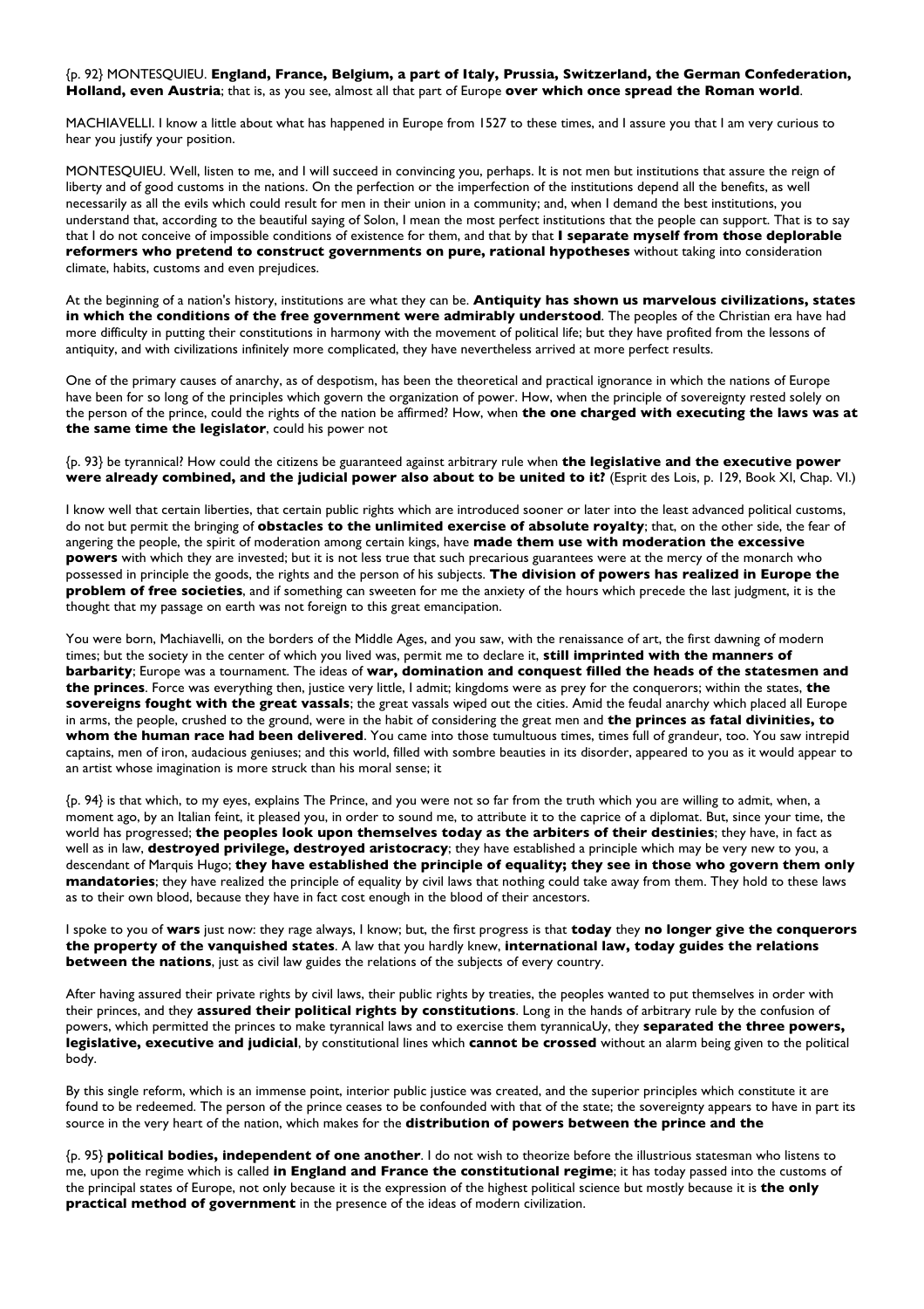{p. 92} MONTESQUIEU. **England, France, Belgium, a part of Italy, Prussia, Switzerland, the German Confederation, Holland, even Austria**; that is, as you see, almost all that part of Europe **over which once spread the Roman world**.

MACHIAVELLI. I know a little about what has happened in Europe from 1527 to these times, and I assure you that I am very curious to hear you justify your position.

MONTESQUIEU. Well, listen to me, and I will succeed in convincing you, perhaps. It is not men but institutions that assure the reign of liberty and of good customs in the nations. On the perfection or the imperfection of the institutions depend all the benefits, as well necessarily as all the evils which could result for men in their union in a community; and, when I demand the best institutions, you understand that, according to the beautiful saying of Solon, I mean the most perfect institutions that the people can support. That is to say that I do not conceive of impossible conditions of existence for them, and that by that **I separate myself from those deplorable reformers who pretend to construct governments on pure, rational hypotheses** without taking into consideration climate, habits, customs and even prejudices.

At the beginning of a nation's history, institutions are what they can be. **Antiquity has shown us marvelous civilizations, states in which the conditions of the free government were admirably understood**. The peoples of the Christian era have had more difficulty in putting their constitutions in harmony with the movement of political life; but they have profited from the lessons of antiquity, and with civilizations infinitely more complicated, they have nevertheless arrived at more perfect results.

One of the primary causes of anarchy, as of despotism, has been the theoretical and practical ignorance in which the nations of Europe have been for so long of the principles which govern the organization of power. How, when the principle of sovereignty rested solely on the person of the prince, could the rights of the nation be affirmed? How, when **the one charged with executing the laws was at the same time the legislator**, could his power not

{p. 93} be tyrannical? How could the citizens be guaranteed against arbitrary rule when **the legislative and the executive power were already combined, and the judicial power also about to be united to it?** (Esprit des Lois, p. 129, Book XI, Chap. VI.)

I know well that certain liberties, that certain public rights which are introduced sooner or later into the least advanced political customs, do not but permit the bringing of **obstacles to the unlimited exercise of absolute royalty**; that, on the other side, the fear of angering the people, the spirit of moderation among certain kings, have **made them use with moderation the excessive powers** with which they are invested; but it is not less true that such precarious guarantees were at the mercy of the monarch who possessed in principle the goods, the rights and the person of his subjects. **The division of powers has realized in Europe the problem of free societies**, and if something can sweeten for me the anxiety of the hours which precede the last judgment, it is the thought that my passage on earth was not foreign to this great emancipation.

You were born, Machiavelli, on the borders of the Middle Ages, and you saw, with the renaissance of art, the first dawning of modern times; but the society in the center of which you lived was, permit me to declare it, **still imprinted with the manners of barbarity**; Europe was a tournament. The ideas of **war, domination and conquest filled the heads of the statesmen and the princes**. Force was everything then, justice very little, I admit; kingdoms were as prey for the conquerors; within the states, **the sovereigns fought with the great vassals**; the great vassals wiped out the cities. Amid the feudal anarchy which placed all Europe in arms, the people, crushed to the ground, were in the habit of considering the great men and **the princes as fatal divinities, to whom the human race had been delivered**. You came into those tumultuous times, times full of grandeur, too. You saw intrepid captains, men of iron, audacious geniuses; and this world, filled with sombre beauties in its disorder, appeared to you as it would appear to an artist whose imagination is more struck than his moral sense; it

{p. 94} is that which, to my eyes, explains The Prince, and you were not so far from the truth which you are willing to admit, when, a moment ago, by an Italian feint, it pleased you, in order to sound me, to attribute it to the caprice of a diplomat. But, since your time, the world has progressed; **the peoples look upon themselves today as the arbiters of their destinies**; they have, in fact as well as in law, **destroyed privilege, destroyed aristocracy**; they have established a principle which may be very new to you, a descendant of Marquis Hugo; **they have established the principle of equality; they see in those who govern them only mandatories**; they have realized the principle of equality by civil laws that nothing could take away from them. They hold to these laws as to their own blood, because they have in fact cost enough in the blood of their ancestors.

I spoke to you of **wars** just now: they rage always, I know; but, the first progress is that **today** they **no longer give the conquerors the property of the vanquished states**. A law that you hardly knew, **international law, today guides the relations between the nations**, just as civil law guides the relations of the subjects of every country.

After having assured their private rights by civil laws, their public rights by treaties, the peoples wanted to put themselves in order with their princes, and they **assured their political rights by constitutions**. Long in the hands of arbitrary rule by the confusion of powers, which permitted the princes to make tyrannical laws and to exercise them tyrannicaUy, they **separated the three powers, legislative, executive and judicial**, by constitutional lines which **cannot be crossed** without an alarm being given to the political body.

By this single reform, which is an immense point, interior public justice was created, and the superior principles which constitute it are found to be redeemed. The person of the prince ceases to be confounded with that of the state; the sovereignty appears to have in part its source in the very heart of the nation, which makes for the **distribution of powers between the prince and the**

{p. 95} **political bodies, independent of one another**. I do not wish to theorize before the illustrious statesman who listens to me, upon the regime which is called **in England and France the constitutional regime**; it has today passed into the customs of the principal states of Europe, not only because it is the expression of the highest political science but mostly because it is **the only practical method of government** in the presence of the ideas of modern civilization.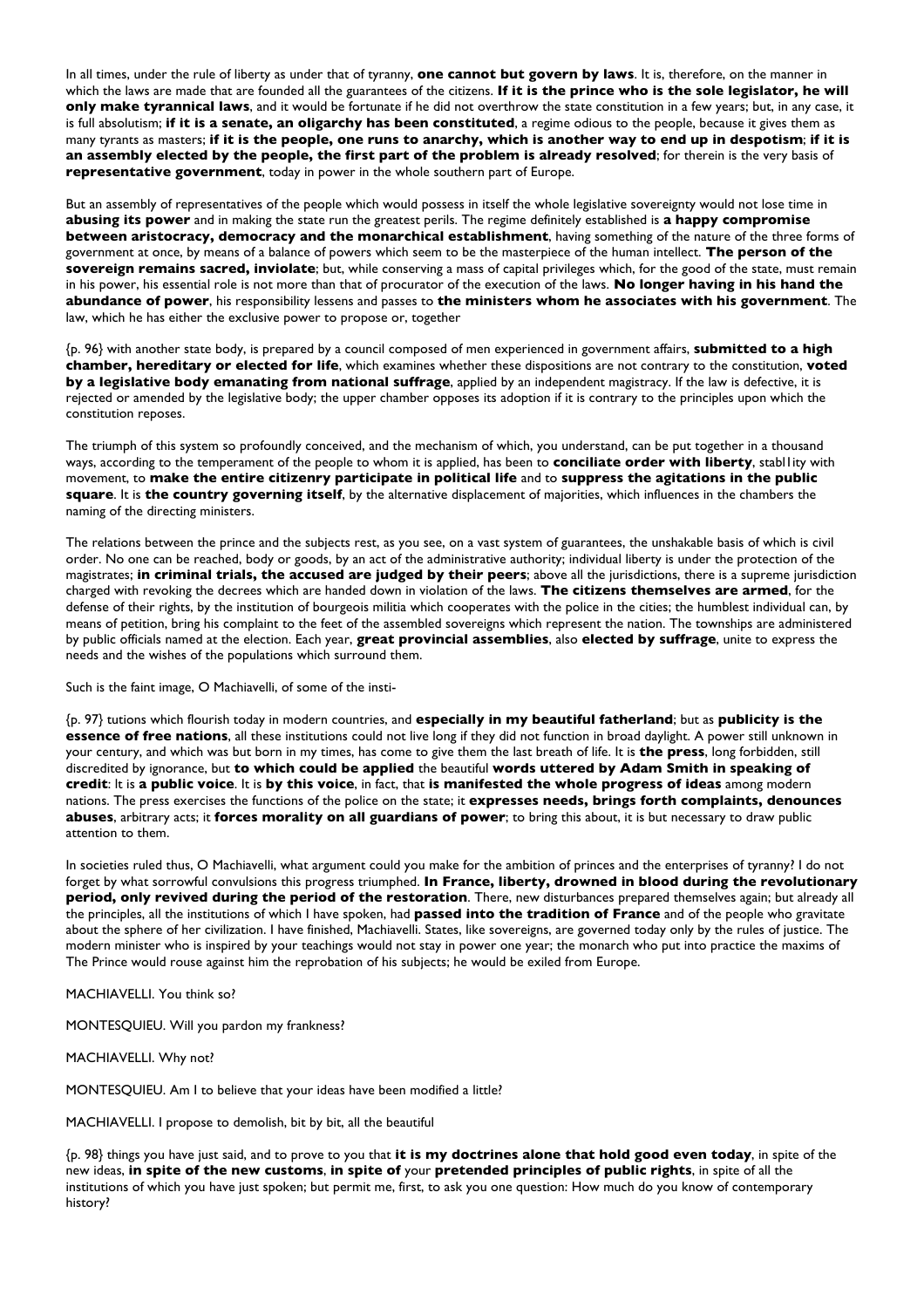In all times, under the rule of liberty as under that of tyranny, **one cannot but govern by laws**. It is, therefore, on the manner in which the laws are made that are founded all the guarantees of the citizens. **If it is the prince who is the sole legislator, he will only make tyrannical laws**, and it would be fortunate if he did not overthrow the state constitution in a few years; but, in any case, it is full absolutism; **if it is a senate, an oligarchy has been constituted**, a regime odious to the people, because it gives them as many tyrants as masters; **if it is the people, one runs to anarchy, which is another way to end up in despotism**; **if it is an assembly elected by the people, the first part of the problem is already resolved**; for therein is the very basis of **representative government**, today in power in the whole southern part of Europe.

But an assembly of representatives of the people which would possess in itself the whole legislative sovereignty would not lose time in **abusing its power** and in making the state run the greatest perils. The regime definitely established is **a happy compromise between aristocracy, democracy and the monarchical establishment**, having something of the nature of the three forms of government at once, by means of a balance of powers which seem to be the masterpiece of the human intellect. **The person of the sovereign remains sacred, inviolate**; but, while conserving a mass of capital privileges which, for the good of the state, must remain in his power, his essential role is not more than that of procurator of the execution of the laws. **No longer having in his hand the abundance of power**, his responsibility lessens and passes to **the ministers whom he associates with his government**. The law, which he has either the exclusive power to propose or, together

{p. 96} with another state body, is prepared by a council composed of men experienced in government affairs, **submitted to a high chamber, hereditary or elected for life**, which examines whether these dispositions are not contrary to the constitution, **voted by a legislative body emanating from national suffrage**, applied by an independent magistracy. If the law is defective, it is rejected or amended by the legislative body; the upper chamber opposes its adoption if it is contrary to the principles upon which the constitution reposes.

The triumph of this system so profoundly conceived, and the mechanism of which, you understand, can be put together in a thousand ways, according to the temperament of the people to whom it is applied, has been to **conciliate order with liberty**, stabl1ity with movement, to **make the entire citizenry participate in political life** and to **suppress the agitations in the public square**. It is **the country governing itself**, by the alternative displacement of majorities, which influences in the chambers the naming of the directing ministers.

The relations between the prince and the subjects rest, as you see, on a vast system of guarantees, the unshakable basis of which is civil order. No one can be reached, body or goods, by an act of the administrative authority; individual liberty is under the protection of the magistrates; **in criminal trials, the accused are judged by their peers**; above all the jurisdictions, there is a supreme jurisdiction charged with revoking the decrees which are handed down in violation of the laws. **The citizens themselves are armed**, for the defense of their rights, by the institution of bourgeois militia which cooperates with the police in the cities; the humblest individual can, by means of petition, bring his complaint to the feet of the assembled sovereigns which represent the nation. The townships are administered by public officials named at the election. Each year, **great provincial assemblies**, also **elected by suffrage**, unite to express the needs and the wishes of the populations which surround them.

Such is the faint image, O Machiavelli, of some of the insti-

{p. 97} tutions which flourish today in modern countries, and **especially in my beautiful fatherland**; but as **publicity is the essence of free nations**, all these institutions could not live long if they did not function in broad daylight. A power still unknown in your century, and which was but born in my times, has come to give them the last breath of life. It is **the press**, long forbidden, still discredited by ignorance, but **to which could be applied** the beautiful **words uttered by Adam Smith in speaking of credit**: It is **a public voice**. It is **by this voice**, in fact, that **is manifested the whole progress of ideas** among modern nations. The press exercises the functions of the police on the state; it **expresses needs, brings forth complaints, denounces abuses**, arbitrary acts; it **forces morality on all guardians of power**; to bring this about, it is but necessary to draw public attention to them.

In societies ruled thus, O Machiavelli, what argument could you make for the ambition of princes and the enterprises of tyranny? I do not forget by what sorrowful convulsions this progress triumphed. **In France, liberty, drowned in blood during the revolutionary period, only revived during the period of the restoration**. There, new disturbances prepared themselves again; but already all the principles, all the institutions of which I have spoken, had **passed into the tradition of France** and of the people who gravitate about the sphere of her civilization. I have finished, Machiavelli. States, like sovereigns, are governed today only by the rules of justice. The modern minister who is inspired by your teachings would not stay in power one year; the monarch who put into practice the maxims of The Prince would rouse against him the reprobation of his subjects; he would be exiled from Europe.

MACHIAVELLI. You think so?

MONTESQUIEU. Will you pardon my frankness?

MACHIAVELLI. Why not?

MONTESQUIEU. Am I to believe that your ideas have been modified a little?

MACHIAVELLI. I propose to demolish, bit by bit, all the beautiful

{p. 98} things you have just said, and to prove to you that **it is my doctrines alone that hold good even today**, in spite of the new ideas, **in spite of the new customs**, **in spite of** your **pretended principles of public rights**, in spite of all the institutions of which you have just spoken; but permit me, first, to ask you one question: How much do you know of contemporary history?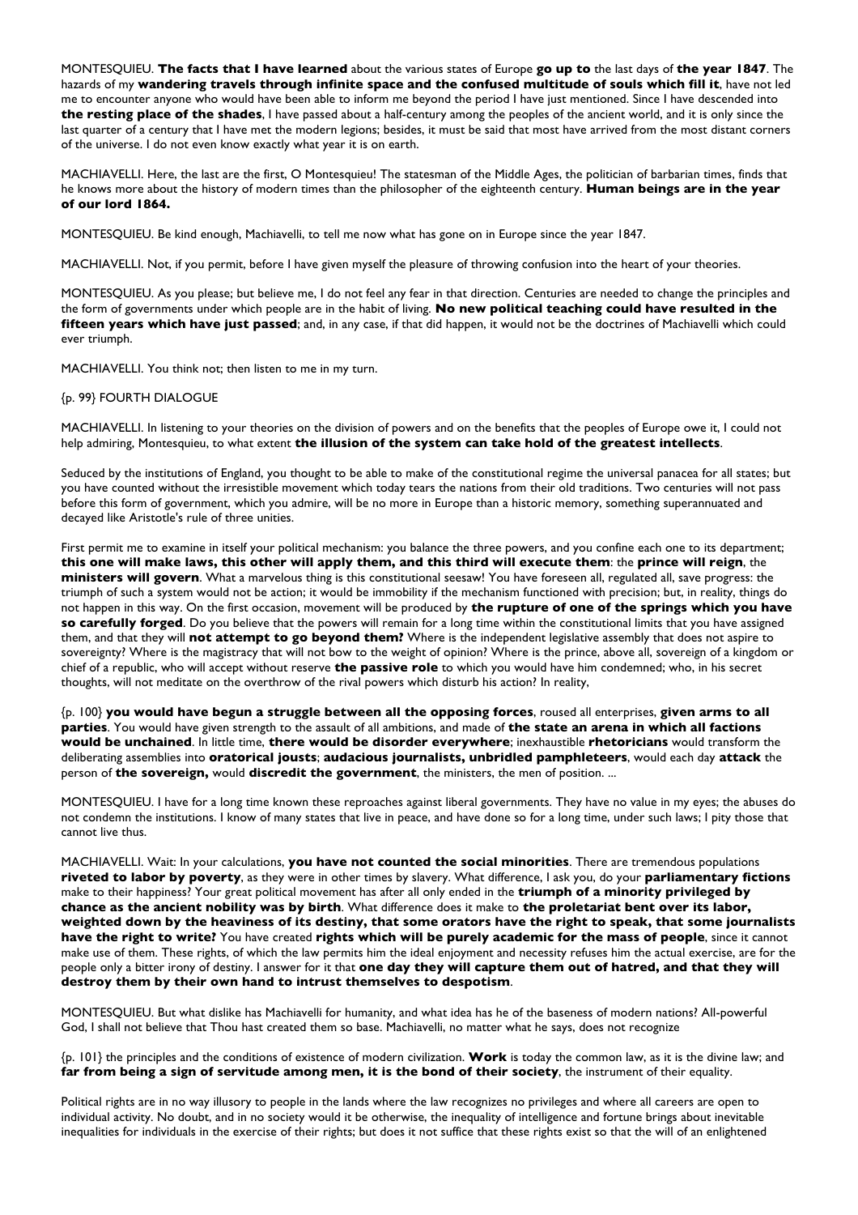MONTESQUIEU. **The facts that I have learned** about the various states of Europe **go up to** the last days of **the year 1847**. The hazards of my **wandering travels through infinite space and the confused multitude of souls which fill it**, have not led me to encounter anyone who would have been able to inform me beyond the period I have just mentioned. Since I have descended into **the resting place of the shades**, I have passed about a half-century among the peoples of the ancient world, and it is only since the last quarter of a century that I have met the modern legions; besides, it must be said that most have arrived from the most distant corners of the universe. I do not even know exactly what year it is on earth.

MACHIAVELLI. Here, the last are the first, O Montesquieu! The statesman of the Middle Ages, the politician of barbarian times, finds that he knows more about the history of modern times than the philosopher of the eighteenth century. **Human beings are in the year of our lord 1864.**

MONTESQUIEU. Be kind enough, Machiavelli, to tell me now what has gone on in Europe since the year 1847.

MACHIAVELLI. Not, if you permit, before I have given myself the pleasure of throwing confusion into the heart of your theories.

MONTESQUIEU. As you please; but believe me, I do not feel any fear in that direction. Centuries are needed to change the principles and the form of governments under which people are in the habit of living. **No new political teaching could have resulted in the fifteen years which have just passed**; and, in any case, if that did happen, it would not be the doctrines of Machiavelli which could ever triumph.

MACHIAVELLI. You think not; then listen to me in my turn.

{p. 99} FOURTH DIALOGUE

MACHIAVELLI. In listening to your theories on the division of powers and on the benefits that the peoples of Europe owe it, I could not help admiring, Montesquieu, to what extent **the illusion of the system can take hold of the greatest intellects**.

Seduced by the institutions of England, you thought to be able to make of the constitutional regime the universal panacea for all states; but you have counted without the irresistible movement which today tears the nations from their old traditions. Two centuries will not pass before this form of government, which you admire, will be no more in Europe than a historic memory, something superannuated and decayed like Aristotle's rule of three unities.

First permit me to examine in itself your political mechanism: you balance the three powers, and you confine each one to its department; **this one will make laws, this other will apply them, and this third will execute them**: the **prince will reign**, the **ministers will govern**. What a marvelous thing is this constitutional seesaw! You have foreseen all, regulated all, save progress: the triumph of such a system would not be action; it would be immobility if the mechanism functioned with precision; but, in reality, things do not happen in this way. On the first occasion, movement will be produced by **the rupture of one of the springs which you have so carefully forged**. Do you believe that the powers will remain for a long time within the constitutional limits that you have assigned them, and that they will **not attempt to go beyond them?** Where is the independent legislative assembly that does not aspire to sovereignty? Where is the magistracy that will not bow to the weight of opinion? Where is the prince, above all, sovereign of a kingdom or chief of a republic, who will accept without reserve **the passive role** to which you would have him condemned; who, in his secret thoughts, will not meditate on the overthrow of the rival powers which disturb his action? In reality,

{p. 100} **you would have begun a struggle between all the opposing forces**, roused all enterprises, **given arms to all parties**. You would have given strength to the assault of all ambitions, and made of **the state an arena in which all factions would be unchained**. In little time, **there would be disorder everywhere**; inexhaustible **rhetoricians** would transform the deliberating assemblies into **oratorical jousts**; **audacious journalists, unbridled pamphleteers**, would each day **attack** the person of **the sovereign,** would **discredit the government**, the ministers, the men of position. ...

MONTESQUIEU. I have for a long time known these reproaches against liberal governments. They have no value in my eyes; the abuses do not condemn the institutions. I know of many states that live in peace, and have done so for a long time, under such laws; I pity those that cannot live thus.

MACHIAVELLI. Wait: In your calculations, **you have not counted the social minorities**. There are tremendous populations **riveted to labor by poverty**, as they were in other times by slavery. What difference, I ask you, do your **parliamentary fictions** make to their happiness? Your great political movement has after all only ended in the **triumph of a minority privileged by chance as the ancient nobility was by birth**. What difference does it make to **the proletariat bent over its labor, weighted down by the heaviness of its destiny, that some orators have the right to speak, that some journalists have the right to write?** You have created **rights which will be purely academic for the mass of people**, since it cannot make use of them. These rights, of which the law permits him the ideal enjoyment and necessity refuses him the actual exercise, are for the people only a bitter irony of destiny. I answer for it that **one day they will capture them out of hatred, and that they will destroy them by their own hand to intrust themselves to despotism**.

MONTESQUIEU. But what dislike has Machiavelli for humanity, and what idea has he of the baseness of modern nations? All-powerful God, I shall not believe that Thou hast created them so base. Machiavelli, no matter what he says, does not recognize

{p. 101} the principles and the conditions of existence of modern civilization. **Work** is today the common law, as it is the divine law; and **far from being a sign of servitude among men, it is the bond of their society**, the instrument of their equality.

Political rights are in no way illusory to people in the lands where the law recognizes no privileges and where all careers are open to individual activity. No doubt, and in no society would it be otherwise, the inequality of intelligence and fortune brings about inevitable inequalities for individuals in the exercise of their rights; but does it not suffice that these rights exist so that the will of an enlightened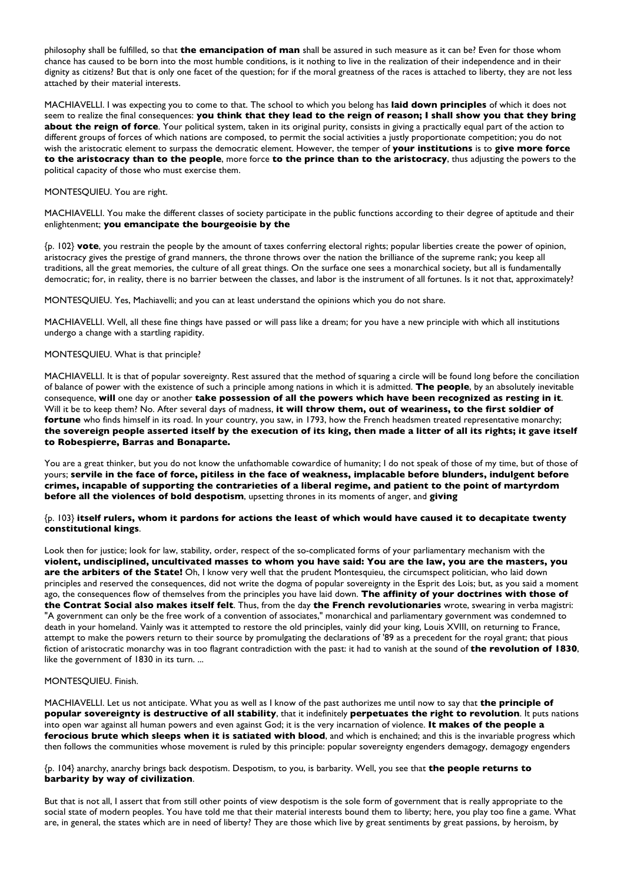philosophy shall be fulfilled, so that **the emancipation of man** shall be assured in such measure as it can be? Even for those whom chance has caused to be born into the most humble conditions, is it nothing to live in the realization of their independence and in their dignity as citizens? But that is only one facet of the question; for if the moral greatness of the races is attached to liberty, they are not less attached by their material interests.

MACHIAVELLI. I was expecting you to come to that. The school to which you belong has **laid down principles** of which it does not seem to realize the final consequences: **you think that they lead to the reign of reason; I shall show you that they bring about the reign of force**. Your political system, taken in its original purity, consists in giving a practically equal part of the action to different groups of forces of which nations are composed, to permit the social activities a justly proportionate competition; you do not wish the aristocratic element to surpass the democratic element. However, the temper of **your institutions** is to **give more force to the aristocracy than to the people**, more force **to the prince than to the aristocracy**, thus adjusting the powers to the political capacity of those who must exercise them.

MONTESQUIEU. You are right.

MACHIAVELLI. You make the different classes of society participate in the public functions according to their degree of aptitude and their enlightenment; **you emancipate the bourgeoisie by the**

{p. 102} **vote**, you restrain the people by the amount of taxes conferring electoral rights; popular liberties create the power of opinion, aristocracy gives the prestige of grand manners, the throne throws over the nation the brilliance of the supreme rank; you keep all traditions, all the great memories, the culture of all great things. On the surface one sees a monarchical society, but all is fundamentally democratic; for, in reality, there is no barrier between the classes, and labor is the instrument of all fortunes. Is it not that, approximately?

MONTESQUIEU. Yes, Machiavelli; and you can at least understand the opinions which you do not share.

MACHIAVELLI. Well, all these fine things have passed or will pass like a dream; for you have a new principle with which all institutions undergo a change with a startling rapidity.

MONTESQUIEU. What is that principle?

MACHIAVELLI. It is that of popular sovereignty. Rest assured that the method of squaring a circle will be found long before the conciliation of balance of power with the existence of such a principle among nations in which it is admitted. **The people**, by an absolutely inevitable consequence, **will** one day or another **take possession of all the powers which have been recognized as resting in it**. Will it be to keep them? No. After several days of madness, **it will throw them, out of weariness, to the first soldier of fortune** who finds himself in its road. In your country, you saw, in 1793, how the French headsmen treated representative monarchy; **the sovereign people asserted itself by the execution of its king, then made a litter of all its rights; it gave itself to Robespierre, Barras and Bonaparte.**

You are a great thinker, but you do not know the unfathomable cowardice of humanity; I do not speak of those of my time, but of those of yours; **servile in the face of force, pitiless in the face of weakness, implacable before blunders, indulgent before crimes, incapable of supporting the contrarieties of a liberal regime, and patient to the point of martyrdom before all the violences of bold despotism**, upsetting thrones in its moments of anger, and **giving**

{p. 103} **itself rulers, whom it pardons for actions the least of which would have caused it to decapitate twenty constitutional kings**.

Look then for justice; look for law, stability, order, respect of the so-complicated forms of your parliamentary mechanism with the **violent, undisciplined, uncultivated masses to whom you have said: You are the law, you are the masters, you are the arbiters of the State!** Oh, I know very well that the prudent Montesquieu, the circumspect politician, who laid down principles and reserved the consequences, did not write the dogma of popular sovereignty in the Esprit des Lois; but, as you said a moment ago, the consequences flow of themselves from the principles you have laid down. **The affinity of your doctrines with those of the Contrat Social also makes itself felt**. Thus, from the day **the French revolutionaries** wrote, swearing in verba magistri: "A government can only be the free work of a convention of associates," monarchical and parliamentary government was condemned to death in your homeland. Vainly was it attempted to restore the old principles, vainly did your king, Louis XVIII, on returning to France, attempt to make the powers return to their source by promulgating the declarations of '89 as a precedent for the royal grant; that pious fiction of aristocratic monarchy was in too flagrant contradiction with the past: it had to vanish at the sound of **the revolution of 1830**, like the government of 1830 in its turn. ...

MONTESQUIEU. Finish.

MACHIAVELLI. Let us not anticipate. What you as well as I know of the past authorizes me until now to say that **the principle of popular sovereignty is destructive of all stability**, that it indefinitely **perpetuates the right to revolution**. It puts nations into open war against all human powers and even against God; it is the very incarnation of violence. **It makes of the people a ferocious brute which sleeps when it is satiated with blood**, and which is enchained; and this is the invariable progress which then follows the communities whose movement is ruled by this principle: popular sovereignty engenders demagogy, demagogy engenders

{p. 104} anarchy, anarchy brings back despotism. Despotism, to you, is barbarity. Well, you see that **the people returns to barbarity by way of civilization**.

But that is not all, I assert that from still other points of view despotism is the sole form of government that is really appropriate to the social state of modern peoples. You have told me that their material interests bound them to liberty; here, you play too fine a game. What are, in general, the states which are in need of liberty? They are those which live by great sentiments by great passions, by heroism, by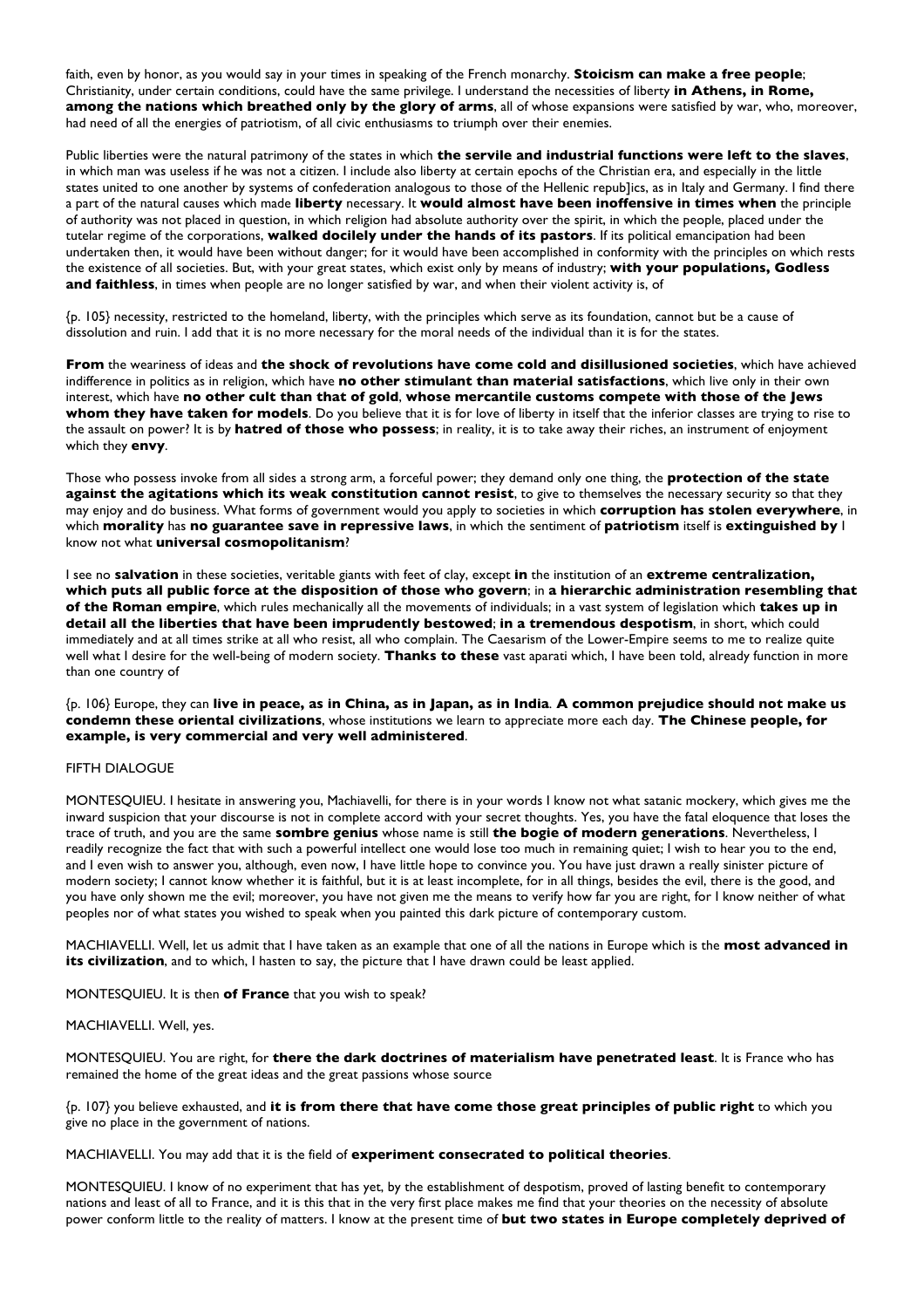faith, even by honor, as you would say in your times in speaking of the French monarchy. **Stoicism can make a free people**; Christianity, under certain conditions, could have the same privilege. I understand the necessities of liberty **in Athens, in Rome, among the nations which breathed only by the glory of arms**, all of whose expansions were satisfied by war, who, moreover, had need of all the energies of patriotism, of all civic enthusiasms to triumph over their enemies.

Public liberties were the natural patrimony of the states in which **the servile and industrial functions were left to the slaves**, in which man was useless if he was not a citizen. I include also liberty at certain epochs of the Christian era, and especially in the little states united to one another by systems of confederation analogous to those of the Hellenic repub]ics, as in Italy and Germany. I find there a part of the natural causes which made **liberty** necessary. It **would almost have been inoffensive in times when** the principle of authority was not placed in question, in which religion had absolute authority over the spirit, in which the people, placed under the tutelar regime of the corporations, **walked docilely under the hands of its pastors**. If its political emancipation had been undertaken then, it would have been without danger; for it would have been accomplished in conformity with the principles on which rests the existence of all societies. But, with your great states, which exist only by means of industry; **with your populations, Godless and faithless**, in times when people are no longer satisfied by war, and when their violent activity is, of

{p. 105} necessity, restricted to the homeland, liberty, with the principles which serve as its foundation, cannot but be a cause of dissolution and ruin. I add that it is no more necessary for the moral needs of the individual than it is for the states.

**From** the weariness of ideas and **the shock of revolutions have come cold and disillusioned societies**, which have achieved indifference in politics as in religion, which have **no other stimulant than material satisfactions**, which live only in their own interest, which have **no other cult than that of gold**, **whose mercantile customs compete with those of the Jews whom they have taken for models**. Do you believe that it is for love of liberty in itself that the inferior classes are trying to rise to the assault on power? It is by **hatred of those who possess**; in reality, it is to take away their riches, an instrument of enjoyment which they **envy**.

Those who possess invoke from all sides a strong arm, a forceful power; they demand only one thing, the **protection of the state against the agitations which its weak constitution cannot resist**, to give to themselves the necessary security so that they may enjoy and do business. What forms of government would you apply to societies in which **corruption has stolen everywhere**, in which **morality** has **no guarantee save in repressive laws**, in which the sentiment of **patriotism** itself is **extinguished by** I know not what **universal cosmopolitanism**?

I see no **salvation** in these societies, veritable giants with feet of clay, except **in** the institution of an **extreme centralization, which puts all public force at the disposition of those who govern**; in **a hierarchic administration resembling that of the Roman empire**, which rules mechanically all the movements of individuals; in a vast system of legislation which **takes up in detail all the liberties that have been imprudently bestowed**; **in a tremendous despotism**, in short, which could immediately and at all times strike at all who resist, all who complain. The Caesarism of the Lower-Empire seems to me to realize quite well what I desire for the well-being of modern society. **Thanks to these** vast aparati which, I have been told, already function in more than one country of

{p. 106} Europe, they can **live in peace, as in China, as in Japan, as in India**. **A common prejudice should not make us condemn these oriental civilizations**, whose institutions we learn to appreciate more each day. **The Chinese people, for example, is very commercial and very well administered**.

## FIFTH DIALOGUE

MONTESQUIEU. I hesitate in answering you, Machiavelli, for there is in your words I know not what satanic mockery, which gives me the inward suspicion that your discourse is not in complete accord with your secret thoughts. Yes, you have the fatal eloquence that loses the trace of truth, and you are the same **sombre genius** whose name is still **the bogie of modern generations**. Nevertheless, I readily recognize the fact that with such a powerful intellect one would lose too much in remaining quiet; I wish to hear you to the end, and I even wish to answer you, although, even now, I have little hope to convince you. You have just drawn a really sinister picture of modern society; I cannot know whether it is faithful, but it is at least incomplete, for in all things, besides the evil, there is the good, and you have only shown me the evil; moreover, you have not given me the means to verify how far you are right, for I know neither of what peoples nor of what states you wished to speak when you painted this dark picture of contemporary custom.

MACHIAVELLI. Well, let us admit that I have taken as an example that one of all the nations in Europe which is the **most advanced in its civilization**, and to which, I hasten to say, the picture that I have drawn could be least applied.

MONTESQUIEU. It is then **of France** that you wish to speak?

MACHIAVELLI. Well, yes.

MONTESQUIEU. You are right, for **there the dark doctrines of materialism have penetrated least**. It is France who has remained the home of the great ideas and the great passions whose source

{p. 107} you believe exhausted, and **it is from there that have come those great principles of public right** to which you give no place in the government of nations.

MACHIAVELLI. You may add that it is the field of **experiment consecrated to political theories**.

MONTESQUIEU. I know of no experiment that has yet, by the establishment of despotism, proved of lasting benefit to contemporary nations and least of all to France, and it is this that in the very first place makes me find that your theories on the necessity of absolute power conform little to the reality of matters. I know at the present time of **but two states in Europe completely deprived of**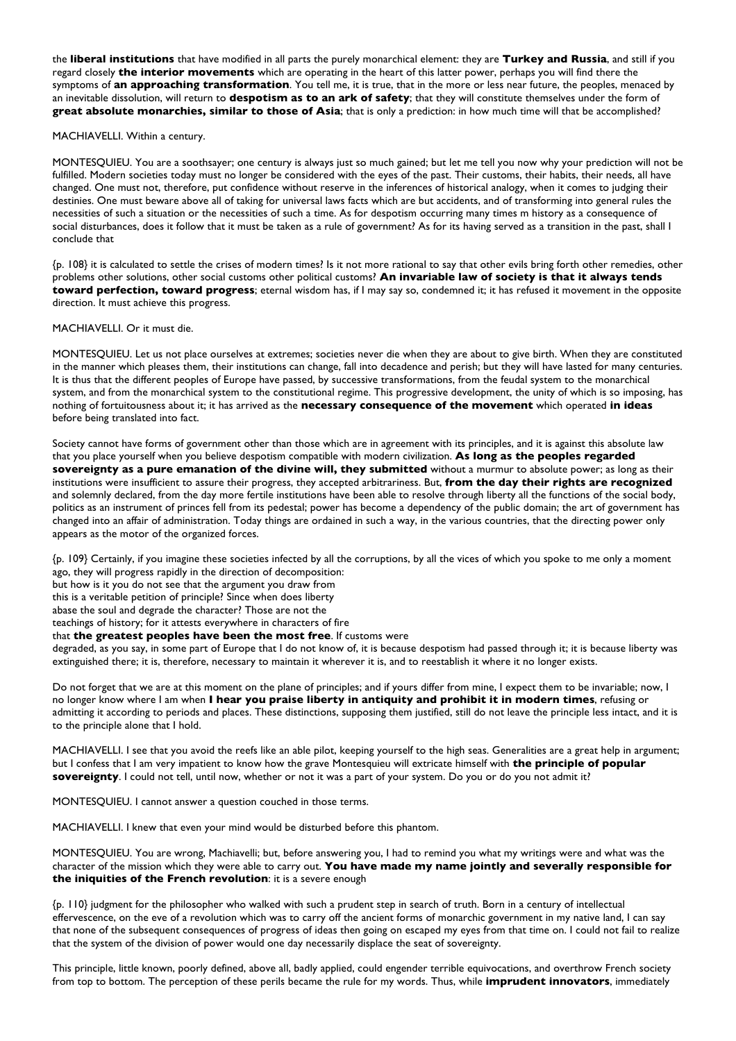the **liberal institutions** that have modified in all parts the purely monarchical element: they are **Turkey and Russia**, and still if you regard closely **the interior movements** which are operating in the heart of this latter power, perhaps you will find there the symptoms of **an approaching transformation**. You tell me, it is true, that in the more or less near future, the peoples, menaced by an inevitable dissolution, will return to **despotism as to an ark of safety**; that they will constitute themselves under the form of **great absolute monarchies, similar to those of Asia**; that is only a prediction: in how much time will that be accomplished?

MACHIAVELLI. Within a century.

MONTESQUIEU. You are a soothsayer; one century is always just so much gained; but let me tell you now why your prediction will not be fulfilled. Modern societies today must no longer be considered with the eyes of the past. Their customs, their habits, their needs, all have changed. One must not, therefore, put confidence without reserve in the inferences of historical analogy, when it comes to judging their destinies. One must beware above all of taking for universal laws facts which are but accidents, and of transforming into general rules the necessities of such a situation or the necessities of such a time. As for despotism occurring many times m history as a consequence of social disturbances, does it follow that it must be taken as a rule of government? As for its having served as a transition in the past, shall I conclude that

{p. 108} it is calculated to settle the crises of modern times? Is it not more rational to say that other evils bring forth other remedies, other problems other solutions, other social customs other political customs? **An invariable law of society is that it always tends toward perfection, toward progress**; eternal wisdom has, if I may say so, condemned it; it has refused it movement in the opposite direction. It must achieve this progress.

MACHIAVELLI. Or it must die.

MONTESQUIEU. Let us not place ourselves at extremes; societies never die when they are about to give birth. When they are constituted in the manner which pleases them, their institutions can change, fall into decadence and perish; but they will have lasted for many centuries. It is thus that the different peoples of Europe have passed, by successive transformations, from the feudal system to the monarchical system, and from the monarchical system to the constitutional regime. This progressive development, the unity of which is so imposing, has nothing of fortuitousness about it; it has arrived as the **necessary consequence of the movement** which operated **in ideas** before being translated into fact.

Society cannot have forms of government other than those which are in agreement with its principles, and it is against this absolute law that you place yourself when you believe despotism compatible with modern civilization. **As long as the peoples regarded sovereignty as a pure emanation of the divine will, they submitted** without a murmur to absolute power; as long as their institutions were insufficient to assure their progress, they accepted arbitrariness. But, **from the day their rights are recognized** and solemnly declared, from the day more fertile institutions have been able to resolve through liberty all the functions of the social body, politics as an instrument of princes fell from its pedestal; power has become a dependency of the public domain; the art of government has changed into an affair of administration. Today things are ordained in such a way, in the various countries, that the directing power only appears as the motor of the organized forces.

{p. 109} Certainly, if you imagine these societies infected by all the corruptions, by all the vices of which you spoke to me only a moment ago, they will progress rapidly in the direction of decomposition: but how is it you do not see that the argument you draw from this is a veritable petition of principle? Since when does liberty abase the soul and degrade the character? Those are not the teachings of history; for it attests everywhere in characters of fire that **the greatest peoples have been the most free**. If customs were degraded, as you say, in some part of Europe that I do not know of, it is because despotism had passed through it; it is because liberty was extinguished there; it is, therefore, necessary to maintain it wherever it is, and to reestablish it where it no longer exists.

Do not forget that we are at this moment on the plane of principles; and if yours differ from mine, I expect them to be invariable; now, I no longer know where I am when **I hear you praise liberty in antiquity and prohibit it in modern times**, refusing or admitting it according to periods and places. These distinctions, supposing them justified, still do not leave the principle less intact, and it is to the principle alone that I hold.

MACHIAVELLI. I see that you avoid the reefs like an able pilot, keeping yourself to the high seas. Generalities are a great help in argument; but I confess that I am very impatient to know how the grave Montesquieu will extricate himself with **the principle of popular sovereignty**. I could not tell, until now, whether or not it was a part of your system. Do you or do you not admit it?

MONTESQUIEU. I cannot answer a question couched in those terms.

MACHIAVELLI. I knew that even your mind would be disturbed before this phantom.

MONTESQUIEU. You are wrong, Machiavelli; but, before answering you, I had to remind you what my writings were and what was the character of the mission which they were able to carry out. **You have made my name jointly and severally responsible for the iniquities of the French revolution**: it is a severe enough

{p. 110} judgment for the philosopher who walked with such a prudent step in search of truth. Born in a century of intellectual effervescence, on the eve of a revolution which was to carry off the ancient forms of monarchic government in my native land, I can say that none of the subsequent consequences of progress of ideas then going on escaped my eyes from that time on. I could not fail to realize that the system of the division of power would one day necessarily displace the seat of sovereignty.

This principle, little known, poorly defined, above all, badly applied, could engender terrible equivocations, and overthrow French society from top to bottom. The perception of these perils became the rule for my words. Thus, while **imprudent innovators**, immediately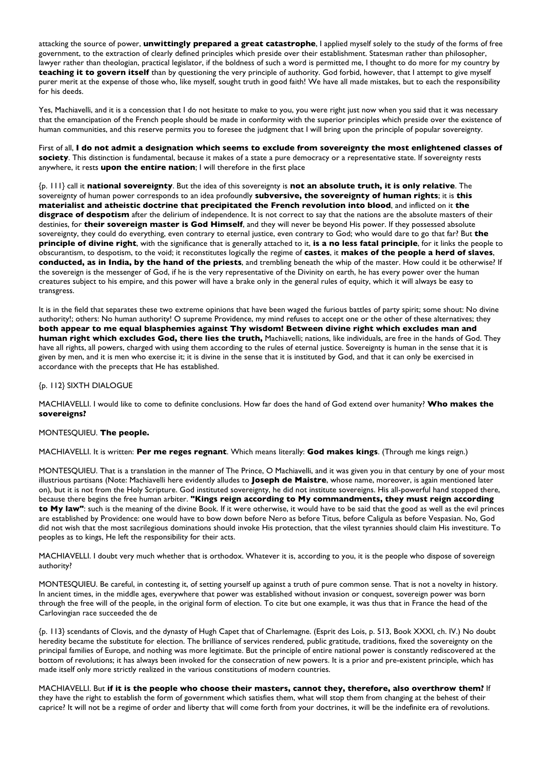attacking the source of power, **unwittingly prepared a great catastrophe**, I applied myself solely to the study of the forms of free government, to the extraction of clearly defined principles which preside over their establishment. Statesman rather than philosopher, lawyer rather than theologian, practical legislator, if the boldness of such a word is permitted me, I thought to do more for my country by **teaching it to govern itself** than by questioning the very principle of authority. God forbid, however, that I attempt to give myself purer merit at the expense of those who, like myself, sought truth in good faith! We have all made mistakes, but to each the responsibility for his deeds.

Yes, Machiavelli, and it is a concession that I do not hesitate to make to you, you were right just now when you said that it was necessary that the emancipation of the French people should be made in conformity with the superior principles which preside over the existence of human communities, and this reserve permits you to foresee the judgment that I will bring upon the principle of popular sovereignty.

First of all, **I do not admit a designation which seems to exclude from sovereignty the most enlightened classes of society**. This distinction is fundamental, because it makes of a state a pure democracy or a representative state. If sovereignty rests anywhere, it rests **upon the entire nation**; I will therefore in the first place

{p. 111} call it **national sovereignty**. But the idea of this sovereignty is **not an absolute truth, it is only relative**. The sovereignty of human power corresponds to an idea profoundly **subversive, the sovereignty of human rights**; it is **this materialist and atheistic doctrine that precipitated the French revolution into blood**, and inflicted on it **the disgrace of despotism** after the delirium of independence. It is not correct to say that the nations are the absolute masters of their destinies, for **their sovereign master is God Himself**, and they will never be beyond His power. If they possessed absolute sovereignty, they could do everything, even contrary to eternal justice, even contrary to God; who would dare to go that far? But **the principle of divine right**, with the significance that is generally attached to it, **is a no less fatal principle**, for it links the people to obscurantism, to despotism, to the void; it reconstitutes logically the regime of **castes**, it **makes of the people a herd of slaves**, **conducted, as in India, by the hand of the priests**, and trembling beneath the whip of the master. How could it be otherwise? If the sovereign is the messenger of God, if he is the very representative of the Divinity on earth, he has every power over the human creatures subject to his empire, and this power will have a brake only in the general rules of equity, which it will always be easy to transgress.

It is in the field that separates these two extreme opinions that have been waged the furious battles of party spirit; some shout: No divine authority!; others: No human authority! O supreme Providence, my mind refuses to accept one or the other of these alternatives; they **both appear to me equal blasphemies against Thy wisdom! Between divine right which excludes man and human right which excludes God, there lies the truth,** Machiavelli; nations, like individuals, are free in the hands of God. They have all rights, all powers, charged with using them according to the rules of eternal justice. Sovereignty is human in the sense that it is given by men, and it is men who exercise it; it is divine in the sense that it is instituted by God, and that it can only be exercised in accordance with the precepts that He has established.

{p. 112} SIXTH DIALOGUE

MACHIAVELLI. I would like to come to definite conclusions. How far does the hand of God extend over humanity? **Who makes the sovereigns?**

MONTESQUIEU. **The people.**

MACHIAVELLI. It is written: **Per me reges regnant**. Which means literally: **God makes kings**. (Through me kings reign.)

MONTESQUIEU. That is a translation in the manner of The Prince, O Machiavelli, and it was given you in that century by one of your most illustrious partisans (Note: Machiavelli here evidently alludes to **Joseph de Maistre**, whose name, moreover, is again mentioned later on), but it is not from the Holy Scripture. God instituted sovereignty, he did not institute sovereigns. His all-powerful hand stopped there, because there begins the free human arbiter. **"Kings reign according to My commandments, they must reign according to My law"**: such is the meaning of the divine Book. If it were otherwise, it would have to be said that the good as well as the evil princes are established by Providence: one would have to bow down before Nero as before Titus, before Caligula as before Vespasian. No, God did not wish that the most sacrilegious dominations should invoke His protection, that the vilest tyrannies should claim His investiture. To peoples as to kings, He left the responsibility for their acts.

MACHIAVELLI. I doubt very much whether that is orthodox. Whatever it is, according to you, it is the people who dispose of sovereign authority?

MONTESQUIEU. Be careful, in contesting it, of setting yourself up against a truth of pure common sense. That is not a novelty in history. In ancient times, in the middle ages, everywhere that power was established without invasion or conquest, sovereign power was born through the free will of the people, in the original form of election. To cite but one example, it was thus that in France the head of the Carlovingian race succeeded the de

{p. 113} scendants of Clovis, and the dynasty of Hugh Capet that of Charlemagne. (Esprit des Lois, p. 513, Book XXXI, ch. IV.) No doubt heredity became the substitute for election. The brilliance of services rendered, public gratitude, traditions, fixed the sovereignty on the principal families of Europe, and nothing was more legitimate. But the principle of entire national power is constantly rediscovered at the bottom of revolutions; it has always been invoked for the consecration of new powers. It is a prior and pre-existent principle, which has made itself only more strictly realized in the various constitutions of modern countries.

MACHIAVELLI. But **if it is the people who choose their masters, cannot they, therefore, also overthrow them?** If they have the right to establish the form of government which satisfies them, what will stop them from changing at the behest of their caprice? It will not be a regime of order and liberty that will come forth from your doctrines, it will be the indefinite era of revolutions.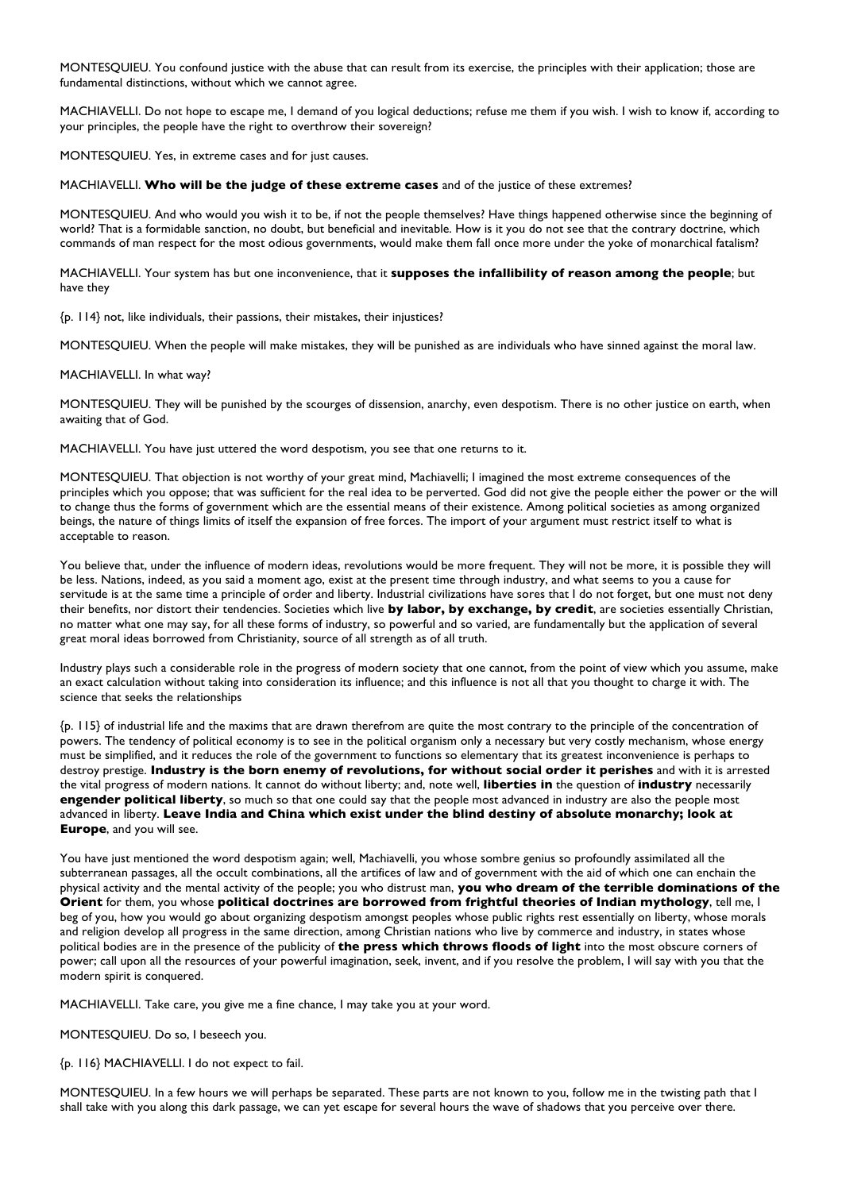MONTESQUIEU. You confound justice with the abuse that can result from its exercise, the principles with their application; those are fundamental distinctions, without which we cannot agree.

MACHIAVELLI. Do not hope to escape me, I demand of you logical deductions; refuse me them if you wish. I wish to know if, according to your principles, the people have the right to overthrow their sovereign?

MONTESQUIEU. Yes, in extreme cases and for just causes.

MACHIAVELLI. **Who will be the judge of these extreme cases** and of the justice of these extremes?

MONTESQUIEU. And who would you wish it to be, if not the people themselves? Have things happened otherwise since the beginning of world? That is a formidable sanction, no doubt, but beneficial and inevitable. How is it you do not see that the contrary doctrine, which commands of man respect for the most odious governments, would make them fall once more under the yoke of monarchical fatalism?

MACHIAVELLI. Your system has but one inconvenience, that it **supposes the infallibility of reason among the people**; but have they

{p. 114} not, like individuals, their passions, their mistakes, their injustices?

MONTESQUIEU. When the people will make mistakes, they will be punished as are individuals who have sinned against the moral law.

MACHIAVELLI. In what way?

MONTESQUIEU. They will be punished by the scourges of dissension, anarchy, even despotism. There is no other justice on earth, when awaiting that of God.

MACHIAVELLI. You have just uttered the word despotism, you see that one returns to it.

MONTESQUIEU. That objection is not worthy of your great mind, Machiavelli; I imagined the most extreme consequences of the principles which you oppose; that was sufficient for the real idea to be perverted. God did not give the people either the power or the will to change thus the forms of government which are the essential means of their existence. Among political societies as among organized beings, the nature of things limits of itself the expansion of free forces. The import of your argument must restrict itself to what is acceptable to reason.

You believe that, under the influence of modern ideas, revolutions would be more frequent. They will not be more, it is possible they will be less. Nations, indeed, as you said a moment ago, exist at the present time through industry, and what seems to you a cause for servitude is at the same time a principle of order and liberty. Industrial civilizations have sores that I do not forget, but one must not deny their benefits, nor distort their tendencies. Societies which live **by labor, by exchange, by credit**, are societies essentially Christian, no matter what one may say, for all these forms of industry, so powerful and so varied, are fundamentally but the application of several great moral ideas borrowed from Christianity, source of all strength as of all truth.

Industry plays such a considerable role in the progress of modern society that one cannot, from the point of view which you assume, make an exact calculation without taking into consideration its influence; and this influence is not all that you thought to charge it with. The science that seeks the relationships

{p. 115} of industrial life and the maxims that are drawn therefrom are quite the most contrary to the principle of the concentration of powers. The tendency of political economy is to see in the political organism only a necessary but very costly mechanism, whose energy must be simplified, and it reduces the role of the government to functions so elementary that its greatest inconvenience is perhaps to destroy prestige. **Industry is the born enemy of revolutions, for without social order it perishes** and with it is arrested the vital progress of modern nations. It cannot do without liberty; and, note well, **liberties in** the question of **industry** necessarily **engender political liberty**, so much so that one could say that the people most advanced in industry are also the people most advanced in liberty. **Leave India and China which exist under the blind destiny of absolute monarchy; look at Europe**, and you will see.

You have just mentioned the word despotism again; well, Machiavelli, you whose sombre genius so profoundly assimilated all the subterranean passages, all the occult combinations, all the artifices of law and of government with the aid of which one can enchain the physical activity and the mental activity of the people; you who distrust man, **you who dream of the terrible dominations of the Orient** for them, you whose **political doctrines are borrowed from frightful theories of Indian mythology**, tell me, I beg of you, how you would go about organizing despotism amongst peoples whose public rights rest essentially on liberty, whose morals and religion develop all progress in the same direction, among Christian nations who live by commerce and industry, in states whose political bodies are in the presence of the publicity of **the press which throws floods of light** into the most obscure corners of power; call upon all the resources of your powerful imagination, seek, invent, and if you resolve the problem, I will say with you that the modern spirit is conquered.

MACHIAVELLI. Take care, you give me a fine chance, I may take you at your word.

MONTESQUIEU. Do so, I beseech you.

{p. 116} MACHIAVELLI. I do not expect to fail.

MONTESQUIEU. In a few hours we will perhaps be separated. These parts are not known to you, follow me in the twisting path that I shall take with you along this dark passage, we can yet escape for several hours the wave of shadows that you perceive over there.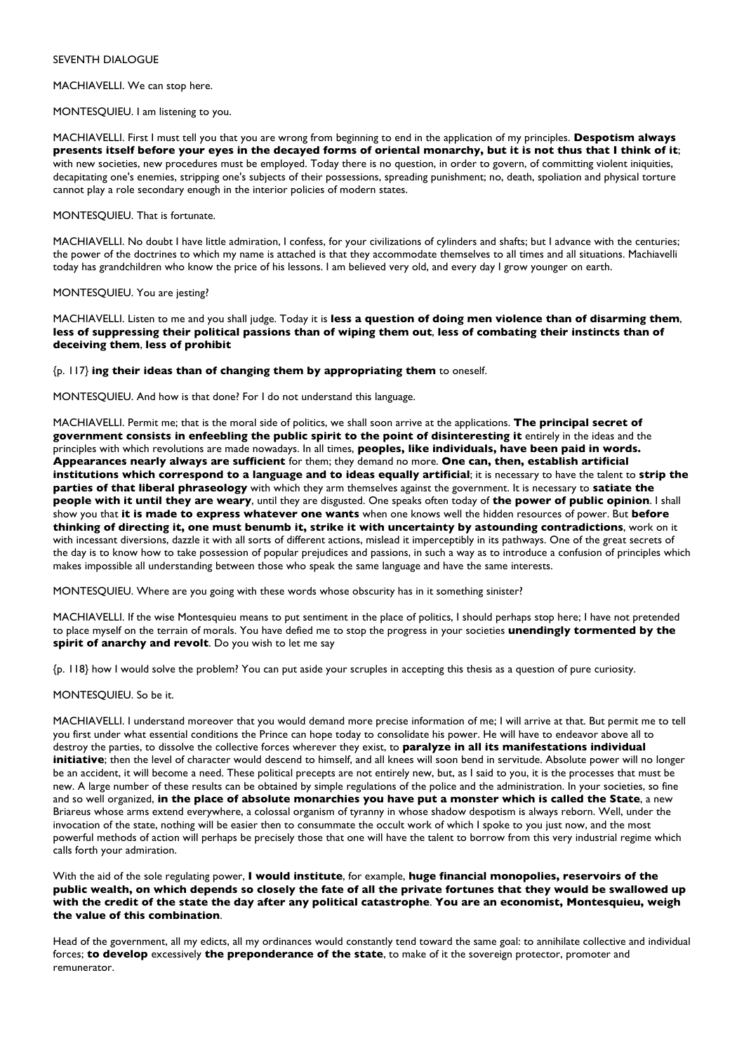SEVENTH DIALOGUE

MACHIAVELLI. We can stop here.

MONTESQUIEU. I am listening to you.

MACHIAVELLI. First I must tell you that you are wrong from beginning to end in the application of my principles. **Despotism always presents itself before your eyes in the decayed forms of oriental monarchy, but it is not thus that I think of it**; with new societies, new procedures must be employed. Today there is no question, in order to govern, of committing violent iniquities, decapitating one's enemies, stripping one's subjects of their possessions, spreading punishment; no, death, spoliation and physical torture cannot play a role secondary enough in the interior policies of modern states.

MONTESQUIEU. That is fortunate.

MACHIAVELLI. No doubt I have little admiration, I confess, for your civilizations of cylinders and shafts; but I advance with the centuries; the power of the doctrines to which my name is attached is that they accommodate themselves to all times and all situations. Machiavelli today has grandchildren who know the price of his lessons. I am believed very old, and every day I grow younger on earth.

MONTESQUIEU. You are jesting?

MACHIAVELLI. Listen to me and you shall judge. Today it is **less a question of doing men violence than of disarming them**, **less of suppressing their political passions than of wiping them out**, **less of combating their instincts than of deceiving them**, **less of prohibit**

{p. 117} **ing their ideas than of changing them by appropriating them** to oneself.

MONTESQUIEU. And how is that done? For I do not understand this language.

MACHIAVELLI. Permit me; that is the moral side of politics, we shall soon arrive at the applications. **The principal secret of government consists in enfeebling the public spirit to the point of disinteresting it** entirely in the ideas and the principles with which revolutions are made nowadays. In all times, **peoples, like individuals, have been paid in words. Appearances nearly always are sufficient** for them; they demand no more. **One can, then, establish artificial institutions which correspond to a language and to ideas equally artificial**; it is necessary to have the talent to **strip the parties of that liberal phraseology** with which they arm themselves against the government. It is necessary to **satiate the people with it until they are weary**, until they are disgusted. One speaks often today of **the power of public opinion**. I shall show you that **it is made to express whatever one wants** when one knows well the hidden resources of power. But **before thinking of directing it, one must benumb it, strike it with uncertainty by astounding contradictions**, work on it with incessant diversions, dazzle it with all sorts of different actions, mislead it imperceptibly in its pathways. One of the great secrets of the day is to know how to take possession of popular prejudices and passions, in such a way as to introduce a confusion of principles which makes impossible all understanding between those who speak the same language and have the same interests.

MONTESQUIEU. Where are you going with these words whose obscurity has in it something sinister?

MACHIAVELLI. If the wise Montesquieu means to put sentiment in the place of politics, I should perhaps stop here; I have not pretended to place myself on the terrain of morals. You have defied me to stop the progress in your societies **unendingly tormented by the spirit of anarchy and revolt**. Do you wish to let me say

{p. 118} how I would solve the problem? You can put aside your scruples in accepting this thesis as a question of pure curiosity.

MONTESQUIEU. So be it.

MACHIAVELLI. I understand moreover that you would demand more precise information of me; I will arrive at that. But permit me to tell you first under what essential conditions the Prince can hope today to consolidate his power. He will have to endeavor above all to destroy the parties, to dissolve the collective forces wherever they exist, to **paralyze in all its manifestations individual initiative**; then the level of character would descend to himself, and all knees will soon bend in servitude. Absolute power will no longer be an accident, it will become a need. These political precepts are not entirely new, but, as I said to you, it is the processes that must be new. A large number of these results can be obtained by simple regulations of the police and the administration. In your societies, so fine and so well organized, **in the place of absolute monarchies you have put a monster which is called the State**, a new Briareus whose arms extend everywhere, a colossal organism of tyranny in whose shadow despotism is always reborn. Well, under the invocation of the state, nothing will be easier then to consummate the occult work of which I spoke to you just now, and the most powerful methods of action will perhaps be precisely those that one will have the talent to borrow from this very industrial regime which calls forth your admiration.

With the aid of the sole regulating power, **I would institute**, for example, **huge financial monopolies, reservoirs of the public wealth, on which depends so closely the fate of all the private fortunes that they would be swallowed up with the credit of the state the day after any political catastrophe**. **You are an economist, Montesquieu, weigh the value of this combination**.

Head of the government, all my edicts, all my ordinances would constantly tend toward the same goal: to annihilate collective and individual forces; **to develop** excessively **the preponderance of the state**, to make of it the sovereign protector, promoter and remunerator.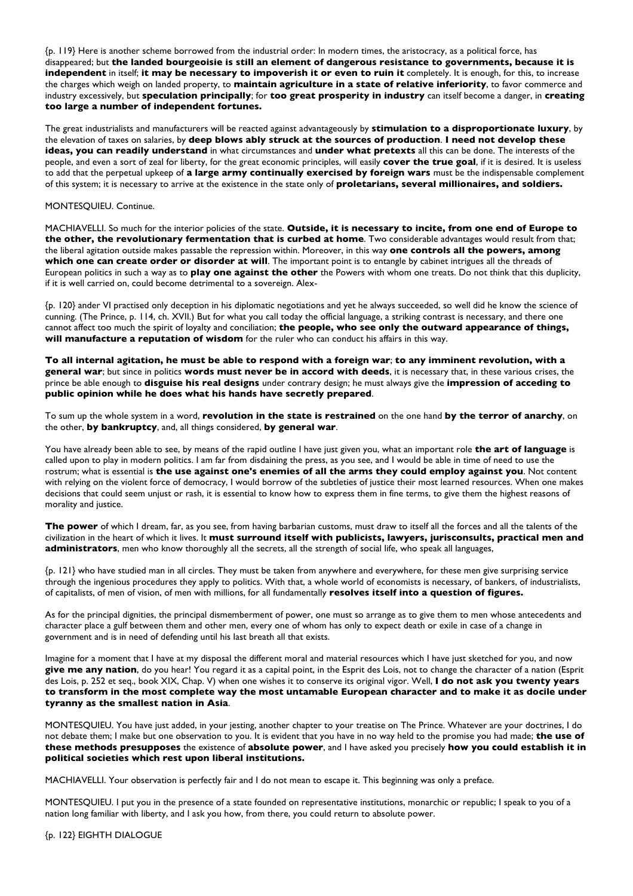{p. 119} Here is another scheme borrowed from the industrial order: In modern times, the aristocracy, as a political force, has disappeared; but **the landed bourgeoisie is still an element of dangerous resistance to governments, because it is independent** in itself; **it may be necessary to impoverish it or even to ruin it** completely. It is enough, for this, to increase the charges which weigh on landed property, to **maintain agriculture in a state of relative inferiority**, to favor commerce and industry excessively, but **speculation principally**; for **too great prosperity in industry** can itself become a danger, in **creating too large a number of independent fortunes.**

The great industrialists and manufacturers will be reacted against advantageously by **stimulation to a disproportionate luxury**, by the elevation of taxes on salaries, by **deep blows ably struck at the sources of production**. **I need not develop these ideas, you can readily understand** in what circumstances and **under what pretexts** all this can be done. The interests of the people, and even a sort of zeal for liberty, for the great economic principles, will easily **cover the true goal**, if it is desired. It is useless to add that the perpetual upkeep of **a large army continually exercised by foreign wars** must be the indispensable complement of this system; it is necessary to arrive at the existence in the state only of **proletarians, several millionaires, and soldiers.**

MONTESQUIEU. Continue.

MACHIAVELLI. So much for the interior policies of the state. **Outside, it is necessary to incite, from one end of Europe to the other, the revolutionary fermentation that is curbed at home**. Two considerable advantages would result from that; the liberal agitation outside makes passable the repression within. Moreover, in this way **one controls all the powers, among which one can create order or disorder at will**. The important point is to entangle by cabinet intrigues all the threads of European politics in such a way as to **play one against the other** the Powers with whom one treats. Do not think that this duplicity, if it is well carried on, could become detrimental to a sovereign. Alex-

{p. 120} ander VI practised only deception in his diplomatic negotiations and yet he always succeeded, so well did he know the science of cunning. (The Prince, p. 114, ch. XVII.) But for what you call today the official language, a striking contrast is necessary, and there one cannot affect too much the spirit of loyalty and conciliation; **the people, who see only the outward appearance of things, will manufacture a reputation of wisdom** for the ruler who can conduct his affairs in this way.

**To all internal agitation, he must be able to respond with a foreign war**; **to any imminent revolution, with a general war**; but since in politics **words must never be in accord with deeds**, it is necessary that, in these various crises, the prince be able enough to **disguise his real designs** under contrary design; he must always give the **impression of acceding to public opinion while he does what his hands have secretly prepared**.

To sum up the whole system in a word, **revolution in the state is restrained** on the one hand **by the terror of anarchy**, on the other, **by bankruptcy**, and, all things considered, **by general war**.

You have already been able to see, by means of the rapid outline I have just given you, what an important role **the art of language** is called upon to play in modern politics. I am far from disdaining the press, as you see, and I would be able in time of need to use the rostrum; what is essential is **the use against one's enemies of all the arms they could employ against you**. Not content with relying on the violent force of democracy, I would borrow of the subtleties of justice their most learned resources. When one makes decisions that could seem unjust or rash, it is essential to know how to express them in fine terms, to give them the highest reasons of morality and justice.

**The power** of which I dream, far, as you see, from having barbarian customs, must draw to itself all the forces and all the talents of the civilization in the heart of which it lives. It **must surround itself with publicists, lawyers, jurisconsults, practical men and administrators**, men who know thoroughly all the secrets, all the strength of social life, who speak all languages,

{p. 121} who have studied man in all circles. They must be taken from anywhere and everywhere, for these men give surprising service through the ingenious procedures they apply to politics. With that, a whole world of economists is necessary, of bankers, of industrialists, of capitalists, of men of vision, of men with millions, for all fundamentally **resolves itself into a question of figures.**

As for the principal dignities, the principal dismemberment of power, one must so arrange as to give them to men whose antecedents and character place a gulf between them and other men, every one of whom has only to expect death or exile in case of a change in government and is in need of defending until his last breath all that exists.

Imagine for a moment that I have at my disposal the different moral and material resources which I have just sketched for you, and now **give me any nation**, do you hear! You regard it as a capital point, in the Esprit des Lois, not to change the character of a nation (Esprit des Lois, p. 252 et seq., book XIX, Chap. V) when one wishes it to conserve its original vigor. Well, **I do not ask you twenty years to transform in the most complete way the most untamable European character and to make it as docile under tyranny as the smallest nation in Asia**.

MONTESQUIEU. You have just added, in your jesting, another chapter to your treatise on The Prince. Whatever are your doctrines, I do not debate them; I make but one observation to you. It is evident that you have in no way held to the promise you had made; **the use of these methods presupposes** the existence of **absolute power**, and I have asked you precisely **how you could establish it in political societies which rest upon liberal institutions.**

MACHIAVELLI. Your observation is perfectly fair and I do not mean to escape it. This beginning was only a preface.

MONTESQUIEU. I put you in the presence of a state founded on representative institutions, monarchic or republic; I speak to you of a nation long familiar with liberty, and I ask you how, from there, you could return to absolute power.

{p. 122} EIGHTH DIALOGUE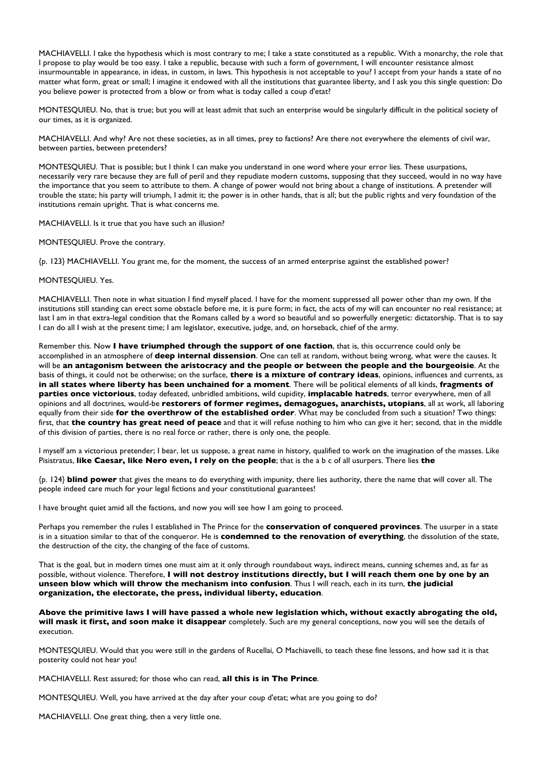MACHIAVELLI. I take the hypothesis which is most contrary to me; I take a state constituted as a republic. With a monarchy, the role that I propose to play would be too easy. I take a republic, because with such a form of government, I will encounter resistance almost insurmountable in appearance, in ideas, in custom, in laws. This hypothesis is not acceptable to you? I accept from your hands a state of no matter what form, great or small; I imagine it endowed with all the institutions that guarantee liberty, and I ask you this single question: Do you believe power is protected from a blow or from what is today called a coup d'etat?

MONTESQUIEU. No, that is true; but you will at least admit that such an enterprise would be singularly difficult in the political society of our times, as it is organized.

MACHIAVELLI. And why? Are not these societies, as in all times, prey to factions? Are there not everywhere the elements of civil war, between parties, between pretenders?

MONTESQUIEU. That is possible; but I think I can make you understand in one word where your error lies. These usurpations, necessarily very rare because they are full of peril and they repudiate modern customs, supposing that they succeed, would in no way have the importance that you seem to attribute to them. A change of power would not bring about a change of institutions. A pretender will trouble the state; his party will triumph, I admit it; the power is in other hands, that is all; but the public rights and very foundation of the institutions remain upright. That is what concerns me.

MACHIAVELLI. Is it true that you have such an illusion?

MONTESQUIEU. Prove the contrary.

{p. 123} MACHIAVELLI. You grant me, for the moment, the success of an armed enterprise against the established power?

MONTESQUIEU. Yes.

MACHIAVELLI. Then note in what situation I find myself placed. I have for the moment suppressed all power other than my own. If the institutions still standing can erect some obstacle before me, it is pure form; in fact, the acts of my will can encounter no real resistance; at last I am in that extra-legal condition that the Romans called by a word so beautiful and so powerfully energetic: dictatorship. That is to say I can do all I wish at the present time; I am legislator, executive, judge, and, on horseback, chief of the army.

Remember this. Now **I have triumphed through the support of one faction**, that is, this occurrence could only be accomplished in an atmosphere of **deep internal dissension**. One can tell at random, without being wrong, what were the causes. It will be **an antagonism between the aristocracy and the people or between the people and the bourgeoisie**. At the basis of things, it could not be otherwise; on the surface, **there is a mixture of contrary ideas**, opinions, influences and currents, as **in all states where liberty has been unchained for a moment**. There will be political elements of all kinds, **fragments of parties once victorious**, today defeated, unbridled ambitions, wild cupidity, **implacable hatreds**, terror everywhere, men of all opinions and all doctrines, would-be **restorers of former regimes, demagogues, anarchists, utopians**, all at work, all laboring equally from their side **for the overthrow of the established order**. What may be concluded from such a situation? Two things: first, that **the country has great need of peace** and that it will refuse nothing to him who can give it her; second, that in the middle of this division of parties, there is no real force or rather, there is only one, the people.

I myself am a victorious pretender; I bear, let us suppose, a great name in history, qualified to work on the imagination of the masses. Like Pisistratus, **like Caesar, like Nero even, I rely on the people**; that is the a b c of all usurpers. There lies **the**

{p. 124} **blind power** that gives the means to do everything with impunity, there lies authority, there the name that will cover all. The people indeed care much for your legal fictions and your constitutional guarantees!

I have brought quiet amid all the factions, and now you will see how I am going to proceed.

Perhaps you remember the rules I established in The Prince for the **conservation of conquered provinces**. The usurper in a state is in a situation similar to that of the conqueror. He is **condemned to the renovation of everything**, the dissolution of the state, the destruction of the city, the changing of the face of customs.

That is the goal, but in modern times one must aim at it only through roundabout ways, indirect means, cunning schemes and, as far as possible, without violence. Therefore, **I will not destroy institutions directly, but I will reach them one by one by an unseen blow which will throw the mechanism into confusion**. Thus I will reach, each in its turn, **the judicial organization, the electorate, the press, individual liberty, education**.

**Above the primitive laws I will have passed a whole new legislation which, without exactly abrogating the old, will mask it first, and soon make it disappear** completely. Such are my general conceptions, now you will see the details of execution.

MONTESQUIEU. Would that you were still in the gardens of Rucellai, O Machiavelli, to teach these fine lessons, and how sad it is that posterity could not hear you!

MACHIAVELLI. Rest assured; for those who can read, **all this is in The Prince**.

MONTESQUIEU. Well, you have arrived at the day after your coup d'etat; what are you going to do?

MACHIAVELLI. One great thing, then a very little one.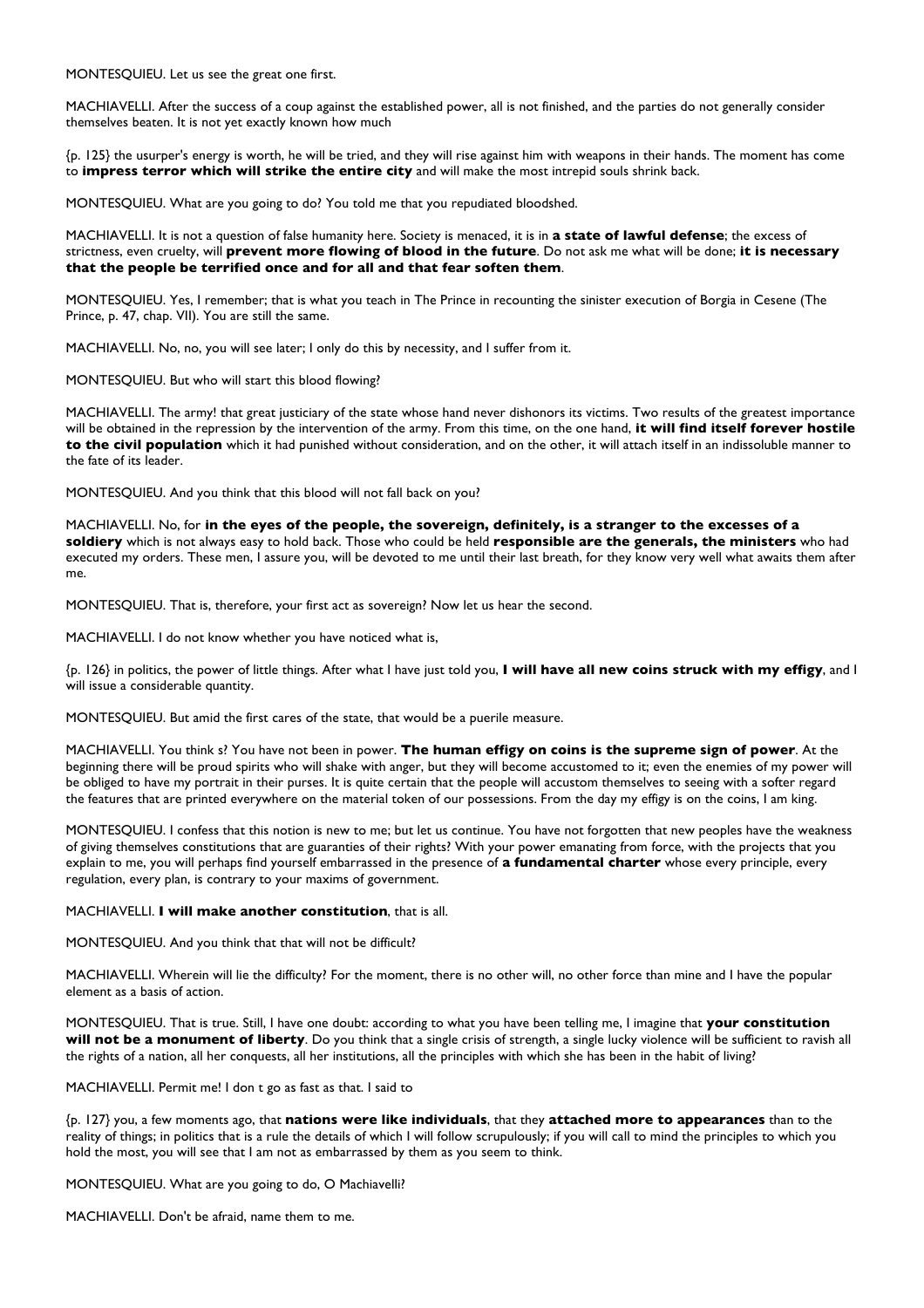MONTESQUIEU. Let us see the great one first.

MACHIAVELLI. After the success of a coup against the established power, all is not finished, and the parties do not generally consider themselves beaten. It is not yet exactly known how much

{p. 125} the usurper's energy is worth, he will be tried, and they will rise against him with weapons in their hands. The moment has come to **impress terror which will strike the entire city** and will make the most intrepid souls shrink back.

MONTESQUIEU. What are you going to do? You told me that you repudiated bloodshed.

MACHIAVELLI. It is not a question of false humanity here. Society is menaced, it is in **a state of lawful defense**; the excess of strictness, even cruelty, will **prevent more flowing of blood in the future**. Do not ask me what will be done; **it is necessary that the people be terrified once and for all and that fear soften them**.

MONTESQUIEU. Yes, I remember; that is what you teach in The Prince in recounting the sinister execution of Borgia in Cesene (The Prince, p. 47, chap. VII). You are still the same.

MACHIAVELLI. No, no, you will see later; I only do this by necessity, and I suffer from it.

MONTESQUIEU. But who will start this blood flowing?

MACHIAVELLI. The army! that great justiciary of the state whose hand never dishonors its victims. Two results of the greatest importance will be obtained in the repression by the intervention of the army. From this time, on the one hand, **it will find itself forever hostile to the civil population** which it had punished without consideration, and on the other, it will attach itself in an indissoluble manner to the fate of its leader.

MONTESQUIEU. And you think that this blood will not fall back on you?

MACHIAVELLI. No, for **in the eyes of the people, the sovereign, definitely, is a stranger to the excesses of a soldiery** which is not always easy to hold back. Those who could be held **responsible are the generals, the ministers** who had executed my orders. These men, I assure you, will be devoted to me until their last breath, for they know very well what awaits them after me.

MONTESQUIEU. That is, therefore, your first act as sovereign? Now let us hear the second.

MACHIAVELLI. I do not know whether you have noticed what is,

{p. 126} in politics, the power of little things. After what I have just told you, **I will have all new coins struck with my effigy**, and I will issue a considerable quantity.

MONTESQUIEU. But amid the first cares of the state, that would be a puerile measure.

MACHIAVELLI. You think s? You have not been in power. **The human effigy on coins is the supreme sign of power**. At the beginning there will be proud spirits who will shake with anger, but they will become accustomed to it; even the enemies of my power will be obliged to have my portrait in their purses. It is quite certain that the people will accustom themselves to seeing with a softer regard the features that are printed everywhere on the material token of our possessions. From the day my effigy is on the coins, I am king.

MONTESQUIEU. I confess that this notion is new to me; but let us continue. You have not forgotten that new peoples have the weakness of giving themselves constitutions that are guaranties of their rights? With your power emanating from force, with the projects that you explain to me, you will perhaps find yourself embarrassed in the presence of **a fundamental charter** whose every principle, every regulation, every plan, is contrary to your maxims of government.

MACHIAVELLI. **I will make another constitution**, that is all.

MONTESQUIEU. And you think that that will not be difficult?

MACHIAVELLI. Wherein will lie the difficulty? For the moment, there is no other will, no other force than mine and I have the popular element as a basis of action.

MONTESQUIEU. That is true. Still, I have one doubt: according to what you have been telling me, I imagine that **your constitution will not be a monument of liberty**. Do you think that a single crisis of strength, a single lucky violence will be sufficient to ravish all the rights of a nation, all her conquests, all her institutions, all the principles with which she has been in the habit of living?

MACHIAVELLI. Permit me! I don t go as fast as that. I said to

{p. 127} you, a few moments ago, that **nations were like individuals**, that they **attached more to appearances** than to the reality of things; in politics that is a rule the details of which I will follow scrupulously; if you will call to mind the principles to which you hold the most, you will see that I am not as embarrassed by them as you seem to think.

MONTESQUIEU. What are you going to do, O Machiavelli?

MACHIAVELLI. Don't be afraid, name them to me.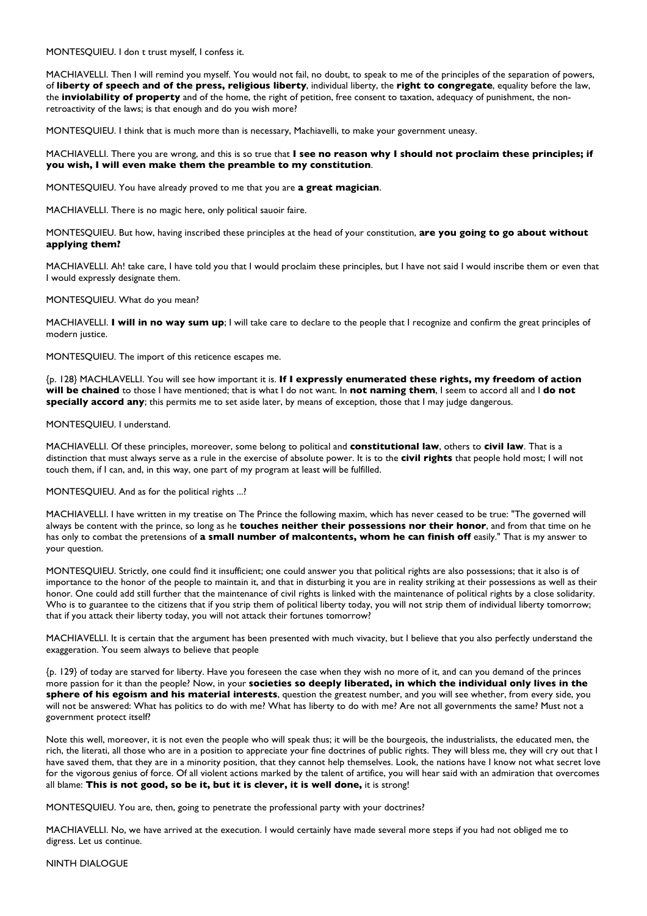MONTESQUIEU. I don t trust myself, I confess it.

MACHIAVELLI. Then I will remind you myself. You would not fail, no doubt, to speak to me of the principles of the separation of powers, of **liberty of speech and of the press, religious liberty**, individual liberty, the **right to congregate**, equality before the law, the **inviolability of property** and of the home, the right of petition, free consent to taxation, adequacy of punishment, the non-retroactivity of the laws; is that enough and do you wish more?

MONTESQUIEU. I think that is much more than is necessary, Machiavelli, to make your government uneasy.

MACHIAVELLI. There you are wrong, and this is so true that **I see no reason why I should not proclaim these principles; if you wish, I will even make them the preamble to my constitution**.

MONTESQUIEU. You have already proved to me that you are **a great magician**.

MACHIAVELLI. There is no magic here, only political sauoir faire.

MONTESQUIEU. But how, having inscribed these principles at the head of your constitution, **are you going to go about without applying them?**

MACHIAVELLI. Ah! take care, I have told you that I would proclaim these principles, but I have not said I would inscribe them or even that I would expressly designate them.

MONTESQUIEU. What do you mean?

MACHIAVELLI. **I will in no way sum up**; I will take care to declare to the people that I recognize and confirm the great principles of modern justice.

MONTESQUIEU. The import of this reticence escapes me.

{p. 128} MACHLAVELLI. You will see how important it is. **If I expressly enumerated these rights, my freedom of action will be chained** to those I have mentioned; that is what I do not want. In **not naming them**, I seem to accord all and I **do not specially accord any**; this permits me to set aside later, by means of exception, those that I may judge dangerous.

MONTESQUIEU. I understand.

MACHIAVELLI. Of these principles, moreover, some belong to political and **constitutional law**, others to **civil law**. That is a distinction that must always serve as a rule in the exercise of absolute power. It is to the **civil rights** that people hold most; I will not touch them, if I can, and, in this way, one part of my program at least will be fulfilled.

MONTESQUIEU. And as for the political rights ...?

MACHIAVELLI. I have written in my treatise on The Prince the following maxim, which has never ceased to be true: "The governed will always be content with the prince, so long as he **touches neither their possessions nor their honor**, and from that time on he has only to combat the pretensions of **a small number of malcontents, whom he can finish off** easily." That is my answer to your question.

MONTESQUIEU. Strictly, one could find it insufficient; one could answer you that political rights are also possessions; that it also is of importance to the honor of the people to maintain it, and that in disturbing it you are in reality striking at their possessions as well as their honor. One could add still further that the maintenance of civil rights is linked with the maintenance of political rights by a close solidarity. Who is to guarantee to the citizens that if you strip them of political liberty today, you will not strip them of individual liberty tomorrow; that if you attack their liberty today, you will not attack their fortunes tomorrow?

MACHIAVELLI. It is certain that the argument has been presented with much vivacity, but I believe that you also perfectly understand the exaggeration. You seem always to believe that people

{p. 129} of today are starved for liberty. Have you foreseen the case when they wish no more of it, and can you demand of the princes more passion for it than the people? Now, in your **societies so deeply liberated, in which the individual only lives in the sphere of his egoism and his material interests**, question the greatest number, and you will see whether, from every side, you will not be answered: What has politics to do with me? What has liberty to do with me? Are not all governments the same? Must not a government protect itself?

Note this well, moreover, it is not even the people who will speak thus; it will be the bourgeois, the industrialists, the educated men, the rich, the literati, all those who are in a position to appreciate your fine doctrines of public rights. They will bless me, they will cry out that I have saved them, that they are in a minority position, that they cannot help themselves. Look, the nations have I know not what secret love for the vigorous genius of force. Of all violent actions marked by the talent of artifice, you will hear said with an admiration that overcomes all blame: **This is not good, so be it, but it is clever, it is well done,** it is strong!

MONTESQUIEU. You are, then, going to penetrate the professional party with your doctrines?

MACHIAVELLI. No, we have arrived at the execution. I would certainly have made several more steps if you had not obliged me to digress. Let us continue.

NINTH DIALOGUE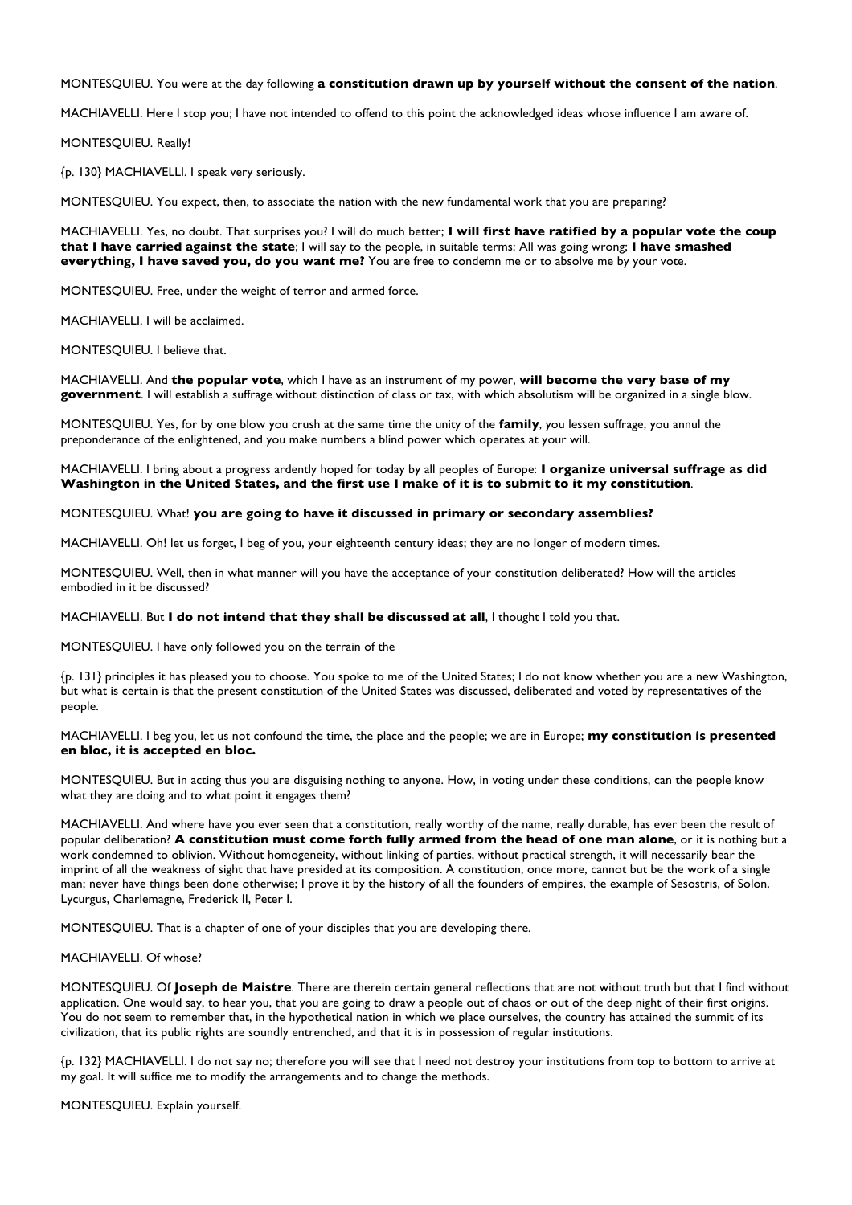MONTESQUIEU. You were at the day following **a constitution drawn up by yourself without the consent of the nation**.

MACHIAVELLI. Here I stop you; I have not intended to offend to this point the acknowledged ideas whose influence I am aware of.

MONTESQUIEU. Really!

{p. 130} MACHIAVELLI. I speak very seriously.

MONTESQUIEU. You expect, then, to associate the nation with the new fundamental work that you are preparing?

MACHIAVELLI. Yes, no doubt. That surprises you? I will do much better; **I will first have ratified by a popular vote the coup that I have carried against the state**; I will say to the people, in suitable terms: All was going wrong; **I have smashed everything, I have saved you, do you want me?** You are free to condemn me or to absolve me by your vote.

MONTESQUIEU. Free, under the weight of terror and armed force.

MACHIAVELLI. I will be acclaimed.

MONTESQUIEU. I believe that.

MACHIAVELLI. And **the popular vote**, which I have as an instrument of my power, **will become the very base of my government**. I will establish a suffrage without distinction of class or tax, with which absolutism will be organized in a single blow.

MONTESQUIEU. Yes, for by one blow you crush at the same time the unity of the **family**, you lessen suffrage, you annul the preponderance of the enlightened, and you make numbers a blind power which operates at your will.

MACHIAVELLI. I bring about a progress ardently hoped for today by all peoples of Europe: **I organize universal suffrage as did Washington in the United States, and the first use I make of it is to submit to it my constitution**.

MONTESQUIEU. What! **you are going to have it discussed in primary or secondary assemblies?**

MACHIAVELLI. Oh! let us forget, I beg of you, your eighteenth century ideas; they are no longer of modern times.

MONTESQUIEU. Well, then in what manner will you have the acceptance of your constitution deliberated? How will the articles embodied in it be discussed?

MACHIAVELLI. But **I do not intend that they shall be discussed at all**, I thought I told you that.

MONTESQUIEU. I have only followed you on the terrain of the {p. 131} principles it has pleased you to choose. You spoke to me of the United States; I do not know whether you are a new Washington, but what is certain is that the present constitution of the United States was discussed, deliberated and voted by representatives of the people.

MACHIAVELLI. I beg you, let us not confound the time, the place and the people; we are in Europe; **my constitution is presented en bloc, it is accepted en bloc.**

MONTESQUIEU. But in acting thus you are disguising nothing to anyone. How, in voting under these conditions, can the people know what they are doing and to what point it engages them?

MACHIAVELLI. And where have you ever seen that a constitution, really worthy of the name, really durable, has ever been the result of popular deliberation? **A constitution must come forth fully armed from the head of one man alone**, or it is nothing but a work condemned to oblivion. Without homogeneity, without linking of parties, without practical strength, it will necessarily bear the imprint of all the weakness of sight that have presided at its composition. A constitution, once more, cannot but be the work of a single man; never have things been done otherwise; I prove it by the history of all the founders of empires, the example of Sesostris, of Solon, Lycurgus, Charlemagne, Frederick II, Peter I.

MONTESQUIEU. That is a chapter of one of your disciples that you are developing there.

MACHIAVELLI. Of whose?

MONTESQUIEU. Of **Joseph de Maistre**. There are therein certain general reflections that are not without truth but that I find without application. One would say, to hear you, that you are going to draw a people out of chaos or out of the deep night of their first origins. You do not seem to remember that, in the hypothetical nation in which we place ourselves, the country has attained the summit of its civilization, that its public rights are soundly entrenched, and that it is in possession of regular institutions.

{p. 132} MACHIAVELLI. I do not say no; therefore you will see that I need not destroy your institutions from top to bottom to arrive at my goal. It will suffice me to modify the arrangements and to change the methods.

MONTESQUIEU. Explain yourself.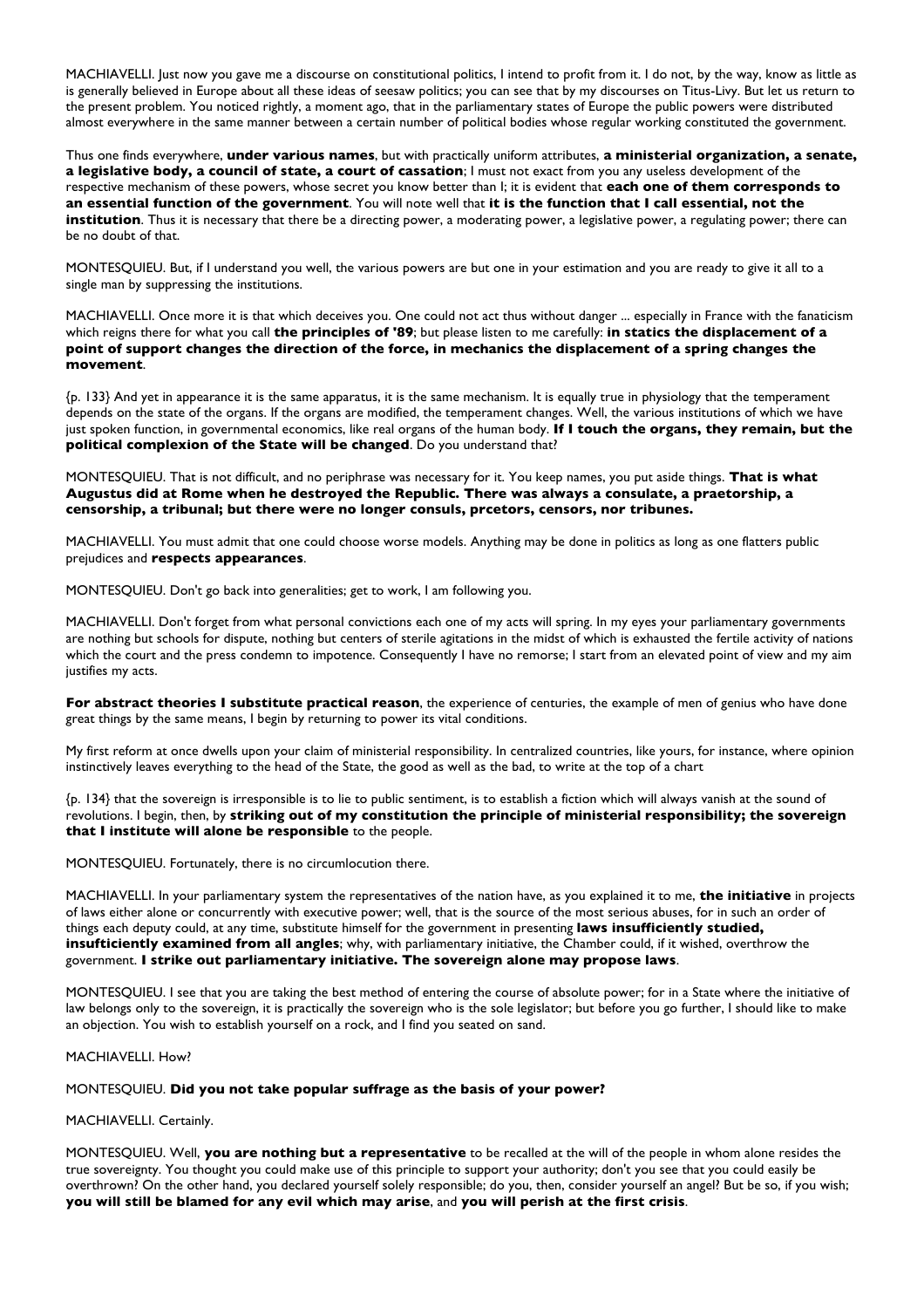MACHIAVELLI. Just now you gave me a discourse on constitutional politics, I intend to profit from it. I do not, by the way, know as little as is generally believed in Europe about all these ideas of seesaw politics; you can see that by my discourses on Titus-Livy. But let us return to the present problem. You noticed rightly, a moment ago, that in the parliamentary states of Europe the public powers were distributed almost everywhere in the same manner between a certain number of political bodies whose regular working constituted the government.

Thus one finds everywhere, **under various names**, but with practically uniform attributes, **a ministerial organization, a senate, a legislative body, a council of state, a court of cassation**; I must not exact from you any useless development of the respective mechanism of these powers, whose secret you know better than I; it is evident that **each one of them corresponds to an essential function of the government**. You will note well that **it is the function that I call essential, not the institution**. Thus it is necessary that there be a directing power, a moderating power, a legislative power, a regulating power; there can be no doubt of that.

MONTESQUIEU. But, if I understand you well, the various powers are but one in your estimation and you are ready to give it all to a single man by suppressing the institutions.

MACHIAVELLI. Once more it is that which deceives you. One could not act thus without danger ... especially in France with the fanaticism which reigns there for what you call **the principles of '89**; but please listen to me carefully: **in statics the displacement of a point of support changes the direction of the force, in mechanics the displacement of a spring changes the movement**.

{p. 133} And yet in appearance it is the same apparatus, it is the same mechanism. It is equally true in physiology that the temperament depends on the state of the organs. If the organs are modified, the temperament changes. Well, the various institutions of which we have just spoken function, in governmental economics, like real organs of the human body. **If I touch the organs, they remain, but the political complexion of the State will be changed**. Do you understand that?

MONTESQUIEU. That is not difficult, and no periphrase was necessary for it. You keep names, you put aside things. **That is what Augustus did at Rome when he destroyed the Republic. There was always a consulate, a praetorship, a censorship, a tribunal; but there were no longer consuls, prcetors, censors, nor tribunes.**

MACHIAVELLI. You must admit that one could choose worse models. Anything may be done in politics as long as one flatters public prejudices and **respects appearances**.

MONTESQUIEU. Don't go back into generalities; get to work, I am following you.

MACHIAVELLI. Don't forget from what personal convictions each one of my acts will spring. In my eyes your parliamentary governments are nothing but schools for dispute, nothing but centers of sterile agitations in the midst of which is exhausted the fertile activity of nations which the court and the press condemn to impotence. Consequently I have no remorse; I start from an elevated point of view and my aim justifies my acts.

**For abstract theories I substitute practical reason**, the experience of centuries, the example of men of genius who have done great things by the same means, I begin by returning to power its vital conditions.

My first reform at once dwells upon your claim of ministerial responsibility. In centralized countries, like yours, for instance, where opinion instinctively leaves everything to the head of the State, the good as well as the bad, to write at the top of a chart

{p. 134} that the sovereign is irresponsible is to lie to public sentiment, is to establish a fiction which will always vanish at the sound of revolutions. I begin, then, by **striking out of my constitution the principle of ministerial responsibility; the sovereign that I institute will alone be responsible** to the people.

MONTESQUIEU. Fortunately, there is no circumlocution there.

MACHIAVELLI. In your parliamentary system the representatives of the nation have, as you explained it to me, **the initiative** in projects of laws either alone or concurrently with executive power; well, that is the source of the most serious abuses, for in such an order of things each deputy could, at any time, substitute himself for the government in presenting **laws insufficiently studied, insufticiently examined from all angles**; why, with parliamentary initiative, the Chamber could, if it wished, overthrow the government. **I strike out parliamentary initiative. The sovereign alone may propose laws**.

MONTESQUIEU. I see that you are taking the best method of entering the course of absolute power; for in a State where the initiative of law belongs only to the sovereign, it is practically the sovereign who is the sole legislator; but before you go further, I should like to make an objection. You wish to establish yourself on a rock, and I find you seated on sand.

MACHIAVELLI. How?

MONTESQUIEU. **Did you not take popular suffrage as the basis of your power?**

MACHIAVELLI. Certainly.

MONTESQUIEU. Well, **you are nothing but a representative** to be recalled at the will of the people in whom alone resides the true sovereignty. You thought you could make use of this principle to support your authority; don't you see that you could easily be overthrown? On the other hand, you declared yourself solely responsible; do you, then, consider yourself an angel? But be so, if you wish; **you will still be blamed for any evil which may arise**, and **you will perish at the first crisis**.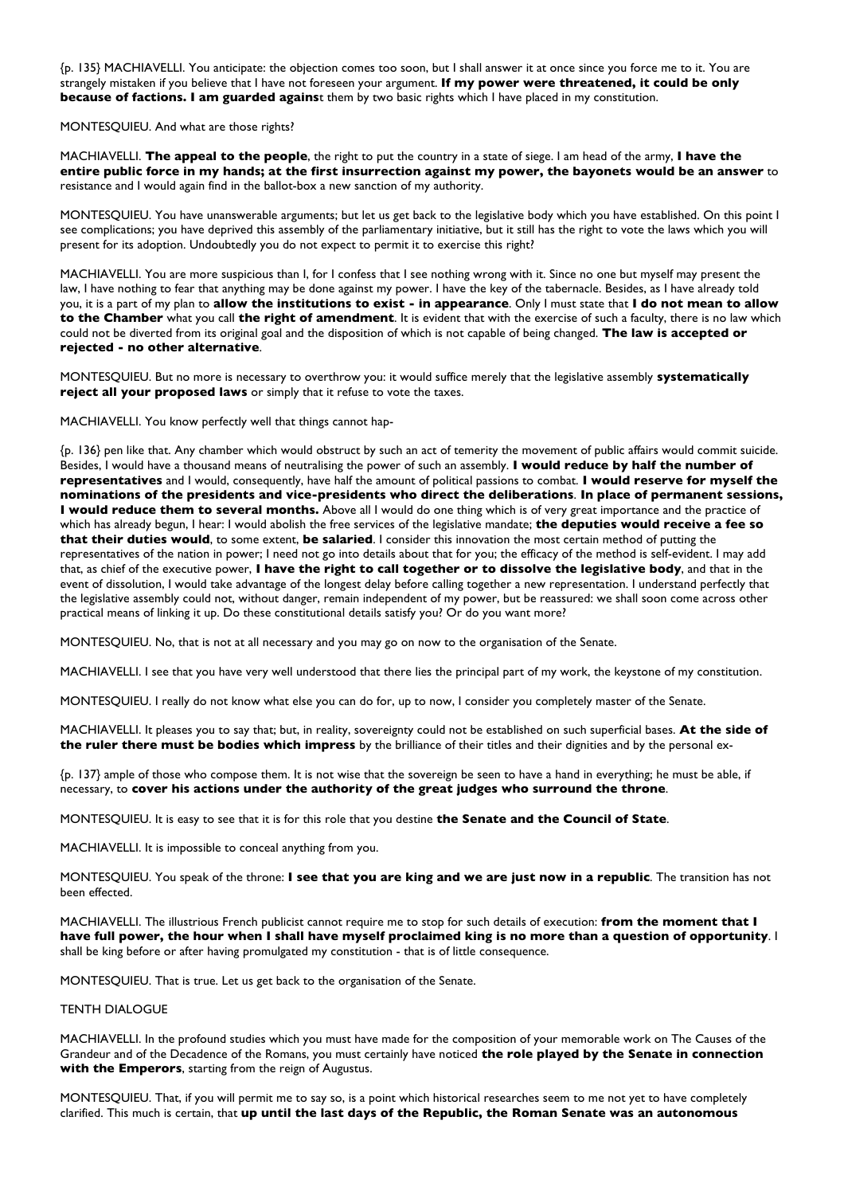{p. 135} MACHIAVELLI. You anticipate: the objection comes too soon, but I shall answer it at once since you force me to it. You are strangely mistaken if you believe that I have not foreseen your argument. **If my power were threatened, it could be only because of factions. I am guarded agains**t them by two basic rights which I have placed in my constitution.

MONTESQUIEU. And what are those rights?

MACHIAVELLI. **The appeal to the people**, the right to put the country in a state of siege. I am head of the army, **I have the entire public force in my hands; at the first insurrection against my power, the bayonets would be an answer** to resistance and I would again find in the ballot-box a new sanction of my authority.

MONTESQUIEU. You have unanswerable arguments; but let us get back to the legislative body which you have established. On this point I see complications; you have deprived this assembly of the parliamentary initiative, but it still has the right to vote the laws which you will present for its adoption. Undoubtedly you do not expect to permit it to exercise this right?

MACHIAVELLI. You are more suspicious than I, for I confess that I see nothing wrong with it. Since no one but myself may present the law, I have nothing to fear that anything may be done against my power. I have the key of the tabernacle. Besides, as I have already told you, it is a part of my plan to **allow the institutions to exist - in appearance**. Only I must state that **I do not mean to allow to the Chamber** what you call **the right of amendment**. It is evident that with the exercise of such a faculty, there is no law which could not be diverted from its original goal and the disposition of which is not capable of being changed. **The law is accepted or rejected - no other alternative**.

MONTESQUIEU. But no more is necessary to overthrow you: it would suffice merely that the legislative assembly **systematically reject all your proposed laws** or simply that it refuse to vote the taxes.

MACHIAVELLI. You know perfectly well that things cannot hap-

{p. 136} pen like that. Any chamber which would obstruct by such an act of temerity the movement of public affairs would commit suicide. Besides, I would have a thousand means of neutralising the power of such an assembly. **I would reduce by half the number of representatives** and I would, consequently, have half the amount of political passions to combat. **I would reserve for myself the nominations of the presidents and vice-presidents who direct the deliberations**. **In place of permanent sessions, I would reduce them to several months.** Above all I would do one thing which is of very great importance and the practice of which has already begun, I hear: I would abolish the free services of the legislative mandate; **the deputies would receive a fee so that their duties would**, to some extent, **be salaried**. I consider this innovation the most certain method of putting the representatives of the nation in power; I need not go into details about that for you; the efficacy of the method is self-evident. I may add that, as chief of the executive power, **I have the right to call together or to dissolve the legislative body**, and that in the event of dissolution, I would take advantage of the longest delay before calling together a new representation. I understand perfectly that the legislative assembly could not, without danger, remain independent of my power, but be reassured: we shall soon come across other practical means of linking it up. Do these constitutional details satisfy you? Or do you want more?

MONTESQUIEU. No, that is not at all necessary and you may go on now to the organisation of the Senate.

MACHIAVELLI. I see that you have very well understood that there lies the principal part of my work, the keystone of my constitution.

MONTESQUIEU. I really do not know what else you can do for, up to now, I consider you completely master of the Senate.

MACHIAVELLI. It pleases you to say that; but, in reality, sovereignty could not be established on such superficial bases. **At the side of the ruler there must be bodies which impress** by the brilliance of their titles and their dignities and by the personal ex-

{p. 137} ample of those who compose them. It is not wise that the sovereign be seen to have a hand in everything; he must be able, if necessary, to **cover his actions under the authority of the great judges who surround the throne**.

MONTESQUIEU. It is easy to see that it is for this role that you destine **the Senate and the Council of State**.

MACHIAVELLI. It is impossible to conceal anything from you.

MONTESQUIEU. You speak of the throne: **I see that you are king and we are just now in a republic**. The transition has not been effected.

MACHIAVELLI. The illustrious French publicist cannot require me to stop for such details of execution: **from the moment that I have full power, the hour when I shall have myself proclaimed king is no more than a question of opportunity**. I shall be king before or after having promulgated my constitution - that is of little consequence.

MONTESQUIEU. That is true. Let us get back to the organisation of the Senate.

TENTH DIALOGUE

MACHIAVELLI. In the profound studies which you must have made for the composition of your memorable work on The Causes of the Grandeur and of the Decadence of the Romans, you must certainly have noticed **the role played by the Senate in connection with the Emperors**, starting from the reign of Augustus.

MONTESQUIEU. That, if you will permit me to say so, is a point which historical researches seem to me not yet to have completely clarified. This much is certain, that **up until the last days of the Republic, the Roman Senate was an autonomous**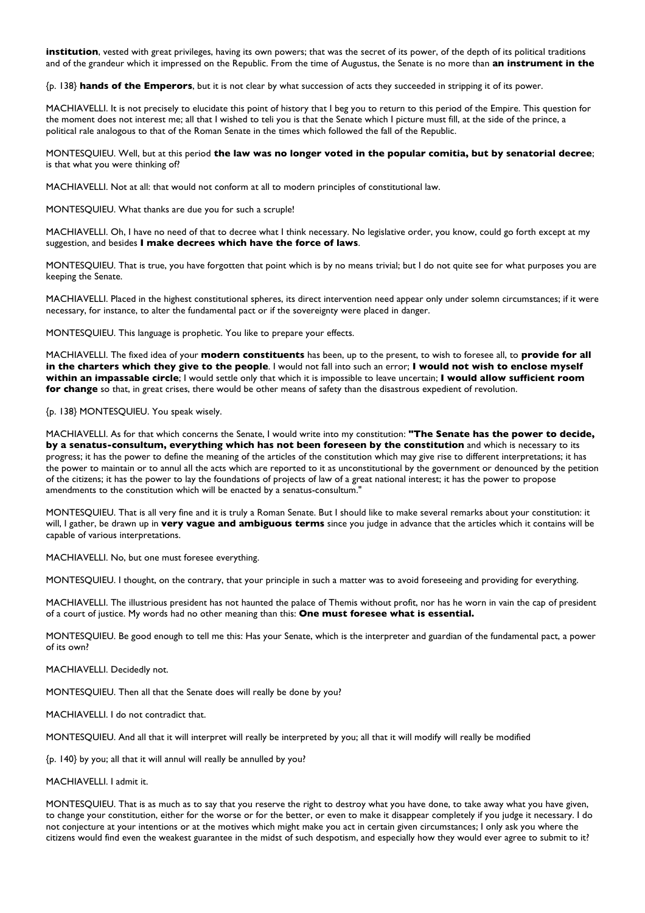**institution**, vested with great privileges, having its own powers; that was the secret of its power, of the depth of its political traditions and of the grandeur which it impressed on the Republic. From the time of Augustus, the Senate is no more than **an instrument in the**

{p. 138} **hands of the Emperors**, but it is not clear by what succession of acts they succeeded in stripping it of its power.

MACHIAVELLI. It is not precisely to elucidate this point of history that I beg you to return to this period of the Empire. This question for the moment does not interest me; all that I wished to teli you is that the Senate which I picture must fill, at the side of the prince, a political rale analogous to that of the Roman Senate in the times which followed the fall of the Republic.

MONTESQUIEU. Well, but at this period **the law was no longer voted in the popular comitia, but by senatorial decree**; is that what you were thinking of?

MACHIAVELLI. Not at all: that would not conform at all to modern principles of constitutional law.

MONTESQUIEU. What thanks are due you for such a scruple!

MACHIAVELLI. Oh, I have no need of that to decree what I think necessary. No legislative order, you know, could go forth except at my suggestion, and besides **I make decrees which have the force of laws**.

MONTESQUIEU. That is true, you have forgotten that point which is by no means trivial; but I do not quite see for what purposes you are keeping the Senate.

MACHIAVELLI. Placed in the highest constitutional spheres, its direct intervention need appear only under solemn circumstances; if it were necessary, for instance, to alter the fundamental pact or if the sovereignty were placed in danger.

MONTESQUIEU. This language is prophetic. You like to prepare your effects.

MACHIAVELLI. The fixed idea of your **modern constituents** has been, up to the present, to wish to foresee all, to **provide for all in the charters which they give to the people**. I would not fall into such an error; **I would not wish to enclose myself within an impassable circle**; I would settle only that which it is impossible to leave uncertain; **I would allow sufficient room for change** so that, in great crises, there would be other means of safety than the disastrous expedient of revolution.

{p. 138} MONTESQUIEU. You speak wisely.

MACHIAVELLI. As for that which concerns the Senate, I would write into my constitution: **"The Senate has the power to decide, by a senatus-consultum, everything which has not been foreseen by the constitution** and which is necessary to its progress; it has the power to define the meaning of the articles of the constitution which may give rise to different interpretations; it has the power to maintain or to annul all the acts which are reported to it as unconstitutional by the government or denounced by the petition of the citizens; it has the power to lay the foundations of projects of law of a great national interest; it has the power to propose amendments to the constitution which will be enacted by a senatus-consultum."

MONTESQUIEU. That is all very fine and it is truly a Roman Senate. But I should like to make several remarks about your constitution: it will, I gather, be drawn up in **very vague and ambiguous terms** since you judge in advance that the articles which it contains will be capable of various interpretations.

MACHIAVELLI. No, but one must foresee everything.

MONTESQUIEU. I thought, on the contrary, that your principle in such a matter was to avoid foreseeing and providing for everything.

MACHIAVELLI. The illustrious president has not haunted the palace of Themis without profit, nor has he worn in vain the cap of president of a court of justice. My words had no other meaning than this: **One must foresee what is essential.**

MONTESQUIEU. Be good enough to tell me this: Has your Senate, which is the interpreter and guardian of the fundamental pact, a power of its own?

MACHIAVELLI. Decidedly not.

MONTESQUIEU. Then all that the Senate does will really be done by you?

MACHIAVELLI. I do not contradict that.

MONTESQUIEU. And all that it will interpret will really be interpreted by you; all that it will modify will really be modified

{p. 140} by you; all that it will annul will really be annulled by you?

MACHIAVELLI. I admit it.

MONTESQUIEU. That is as much as to say that you reserve the right to destroy what you have done, to take away what you have given, to change your constitution, either for the worse or for the better, or even to make it disappear completely if you judge it necessary. I do not conjecture at your intentions or at the motives which might make you act in certain given circumstances; I only ask you where the citizens would find even the weakest guarantee in the midst of such despotism, and especially how they would ever agree to submit to it?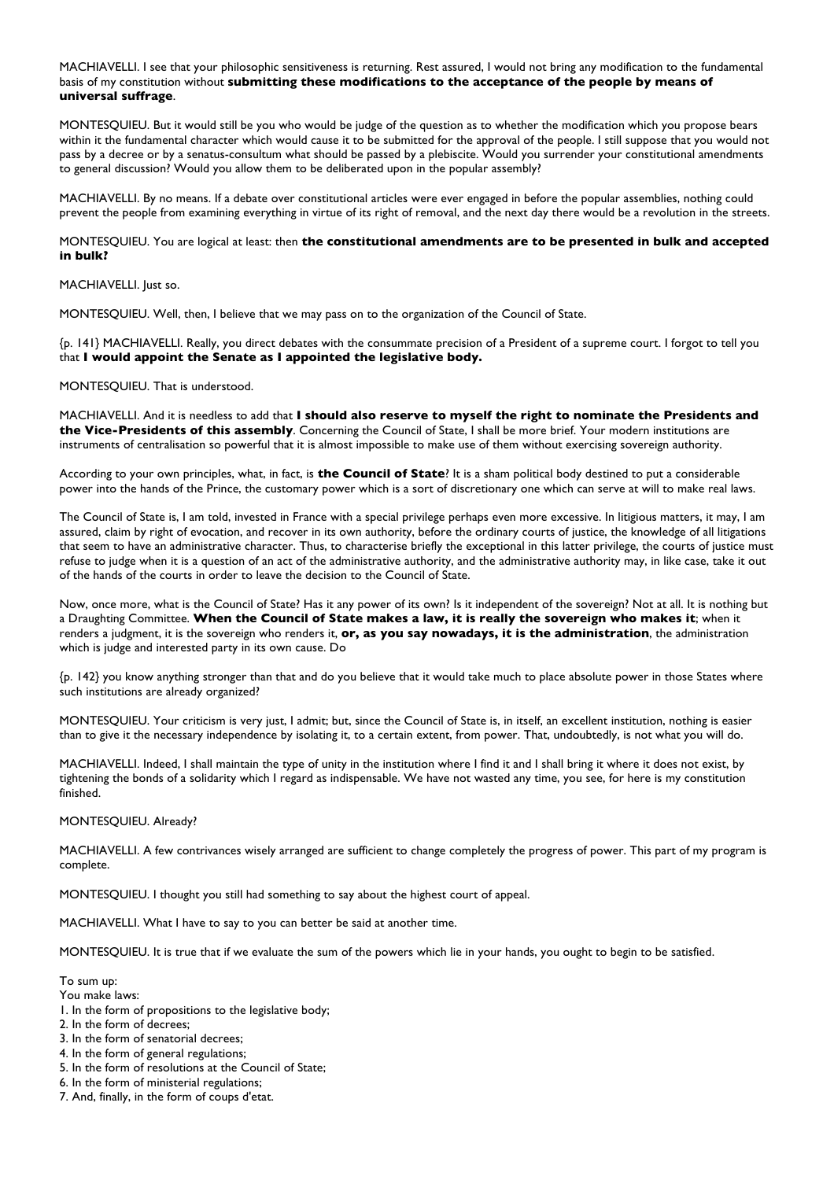MACHIAVELLI. I see that your philosophic sensitiveness is returning. Rest assured, I would not bring any modification to the fundamental basis of my constitution without **submitting these modifications to the acceptance of the people by means of universal suffrage**.

MONTESQUIEU. But it would still be you who would be judge of the question as to whether the modification which you propose bears within it the fundamental character which would cause it to be submitted for the approval of the people. I still suppose that you would not pass by a decree or by a senatus-consultum what should be passed by a plebiscite. Would you surrender your constitutional amendments to general discussion? Would you allow them to be deliberated upon in the popular assembly?

MACHIAVELLI. By no means. If a debate over constitutional articles were ever engaged in before the popular assemblies, nothing could prevent the people from examining everything in virtue of its right of removal, and the next day there would be a revolution in the streets.

MONTESQUIEU. You are logical at least: then **the constitutional amendments are to be presented in bulk and accepted in bulk?**

MACHIAVELLI. Just so.

MONTESQUIEU. Well, then, I believe that we may pass on to the organization of the Council of State.

{p. 141} MACHIAVELLI. Really, you direct debates with the consummate precision of a President of a supreme court. I forgot to tell you that **I would appoint the Senate as I appointed the legislative body.**

MONTESQUIEU. That is understood.

MACHIAVELLI. And it is needless to add that **I should also reserve to myself the right to nominate the Presidents and the Vice-Presidents of this assembly**. Concerning the Council of State, I shall be more brief. Your modern institutions are instruments of centralisation so powerful that it is almost impossible to make use of them without exercising sovereign authority.

According to your own principles, what, in fact, is **the Council of State**? It is a sham political body destined to put a considerable power into the hands of the Prince, the customary power which is a sort of discretionary one which can serve at will to make real laws.

The Council of State is, I am told, invested in France with a special privilege perhaps even more excessive. In litigious matters, it may, I am assured, claim by right of evocation, and recover in its own authority, before the ordinary courts of justice, the knowledge of all litigations that seem to have an administrative character. Thus, to characterise briefly the exceptional in this latter privilege, the courts of justice must refuse to judge when it is a question of an act of the administrative authority, and the administrative authority may, in like case, take it out of the hands of the courts in order to leave the decision to the Council of State.

Now, once more, what is the Council of State? Has it any power of its own? Is it independent of the sovereign? Not at all. It is nothing but a Draughting Committee. **When the Council of State makes a law, it is really the sovereign who makes it**; when it renders a judgment, it is the sovereign who renders it, **or, as you say nowadays, it is the administration**, the administration which is judge and interested party in its own cause. Do

{p. 142} you know anything stronger than that and do you believe that it would take much to place absolute power in those States where such institutions are already organized?

MONTESQUIEU. Your criticism is very just, I admit; but, since the Council of State is, in itself, an excellent institution, nothing is easier than to give it the necessary independence by isolating it, to a certain extent, from power. That, undoubtedly, is not what you will do.

MACHIAVELLI. Indeed, I shall maintain the type of unity in the institution where I find it and I shall bring it where it does not exist, by tightening the bonds of a solidarity which I regard as indispensable. We have not wasted any time, you see, for here is my constitution finished.

MONTESQUIEU. Already?

MACHIAVELLI. A few contrivances wisely arranged are sufficient to change completely the progress of power. This part of my program is complete.

MONTESQUIEU. I thought you still had something to say about the highest court of appeal.

MACHIAVELLI. What I have to say to you can better be said at another time.

MONTESQUIEU. It is true that if we evaluate the sum of the powers which lie in your hands, you ought to begin to be satisfied.

To sum up:

You make laws:

1. In the form of propositions to the legislative body;
2. In the form of decrees;
3. In the form of senatorial decrees;
4. In the form of general regulations;
5. In the form of resolutions at the Council of State;
6. In the form of ministerial regulations;
7. And, finally, in the form of coups d'etat.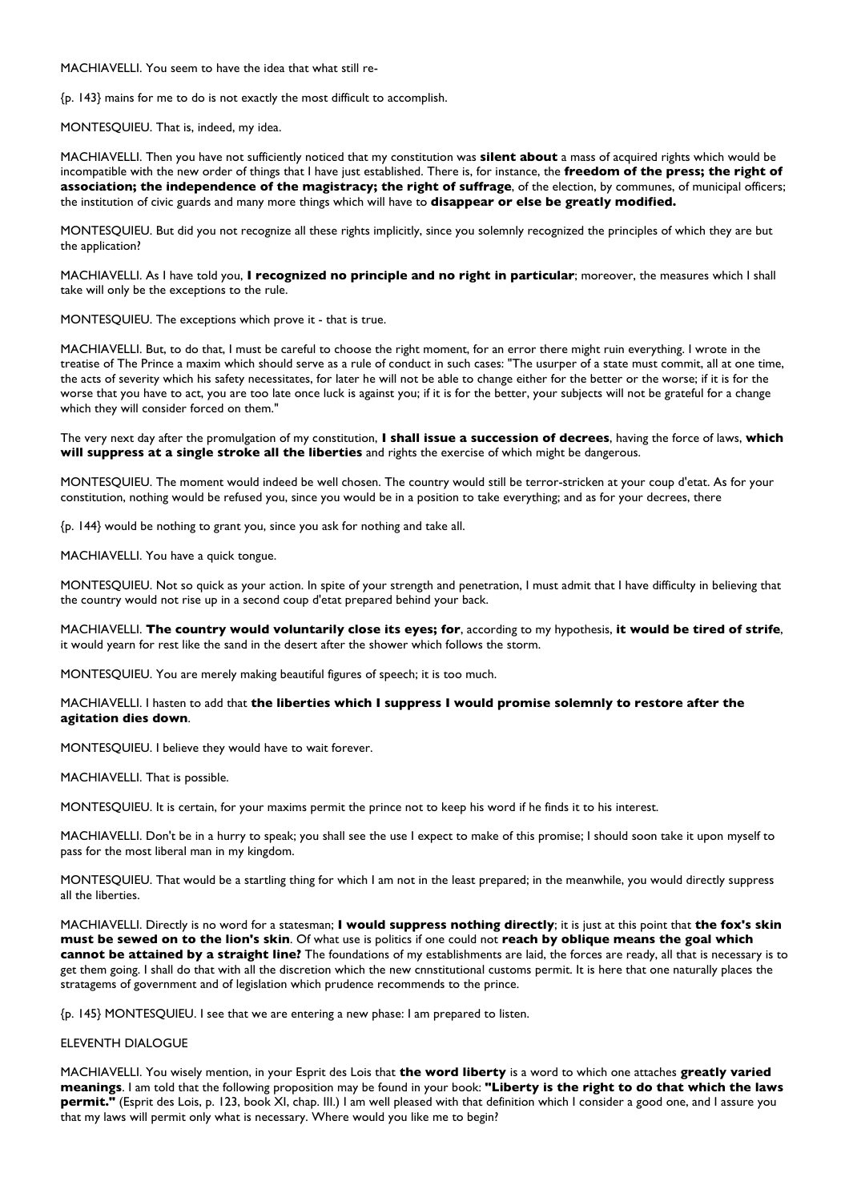MACHIAVELLI. You seem to have the idea that what still re-

{p. 143} mains for me to do is not exactly the most difficult to accomplish.

MONTESQUIEU. That is, indeed, my idea.

MACHIAVELLI. Then you have not sufficiently noticed that my constitution was **silent about** a mass of acquired rights which would be incompatible with the new order of things that I have just established. There is, for instance, the **freedom of the press; the right of association; the independence of the magistracy; the right of suffrage**, of the election, by communes, of municipal officers; the institution of civic guards and many more things which will have to **disappear or else be greatly modified.**

MONTESQUIEU. But did you not recognize all these rights implicitly, since you solemnly recognized the principles of which they are but the application?

MACHIAVELLI. As I have told you, **I recognized no principle and no right in particular**; moreover, the measures which I shall take will only be the exceptions to the rule.

MONTESQUIEU. The exceptions which prove it - that is true.

MACHIAVELLI. But, to do that, I must be careful to choose the right moment, for an error there might ruin everything. I wrote in the treatise of The Prince a maxim which should serve as a rule of conduct in such cases: "The usurper of a state must commit, all at one time, the acts of severity which his safety necessitates, for later he will not be able to change either for the better or the worse; if it is for the worse that you have to act, you are too late once luck is against you; if it is for the better, your subjects will not be grateful for a change which they will consider forced on them."

The very next day after the promulgation of my constitution, **I shall issue a succession of decrees**, having the force of laws, **which will suppress at a single stroke all the liberties** and rights the exercise of which might be dangerous.

MONTESQUIEU. The moment would indeed be well chosen. The country would still be terror-stricken at your coup d'etat. As for your constitution, nothing would be refused you, since you would be in a position to take everything; and as for your decrees, there

{p. 144} would be nothing to grant you, since you ask for nothing and take all.

MACHIAVELLI. You have a quick tongue.

MONTESQUIEU. Not so quick as your action. In spite of your strength and penetration, I must admit that I have difficulty in believing that the country would not rise up in a second coup d'etat prepared behind your back.

MACHIAVELLI. **The country would voluntarily close its eyes; for**, according to my hypothesis, **it would be tired of strife**, it would yearn for rest like the sand in the desert after the shower which follows the storm.

MONTESQUIEU. You are merely making beautiful figures of speech; it is too much.

MACHIAVELLI. I hasten to add that **the liberties which I suppress I would promise solemnly to restore after the agitation dies down**.

MONTESQUIEU. I believe they would have to wait forever.

MACHIAVELLI. That is possible.

MONTESQUIEU. It is certain, for your maxims permit the prince not to keep his word if he finds it to his interest.

MACHIAVELLI. Don't be in a hurry to speak; you shall see the use I expect to make of this promise; I should soon take it upon myself to pass for the most liberal man in my kingdom.

MONTESQUIEU. That would be a startling thing for which I am not in the least prepared; in the meanwhile, you would directly suppress all the liberties.

MACHIAVELLI. Directly is no word for a statesman; **I would suppress nothing directly**; it is just at this point that **the fox's skin must be sewed on to the lion's skin**. Of what use is politics if one could not **reach by oblique means the goal which cannot be attained by a straight line?** The foundations of my establishments are laid, the forces are ready, all that is necessary is to get them going. I shall do that with all the discretion which the new cnnstitutional customs permit. It is here that one naturally places the stratagems of government and of legislation which prudence recommends to the prince.

{p. 145} MONTESQUIEU. I see that we are entering a new phase: I am prepared to listen.

ELEVENTH DIALOGUE

MACHIAVELLI. You wisely mention, in your Esprit des Lois that **the word liberty** is a word to which one attaches **greatly varied meanings**. I am told that the following proposition may be found in your book: **"Liberty is the right to do that which the laws permit."** (Esprit des Lois, p. 123, book XI, chap. III.) I am well pleased with that definition which I consider a good one, and I assure you that my laws will permit only what is necessary. Where would you like me to begin?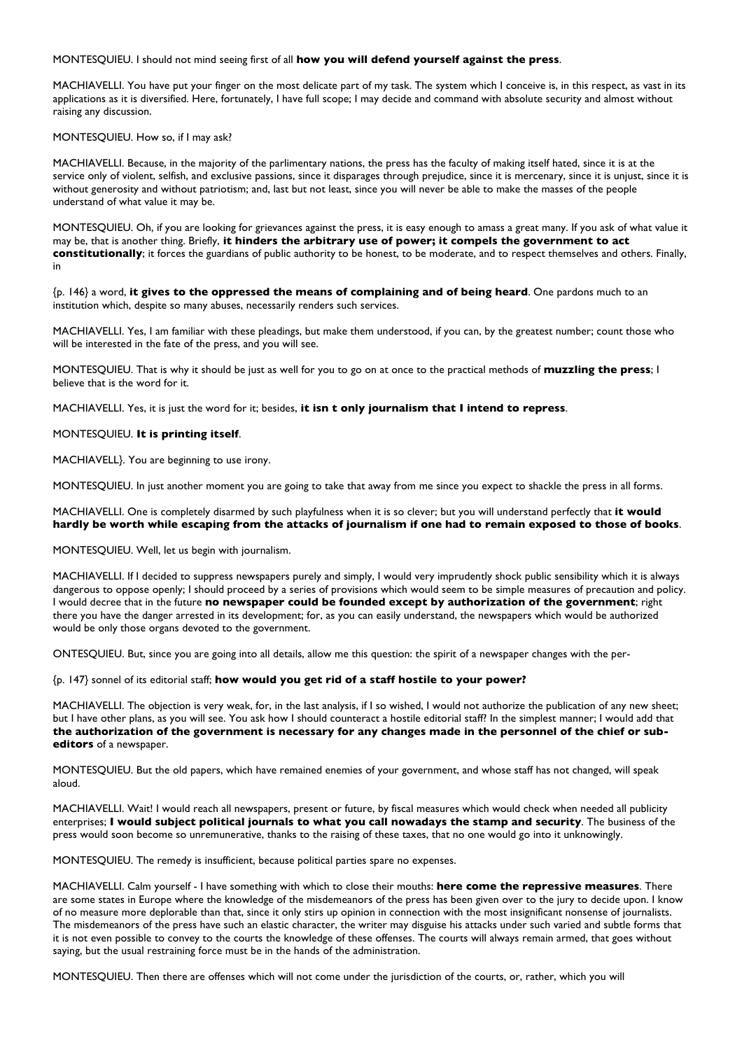MONTESQUIEU. I should not mind seeing first of all **how you will defend yourself against the press**.

MACHIAVELLI. You have put your finger on the most delicate part of my task. The system which I conceive is, in this respect, as vast in its applications as it is diversified. Here, fortunately, I have full scope; I may decide and command with absolute security and almost without raising any discussion.

MONTESQUIEU. How so, if I may ask?

MACHIAVELLI. Because, in the majority of the parlimentary nations, the press has the faculty of making itself hated, since it is at the service only of violent, selfish, and exclusive passions, since it disparages through prejudice, since it is mercenary, since it is unjust, since it is without generosity and without patriotism; and, last but not least, since you will never be able to make the masses of the people understand of what value it may be.

MONTESQUIEU. Oh, if you are looking for grievances against the press, it is easy enough to amass a great many. If you ask of what value it may be, that is another thing. Briefly, **it hinders the arbitrary use of power; it compels the government to act constitutionally**; it forces the guardians of public authority to be honest, to be moderate, and to respect themselves and others. Finally, in

{p. 146} a word, **it gives to the oppressed the means of complaining and of being heard**. One pardons much to an institution which, despite so many abuses, necessarily renders such services.

MACHIAVELLI. Yes, I am familiar with these pleadings, but make them understood, if you can, by the greatest number; count those who will be interested in the fate of the press, and you will see.

MONTESQUIEU. That is why it should be just as well for you to go on at once to the practical methods of **muzzling the press**; I believe that is the word for it.

MACHIAVELLI. Yes, it is just the word for it; besides, **it isn t only journalism that I intend to repress**.

MONTESQUIEU. **It is printing itself**.

MACHIAVELL}. You are beginning to use irony.

MONTESQUIEU. In just another moment you are going to take that away from me since you expect to shackle the press in all forms.

MACHIAVELLI. One is completely disarmed by such playfulness when it is so clever; but you will understand perfectly that **it would hardly be worth while escaping from the attacks of journalism if one had to remain exposed to those of books**.

MONTESQUIEU. Well, let us begin with journalism.

MACHIAVELLI. If I decided to suppress newspapers purely and simply, I would very imprudently shock public sensibility which it is always dangerous to oppose openly; I should proceed by a series of provisions which would seem to be simple measures of precaution and policy. I would decree that in the future **no newspaper could be founded except by authorization of the government**; right there you have the danger arrested in its development; for, as you can easily understand, the newspapers which would be authorized would be only those organs devoted to the government.

ONTESQUIEU. But, since you are going into all details, allow me this question: the spirit of a newspaper changes with the per-

{p. 147} sonnel of its editorial staff; **how would you get rid of a staff hostile to your power?**

MACHIAVELLI. The objection is very weak, for, in the last analysis, if I so wished, I would not authorize the publication of any new sheet; but I have other plans, as you will see. You ask how I should counteract a hostile editorial staff? In the simplest manner; I would add that **the authorization of the government is necessary for any changes made in the personnel of the chief or sub-editors** of a newspaper.

MONTESQUIEU. But the old papers, which have remained enemies of your government, and whose staff has not changed, will speak aloud.

MACHIAVELLI. Wait! I would reach all newspapers, present or future, by fiscal measures which would check when needed all publicity enterprises; **I would subject political journals to what you call nowadays the stamp and security**. The business of the press would soon become so unremunerative, thanks to the raising of these taxes, that no one would go into it unknowingly.

MONTESQUIEU. The remedy is insufficient, because political parties spare no expenses.

MACHIAVELLI. Calm yourself - I have something with which to close their mouths: **here come the repressive measures**. There are some states in Europe where the knowledge of the misdemeanors of the press has been given over to the jury to decide upon. I know of no measure more deplorable than that, since it only stirs up opinion in connection with the most insignificant nonsense of journalists. The misdemeanors of the press have such an elastic character, the writer may disguise his attacks under such varied and subtle forms that it is not even possible to convey to the courts the knowledge of these offenses. The courts will always remain armed, that goes without saying, but the usual restraining force must be in the hands of the administration.

MONTESQUIEU. Then there are offenses which will not come under the jurisdiction of the courts, or, rather, which you will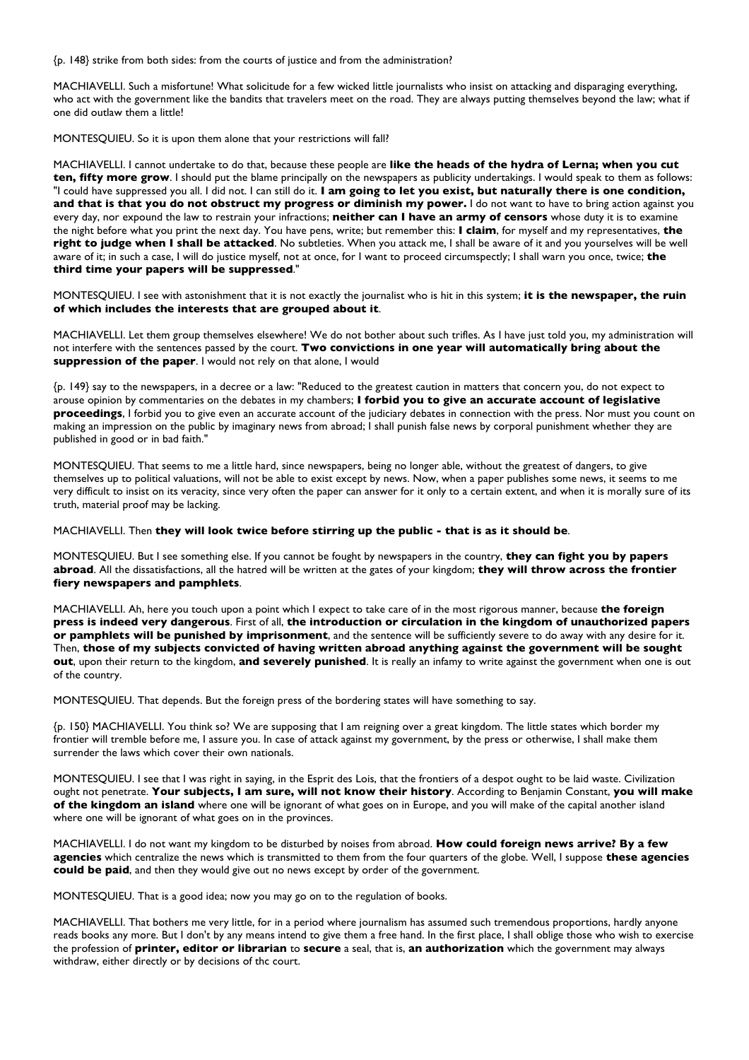{p. 148} strike from both sides: from the courts of justice and from the administration?

MACHIAVELLI. Such a misfortune! What solicitude for a few wicked little journalists who insist on attacking and disparaging everything, who act with the government like the bandits that travelers meet on the road. They are always putting themselves beyond the law; what if one did outlaw them a little!

MONTESQUIEU. So it is upon them alone that your restrictions will fall?

MACHIAVELLI. I cannot undertake to do that, because these people are **like the heads of the hydra of Lerna; when you cut ten, fifty more grow**. I should put the blame principally on the newspapers as publicity undertakings. I would speak to them as follows: "I could have suppressed you all. I did not. I can still do it. **I am going to let you exist, but naturally there is one condition, and that is that you do not obstruct my progress or diminish my power.** I do not want to have to bring action against you every day, nor expound the law to restrain your infractions; **neither can I have an army of censors** whose duty it is to examine the night before what you print the next day. You have pens, write; but remember this: **I claim**, for myself and my representatives, **the right to judge when I shall be attacked**. No subtleties. When you attack me, I shall be aware of it and you yourselves will be well aware of it; in such a case, I will do justice myself, not at once, for I want to proceed circumspectly; I shall warn you once, twice; **the third time your papers will be suppressed**."

MONTESQUIEU. I see with astonishment that it is not exactly the journalist who is hit in this system; **it is the newspaper, the ruin of which includes the interests that are grouped about it**.

MACHIAVELLI. Let them group themselves elsewhere! We do not bother about such trifles. As I have just told you, my administration will not interfere with the sentences passed by the court. **Two convictions in one year will automatically bring about the suppression of the paper**. I would not rely on that alone, I would

{p. 149} say to the newspapers, in a decree or a law: "Reduced to the greatest caution in matters that concern you, do not expect to arouse opinion by commentaries on the debates in my chambers; **I forbid you to give an accurate account of legislative proceedings**, I forbid you to give even an accurate account of the judiciary debates in connection with the press. Nor must you count on making an impression on the public by imaginary news from abroad; I shall punish false news by corporal punishment whether they are published in good or in bad faith."

MONTESQUIEU. That seems to me a little hard, since newspapers, being no longer able, without the greatest of dangers, to give themselves up to political valuations, will not be able to exist except by news. Now, when a paper publishes some news, it seems to me very difficult to insist on its veracity, since very often the paper can answer for it only to a certain extent, and when it is morally sure of its truth, material proof may be lacking.

MACHIAVELLI. Then **they will look twice before stirring up the public - that is as it should be**.

MONTESQUIEU. But I see something else. If you cannot be fought by newspapers in the country, **they can fight you by papers abroad**. All the dissatisfactions, all the hatred will be written at the gates of your kingdom; **they will throw across the frontier fiery newspapers and pamphlets**.

MACHIAVELLI. Ah, here you touch upon a point which I expect to take care of in the most rigorous manner, because **the foreign press is indeed very dangerous**. First of all, **the introduction or circulation in the kingdom of unauthorized papers or pamphlets will be punished by imprisonment**, and the sentence will be sufficiently severe to do away with any desire for it. Then, **those of my subjects convicted of having written abroad anything against the government will be sought out**, upon their return to the kingdom, **and severely punished**. It is really an infamy to write against the government when one is out of the country.

MONTESQUIEU. That depends. But the foreign press of the bordering states will have something to say.

{p. 150} MACHIAVELLI. You think so? We are supposing that I am reigning over a great kingdom. The little states which border my frontier will tremble before me, I assure you. In case of attack against my government, by the press or otherwise, I shall make them surrender the laws which cover their own nationals.

MONTESQUIEU. I see that I was right in saying, in the Esprit des Lois, that the frontiers of a despot ought to be laid waste. Civilization ought not penetrate. **Your subjects, I am sure, will not know their history**. According to Benjamin Constant, **you will make of the kingdom an island** where one will be ignorant of what goes on in Europe, and you will make of the capital another island where one will be ignorant of what goes on in the provinces.

MACHIAVELLI. I do not want my kingdom to be disturbed by noises from abroad. **How could foreign news arrive? By a few agencies** which centralize the news which is transmitted to them from the four quarters of the globe. Well, I suppose **these agencies could be paid**, and then they would give out no news except by order of the government.

MONTESQUIEU. That is a good idea; now you may go on to the regulation of books.

MACHIAVELLI. That bothers me very little, for in a period where journalism has assumed such tremendous proportions, hardly anyone reads books any more. But I don't by any means intend to give them a free hand. In the first place, I shall oblige those who wish to exercise the profession of **printer, editor or librarian** to **secure** a seal, that is, **an authorization** which the government may always withdraw, either directly or by decisions of thc court.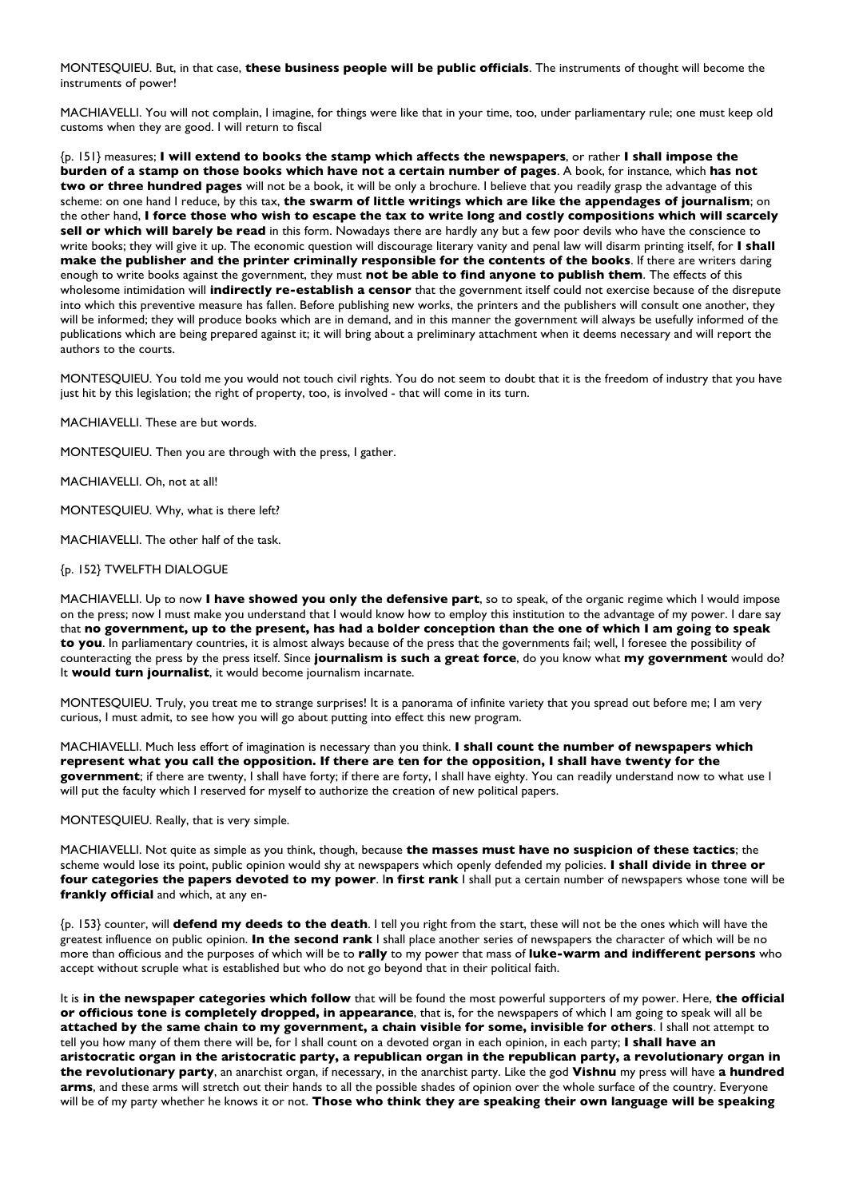MONTESQUIEU. But, in that case, **these business people will be public officials**. The instruments of thought will become the instruments of power!

MACHIAVELLI. You will not complain, I imagine, for things were like that in your time, too, under parliamentary rule; one must keep old customs when they are good. I will return to fiscal

{p. 151} measures; **I will extend to books the stamp which affects the newspapers**, or rather **I shall impose the burden of a stamp on those books which have not a certain number of pages**. A book, for instance, which **has not two or three hundred pages** will not be a book, it will be only a brochure. I believe that you readily grasp the advantage of this scheme: on one hand I reduce, by this tax, **the swarm of little writings which are like the appendages of journalism**; on the other hand, **I force those who wish to escape the tax to write long and costly compositions which will scarcely sell or which will barely be read** in this form. Nowadays there are hardly any but a few poor devils who have the conscience to write books; they will give it up. The economic question will discourage literary vanity and penal law will disarm printing itself, for **I shall make the publisher and the printer criminally responsible for the contents of the books**. If there are writers daring enough to write books against the government, they must **not be able to find anyone to publish them**. The effects of this wholesome intimidation will **indirectly re-establish a censor** that the government itself could not exercise because of the disrepute into which this preventive measure has fallen. Before publishing new works, the printers and the publishers will consult one another, they will be informed; they will produce books which are in demand, and in this manner the government will always be usefully informed of the publications which are being prepared against it; it will bring about a preliminary attachment when it deems necessary and will report the authors to the courts.

MONTESQUIEU. You told me you would not touch civil rights. You do not seem to doubt that it is the freedom of industry that you have just hit by this legislation; the right of property, too, is involved - that will come in its turn.

MACHIAVELLI. These are but words.

MONTESQUIEU. Then you are through with the press, I gather.

MACHIAVELLI. Oh, not at all!

MONTESQUIEU. Why, what is there left?

MACHIAVELLI. The other half of the task.

{p. 152} TWELFTH DIALOGUE

MACHIAVELLI. Up to now **I have showed you only the defensive part**, so to speak, of the organic regime which I would impose on the press; now I must make you understand that I would know how to employ this institution to the advantage of my power. I dare say that **no government, up to the present, has had a bolder conception than the one of which I am going to speak to you**. In parliamentary countries, it is almost always because of the press that the governments fail; well, I foresee the possibility of counteracting the press by the press itself. Since **journalism is such a great force**, do you know what **my government** would do? It **would turn journalist**, it would become journalism incarnate.

MONTESQUIEU. Truly, you treat me to strange surprises! It is a panorama of infinite variety that you spread out before me; I am very curious, I must admit, to see how you will go about putting into effect this new program.

MACHIAVELLI. Much less effort of imagination is necessary than you think. **I shall count the number of newspapers which represent what you call the opposition. If there are ten for the opposition, I shall have twenty for the government**; if there are twenty, I shall have forty; if there are forty, I shall have eighty. You can readily understand now to what use I will put the faculty which I reserved for myself to authorize the creation of new political papers.

MONTESQUIEU. Really, that is very simple.

MACHIAVELLI. Not quite as simple as you think, though, because **the masses must have no suspicion of these tactics**; the scheme would lose its point, public opinion would shy at newspapers which openly defended my policies. **I shall divide in three or four categories the papers devoted to my power**. I**n first rank** I shall put a certain number of newspapers whose tone will be **frankly official** and which, at any en-

{p. 153} counter, will **defend my deeds to the death**. I tell you right from the start, these will not be the ones which will have the greatest influence on public opinion. **In the second rank** I shall place another series of newspapers the character of which will be no more than officious and the purposes of which will be to **rally** to my power that mass of **luke-warm and indifferent persons** who accept without scruple what is established but who do not go beyond that in their political faith.

It is **in the newspaper categories which follow** that will be found the most powerful supporters of my power. Here, **the official or officious tone is completely dropped, in appearance**, that is, for the newspapers of which I am going to speak will all be **attached by the same chain to my government, a chain visible for some, invisible for others**. I shall not attempt to tell you how many of them there will be, for I shall count on a devoted organ in each opinion, in each party; **I shall have an aristocratic organ in the aristocratic party, a republican organ in the republican party, a revolutionary organ in the revolutionary party**, an anarchist organ, if necessary, in the anarchist party. Like the god **Vishnu** my press will have **a hundred arms**, and these arms will stretch out their hands to all the possible shades of opinion over the whole surface of the country. Everyone will be of my party whether he knows it or not. **Those who think they are speaking their own language will be speaking**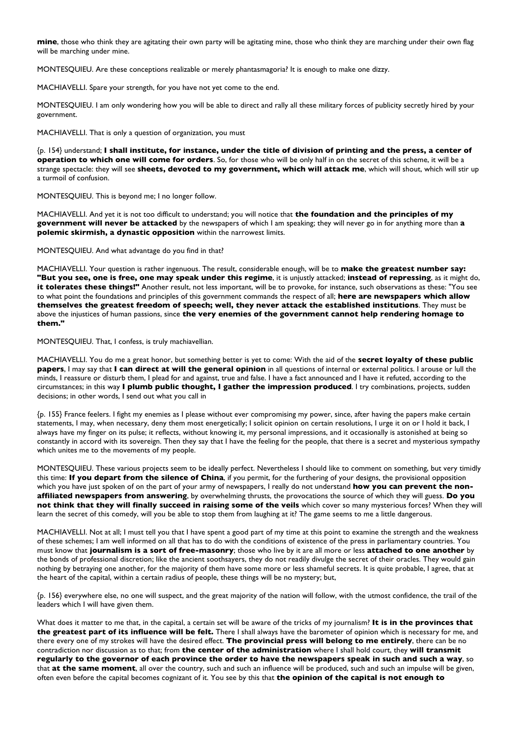**mine**, those who think they are agitating their own party will be agitating mine, those who think they are marching under their own flag will be marching under mine.

MONTESQUIEU. Are these conceptions realizable or merely phantasmagoria? It is enough to make one dizzy.

MACHIAVELLI. Spare your strength, for you have not yet come to the end.

MONTESQUIEU. I am only wondering how you will be able to direct and rally all these military forces of publicity secretly hired by your government.

MACHIAVELLI. That is only a question of organization, you must

{p. 154} understand; **I shall institute, for instance, under the title of division of printing and the press, a center of operation to which one will come for orders**. So, for those who will be only half in on the secret of this scheme, it will be a strange spectacle: they will see **sheets, devoted to my government, which will attack me**, which will shout, which will stir up a turmoil of confusion.

MONTESQUIEU. This is beyond me; I no longer follow.

MACHIAVELLI. And yet it is not too difficult to understand; you will notice that **the foundation and the principles of my government will never be attacked** by the newspapers of which I am speaking; they will never go in for anything more than **a polemic skirmish, a dynastic opposition** within the narrowest limits.

MONTESQUIEU. And what advantage do you find in that?

MACHIAVELLI. Your question is rather ingenuous. The result, considerable enough, will be to **make the greatest number say: "But you see, one is free, one may speak under this regime**, it is unjustly attacked; **instead of repressing**, as it might do, **it tolerates these things!"** Another result, not less important, will be to provoke, for instance, such observations as these: "You see to what point the foundations and principles of this government commands the respect of all; **here are newspapers which allow themselves the greatest freedom of speech; well, they never attack the established institutions**. They must be above the injustices of human passions, since **the very enemies of the government cannot help rendering homage to them."**

MONTESQUIEU. That, I confess, is truly machiavellian.

MACHIAVELLI. You do me a great honor, but something better is yet to come: With the aid of the **secret loyalty of these public papers**, I may say that **I can direct at will the general opinion** in all questions of internal or external politics. I arouse or lull the minds, I reassure or disturb them, I plead for and against, true and false. I have a fact announced and I have it refuted, according to the circumstances; in this way **I plumb public thought, I gather the impression produced**. I try combinations, projects, sudden decisions; in other words, I send out what you call in

{p. 155} France feelers. I fight my enemies as I please without ever compromising my power, since, after having the papers make certain statements, I may, when necessary, deny them most energetically; I solicit opinion on certain resolutions, I urge it on or I hold it back, I always have my finger on its pulse; it reflects, without knowing it, my personal impressions, and it occasionally is astonished at being so constantly in accord with its sovereign. Then they say that I have the feeling for the people, that there is a secret and mysterious sympathy which unites me to the movements of my people.

MONTESQUIEU. These various projects seem to be ideally perfect. Nevertheless I should like to comment on something, but very timidly this time: **If you depart from the silence of China**, if you permit, for the furthering of your designs, the provisional opposition which you have just spoken of on the part of your army of newspapers, I really do not understand **how you can prevent the non-affiliated newspapers from answering**, by overwhelming thrusts, the provocations the source of which they will guess. **Do you not think that they will finally succeed in raising some of the veils** which cover so many mysterious forces? When they will learn the secret of this comedy, will you be able to stop them from laughing at it? The game seems to me a little dangerous.

MACHIAVELLI. Not at all; I must tell you that I have spent a good part of my time at this point to examine the strength and the weakness of these schemes; I am well informed on all that has to do with the conditions of existence of the press in parliamentary countries. You must know that **journalism is a sort of free-masonry**; those who live by it are all more or less **attached to one another** by the bonds of professional discretion; like the ancient soothsayers, they do not readily divulge the secret of their oracles. They would gain nothing by betraying one another, for the majority of them have some more or less shameful secrets. It is quite probable, I agree, that at the heart of the capital, within a certain radius of people, these things will be no mystery; but,

{p. 156} everywhere else, no one will suspect, and the great majority of the nation will follow, with the utmost confidence, the trail of the leaders which I will have given them.

What does it matter to me that, in the capital, a certain set will be aware of the tricks of my journalism? **It is in the provinces that the greatest part of its influence will be felt.** There I shall always have the barometer of opinion which is necessary for me, and there every one of my strokes will have the desired effect. **The provincial press will belong to me entirely**, there can be no contradiction nor discussion as to that; from **the center of the administration** where I shall hold court, they **will transmit regularly to the governor of each province the order to have the newspapers speak in such and such a way**, so that **at the same moment**, all over the country, such and such an influence will be produced, such and such an impulse will be given, often even before the capital becomes cognizant of it. You see by this that **the opinion of the capital is not enough to**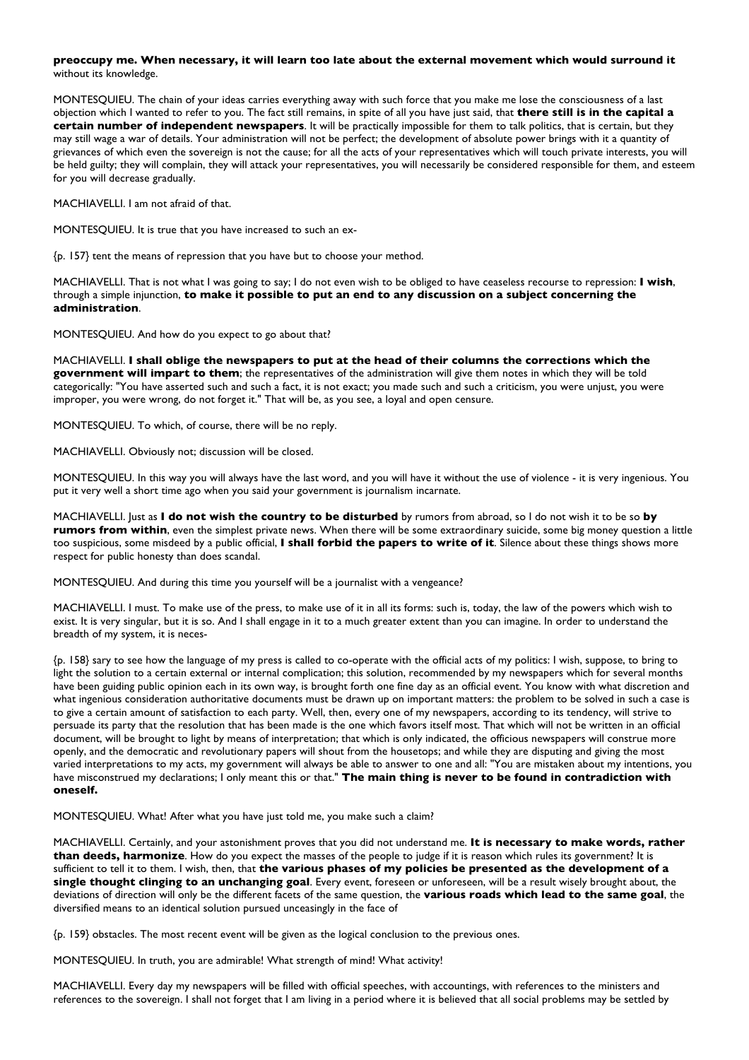**preoccupy me. When necessary, it will learn too late about the external movement which would surround it** without its knowledge.

MONTESQUIEU. The chain of your ideas carries everything away with such force that you make me lose the consciousness of a last objection which I wanted to refer to you. The fact still remains, in spite of all you have just said, that **there still is in the capital a certain number of independent newspapers**. It will be practically impossible for them to talk politics, that is certain, but they may still wage a war of details. Your administration will not be perfect; the development of absolute power brings with it a quantity of grievances of which even the sovereign is not the cause; for all the acts of your representatives which will touch private interests, you will be held guilty; they will complain, they will attack your representatives, you will necessarily be considered responsible for them, and esteem for you will decrease gradually.

MACHIAVELLI. I am not afraid of that.

MONTESQUIEU. It is true that you have increased to such an ex-

{p. 157} tent the means of repression that you have but to choose your method.

MACHIAVELLI. That is not what I was going to say; I do not even wish to be obliged to have ceaseless recourse to repression: **I wish**, through a simple injunction, **to make it possible to put an end to any discussion on a subject concerning the administration**.

MONTESQUIEU. And how do you expect to go about that?

MACHIAVELLI. **I shall oblige the newspapers to put at the head of their columns the corrections which the government will impart to them**; the representatives of the administration will give them notes in which they will be told categorically: "You have asserted such and such a fact, it is not exact; you made such and such a criticism, you were unjust, you were improper, you were wrong, do not forget it." That will be, as you see, a loyal and open censure.

MONTESQUIEU. To which, of course, there will be no reply.

MACHIAVELLI. Obviously not; discussion will be closed.

MONTESQUIEU. In this way you will always have the last word, and you will have it without the use of violence - it is very ingenious. You put it very well a short time ago when you said your government is journalism incarnate.

MACHIAVELLI. Just as **I do not wish the country to be disturbed** by rumors from abroad, so I do not wish it to be so **by rumors from within**, even the simplest private news. When there will be some extraordinary suicide, some big money question a little too suspicious, some misdeed by a public official, **I shall forbid the papers to write of it**. Silence about these things shows more respect for public honesty than does scandal.

MONTESQUIEU. And during this time you yourself will be a journalist with a vengeance?

MACHIAVELLI. I must. To make use of the press, to make use of it in all its forms: such is, today, the law of the powers which wish to exist. It is very singular, but it is so. And I shall engage in it to a much greater extent than you can imagine. In order to understand the breadth of my system, it is neces-

{p. 158} sary to see how the language of my press is called to co-operate with the official acts of my politics: I wish, suppose, to bring to light the solution to a certain external or internal complication; this solution, recommended by my newspapers which for several months have been guiding public opinion each in its own way, is brought forth one fine day as an official event. You know with what discretion and what ingenious consideration authoritative documents must be drawn up on important matters: the problem to be solved in such a case is to give a certain amount of satisfaction to each party. Well, then, every one of my newspapers, according to its tendency, will strive to persuade its party that the resolution that has been made is the one which favors itself most. That which will not be written in an official document, will be brought to light by means of interpretation; that which is only indicated, the officious newspapers will construe more openly, and the democratic and revolutionary papers will shout from the housetops; and while they are disputing and giving the most varied interpretations to my acts, my government will always be able to answer to one and all: "You are mistaken about my intentions, you have misconstrued my declarations; I only meant this or that." **The main thing is never to be found in contradiction with oneself.**

MONTESQUIEU. What! After what you have just told me, you make such a claim?

MACHIAVELLI. Certainly, and your astonishment proves that you did not understand me. **It is necessary to make words, rather than deeds, harmonize**. How do you expect the masses of the people to judge if it is reason which rules its government? It is sufficient to tell it to them. I wish, then, that **the various phases of my policies be presented as the development of a single thought clinging to an unchanging goal**. Every event, foreseen or unforeseen, will be a result wisely brought about, the deviations of direction will only be the different facets of the same question, the **various roads which lead to the same goal**, the diversified means to an identical solution pursued unceasingly in the face of

{p. 159} obstacles. The most recent event will be given as the logical conclusion to the previous ones.

MONTESQUIEU. In truth, you are admirable! What strength of mind! What activity!

MACHIAVELLI. Every day my newspapers will be filled with official speeches, with accountings, with references to the ministers and references to the sovereign. I shall not forget that I am living in a period where it is believed that all social problems may be settled by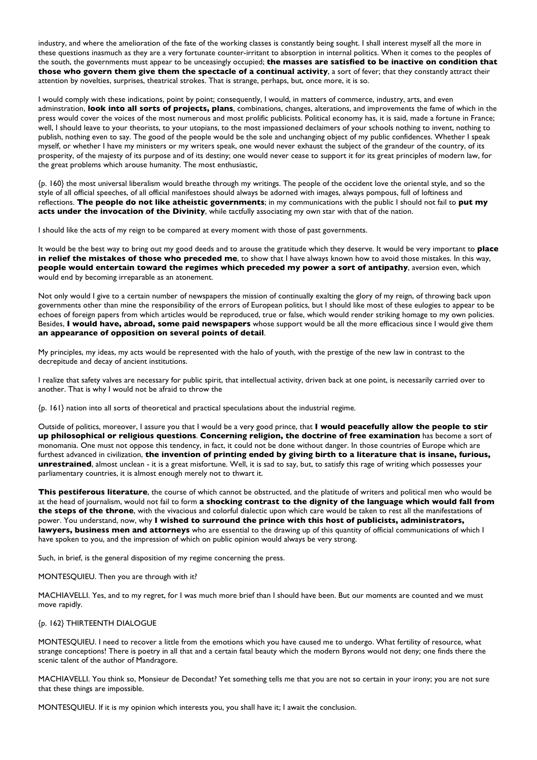industry, and where the amelioration of the fate of the working classes is constantly being sought. I shall interest myself all the more in these questions inasmuch as they are a very fortunate counter-irritant to absorption in internal politics. When it comes to the peoples of the south, the governments must appear to be unceasingly occupied; **the masses are satisfied to be inactive on condition that those who govern them give them the spectacle of a continual activity**, a sort of fever; that they constantly attract their attention by novelties, surprises, theatrical strokes. That is strange, perhaps, but, once more, it is so.

I would comply with these indications, point by point; consequently, I would, in matters of commerce, industry, arts, and even adminstration, **look into all sorts of projects, plans**, combinations, changes, alterations, and improvements the fame of which in the press would cover the voices of the most numerous and most prolific publicists. Political economy has, it is said, made a fortune in France; well, I should leave to your theorists, to your utopians, to the most impassioned declaimers of your schools nothing to invent, nothing to publish, nothing even to say. The good of the people would be the sole and unchanging object of my public confidences. Whether I speak myself, or whether I have my ministers or my writers speak, one would never exhaust the subject of the grandeur of the country, of its prosperity, of the majesty of its purpose and of its destiny; one would never cease to support it for its great principles of modern law, for the great problems which arouse humanity. The most enthusiastic,

{p. 160} the most universal liberalism would breathe through my writings. The people of the occident love the oriental style, and so the style of all official speeches, of all official manifestoes should always be adorned with images, always pompous, full of loftiness and reflections. **The people do not like atheistic governments**; in my communications with the public I should not fail to **put my acts under the invocation of the Divinity**, while tactfully associating my own star with that of the nation.

I should like the acts of my reign to be compared at every moment with those of past governments.

It would be the best way to bring out my good deeds and to arouse the gratitude which they deserve. It would be very important to **place in relief the mistakes of those who preceded me**, to show that I have always known how to avoid those mistakes. In this way, **people would entertain toward the regimes which preceded my power a sort of antipathy**, aversion even, which would end by becoming irreparable as an atonement.

Not only would I give to a certain number of newspapers the mission of continually exalting the glory of my reign, of throwing back upon governments other than mine the responsibility of the errors of European politics, but I should like most of these eulogies to appear to be echoes of foreign papers from which articles would be reproduced, true or false, which would render striking homage to my own policies. Besides, **I would have, abroad, some paid newspapers** whose support would be all the more efficacious since I would give them **an appearance of opposition on several points of detail**.

My principles, my ideas, my acts would be represented with the halo of youth, with the prestige of the new law in contrast to the decrepitude and decay of ancient institutions.

I realize that safety valves are necessary for public spirit, that intellectual activity, driven back at one point, is necessarily carried over to another. That is why I would not be afraid to throw the

{p. 161} nation into all sorts of theoretical and practical speculations about the industrial regime.

Outside of politics, moreover, I assure you that I would be a very good prince, that **I would peacefully allow the people to stir up philosophical or religious questions**. **Concerning religion, the doctrine of free examination** has become a sort of monomania. One must not oppose this tendency, in fact, it could not be done without danger. In those countries of Europe which are furthest advanced in civilization, **the invention of printing ended by giving birth to a literature that is insane, furious, unrestrained**, almost unclean - it is a great misfortune. Well, it is sad to say, but, to satisfy this rage of writing which possesses your parliamentary countries, it is almost enough merely not to thwart it.

**This pestiferous literature**, the course of which cannot be obstructed, and the platitude of writers and political men who would be at the head of journalism, would not fail to form **a shocking contrast to the dignity of the language which would fall from the steps of the throne**, with the vivacious and colorful dialectic upon which care would be taken to rest all the manifestations of power. You understand, now, why **I wished to surround the prince with this host of publicists, administrators, lawyers, business men and attorneys** who are essential to the drawing up of this quantity of official communications of which I have spoken to you, and the impression of which on public opinion would always be very strong.

Such, in brief, is the general disposition of my regime concerning the press.

MONTESQUIEU. Then you are through with it?

MACHIAVELLI. Yes, and to my regret, for I was much more brief than I should have been. But our moments are counted and we must move rapidly.

{p. 162} THIRTEENTH DIALOGUE

MONTESQUIEU. I need to recover a little from the emotions which you have caused me to undergo. What fertility of resource, what strange conceptions! There is poetry in all that and a certain fatal beauty which the modern Byrons would not deny; one finds there the scenic talent of the author of Mandragore.

MACHIAVELLI. You think so, Monsieur de Decondat? Yet something tells me that you are not so certain in your irony; you are not sure that these things are impossible.

MONTESQUIEU. If it is my opinion which interests you, you shall have it; I await the conclusion.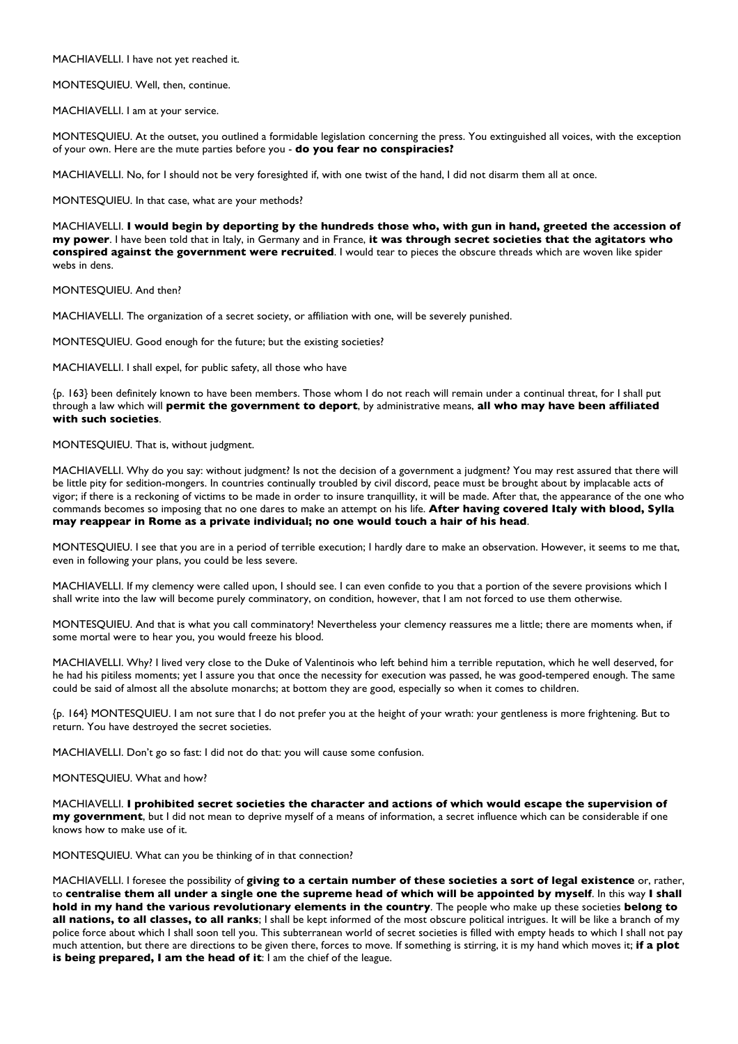MACHIAVELLI. I have not yet reached it.

MONTESQUIEU. Well, then, continue.

MACHIAVELLI. I am at your service.

MONTESQUIEU. At the outset, you outlined a formidable legislation concerning the press. You extinguished all voices, with the exception of your own. Here are the mute parties before you - **do you fear no conspiracies?**

MACHIAVELLI. No, for I should not be very foresighted if, with one twist of the hand, I did not disarm them all at once.

MONTESQUIEU. In that case, what are your methods?

MACHIAVELLI. **I would begin by deporting by the hundreds those who, with gun in hand, greeted the accession of my power**. I have been told that in Italy, in Germany and in France, **it was through secret societies that the agitators who conspired against the government were recruited**. I would tear to pieces the obscure threads which are woven like spider webs in dens.

MONTESQUIEU. And then?

MACHIAVELLI. The organization of a secret society, or affiliation with one, will be severely punished.

MONTESQUIEU. Good enough for the future; but the existing societies?

MACHIAVELLI. I shall expel, for public safety, all those who have

{p. 163} been definitely known to have been members. Those whom I do not reach will remain under a continual threat, for I shall put through a law which will **permit the government to deport**, by administrative means, **all who may have been affiliated with such societies**.

MONTESQUIEU. That is, without judgment.

MACHIAVELLI. Why do you say: without judgment? Is not the decision of a government a judgment? You may rest assured that there will be little pity for sedition-mongers. In countries continually troubled by civil discord, peace must be brought about by implacable acts of vigor; if there is a reckoning of victims to be made in order to insure tranquillity, it will be made. After that, the appearance of the one who commands becomes so imposing that no one dares to make an attempt on his life. **After having covered Italy with blood, Sylla may reappear in Rome as a private individual; no one would touch a hair of his head**.

MONTESQUIEU. I see that you are in a period of terrible execution; I hardly dare to make an observation. However, it seems to me that, even in following your plans, you could be less severe.

MACHIAVELLI. If my clemency were called upon, I should see. I can even confide to you that a portion of the severe provisions which I shall write into the law will become purely comminatory, on condition, however, that I am not forced to use them otherwise.

MONTESQUIEU. And that is what you call comminatory! Nevertheless your clemency reassures me a little; there are moments when, if some mortal were to hear you, you would freeze his blood.

MACHIAVELLI. Why? I lived very close to the Duke of Valentinois who left behind him a terrible reputation, which he well deserved, for he had his pitiless moments; yet I assure you that once the necessity for execution was passed, he was good-tempered enough. The same could be said of almost all the absolute monarchs; at bottom they are good, especially so when it comes to children.

{p. 164} MONTESQUIEU. I am not sure that I do not prefer you at the height of your wrath: your gentleness is more frightening. But to return. You have destroyed the secret societies.

MACHIAVELLI. Don't go so fast: I did not do that: you will cause some confusion.

MONTESQUIEU. What and how?

MACHIAVELLI. **I prohibited secret societies the character and actions of which would escape the supervision of my government**, but I did not mean to deprive myself of a means of information, a secret influence which can be considerable if one knows how to make use of it.

MONTESQUIEU. What can you be thinking of in that connection?

MACHIAVELLI. I foresee the possibility of **giving to a certain number of these societies a sort of legal existence** or, rather, to **centralise them all under a single one the supreme head of which will be appointed by myself**. In this way **I shall hold in my hand the various revolutionary elements in the country**. The people who make up these societies **belong to all nations, to all classes, to all ranks**; I shall be kept informed of the most obscure political intrigues. It will be like a branch of my police force about which I shall soon tell you. This subterranean world of secret societies is filled with empty heads to which I shall not pay much attention, but there are directions to be given there, forces to move. If something is stirring, it is my hand which moves it; **if a plot is being prepared, I am the head of it**: I am the chief of the league.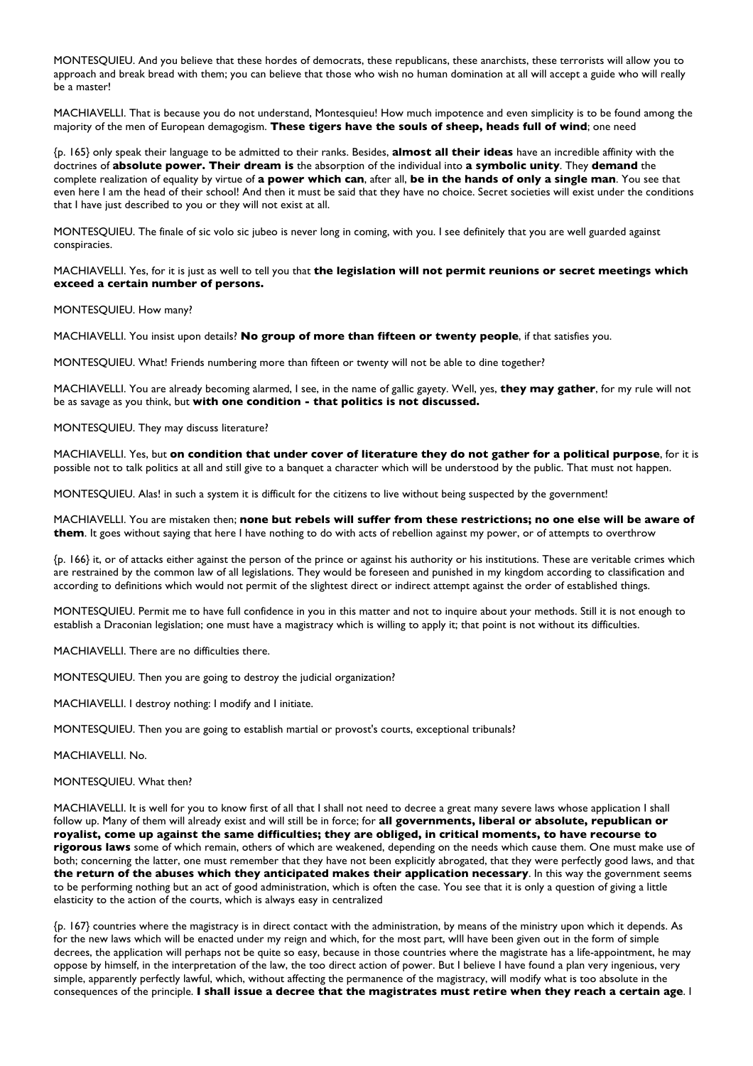MONTESQUIEU. And you believe that these hordes of democrats, these republicans, these anarchists, these terrorists will allow you to approach and break bread with them; you can believe that those who wish no human domination at all will accept a guide who will really be a master!

MACHIAVELLI. That is because you do not understand, Montesquieu! How much impotence and even simplicity is to be found among the majority of the men of European demagogism. **These tigers have the souls of sheep, heads full of wind**; one need

{p. 165} only speak their language to be admitted to their ranks. Besides, **almost all their ideas** have an incredible affinity with the doctrines of **absolute power. Their dream is** the absorption of the individual into **a symbolic unity**. They **demand** the complete realization of equality by virtue of **a power which can**, after all, **be in the hands of only a single man**. You see that even here I am the head of their school! And then it must be said that they have no choice. Secret societies will exist under the conditions that I have just described to you or they will not exist at all.

MONTESQUIEU. The finale of sic volo sic jubeo is never long in coming, with you. I see definitely that you are well guarded against conspiracies.

MACHIAVELLI. Yes, for it is just as well to tell you that **the legislation will not permit reunions or secret meetings which exceed a certain number of persons.**

MONTESQUIEU. How many?

MACHIAVELLI. You insist upon details? **No group of more than fifteen or twenty people**, if that satisfies you.

MONTESQUIEU. What! Friends numbering more than fifteen or twenty will not be able to dine together?

MACHIAVELLI. You are already becoming alarmed, I see, in the name of gallic gayety. Well, yes, **they may gather**, for my rule will not be as savage as you think, but **with one condition - that politics is not discussed.**

MONTESQUIEU. They may discuss literature?

MACHIAVELLI. Yes, but **on condition that under cover of literature they do not gather for a political purpose**, for it is possible not to talk politics at all and still give to a banquet a character which will be understood by the public. That must not happen.

MONTESQUIEU. Alas! in such a system it is difficult for the citizens to live without being suspected by the government!

MACHIAVELLI. You are mistaken then; **none but rebels will suffer from these restrictions; no one else will be aware of them**. It goes without saying that here I have nothing to do with acts of rebellion against my power, or of attempts to overthrow

{p. 166} it, or of attacks either against the person of the prince or against his authority or his institutions. These are veritable crimes which are restrained by the common law of all legislations. They would be foreseen and punished in my kingdom according to classification and according to definitions which would not permit of the slightest direct or indirect attempt against the order of established things.

MONTESQUIEU. Permit me to have full confidence in you in this matter and not to inquire about your methods. Still it is not enough to establish a Draconian legislation; one must have a magistracy which is willing to apply it; that point is not without its difficulties.

MACHIAVELLI. There are no difficulties there.

MONTESQUIEU. Then you are going to destroy the judicial organization?

MACHIAVELLI. I destroy nothing: I modify and I initiate.

MONTESQUIEU. Then you are going to establish martial or provost's courts, exceptional tribunals?

MACHIAVELLI. No.

MONTESQUIEU. What then?

MACHIAVELLI. It is well for you to know first of all that I shall not need to decree a great many severe laws whose application I shall follow up. Many of them will already exist and will still be in force; for **all governments, liberal or absolute, republican or royalist, come up against the same difficulties; they are obliged, in critical moments, to have recourse to rigorous laws** some of which remain, others of which are weakened, depending on the needs which cause them. One must make use of both; concerning the latter, one must remember that they have not been explicitly abrogated, that they were perfectly good laws, and that **the return of the abuses which they anticipated makes their application necessary**. In this way the government seems to be performing nothing but an act of good administration, which is often the case. You see that it is only a question of giving a little elasticity to the action of the courts, which is always easy in centralized

{p. 167} countries where the magistracy is in direct contact with the administration, by means of the ministry upon which it depends. As for the new laws which will be enacted under my reign and which, for the most part, will have been given out in the form of simple decrees, the application will perhaps not be quite so easy, because in those countries where the magistrate has a life-appointment, he may oppose by himself, in the interpretation of the law, the too direct action of power. But I believe I have found a plan very ingenious, very simple, apparently perfectly lawful, which, without affecting the permanence of the magistracy, will modify what is too absolute in the consequences of the principle. **I shall issue a decree that the magistrates must retire when they reach a certain age**. I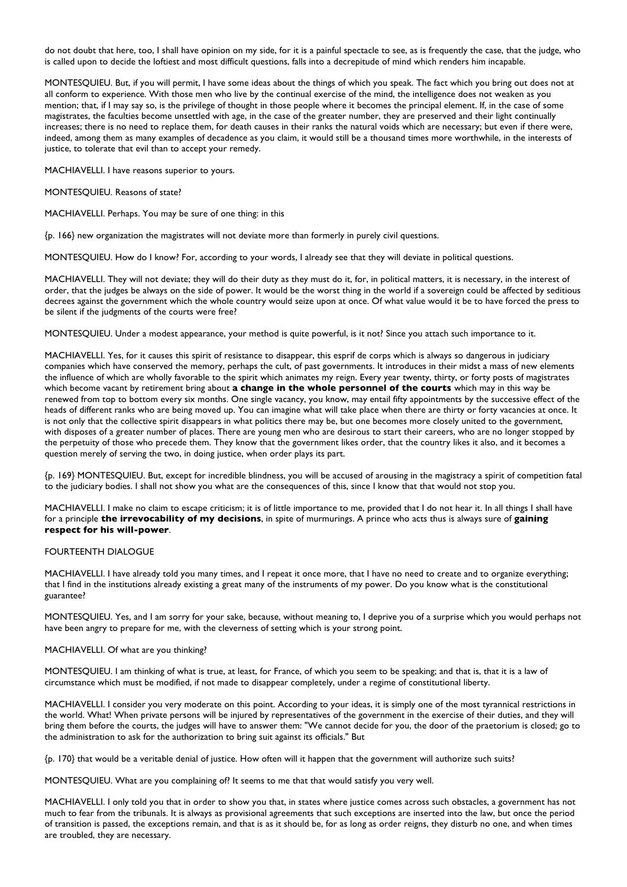do not doubt that here, too, I shall have opinion on my side, for it is a painful spectacle to see, as is frequently the case, that the judge, who is called upon to decide the loftiest and most difficult questions, falls into a decrepitude of mind which renders him incapable.

MONTESQUIEU. But, if you will permit, I have some ideas about the things of which you speak. The fact which you bring out does not at all conform to experience. With those men who live by the continual exercise of the mind, the intelligence does not weaken as you mention; that, if I may say so, is the privilege of thought in those people where it becomes the principal element. If, in the case of some magistrates, the faculties become unsettled with age, in the case of the greater number, they are preserved and their light continually increases; there is no need to replace them, for death causes in their ranks the natural voids which are necessary; but even if there were, indeed, among them as many examples of decadence as you claim, it would still be a thousand times more worthwhile, in the interests of justice, to tolerate that evil than to accept your remedy.

MACHIAVELLI. I have reasons superior to yours.

MONTESQUIEU. Reasons of state?

MACHIAVELLI. Perhaps. You may be sure of one thing: in this

{p. 166} new organization the magistrates will not deviate more than formerly in purely civil questions.

MONTESQUIEU. How do I know? For, according to your words, I already see that they will deviate in political questions.

MACHIAVELLI. They will not deviate; they will do their duty as they must do it, for, in political matters, it is necessary, in the interest of order, that the judges be always on the side of power. It would be the worst thing in the world if a sovereign could be affected by seditious decrees against the government which the whole country would seize upon at once. Of what value would it be to have forced the press to be silent if the judgments of the courts were free?

MONTESQUIEU. Under a modest appearance, your method is quite powerful, is it not? Since you attach such importance to it.

MACHIAVELLI. Yes, for it causes this spirit of resistance to disappear, this esprif de corps which is always so dangerous in judiciary companies which have conserved the memory, perhaps the cult, of past governments. It introduces in their midst a mass of new elements the influence of which are wholly favorable to the spirit which animates my reign. Every year twenty, thirty, or forty posts of magistrates which become vacant by retirement bring about **a change in the whole personnel of the courts** which may in this way be renewed from top to bottom every six months. One single vacancy, you know, may entail fifty appointments by the successive effect of the heads of different ranks who are being moved up. You can imagine what will take place when there are thirty or forty vacancies at once. It is not only that the collective spirit disappears in what politics there may be, but one becomes more closely united to the government, with disposes of a greater number of places. There are young men who are desirous to start their careers, who are no longer stopped by the perpetuity of those who precede them. They know that the government likes order, that the country likes it also, and it becomes a question merely of serving the two, in doing justice, when order plays its part.

{p. 169} MONTESQUIEU. But, except for incredible blindness, you will be accused of arousing in the magistracy a spirit of competition fatal to the judiciary bodies. I shall not show you what are the consequences of this, since I know that that would not stop you.

MACHIAVELLI. I make no claim to escape criticism; it is of little importance to me, provided that I do not hear it. In all things I shall have for a principle **the irrevocability of my decisions**, in spite of murmurings. A prince who acts thus is always sure of **gaining respect for his will-power**.

## FOURTEENTH DIALOGUE

MACHIAVELLI. I have already told you many times, and I repeat it once more, that I have no need to create and to organize everything; that I find in the institutions already existing a great many of the instruments of my power. Do you know what is the constitutional guarantee?

MONTESQUIEU. Yes, and I am sorry for your sake, because, without meaning to, I deprive you of a surprise which you would perhaps not have been angry to prepare for me, with the cleverness of setting which is your strong point.

MACHIAVELLI. Of what are you thinking?

MONTESQUIEU. I am thinking of what is true, at least, for France, of which you seem to be speaking; and that is, that it is a law of circumstance which must be modified, if not made to disappear completely, under a regime of constitutional liberty.

MACHIAVELLI. I consider you very moderate on this point. According to your ideas, it is simply one of the most tyrannical restrictions in the world. What! When private persons will be injured by representatives of the government in the exercise of their duties, and they will bring them before the courts, the judges will have to answer them: "We cannot decide for you, the door of the praetorium is closed; go to the administration to ask for the authorization to bring suit against its officials." But

{p. 170} that would be a veritable denial of justice. How often will it happen that the government will authorize such suits?

MONTESQUIEU. What are you complaining of? It seems to me that that would satisfy you very well.

MACHIAVELLI. I only told you that in order to show you that, in states where justice comes across such obstacles, a government has not much to fear from the tribunals. It is always as provisional agreements that such exceptions are inserted into the law, but once the period of transition is passed, the exceptions remain, and that is as it should be, for as long as order reigns, they disturb no one, and when times are troubled, they are necessary.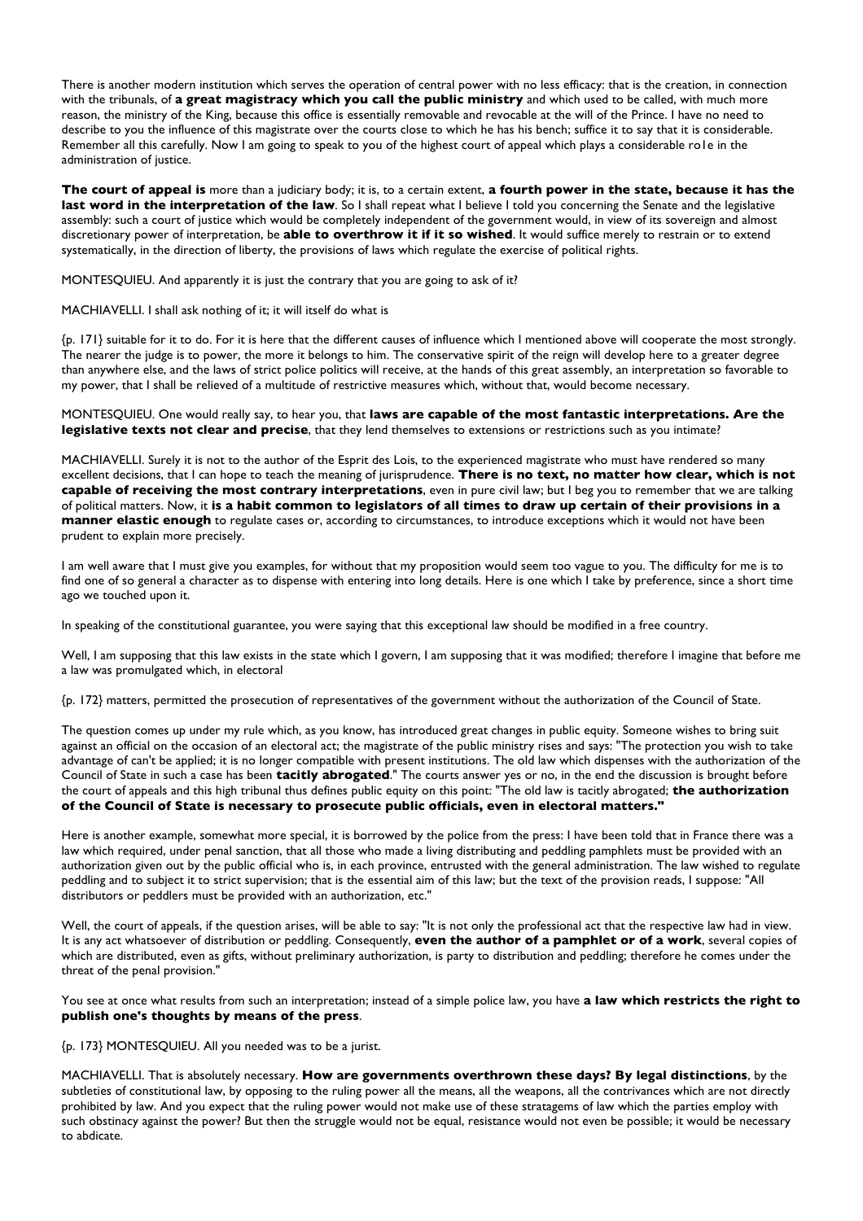There is another modern institution which serves the operation of central power with no less efficacy: that is the creation, in connection with the tribunals, of **a great magistracy which you call the public ministry** and which used to be called, with much more reason, the ministry of the King, because this office is essentially removable and revocable at the will of the Prince. I have no need to describe to you the influence of this magistrate over the courts close to which he has his bench; suffice it to say that it is considerable. Remember all this carefully. Now I am going to speak to you of the highest court of appeal which plays a considerable ro1e in the administration of justice.

**The court of appeal is** more than a judiciary body; it is, to a certain extent, **a fourth power in the state, because it has the last word in the interpretation of the law**. So I shall repeat what I believe I told you concerning the Senate and the legislative assembly: such a court of justice which would be completely independent of the government would, in view of its sovereign and almost discretionary power of interpretation, be **able to overthrow it if it so wished**. It would suffice merely to restrain or to extend systematically, in the direction of liberty, the provisions of laws which regulate the exercise of political rights.

MONTESQUIEU. And apparently it is just the contrary that you are going to ask of it?

MACHIAVELLI. I shall ask nothing of it; it will itself do what is

{p. 171} suitable for it to do. For it is here that the different causes of influence which I mentioned above will cooperate the most strongly. The nearer the judge is to power, the more it belongs to him. The conservative spirit of the reign will develop here to a greater degree than anywhere else, and the laws of strict police politics will receive, at the hands of this great assembly, an interpretation so favorable to my power, that I shall be relieved of a multitude of restrictive measures which, without that, would become necessary.

MONTESQUIEU. One would really say, to hear you, that **laws are capable of the most fantastic interpretations. Are the legislative texts not clear and precise**, that they lend themselves to extensions or restrictions such as you intimate?

MACHIAVELLI. Surely it is not to the author of the Esprit des Lois, to the experienced magistrate who must have rendered so many excellent decisions, that I can hope to teach the meaning of jurisprudence. **There is no text, no matter how clear, which is not capable of receiving the most contrary interpretations**, even in pure civil law; but I beg you to remember that we are talking of political matters. Now, it **is a habit common to legislators of all times to draw up certain of their provisions in a manner elastic enough** to regulate cases or, according to circumstances, to introduce exceptions which it would not have been prudent to explain more precisely.

I am well aware that I must give you examples, for without that my proposition would seem too vague to you. The difficulty for me is to find one of so general a character as to dispense with entering into long details. Here is one which I take by preference, since a short time ago we touched upon it.

In speaking of the constitutional guarantee, you were saying that this exceptional law should be modified in a free country.

Well, I am supposing that this law exists in the state which I govern, I am supposing that it was modified; therefore I imagine that before me a law was promulgated which, in electoral

{p. 172} matters, permitted the prosecution of representatives of the government without the authorization of the Council of State.

The question comes up under my rule which, as you know, has introduced great changes in public equity. Someone wishes to bring suit against an official on the occasion of an electoral act; the magistrate of the public ministry rises and says: "The protection you wish to take advantage of can't be applied; it is no longer compatible with present institutions. The old law which dispenses with the authorization of the Council of State in such a case has been **tacitly abrogated**." The courts answer yes or no, in the end the discussion is brought before the court of appeals and this high tribunal thus defines public equity on this point: "The old law is tacitly abrogated; **the authorization of the Council of State is necessary to prosecute public officials, even in electoral matters."**

Here is another example, somewhat more special, it is borrowed by the police from the press: I have been told that in France there was a law which required, under penal sanction, that all those who made a living distributing and peddling pamphlets must be provided with an authorization given out by the public official who is, in each province, entrusted with the general administration. The law wished to regulate peddling and to subject it to strict supervision; that is the essential aim of this law; but the text of the provision reads, I suppose: "All distributors or peddlers must be provided with an authorization, etc."

Well, the court of appeals, if the question arises, will be able to say: "It is not only the professional act that the respective law had in view. It is any act whatsoever of distribution or peddling. Consequently, **even the author of a pamphlet or of a work**, several copies of which are distributed, even as gifts, without preliminary authorization, is party to distribution and peddling; therefore he comes under the threat of the penal provision."

You see at once what results from such an interpretation; instead of a simple police law, you have **a law which restricts the right to publish one's thoughts by means of the press**.

{p. 173} MONTESQUIEU. All you needed was to be a jurist.

MACHIAVELLI. That is absolutely necessary. **How are governments overthrown these days? By legal distinctions**, by the subtleties of constitutional law, by opposing to the ruling power all the means, all the weapons, all the contrivances which are not directly prohibited by law. And you expect that the ruling power would not make use of these stratagems of law which the parties employ with such obstinacy against the power? But then the struggle would not be equal, resistance would not even be possible; it would be necessary to abdicate.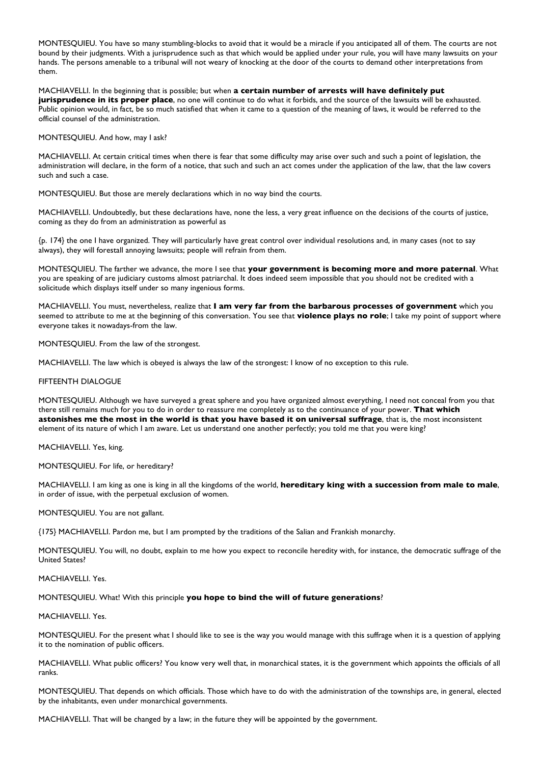MONTESQUIEU. You have so many stumbling-blocks to avoid that it would be a miracle if you anticipated all of them. The courts are not bound by their judgments. With a jurisprudence such as that which would be applied under your rule, you will have many lawsuits on your hands. The persons amenable to a tribunal will not weary of knocking at the door of the courts to demand other interpretations from them.

MACHIAVELLI. In the beginning that is possible; but when **a certain number of arrests will have definitely put jurisprudence in its proper place**, no one will continue to do what it forbids, and the source of the lawsuits will be exhausted. Public opinion would, in fact, be so much satisfied that when it came to a question of the meaning of laws, it would be referred to the official counsel of the administration.

MONTESQUIEU. And how, may I ask?

MACHIAVELLI. At certain critical times when there is fear that some difficulty may arise over such and such a point of legislation, the administration will declare, in the form of a notice, that such and such an act comes under the application of the law, that the law covers such and such a case.

MONTESQUIEU. But those are merely declarations which in no way bind the courts.

MACHIAVELLI. Undoubtedly, but these declarations have, none the less, a very great influence on the decisions of the courts of justice, coming as they do from an administration as powerful as

{p. 174} the one I have organized. They will particularly have great control over individual resolutions and, in many cases (not to say always), they will forestall annoying lawsuits; people will refrain from them.

MONTESQUIEU. The farther we advance, the more I see that **your government is becoming more and more paternal**. What you are speaking of are judiciary customs almost patriarchal. It does indeed seem impossible that you should not be credited with a solicitude which displays itself under so many ingenious forms.

MACHIAVELLI. You must, nevertheless, realize that **I am very far from the barbarous processes of government** which you seemed to attribute to me at the beginning of this conversation. You see that **violence plays no role**; I take my point of support where everyone takes it nowadays-from the law.

MONTESQUIEU. From the law of the strongest.

MACHIAVELLI. The law which is obeyed is always the law of the strongest: I know of no exception to this rule.

FIFTEENTH DIALOGUE

MONTESQUIEU. Although we have surveyed a great sphere and you have organized almost everything, I need not conceal from you that there still remains much for you to do in order to reassure me completely as to the continuance of your power. **That which astonishes me the most in the world is that you have based it on universal suffrage**, that is, the most inconsistent element of its nature of which I am aware. Let us understand one another perfectly; you told me that you were king?

MACHIAVELLI. Yes, king.

MONTESQUIEU. For life, or hereditary?

MACHIAVELLI. I am king as one is king in all the kingdoms of the world, **hereditary king with a succession from male to male**, in order of issue, with the perpetual exclusion of women.

MONTESQUIEU. You are not gallant.

{175} MACHIAVELLI. Pardon me, but I am prompted by the traditions of the Salian and Frankish monarchy.

MONTESQUIEU. You will, no doubt, explain to me how you expect to reconcile heredity with, for instance, the democratic suffrage of the United States?

MACHIAVELLI. Yes.

MONTESQUIEU. What! With this principle **you hope to bind the will of future generations**?

MACHIAVELLI. Yes.

MONTESQUIEU. For the present what I should like to see is the way you would manage with this suffrage when it is a question of applying it to the nomination of public officers.

MACHIAVELLI. What public officers? You know very well that, in monarchical states, it is the government which appoints the officials of all ranks.

MONTESQUIEU. That depends on which officials. Those which have to do with the administration of the townships are, in general, elected by the inhabitants, even under monarchical governments.

MACHIAVELLI. That will be changed by a law; in the future they will be appointed by the government.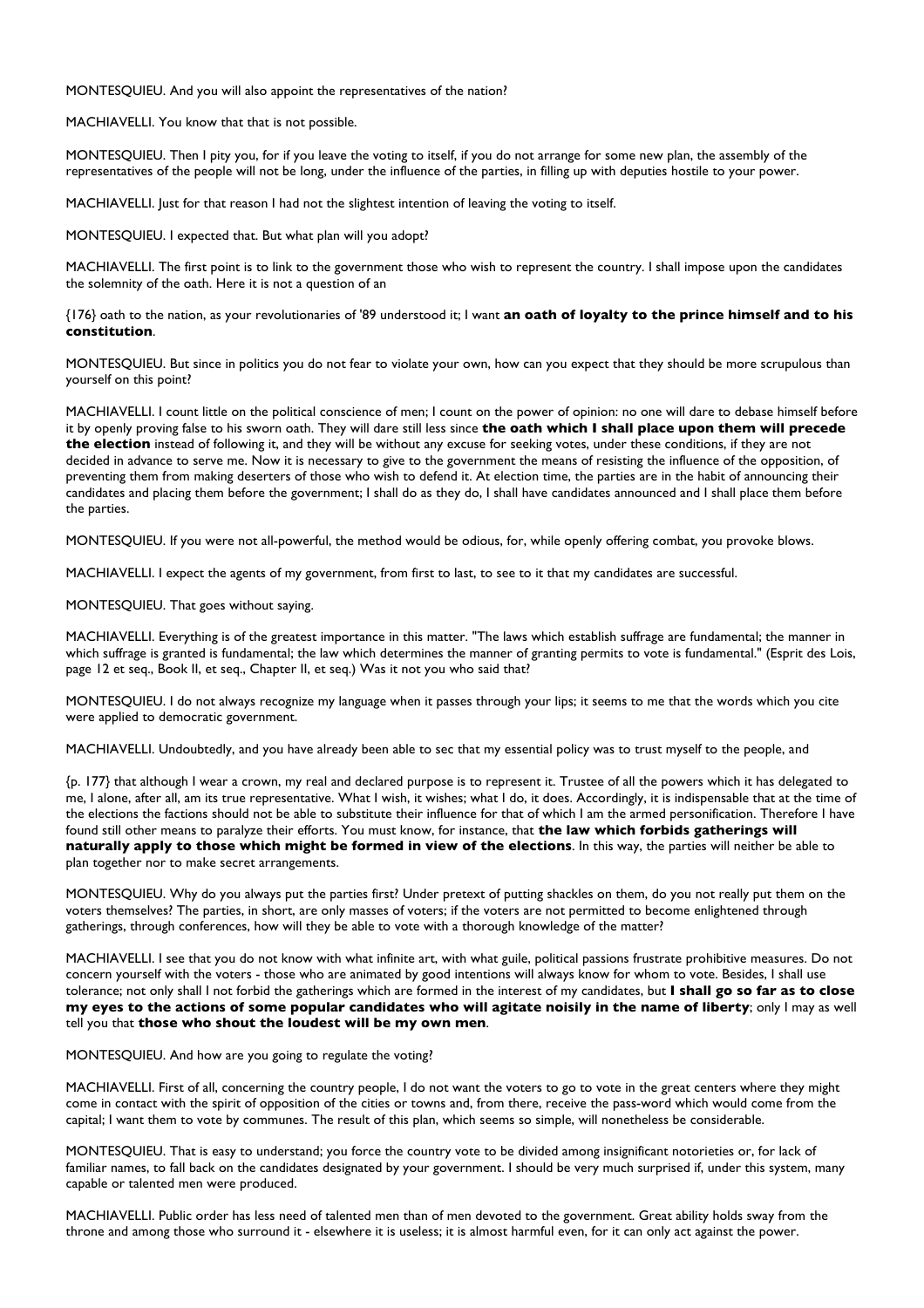MONTESQUIEU. And you will also appoint the representatives of the nation?

MACHIAVELLI. You know that that is not possible.

MONTESQUIEU. Then I pity you, for if you leave the voting to itself, if you do not arrange for some new plan, the assembly of the representatives of the people will not be long, under the influence of the parties, in filling up with deputies hostile to your power.

MACHIAVELLI. Just for that reason I had not the slightest intention of leaving the voting to itself.

MONTESQUIEU. I expected that. But what plan will you adopt?

MACHIAVELLI. The first point is to link to the government those who wish to represent the country. I shall impose upon the candidates the solemnity of the oath. Here it is not a question of an

{176} oath to the nation, as your revolutionaries of '89 understood it; I want **an oath of loyalty to the prince himself and to his constitution**.

MONTESQUIEU. But since in politics you do not fear to violate your own, how can you expect that they should be more scrupulous than yourself on this point?

MACHIAVELLI. I count little on the political conscience of men; I count on the power of opinion: no one will dare to debase himself before it by openly proving false to his sworn oath. They will dare still less since **the oath which I shall place upon them will precede the election** instead of following it, and they will be without any excuse for seeking votes, under these conditions, if they are not decided in advance to serve me. Now it is necessary to give to the government the means of resisting the influence of the opposition, of preventing them from making deserters of those who wish to defend it. At election time, the parties are in the habit of announcing their candidates and placing them before the government; I shall do as they do, I shall have candidates announced and I shall place them before the parties.

MONTESQUIEU. If you were not all-powerful, the method would be odious, for, while openly offering combat, you provoke blows.

MACHIAVELLI. I expect the agents of my government, from first to last, to see to it that my candidates are successful.

MONTESQUIEU. That goes without saying.

MACHIAVELLI. Everything is of the greatest importance in this matter. "The laws which establish suffrage are fundamental; the manner in which suffrage is granted is fundamental; the law which determines the manner of granting permits to vote is fundamental." (Esprit des Lois, page 12 et seq., Book II, et seq., Chapter II, et seq.) Was it not you who said that?

MONTESQUIEU. I do not always recognize my language when it passes through your lips; it seems to me that the words which you cite were applied to democratic government.

MACHIAVELLI. Undoubtedly, and you have already been able to sec that my essential policy was to trust myself to the people, and

{p. 177} that although I wear a crown, my real and declared purpose is to represent it. Trustee of all the powers which it has delegated to me, I alone, after all, am its true representative. What I wish, it wishes; what I do, it does. Accordingly, it is indispensable that at the time of the elections the factions should not be able to substitute their influence for that of which I am the armed personification. Therefore I have found still other means to paralyze their efforts. You must know, for instance, that **the law which forbids gatherings will naturally apply to those which might be formed in view of the elections**. In this way, the parties will neither be able to plan together nor to make secret arrangements.

MONTESQUIEU. Why do you always put the parties first? Under pretext of putting shackles on them, do you not really put them on the voters themselves? The parties, in short, are only masses of voters; if the voters are not permitted to become enlightened through gatherings, through conferences, how will they be able to vote with a thorough knowledge of the matter?

MACHIAVELLI. I see that you do not know with what infinite art, with what guile, political passions frustrate prohibitive measures. Do not concern yourself with the voters - those who are animated by good intentions will always know for whom to vote. Besides, I shall use tolerance; not only shall I not forbid the gatherings which are formed in the interest of my candidates, but **I shall go so far as to close my eyes to the actions of some popular candidates who will agitate noisily in the name of liberty**; only I may as well tell you that **those who shout the loudest will be my own men**.

MONTESQUIEU. And how are you going to regulate the voting?

MACHIAVELLI. First of all, concerning the country people, I do not want the voters to go to vote in the great centers where they might come in contact with the spirit of opposition of the cities or towns and, from there, receive the pass-word which would come from the capital; I want them to vote by communes. The result of this plan, which seems so simple, will nonetheless be considerable.

MONTESQUIEU. That is easy to understand; you force the country vote to be divided among insignificant notorieties or, for lack of familiar names, to fall back on the candidates designated by your government. I should be very much surprised if, under this system, many capable or talented men were produced.

MACHIAVELLI. Public order has less need of talented men than of men devoted to the government. Great ability holds sway from the throne and among those who surround it - elsewhere it is useless; it is almost harmful even, for it can only act against the power.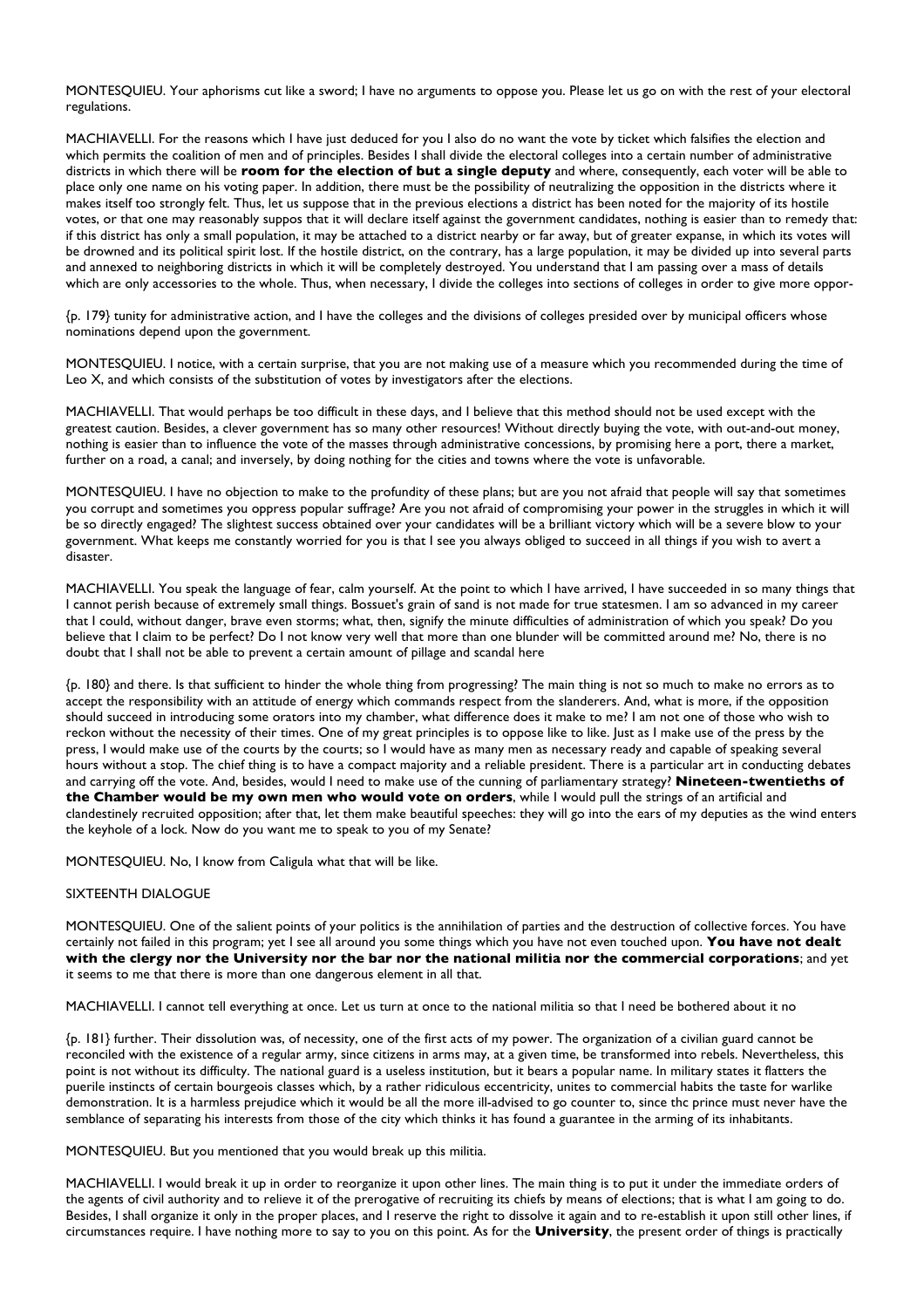MONTESQUIEU. Your aphorisms cut like a sword; I have no arguments to oppose you. Please let us go on with the rest of your electoral regulations.

MACHIAVELLI. For the reasons which I have just deduced for you I also do no want the vote by ticket which falsifies the election and which permits the coalition of men and of principles. Besides I shall divide the electoral colleges into a certain number of administrative districts in which there will be **room for the election of but a single deputy** and where, consequently, each voter will be able to place only one name on his voting paper. In addition, there must be the possibility of neutralizing the opposition in the districts where it makes itself too strongly felt. Thus, let us suppose that in the previous elections a district has been noted for the majority of its hostile votes, or that one may reasonably suppos that it will declare itself against the government candidates, nothing is easier than to remedy that: if this district has only a small population, it may be attached to a district nearby or far away, but of greater expanse, in which its votes will be drowned and its political spirit lost. If the hostile district, on the contrary, has a large population, it may be divided up into several parts and annexed to neighboring districts in which it will be completely destroyed. You understand that I am passing over a mass of details which are only accessories to the whole. Thus, when necessary, I divide the colleges into sections of colleges in order to give more oppor-

{p. 179} tunity for administrative action, and I have the colleges and the divisions of colleges presided over by municipal officers whose nominations depend upon the government.

MONTESQUIEU. I notice, with a certain surprise, that you are not making use of a measure which you recommended during the time of Leo X, and which consists of the substitution of votes by investigators after the elections.

MACHIAVELLI. That would perhaps be too difficult in these days, and I believe that this method should not be used except with the greatest caution. Besides, a clever government has so many other resources! Without directly buying the vote, with out-and-out money, nothing is easier than to influence the vote of the masses through administrative concessions, by promising here a port, there a market, further on a road, a canal; and inversely, by doing nothing for the cities and towns where the vote is unfavorable.

MONTESQUIEU. I have no objection to make to the profundity of these plans; but are you not afraid that people will say that sometimes you corrupt and sometimes you oppress popular suffrage? Are you not afraid of compromising your power in the struggles in which it will be so directly engaged? The slightest success obtained over your candidates will be a brilliant victory which will be a severe blow to your government. What keeps me constantly worried for you is that I see you always obliged to succeed in all things if you wish to avert a disaster.

MACHIAVELLI. You speak the language of fear, calm yourself. At the point to which I have arrived, I have succeeded in so many things that I cannot perish because of extremely small things. Bossuet's grain of sand is not made for true statesmen. I am so advanced in my career that I could, without danger, brave even storms; what, then, signify the minute difficulties of administration of which you speak? Do you believe that I claim to be perfect? Do I not know very well that more than one blunder will be committed around me? No, there is no doubt that I shall not be able to prevent a certain amount of pillage and scandal here

{p. 180} and there. Is that sufficient to hinder the whole thing from progressing? The main thing is not so much to make no errors as to accept the responsibility with an attitude of energy which commands respect from the slanderers. And, what is more, if the opposition should succeed in introducing some orators into my chamber, what difference does it make to me? I am not one of those who wish to reckon without the necessity of their times. One of my great principles is to oppose like to like. Just as I make use of the press by the press, I would make use of the courts by the courts; so I would have as many men as necessary ready and capable of speaking several hours without a stop. The chief thing is to have a compact majority and a reliable president. There is a particular art in conducting debates and carrying off the vote. And, besides, would I need to make use of the cunning of parliamentary strategy? **Nineteen-twentieths of the Chamber would be my own men who would vote on orders**, while I would pull the strings of an artificial and clandestinely recruited opposition; after that, let them make beautiful speeches: they will go into the ears of my deputies as the wind enters the keyhole of a lock. Now do you want me to speak to you of my Senate?

MONTESQUIEU. No, I know from Caligula what that will be like.

SIXTEENTH DIALOGUE

MONTESQUIEU. One of the salient points of your politics is the annihilation of parties and the destruction of collective forces. You have certainly not failed in this program; yet I see all around you some things which you have not even touched upon. **You have not dealt with the clergy nor the University nor the bar nor the national militia nor the commercial corporations**; and yet it seems to me that there is more than one dangerous element in all that.

MACHIAVELLI. I cannot tell everything at once. Let us turn at once to the national militia so that I need be bothered about it no

{p. 181} further. Their dissolution was, of necessity, one of the first acts of my power. The organization of a civilian guard cannot be reconciled with the existence of a regular army, since citizens in arms may, at a given time, be transformed into rebels. Nevertheless, this point is not without its difficulty. The national guard is a useless institution, but it bears a popular name. In military states it flatters the puerile instincts of certain bourgeois classes which, by a rather ridiculous eccentricity, unites to commercial habits the taste for warlike demonstration. It is a harmless prejudice which it would be all the more ill-advised to go counter to, since thc prince must never have the semblance of separating his interests from those of the city which thinks it has found a guarantee in the arming of its inhabitants.

MONTESQUIEU. But you mentioned that you would break up this militia.

MACHIAVELLI. I would break it up in order to reorganize it upon other lines. The main thing is to put it under the immediate orders of the agents of civil authority and to relieve it of the prerogative of recruiting its chiefs by means of elections; that is what I am going to do. Besides, I shall organize it only in the proper places, and I reserve the right to dissolve it again and to re-establish it upon still other lines, if circumstances require. I have nothing more to say to you on this point. As for the **University**, the present order of things is practically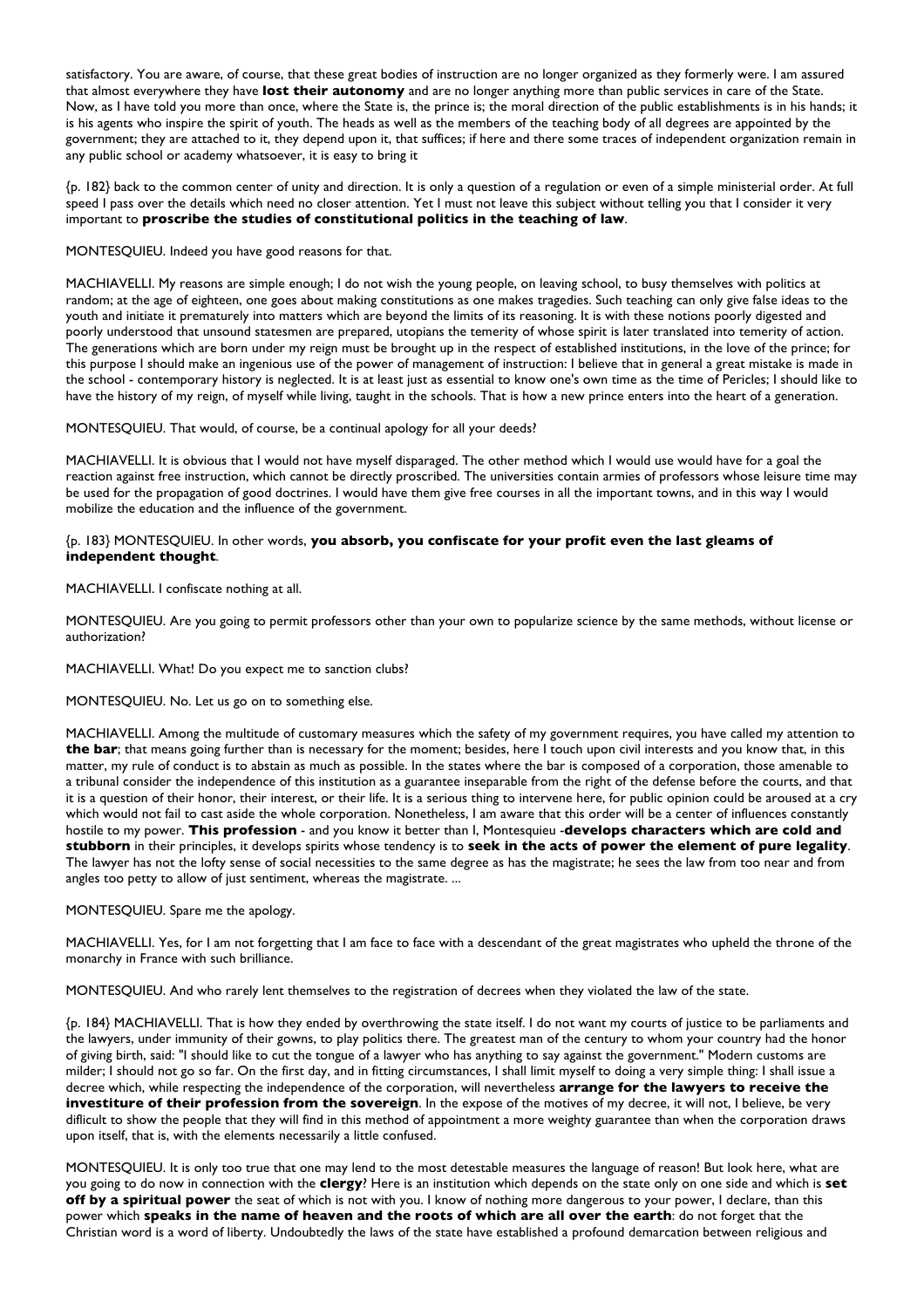satisfactory. You are aware, of course, that these great bodies of instruction are no longer organized as they formerly were. I am assured that almost everywhere they have **lost their autonomy** and are no longer anything more than public services in care of the State. Now, as I have told you more than once, where the State is, the prince is; the moral direction of the public establishments is in his hands; it is his agents who inspire the spirit of youth. The heads as well as the members of the teaching body of all degrees are appointed by the government; they are attached to it, they depend upon it, that suffices; if here and there some traces of independent organization remain in any public school or academy whatsoever, it is easy to bring it

{p. 182} back to the common center of unity and direction. It is only a question of a regulation or even of a simple ministerial order. At full speed I pass over the details which need no closer attention. Yet I must not leave this subject without telling you that I consider it very important to **proscribe the studies of constitutional politics in the teaching of law**.

MONTESQUIEU. Indeed you have good reasons for that.

MACHIAVELLI. My reasons are simple enough; I do not wish the young people, on leaving school, to busy themselves with politics at random; at the age of eighteen, one goes about making constitutions as one makes tragedies. Such teaching can only give false ideas to the youth and initiate it prematurely into matters which are beyond the limits of its reasoning. It is with these notions poorly digested and poorly understood that unsound statesmen are prepared, utopians the temerity of whose spirit is later translated into temerity of action. The generations which are born under my reign must be brought up in the respect of established institutions, in the love of the prince; for this purpose I should make an ingenious use of the power of management of instruction: I believe that in general a great mistake is made in the school - contemporary history is neglected. It is at least just as essential to know one's own time as the time of Pericles; I should like to have the history of my reign, of myself while living, taught in the schools. That is how a new prince enters into the heart of a generation.

MONTESQUIEU. That would, of course, be a continual apology for all your deeds?

MACHIAVELLI. It is obvious that I would not have myself disparaged. The other method which I would use would have for a goal the reaction against free instruction, which cannot be directly proscribed. The universities contain armies of professors whose leisure time may be used for the propagation of good doctrines. I would have them give free courses in all the important towns, and in this way I would mobilize the education and the influence of the government.

{p. 183} MONTESQUIEU. In other words, **you absorb, you confiscate for your profit even the last gleams of independent thought**.

MACHIAVELLI. I confiscate nothing at all.

MONTESQUIEU. Are you going to permit professors other than your own to popularize science by the same methods, without license or authorization?

MACHIAVELLI. What! Do you expect me to sanction clubs?

MONTESQUIEU. No. Let us go on to something else.

MACHIAVELLI. Among the multitude of customary measures which the safety of my government requires, you have called my attention to **the bar**; that means going further than is necessary for the moment; besides, here I touch upon civil interests and you know that, in this matter, my rule of conduct is to abstain as much as possible. In the states where the bar is composed of a corporation, those amenable to a tribunal consider the independence of this institution as a guarantee inseparable from the right of the defense before the courts, and that it is a question of their honor, their interest, or their life. It is a serious thing to intervene here, for public opinion could be aroused at a cry which would not fail to cast aside the whole corporation. Nonetheless, I am aware that this order will be a center of influences constantly hostile to my power. **This profession** - and you know it better than I, Montesquieu -**develops characters which are cold and stubborn** in their principles, it develops spirits whose tendency is to **seek in the acts of power the element of pure legality**. The lawyer has not the lofty sense of social necessities to the same degree as has the magistrate; he sees the law from too near and from angles too petty to allow of just sentiment, whereas the magistrate. ...

MONTESQUIEU. Spare me the apology.

MACHIAVELLI. Yes, for I am not forgetting that I am face to face with a descendant of the great magistrates who upheld the throne of the monarchy in France with such brilliance.

MONTESQUIEU. And who rarely lent themselves to the registration of decrees when they violated the law of the state.

{p. 184} MACHIAVELLI. That is how they ended by overthrowing the state itself. I do not want my courts of justice to be parliaments and the lawyers, under immunity of their gowns, to play politics there. The greatest man of the century to whom your country had the honor of giving birth, said: "I should like to cut the tongue of a lawyer who has anything to say against the government." Modern customs are milder; I should not go so far. On the first day, and in fitting circumstances, I shall limit myself to doing a very simple thing: I shall issue a decree which, while respecting the independence of the corporation, will nevertheless **arrange for the lawyers to receive the investiture of their profession from the sovereign**. In the expose of the motives of my decree, it will not, I believe, be very difficult to show the people that they will find in this method of appointment a more weighty guarantee than when the corporation draws upon itself, that is, with the elements necessarily a little confused.

MONTESQUIEU. It is only too true that one may lend to the most detestable measures the language of reason! But look here, what are you going to do now in connection with the **clergy**? Here is an institution which depends on the state only on one side and which is **set off by a spiritual power** the seat of which is not with you. I know of nothing more dangerous to your power, I declare, than this power which **speaks in the name of heaven and the roots of which are all over the earth**: do not forget that the Christian word is a word of liberty. Undoubtedly the laws of the state have established a profound demarcation between religious and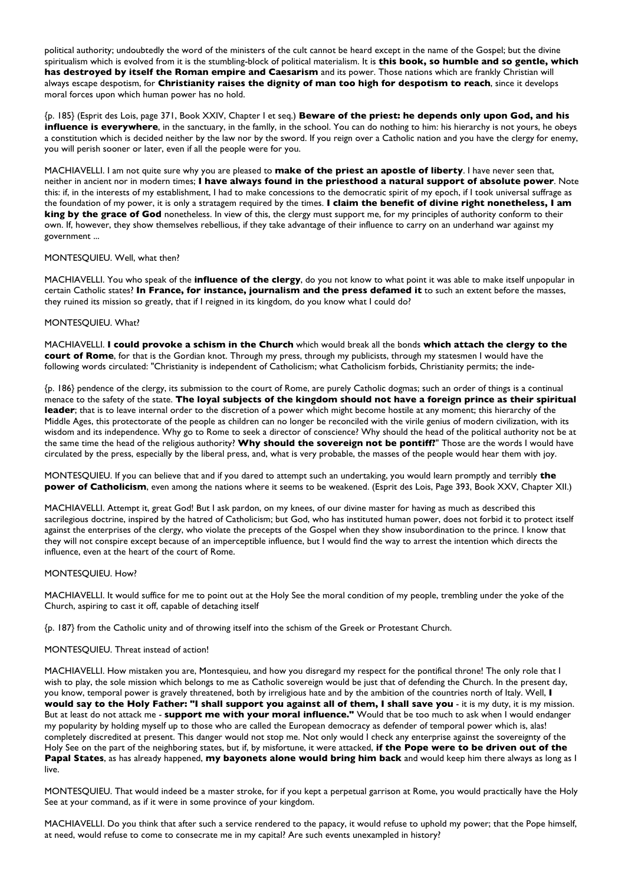political authority; undoubtedly the word of the ministers of the cult cannot be heard except in the name of the Gospel; but the divine spiritualism which is evolved from it is the stumbling-block of political materialism. It is **this book, so humble and so gentle, which has destroyed by itself the Roman empire and Caesarism** and its power. Those nations which are frankly Christian will always escape despotism, for **Christianity raises the dignity of man too high for despotism to reach**, since it develops moral forces upon which human power has no hold.

{p. 185} (Esprit des Lois, page 371, Book XXIV, Chapter I et seq.) **Beware of the priest: he depends only upon God, and his influence is everywhere**, in the sanctuary, in the famlly, in the school. You can do nothing to him: his hierarchy is not yours, he obeys a constitution which is decided neither by the law nor by the sword. If you reign over a Catholic nation and you have the clergy for enemy, you will perish sooner or later, even if all the people were for you.

MACHIAVELLI. I am not quite sure why you are pleased to **make of the priest an apostle of liberty**. I have never seen that, neither in ancient nor in modern times; **I have always found in the priesthood a natural support of absolute power**. Note this: if, in the interests of my establishment, I had to make concessions to the democratic spirit of my epoch, if I took universal suffrage as the foundation of my power, it is only a stratagem required by the times. **I claim the benefit of divine right nonetheless, I am king by the grace of God** nonetheless. In view of this, the clergy must support me, for my principles of authority conform to their own. If, however, they show themselves rebellious, if they take advantage of their influence to carry on an underhand war against my government ...

MONTESQUIEU. Well, what then?

MACHIAVELLI. You who speak of the **influence of the clergy**, do you not know to what point it was able to make itself unpopular in certain Catholic states? **In France, for instance, journalism and the press defamed it** to such an extent before the masses, they ruined its mission so greatly, that if I reigned in its kingdom, do you know what I could do?

MONTESQUIEU. What?

MACHIAVELLI. **I could provoke a schism in the Church** which would break all the bonds **which attach the clergy to the court of Rome**, for that is the Gordian knot. Through my press, through my publicists, through my statesmen I would have the following words circulated: "Christianity is independent of Catholicism; what Catholicism forbids, Christianity permits; the inde-

{p. 186} pendence of the clergy, its submission to the court of Rome, are purely Catholic dogmas; such an order of things is a continual menace to the safety of the state. **The loyal subjects of the kingdom should not have a foreign prince as their spiritual leader**; that is to leave internal order to the discretion of a power which might become hostile at any moment; this hierarchy of the Middle Ages, this protectorate of the people as children can no longer be reconciled with the virile genius of modern civilization, with its wisdom and its independence. Why go to Rome to seek a director of conscience? Why should the head of the political authority not be at the same time the head of the religious authority? **Why should the sovereign not be pontiff?**" Those are the words I would have circulated by the press, especially by the liberal press, and, what is very probable, the masses of the people would hear them with joy.

MONTESQUIEU. If you can believe that and if you dared to attempt such an undertaking, you would learn promptly and terribly **the power of Catholicism**, even among the nations where it seems to be weakened. (Esprit des Lois, Page 393, Book XXV, Chapter XII.)

MACHIAVELLI. Attempt it, great God! But I ask pardon, on my knees, of our divine master for having as much as described this sacrilegious doctrine, inspired by the hatred of Catholicism; but God, who has instituted human power, does not forbid it to protect itself against the enterprises of the clergy, who violate the precepts of the Gospel when they show insubordination to the prince. I know that they will not conspire except because of an imperceptible influence, but I would find the way to arrest the intention which directs the influence, even at the heart of the court of Rome.

MONTESQUIEU. How?

MACHIAVELLI. It would suffice for me to point out at the Holy See the moral condition of my people, trembling under the yoke of the Church, aspiring to cast it off, capable of detaching itself

{p. 187} from the Catholic unity and of throwing itself into the schism of the Greek or Protestant Church.

MONTESQUIEU. Threat instead of action!

MACHIAVELLI. How mistaken you are, Montesquieu, and how you disregard my respect for the pontifical throne! The only role that I wish to play, the sole mission which belongs to me as Catholic sovereign would be just that of defending the Church. In the present day, you know, temporal power is gravely threatened, both by irreligious hate and by the ambition of the countries north of Italy. Well, **I would say to the Holy Father: "I shall support you against all of them, I shall save you** - it is my duty, it is my mission. But at least do not attack me - **support me with your moral influence."** Would that be too much to ask when I would endanger my popularity by holding myself up to those who are called the European democracy as defender of temporal power which is, alas! completely discredited at present. This danger would not stop me. Not only would I check any enterprise against the sovereignty of the Holy See on the part of the neighboring states, but if, by misfortune, it were attacked, **if the Pope were to be driven out of the Papal States**, as has already happened, **my bayonets alone would bring him back** and would keep him there always as long as I live.

MONTESQUIEU. That would indeed be a master stroke, for if you kept a perpetual garrison at Rome, you would practically have the Holy See at your command, as if it were in some province of your kingdom.

MACHIAVELLI. Do you think that after such a service rendered to the papacy, it would refuse to uphold my power; that the Pope himself, at need, would refuse to come to consecrate me in my capital? Are such events unexampled in history?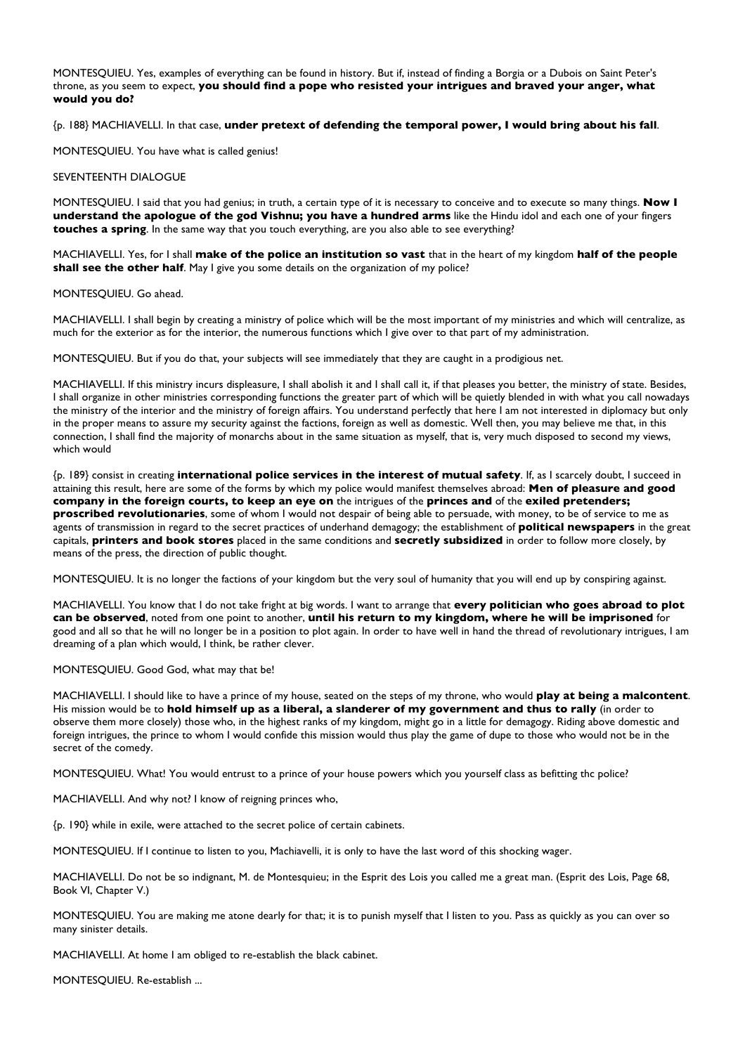MONTESQUIEU. Yes, examples of everything can be found in history. But if, instead of finding a Borgia or a Dubois on Saint Peter's throne, as you seem to expect, **you should find a pope who resisted your intrigues and braved your anger, what would you do?**

{p. 188} MACHIAVELLI. In that case, **under pretext of defending the temporal power, I would bring about his fall**.

MONTESQUIEU. You have what is called genius!

SEVENTEENTH DIALOGUE

MONTESQUIEU. I said that you had genius; in truth, a certain type of it is necessary to conceive and to execute so many things. **Now I understand the apologue of the god Vishnu; you have a hundred arms** like the Hindu idol and each one of your fingers **touches a spring**. In the same way that you touch everything, are you also able to see everything?

MACHIAVELLI. Yes, for I shall **make of the police an institution so vast** that in the heart of my kingdom **half of the people shall see the other half**. May I give you some details on the organization of my police?

MONTESQUIEU. Go ahead.

MACHIAVELLI. I shall begin by creating a ministry of police which will be the most important of my ministries and which will centralize, as much for the exterior as for the interior, the numerous functions which I give over to that part of my administration.

MONTESQUIEU. But if you do that, your subjects will see immediately that they are caught in a prodigious net.

MACHIAVELLI. If this ministry incurs displeasure, I shall abolish it and I shall call it, if that pleases you better, the ministry of state. Besides, I shall organize in other ministries corresponding functions the greater part of which will be quietly blended in with what you call nowadays the ministry of the interior and the ministry of foreign affairs. You understand perfectly that here I am not interested in diplomacy but only in the proper means to assure my security against the factions, foreign as well as domestic. Well then, you may believe me that, in this connection, I shall find the majority of monarchs about in the same situation as myself, that is, very much disposed to second my views, which would

{p. 189} consist in creating **international police services in the interest of mutual safety**. If, as I scarcely doubt, I succeed in attaining this result, here are some of the forms by which my police would manifest themselves abroad: **Men of pleasure and good company in the foreign courts, to keep an eye on** the intrigues of the **princes and** of the **exiled pretenders; proscribed revolutionaries**, some of whom I would not despair of being able to persuade, with money, to be of service to me as agents of transmission in regard to the secret practices of underhand demagogy; the establishment of **political newspapers** in the great capitals, **printers and book stores** placed in the same conditions and **secretly subsidized** in order to follow more closely, by means of the press, the direction of public thought.

MONTESQUIEU. It is no longer the factions of your kingdom but the very soul of humanity that you will end up by conspiring against.

MACHIAVELLI. You know that I do not take fright at big words. I want to arrange that **every politician who goes abroad to plot can be observed**, noted from one point to another, **until his return to my kingdom, where he will be imprisoned** for good and all so that he will no longer be in a position to plot again. In order to have well in hand the thread of revolutionary intrigues, I am dreaming of a plan which would, I think, be rather clever.

MONTESQUIEU. Good God, what may that be!

MACHIAVELLI. I should like to have a prince of my house, seated on the steps of my throne, who would **play at being a malcontent**. His mission would be to **hold himself up as a liberal, a slanderer of my government and thus to rally** (in order to observe them more closely) those who, in the highest ranks of my kingdom, might go in a little for demagogy. Riding above domestic and foreign intrigues, the prince to whom I would confide this mission would thus play the game of dupe to those who would not be in the secret of the comedy.

MONTESQUIEU. What! You would entrust to a prince of your house powers which you yourself class as befitting thc police?

MACHIAVELLI. And why not? I know of reigning princes who,

{p. 190} while in exile, were attached to the secret police of certain cabinets.

MONTESQUIEU. If I continue to listen to you, Machiavelli, it is only to have the last word of this shocking wager.

MACHIAVELLI. Do not be so indignant, M. de Montesquieu; in the Esprit des Lois you called me a great man. (Esprit des Lois, Page 68, Book VI, Chapter V.)

MONTESQUIEU. You are making me atone dearly for that; it is to punish myself that I listen to you. Pass as quickly as you can over so many sinister details.

MACHIAVELLI. At home I am obliged to re-establish the black cabinet.

MONTESQUIEU. Re-establish ...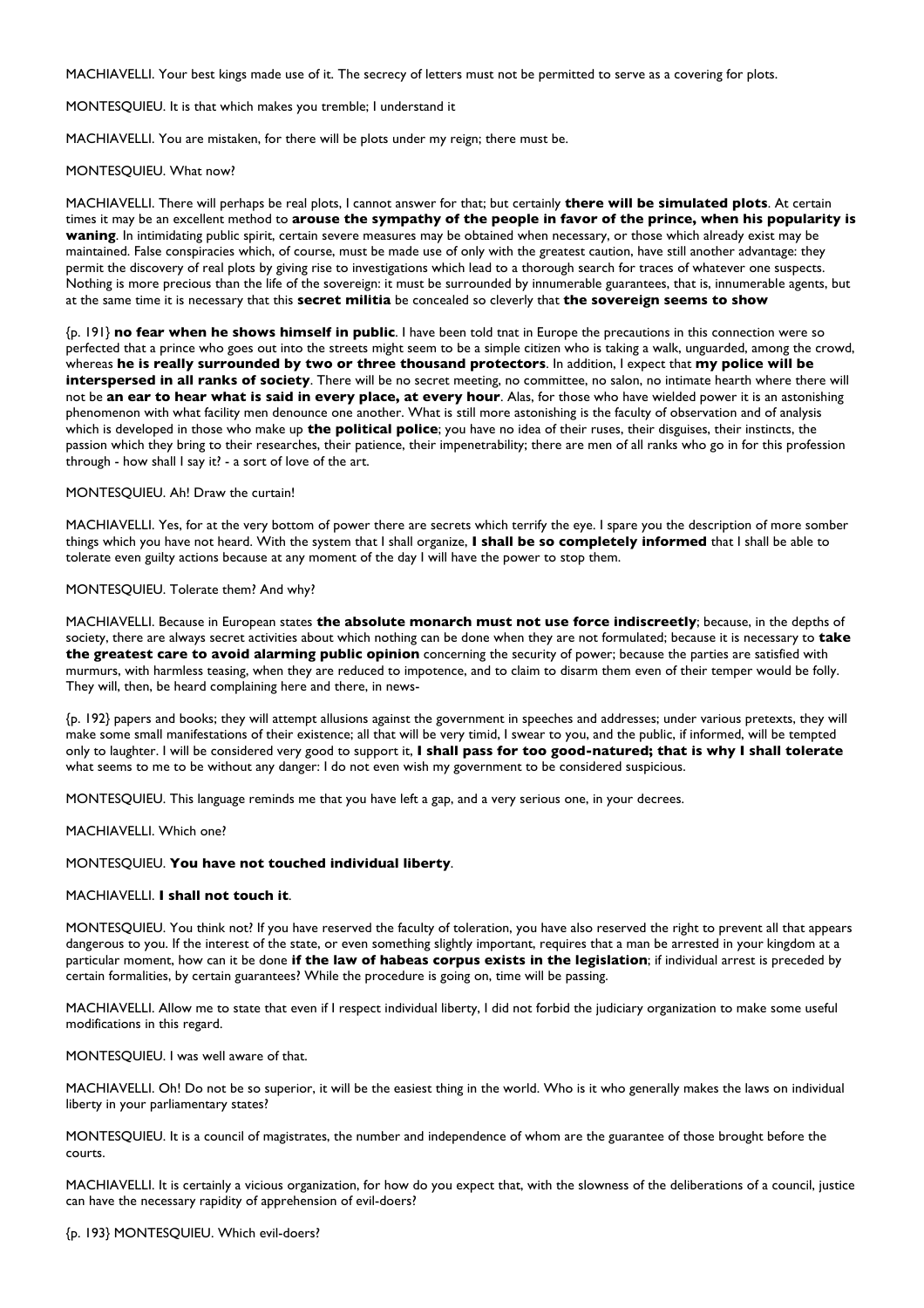MACHIAVELLI. Your best kings made use of it. The secrecy of letters must not be permitted to serve as a covering for plots.

MONTESQUIEU. It is that which makes you tremble; I understand it

MACHIAVELLI. You are mistaken, for there will be plots under my reign; there must be.

MONTESQUIEU. What now?

MACHIAVELLI. There will perhaps be real plots, I cannot answer for that; but certainly **there will be simulated plots**. At certain times it may be an excellent method to **arouse the sympathy of the people in favor of the prince, when his popularity is waning**. In intimidating public spirit, certain severe measures may be obtained when necessary, or those which already exist may be maintained. False conspiracies which, of course, must be made use of only with the greatest caution, have still another advantage: they permit the discovery of real plots by giving rise to investigations which lead to a thorough search for traces of whatever one suspects. Nothing is more precious than the life of the sovereign: it must be surrounded by innumerable guarantees, that is, innumerable agents, but at the same time it is necessary that this **secret militia** be concealed so cleverly that **the sovereign seems to show**

{p. 191} **no fear when he shows himself in public**. I have been told tnat in Europe the precautions in this connection were so perfected that a prince who goes out into the streets might seem to be a simple citizen who is taking a walk, unguarded, among the crowd, whereas **he is really surrounded by two or three thousand protectors**. In addition, I expect that **my police will be interspersed in all ranks of society**. There will be no secret meeting, no committee, no salon, no intimate hearth where there will not be **an ear to hear what is said in every place, at every hour**. Alas, for those who have wielded power it is an astonishing phenomenon with what facility men denounce one another. What is still more astonishing is the faculty of observation and of analysis which is developed in those who make up **the political police**; you have no idea of their ruses, their disguises, their instincts, the passion which they bring to their researches, their patience, their impenetrability; there are men of all ranks who go in for this profession through - how shall I say it? - a sort of love of the art.

MONTESQUIEU. Ah! Draw the curtain!

MACHIAVELLI. Yes, for at the very bottom of power there are secrets which terrify the eye. I spare you the description of more somber things which you have not heard. With the system that I shall organize, **I shall be so completely informed** that I shall be able to tolerate even guilty actions because at any moment of the day I will have the power to stop them.

MONTESQUIEU. Tolerate them? And why?

MACHIAVELLI. Because in European states **the absolute monarch must not use force indiscreetly**; because, in the depths of society, there are always secret activities about which nothing can be done when they are not formulated; because it is necessary to **take the greatest care to avoid alarming public opinion** concerning the security of power; because the parties are satisfied with murmurs, with harmless teasing, when they are reduced to impotence, and to claim to disarm them even of their temper would be folly. They will, then, be heard complaining here and there, in news-

{p. 192} papers and books; they will attempt allusions against the government in speeches and addresses; under various pretexts, they will make some small manifestations of their existence; all that will be very timid, I swear to you, and the public, if informed, will be tempted only to laughter. I will be considered very good to support it, **I shall pass for too good-natured; that is why I shall tolerate** what seems to me to be without any danger: I do not even wish my government to be considered suspicious.

MONTESQUIEU. This language reminds me that you have left a gap, and a very serious one, in your decrees.

MACHIAVELLI. Which one?

MONTESQUIEU. **You have not touched individual liberty**.

MACHIAVELLI. **I shall not touch it**.

MONTESQUIEU. You think not? If you have reserved the faculty of toleration, you have also reserved the right to prevent all that appears dangerous to you. If the interest of the state, or even something slightly important, requires that a man be arrested in your kingdom at a particular moment, how can it be done **if the law of habeas corpus exists in the legislation**; if individual arrest is preceded by certain formalities, by certain guarantees? While the procedure is going on, time will be passing.

MACHIAVELLI. Allow me to state that even if I respect individual liberty, I did not forbid the judiciary organization to make some useful modifications in this regard.

MONTESQUIEU. I was well aware of that.

MACHIAVELLI. Oh! Do not be so superior, it will be the easiest thing in the world. Who is it who generally makes the laws on individual liberty in your parliamentary states?

MONTESQUIEU. It is a council of magistrates, the number and independence of whom are the guarantee of those brought before the courts.

MACHIAVELLI. It is certainly a vicious organization, for how do you expect that, with the slowness of the deliberations of a council, justice can have the necessary rapidity of apprehension of evil-doers?

{p. 193} MONTESQUIEU. Which evil-doers?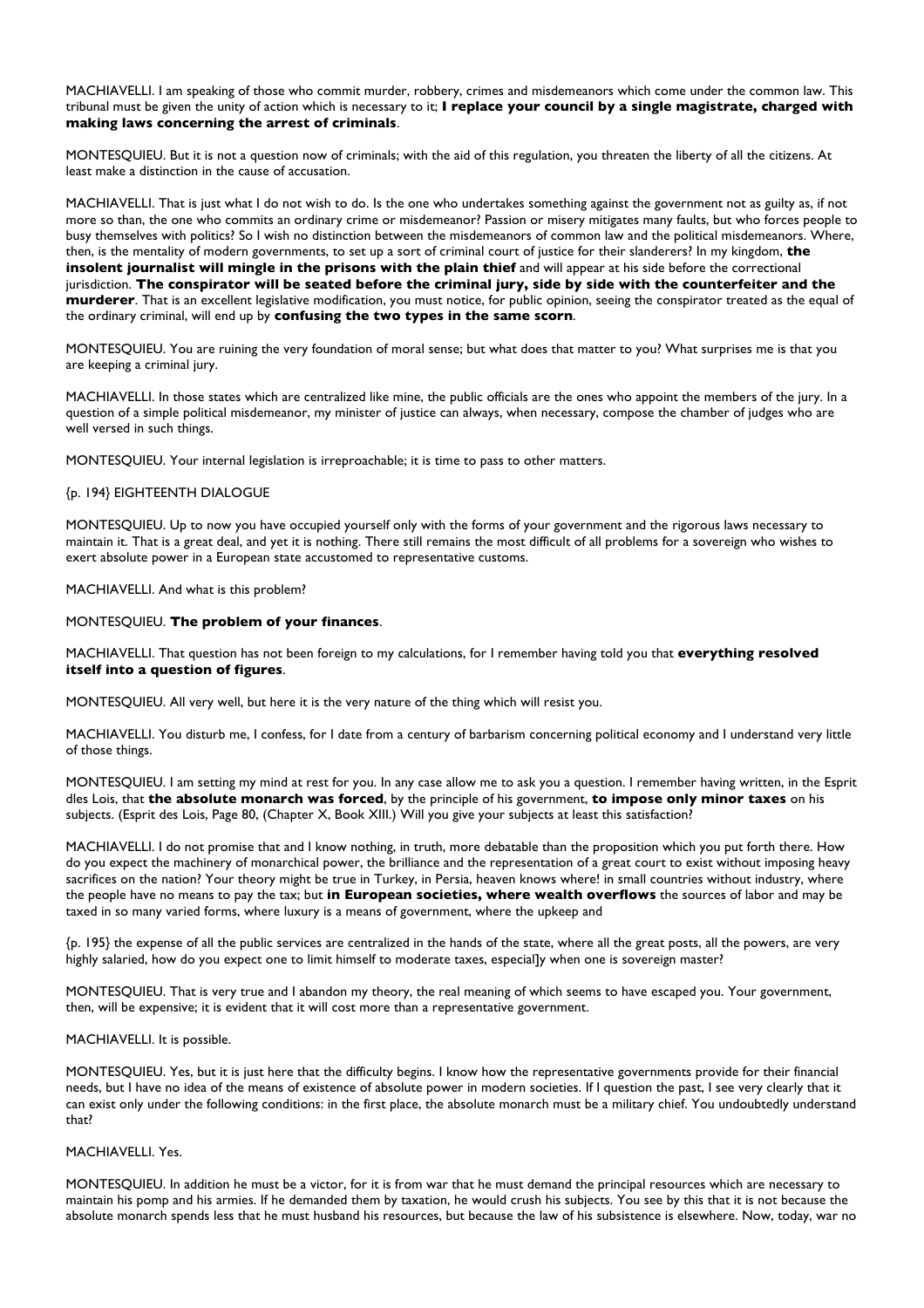MACHIAVELLI. I am speaking of those who commit murder, robbery, crimes and misdemeanors which come under the common law. This tribunal must be given the unity of action which is necessary to it; **I replace your council by a single magistrate, charged with making laws concerning the arrest of criminals**.

MONTESQUIEU. But it is not a question now of criminals; with the aid of this regulation, you threaten the liberty of all the citizens. At least make a distinction in the cause of accusation.

MACHIAVELLI. That is just what I do not wish to do. Is the one who undertakes something against the government not as guilty as, if not more so than, the one who commits an ordinary crime or misdemeanor? Passion or misery mitigates many faults, but who forces people to busy themselves with politics? So I wish no distinction between the misdemeanors of common law and the political misdemeanors. Where, then, is the mentality of modern governments, to set up a sort of criminal court of justice for their slanderers? In my kingdom, **the insolent journalist will mingle in the prisons with the plain thief** and will appear at his side before the correctional jurisdiction. **The conspirator will be seated before the criminal jury, side by side with the counterfeiter and the murderer**. That is an excellent legislative modification, you must notice, for public opinion, seeing the conspirator treated as the equal of the ordinary criminal, will end up by **confusing the two types in the same scorn**.

MONTESQUIEU. You are ruining the very foundation of moral sense; but what does that matter to you? What surprises me is that you are keeping a criminal jury.

MACHIAVELLI. In those states which are centralized like mine, the public officials are the ones who appoint the members of the jury. In a question of a simple political misdemeanor, my minister of justice can always, when necessary, compose the chamber of judges who are well versed in such things.

MONTESQUIEU. Your internal legislation is irreproachable; it is time to pass to other matters.

{p. 194} EIGHTEENTH DIALOGUE

MONTESQUIEU. Up to now you have occupied yourself only with the forms of your government and the rigorous laws necessary to maintain it. That is a great deal, and yet it is nothing. There still remains the most difficult of all problems for a sovereign who wishes to exert absolute power in a European state accustomed to representative customs.

MACHIAVELLI. And what is this problem?

MONTESQUIEU. **The problem of your finances**.

MACHIAVELLI. That question has not been foreign to my calculations, for I remember having told you that **everything resolved itself into a question of figures**.

MONTESQUIEU. All very well, but here it is the very nature of the thing which will resist you.

MACHIAVELLI. You disturb me, I confess, for I date from a century of barbarism concerning political economy and I understand very little of those things.

MONTESQUIEU. I am setting my mind at rest for you. In any case allow me to ask you a question. I remember having written, in the Esprit dles Lois, that **the absolute monarch was forced**, by the principle of his government, **to impose only minor taxes** on his subjects. (Esprit des Lois, Page 80, (Chapter X, Book XIII.) Will you give your subjects at least this satisfaction?

MACHIAVELLI. I do not promise that and I know nothing, in truth, more debatable than the proposition which you put forth there. How do you expect the machinery of monarchical power, the brilliance and the representation of a great court to exist without imposing heavy sacrifices on the nation? Your theory might be true in Turkey, in Persia, heaven knows where! in small countries without industry, where the people have no means to pay the tax; but **in European societies, where wealth overflows** the sources of labor and may be taxed in so many varied forms, where luxury is a means of government, where the upkeep and

{p. 195} the expense of all the public services are centralized in the hands of the state, where all the great posts, all the powers, are very highly salaried, how do you expect one to limit himself to moderate taxes, especial]y when one is sovereign master?

MONTESQUIEU. That is very true and I abandon my theory, the real meaning of which seems to have escaped you. Your government, then, will be expensive; it is evident that it will cost more than a representative government.

MACHIAVELLI. It is possible.

MONTESQUIEU. Yes, but it is just here that the difficulty begins. I know how the representative governments provide for their financial needs, but I have no idea of the means of existence of absolute power in modern societies. If I question the past, I see very clearly that it can exist only under the following conditions: in the first place, the absolute monarch must be a military chief. You undoubtedly understand that?

MACHIAVELLI. Yes.

MONTESQUIEU. In addition he must be a victor, for it is from war that he must demand the principal resources which are necessary to maintain his pomp and his armies. If he demanded them by taxation, he would crush his subjects. You see by this that it is not because the absolute monarch spends less that he must husband his resources, but because the law of his subsistence is elsewhere. Now, today, war no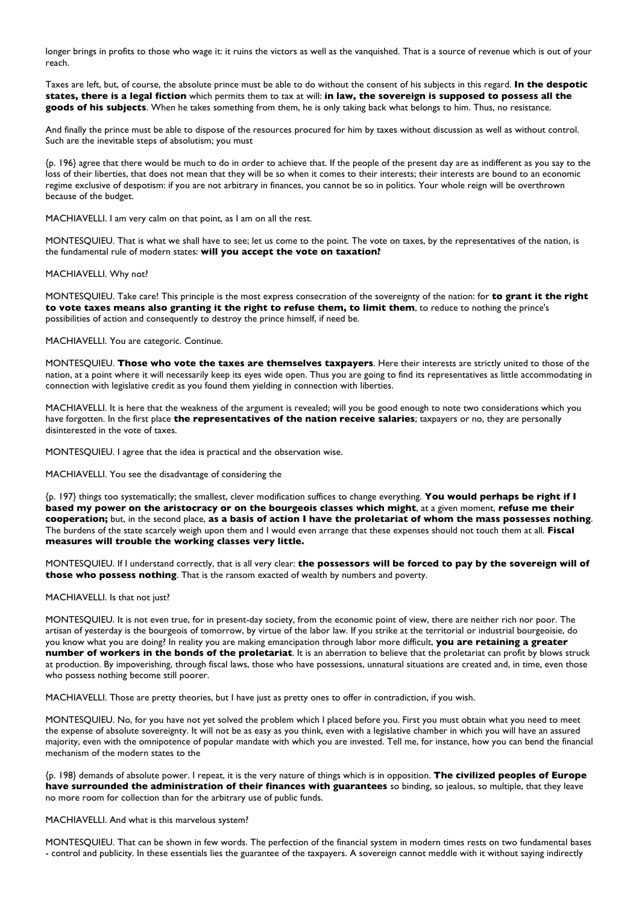longer brings in profits to those who wage it: it ruins the victors as well as the vanquished. That is a source of revenue which is out of your reach.

Taxes are left, but, of course, the absolute prince must be able to do without the consent of his subjects in this regard. **In the despotic states, there is a legal fiction** which permits them to tax at will: **in law, the sovereign is supposed to possess all the goods of his subjects**. When he takes something from them, he is only taking back what belongs to him. Thus, no resistance.

And finally the prince must be able to dispose of the resources procured for him by taxes without discussion as well as without control. Such are the inevitable steps of absolutism; you must

{p. 196} agree that there would be much to do in order to achieve that. If the people of the present day are as indifferent as you say to the loss of their liberties, that does not mean that they will be so when it comes to their interests; their interests are bound to an economic regime exclusive of despotism: if you are not arbitrary in finances, you cannot be so in politics. Your whole reign will be overthrown because of the budget.

MACHIAVELLI. I am very calm on that point, as I am on all the rest.

MONTESQUIEU. That is what we shall have to see; let us come to the point. The vote on taxes, by the representatives of the nation, is the fundamental rule of modern states: **will you accept the vote on taxation?**

MACHIAVELLI. Why not?

MONTESQUIEU. Take care! This principle is the most express consecration of the sovereignty of the nation: for **to grant it the right to vote taxes means also granting it the right to refuse them, to limit them**, to reduce to nothing the prince's possibilities of action and consequently to destroy the prince himself, if need be.

MACHIAVELLI. You are categoric. Continue.

MONTESQUIEU. **Those who vote the taxes are themselves taxpayers**. Here their interests are strictly united to those of the nation, at a point where it will necessarily keep its eyes wide open. Thus you are going to find its representatives as little accommodating in connection with legislative credit as you found them yielding in connection with liberties.

MACHIAVELLI. It is here that the weakness of the argument is revealed; will you be good enough to note two considerations which you have forgotten. In the first place **the representatives of the nation receive salaries**; taxpayers or no, they are personally disinterested in the vote of taxes.

MONTESQUIEU. I agree that the idea is practical and the observation wise.

MACHIAVELLI. You see the disadvantage of considering the

{p. 197} things too systematically; the smallest, clever modification suffices to change everything. **You would perhaps be right if I based my power on the aristocracy or on the bourgeois classes which might**, at a given moment, **refuse me their cooperation;** but, in the second place, **as a basis of action I have the proletariat of whom the mass possesses nothing**. The burdens of the state scarcely weigh upon them and I would even arrange that these expenses should not touch them at all. **Fiscal measures will trouble the working classes very little.**

MONTESQUIEU. If I understand correctly, that is all very clear: **the possessors will be forced to pay by the sovereign will of those who possess nothing**. That is the ransom exacted of wealth by numbers and poverty.

MACHIAVELLI. Is that not just?

MONTESQUIEU. It is not even true, for in present-day society, from the economic point of view, there are neither rich nor poor. The artisan of yesterday is the bourgeois of tomorrow, by virtue of the labor law. If you strike at the territorial or industrial bourgeoisie, do you know what you are doing? In reality you are making emancipation through labor more difficult, **you are retaining a greater number of workers in the bonds of the proletariat**. It is an aberration to believe that the proletariat can profit by blows struck at production. By impoverishing, through fiscal laws, those who have possessions, unnatural situations are created and, in time, even those who possess nothing become still poorer.

MACHIAVELLI. Those are pretty theories, but I have just as pretty ones to offer in contradiction, if you wish.

MONTESQUIEU. No, for you have not yet solved the problem which I placed before you. First you must obtain what you need to meet the expense of absolute sovereignty. It will not be as easy as you think, even with a legislative chamber in which you will have an assured majority, even with the omnipotence of popular mandate with which you are invested. Tell me, for instance, how you can bend the financial mechanism of the modern states to the

{p. 198} demands of absolute power. I repeat, it is the very nature of things which is in opposition. **The civilized peoples of Europe have surrounded the administration of their finances with guarantees** so binding, so jealous, so multiple, that they leave no more room for collection than for the arbitrary use of public funds.

MACHIAVELLI. And what is this marvelous system?

MONTESQUIEU. That can be shown in few words. The perfection of the financial system in modern times rests on two fundamental bases - control and publicity. In these essentials lies the guarantee of the taxpayers. A sovereign cannot meddle with it without saying indirectly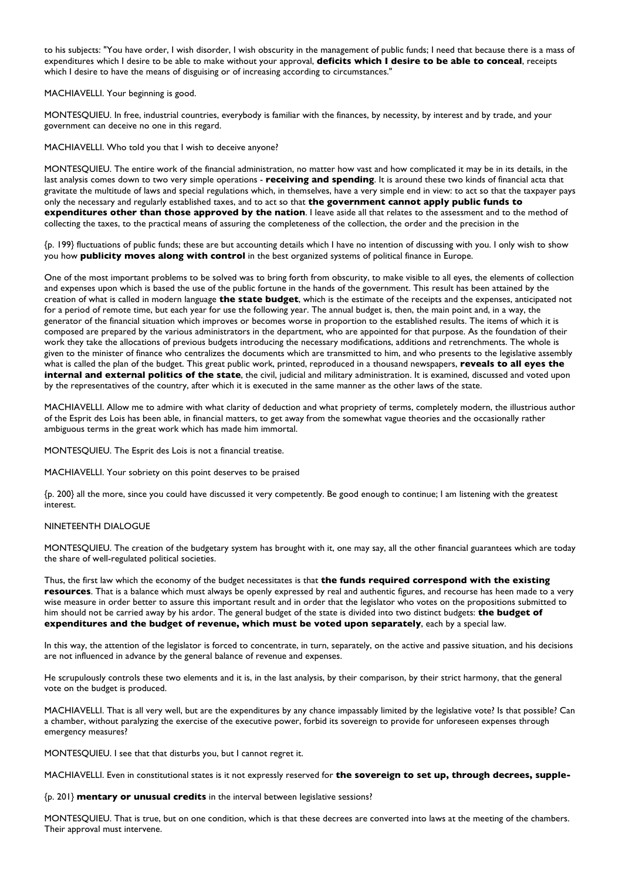to his subjects: "You have order, I wish disorder, I wish obscurity in the management of public funds; I need that because there is a mass of expenditures which I desire to be able to make without your approval, **deficits which I desire to be able to conceal**, receipts which I desire to have the means of disguising or of increasing according to circumstances."

MACHIAVELLI. Your beginning is good.

MONTESQUIEU. In free, industrial countries, everybody is familiar with the finances, by necessity, by interest and by trade, and your government can deceive no one in this regard.

MACHIAVELLI. Who told you that I wish to deceive anyone?

MONTESQUIEU. The entire work of the financial administration, no matter how vast and how complicated it may be in its details, in the last analysis comes down to two very simple operations - **receiving and spending**. It is around these two kinds of financial acta that gravitate the multitude of laws and special regulations which, in themselves, have a very simple end in view: to act so that the taxpayer pays only the necessary and regularly established taxes, and to act so that **the government cannot apply public funds to expenditures other than those approved by the nation**. I leave aside all that relates to the assessment and to the method of collecting the taxes, to the practical means of assuring the completeness of the collection, the order and the precision in the

{p. 199} fluctuations of public funds; these are but accounting details which I have no intention of discussing with you. I only wish to show you how **publicity moves along with control** in the best organized systems of political finance in Europe.

One of the most important problems to be solved was to bring forth from obscurity, to make visible to all eyes, the elements of collection and expenses upon which is based the use of the public fortune in the hands of the government. This result has been attained by the creation of what is called in modern language **the state budget**, which is the estimate of the receipts and the expenses, anticipated not for a period of remote time, but each year for use the following year. The annual budget is, then, the main point and, in a way, the generator of the financial situation which improves or becomes worse in proportion to the established results. The items of which it is composed are prepared by the various administrators in the department, who are appointed for that purpose. As the foundation of their work they take the allocations of previous budgets introducing the necessary modifications, additions and retrenchments. The whole is given to the minister of finance who centralizes the documents which are transmitted to him, and who presents to the legislative assembly what is called the plan of the budget. This great public work, printed, reproduced in a thousand newspapers, **reveals to all eyes the internal and external politics of the state**, the civil, judicial and military administration. It is examined, discussed and voted upon by the representatives of the country, after which it is executed in the same manner as the other laws of the state.

MACHIAVELLI. Allow me to admire with what clarity of deduction and what propriety of terms, completely modern, the illustrious author of the Esprit des Lois has been able, in financial matters, to get away from the somewhat vague theories and the occasionally rather ambiguous terms in the great work which has made him immortal.

MONTESQUIEU. The Esprit des Lois is not a financial treatise.

MACHIAVELLI. Your sobriety on this point deserves to be praised

{p. 200} all the more, since you could have discussed it very competently. Be good enough to continue; I am listening with the greatest interest.

## NINETEENTH DIALOGUE

MONTESQUIEU. The creation of the budgetary system has brought with it, one may say, all the other financial guarantees which are today the share of well-regulated political societies.

Thus, the first law which the economy of the budget necessitates is that **the funds required correspond with the existing resources**. That is a balance which must always be openly expressed by real and authentic figures, and recourse has heen made to a very wise measure in order better to assure this important result and in order that the legislator who votes on the propositions submitted to him should not be carried away by his ardor. The general budget of the state is divided into two distinct budgets: **the budget of expenditures and the budget of revenue, which must be voted upon separately**, each by a special law.

In this way, the attention of the legislator is forced to concentrate, in turn, separately, on the active and passive situation, and his decisions are not influenced in advance by the general balance of revenue and expenses.

He scrupulously controls these two elements and it is, in the last analysis, by their comparison, by their strict harmony, that the general vote on the budget is produced.

MACHIAVELLI. That is all very well, but are the expenditures by any chance impassably limited by the legislative vote? Is that possible? Can a chamber, without paralyzing the exercise of the executive power, forbid its sovereign to provide for unforeseen expenses through emergency measures?

MONTESQUIEU. I see that that disturbs you, but I cannot regret it.

MACHIAVELLI. Even in constitutional states is it not expressly reserved for **the sovereign to set up, through decrees, supple-**

{p. 201} **mentary or unusual credits** in the interval between legislative sessions?

MONTESQUIEU. That is true, but on one condition, which is that these decrees are converted into laws at the meeting of the chambers. Their approval must intervene.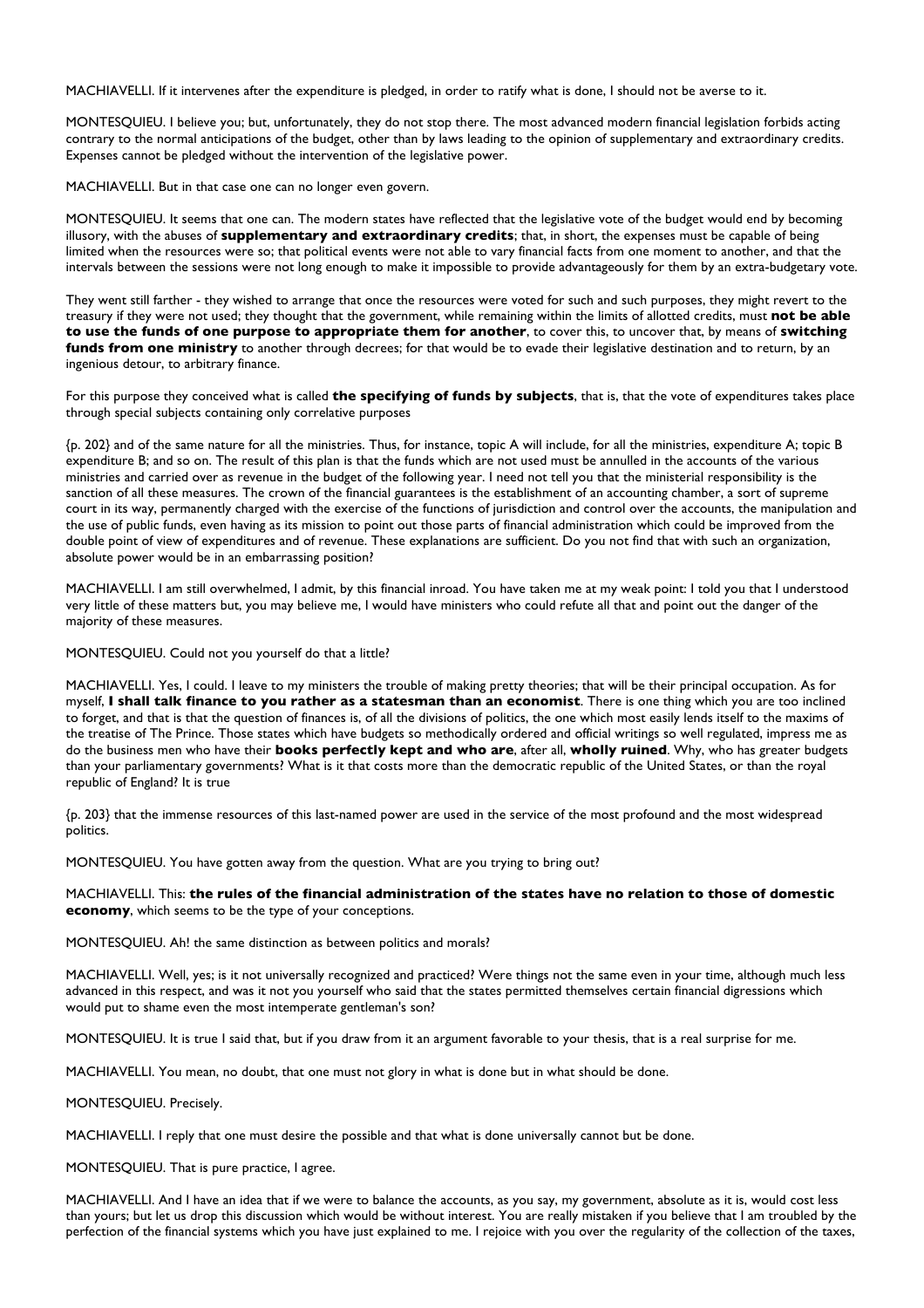MACHIAVELLI. If it intervenes after the expenditure is pledged, in order to ratify what is done, I should not be averse to it.

MONTESQUIEU. I believe you; but, unfortunately, they do not stop there. The most advanced modern financial legislation forbids acting contrary to the normal anticipations of the budget, other than by laws leading to the opinion of supplementary and extraordinary credits. Expenses cannot be pledged without the intervention of the legislative power.

MACHIAVELLI. But in that case one can no longer even govern.

MONTESQUIEU. It seems that one can. The modern states have reflected that the legislative vote of the budget would end by becoming illusory, with the abuses of **supplementary and extraordinary credits**; that, in short, the expenses must be capable of being limited when the resources were so; that political events were not able to vary financial facts from one moment to another, and that the intervals between the sessions were not long enough to make it impossible to provide advantageously for them by an extra-budgetary vote.

They went still farther - they wished to arrange that once the resources were voted for such and such purposes, they might revert to the treasury if they were not used; they thought that the government, while remaining within the limits of allotted credits, must **not be able to use the funds of one purpose to appropriate them for another**, to cover this, to uncover that, by means of **switching funds from one ministry** to another through decrees; for that would be to evade their legislative destination and to return, by an ingenious detour, to arbitrary finance.

For this purpose they conceived what is called **the specifying of funds by subjects**, that is, that the vote of expenditures takes place through special subjects containing only correlative purposes

{p. 202} and of the same nature for all the ministries. Thus, for instance, topic A will include, for all the ministries, expenditure A; topic B expenditure B; and so on. The result of this plan is that the funds which are not used must be annulled in the accounts of the various ministries and carried over as revenue in the budget of the following year. I need not tell you that the ministerial responsibility is the sanction of all these measures. The crown of the financial guarantees is the establishment of an accounting chamber, a sort of supreme court in its way, permanently charged with the exercise of the functions of jurisdiction and control over the accounts, the manipulation and the use of public funds, even having as its mission to point out those parts of financial administration which could be improved from the double point of view of expenditures and of revenue. These explanations are sufficient. Do you not find that with such an organization, absolute power would be in an embarrassing position?

MACHIAVELLI. I am still overwhelmed, I admit, by this financial inroad. You have taken me at my weak point: I told you that I understood very little of these matters but, you may believe me, I would have ministers who could refute all that and point out the danger of the majority of these measures.

MONTESQUIEU. Could not you yourself do that a little?

MACHIAVELLI. Yes, I could. I leave to my ministers the trouble of making pretty theories; that will be their principal occupation. As for myself, **I shall talk finance to you rather as a statesman than an economist**. There is one thing which you are too inclined to forget, and that is that the question of finances is, of all the divisions of politics, the one which most easily lends itself to the maxims of the treatise of The Prince. Those states which have budgets so methodically ordered and official writings so well regulated, impress me as do the business men who have their **books perfectly kept and who are**, after all, **wholly ruined**. Why, who has greater budgets than your parliamentary governments? What is it that costs more than the democratic republic of the United States, or than the royal republic of England? It is true

{p. 203} that the immense resources of this last-named power are used in the service of the most profound and the most widespread politics.

MONTESQUIEU. You have gotten away from the question. What are you trying to bring out?

MACHIAVELLI. This: **the rules of the financial administration of the states have no relation to those of domestic economy**, which seems to be the type of your conceptions.

MONTESQUIEU. Ah! the same distinction as between politics and morals?

MACHIAVELLI. Well, yes; is it not universally recognized and practiced? Were things not the same even in your time, although much less advanced in this respect, and was it not you yourself who said that the states permitted themselves certain financial digressions which would put to shame even the most intemperate gentleman's son?

MONTESQUIEU. It is true I said that, but if you draw from it an argument favorable to your thesis, that is a real surprise for me.

MACHIAVELLI. You mean, no doubt, that one must not glory in what is done but in what should be done.

MONTESQUIEU. Precisely.

MACHIAVELLI. I reply that one must desire the possible and that what is done universally cannot but be done.

MONTESQUIEU. That is pure practice, I agree.

MACHIAVELLI. And I have an idea that if we were to balance the accounts, as you say, my government, absolute as it is, would cost less than yours; but let us drop this discussion which would be without interest. You are really mistaken if you believe that I am troubled by the perfection of the financial systems which you have just explained to me. I rejoice with you over the regularity of the collection of the taxes,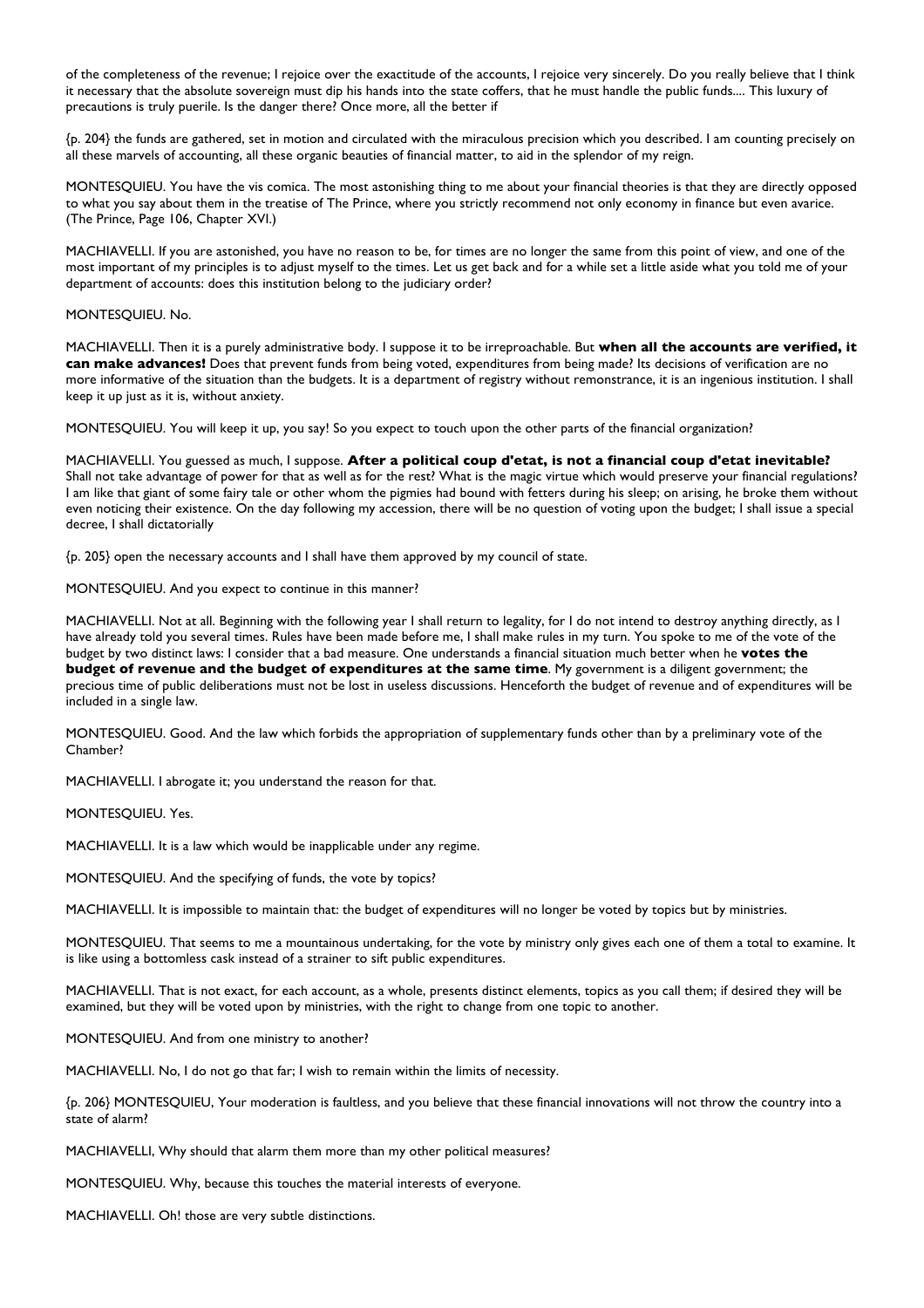of the completeness of the revenue; I rejoice over the exactitude of the accounts, I rejoice very sincerely. Do you really believe that I think it necessary that the absolute sovereign must dip his hands into the state coffers, that he must handle the public funds.... This luxury of precautions is truly puerile. Is the danger there? Once more, all the better if

{p. 204} the funds are gathered, set in motion and circulated with the miraculous precision which you described. I am counting precisely on all these marvels of accounting, all these organic beauties of financial matter, to aid in the splendor of my reign.

MONTESQUIEU. You have the vis comica. The most astonishing thing to me about your financial theories is that they are directly opposed to what you say about them in the treatise of The Prince, where you strictly recommend not only economy in finance but even avarice. (The Prince, Page 106, Chapter XVI.)

MACHIAVELLI. If you are astonished, you have no reason to be, for times are no longer the same from this point of view, and one of the most important of my principles is to adjust myself to the times. Let us get back and for a while set a little aside what you told me of your department of accounts: does this institution belong to the judiciary order?

MONTESQUIEU. No.

MACHIAVELLI. Then it is a purely administrative body. I suppose it to be irreproachable. But **when all the accounts are verified, it can make advances!** Does that prevent funds from being voted, expenditures from being made? Its decisions of verification are no more informative of the situation than the budgets. It is a department of registry without remonstrance, it is an ingenious institution. I shall keep it up just as it is, without anxiety.

MONTESQUIEU. You will keep it up, you say! So you expect to touch upon the other parts of the financial organization?

MACHIAVELLI. You guessed as much, I suppose. **After a political coup d'etat, is not a financial coup d'etat inevitable?** Shall not take advantage of power for that as well as for the rest? What is the magic virtue which would preserve your financial regulations? I am like that giant of some fairy tale or other whom the pigmies had bound with fetters during his sleep; on arising, he broke them without even noticing their existence. On the day following my accession, there will be no question of voting upon the budget; I shall issue a special decree, I shall dictatorially

{p. 205} open the necessary accounts and I shall have them approved by my council of state.

MONTESQUIEU. And you expect to continue in this manner?

MACHIAVELLI. Not at all. Beginning with the following year I shall return to legality, for I do not intend to destroy anything directly, as I have already told you several times. Rules have been made before me, I shall make rules in my turn. You spoke to me of the vote of the budget by two distinct laws: I consider that a bad measure. One understands a financial situation much better when he **votes the budget of revenue and the budget of expenditures at the same time**. My government is a diligent government; the precious time of public deliberations must not be lost in useless discussions. Henceforth the budget of revenue and of expenditures will be included in a single law.

MONTESQUIEU. Good. And the law which forbids the appropriation of supplementary funds other than by a preliminary vote of the Chamber?

MACHIAVELLI. I abrogate it; you understand the reason for that.

MONTESQUIEU. Yes.

MACHIAVELLI. It is a law which would be inapplicable under any regime.

MONTESQUIEU. And the specifying of funds, the vote by topics?

MACHIAVELLI. It is impossible to maintain that: the budget of expenditures will no longer be voted by topics but by ministries.

MONTESQUIEU. That seems to me a mountainous undertaking, for the vote by ministry only gives each one of them a total to examine. It is like using a bottomless cask instead of a strainer to sift public expenditures.

MACHIAVELLI. That is not exact, for each account, as a whole, presents distinct elements, topics as you call them; if desired they will be examined, but they will be voted upon by ministries, with the right to change from one topic to another.

MONTESQUIEU. And from one ministry to another?

MACHIAVELLI. No, I do not go that far; I wish to remain within the limits of necessity.

{p. 206} MONTESQUIEU, Your moderation is faultless, and you believe that these financial innovations will not throw the country into a state of alarm?

MACHIAVELLI, Why should that alarm them more than my other political measures?

MONTESQUIEU. Why, because this touches the material interests of everyone.

MACHIAVELLI. Oh! those are very subtle distinctions.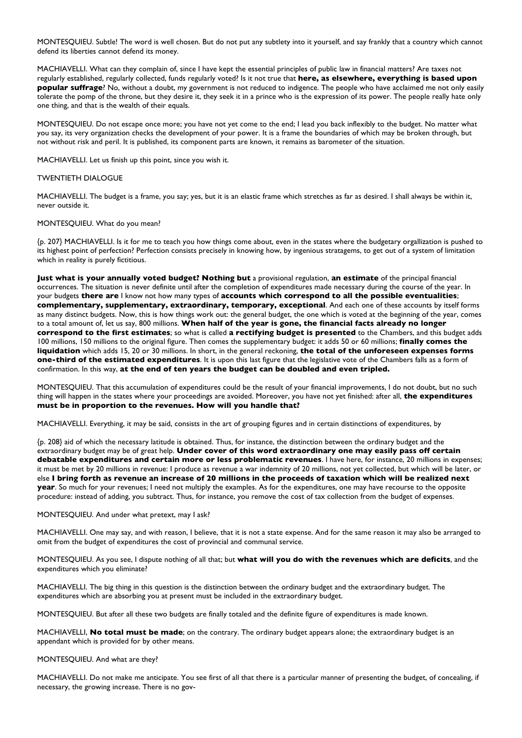MONTESQUIEU. Subtle! The word is well chosen. But do not put any subtlety into it yourself, and say frankly that a country which cannot defend its liberties cannot defend its money.

MACHIAVELLI. What can they complain of, since I have kept the essential principles of public law in financial matters? Are taxes not regularly established, regularly collected, funds regularly voted? Is it not true that **here, as elsewhere, everything is based upon popular suffrage**? No, without a doubt, my government is not reduced to indigence. The people who have acclaimed me not only easily tolerate the pomp of the throne, but they desire it, they seek it in a prince who is the expression of its power. The people really hate only one thing, and that is the wealth of their equals.

MONTESQUIEU. Do not escape once more; you have not yet come to the end; I lead you back inflexibly to the budget. No matter what you say, its very organization checks the development of your power. It is a frame the boundaries of which may be broken through, but not without risk and peril. It is published, its component parts are known, it remains as barometer of the situation.

MACHIAVELLI. Let us finish up this point, since you wish it.

## TWENTIETH DIALOGUE

MACHIAVELLI. The budget is a frame, you say; yes, but it is an elastic frame which stretches as far as desired. I shall always be within it, never outside it.

MONTESQUIEU. What do you mean?

{p. 207} MACHIAVELLI. Is it for me to teach you how things come about, even in the states where the budgetary orgallization is pushed to its highest point of perfection? Perfection consists precisely in knowing how, by ingenious stratagems, to get out of a system of limitation which in reality is purely fictitious.

**Just what is your annually voted budget? Nothing but** a provisional regulation, **an estimate** of the principal financial occurrences. The situation is never definite until after the completion of expenditures made necessary during the course of the year. In your budgets **there are** I know not how many types of **accounts which correspond to all the possible eventualities**; **complementary, supplementary, extraordinary, temporary, exceptional**. And each one of these accounts by itself forms as many distinct budgets. Now, this is how things work out: the general budget, the one which is voted at the beginning of the year, comes to a total amount of, let us say, 800 millions. **When half of the year is gone, the financial facts already no longer correspond to the first estimates**; so what is called **a rectifying budget is presented** to the Chambers, and this budget adds 100 millions, 150 millions to the original figure. Then comes the supplementary budget: it adds 50 or 60 millions; **finally comes the liquidation** which adds 15, 20 or 30 millions. In short, in the general reckoning, **the total of the unforeseen expenses forms one-third of the estimated expenditures**. It is upon this last figure that the legislative vote of the Chambers falls as a form of confirmation. In this way, **at the end of ten years the budget can be doubled and even tripled.**

MONTESQUIEU. That this accumulation of expenditures could be the result of your financial improvements, I do not doubt, but no such thing will happen in the states where your proceedings are avoided. Moreover, you have not yet finished: after all, **the expenditures must be in proportion to the revenues. How will you handle that?**

MACHIAVELLI. Everything, it may be said, consists in the art of grouping figures and in certain distinctions of expenditures, by

{p. 208} aid of which the necessary latitude is obtained. Thus, for instance, the distinction between the ordinary budget and the extraordinary budget may be of great help. **Under cover of this word extraordinary one may easily pass off certain debatable expenditures and certain more or less problematic revenues**. I have here, for instance, 20 millions in expenses; it must be met by 20 millions in revenue: I produce as revenue a war indemnity of 20 millions, not yet collected, but which will be later, or else **I bring forth as revenue an increase of 20 millions in the proceeds of taxation which will be realized next year**. So much for your revenues; I need not multiply the examples. As for the expenditures, one may have recourse to the opposite procedure: instead of adding, you subtract. Thus, for instance, you remove the cost of tax collection from the budget of expenses.

MONTESQUIEU. And under what pretext, may I ask?

MACHIAVELLI. One may say, and with reason, I believe, that it is not a state expense. And for the same reason it may also be arranged to omit from the budget of expenditures the cost of provincial and communal service.

MONTESQUIEU. As you see, I dispute nothing of all that; but **what will you do with the revenues which are deficits**, and the expenditures which you eliminate?

MACHIAVELLI. The big thing in this question is the distinction between the ordinary budget and the extraordinary budget. The expenditures which are absorbing you at present must be included in the extraordinary budget.

MONTESQUIEU. But after all these two budgets are finally totaled and the definite figure of expenditures is made known.

MACHIAVELLI, **No total must be made**; on the contrary. The ordinary budget appears alone; the extraordinary budget is an appendant which is provided for by other means.

MONTESQUIEU. And what are they?

MACHIAVELLI. Do not make me anticipate. You see first of all that there is a particular manner of presenting the budget, of concealing, if necessary, the growing increase. There is no gov-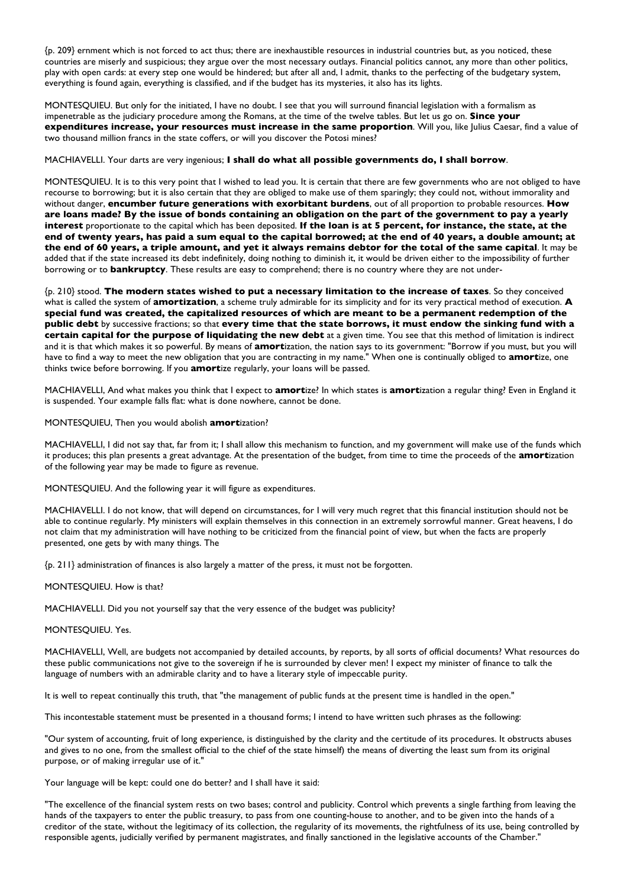{p. 209} ernment which is not forced to act thus; there are inexhaustible resources in industrial countries but, as you noticed, these countries are miserly and suspicious; they argue over the most necessary outlays. Financial politics cannot, any more than other politics, play with open cards: at every step one would be hindered; but after all and, I admit, thanks to the perfecting of the budgetary system, everything is found again, everything is classified, and if the budget has its mysteries, it also has its lights.

MONTESQUIEU. But only for the initiated, I have no doubt. I see that you will surround financial legislation with a formalism as impenetrable as the judiciary procedure among the Romans, at the time of the twelve tables. But let us go on. **Since your expenditures increase, your resources must increase in the same proportion**. Will you, like Julius Caesar, find a value of two thousand million francs in the state coffers, or will you discover the Potosi mines?

MACHIAVELLI. Your darts are very ingenious; **I shall do what all possible governments do, I shall borrow**.

MONTESQUIEU. It is to this very point that I wished to lead you. It is certain that there are few governments who are not obliged to have recourse to borrowing; but it is also certain that they are obliged to make use of them sparingly; they could not, without immorality and without danger, **encumber future generations with exorbitant burdens**, out of all proportion to probable resources. **How are loans made? By the issue of bonds containing an obligation on the part of the government to pay a yearly interest** proportionate to the capital which has been deposited. **If the loan is at 5 percent, for instance, the state, at the end of twenty years, has paid a sum equal to the capital borrowed; at the end of 40 years, a double amount; at the end of 60 years, a triple amount, and yet it always remains debtor for the total of the same capital**. It may be added that if the state increased its debt indefinitely, doing nothing to diminish it, it would be driven either to the impossibility of further borrowing or to **bankruptcy**. These results are easy to comprehend; there is no country where they are not under-

{p. 210} stood. **The modern states wished to put a necessary limitation to the increase of taxes**. So they conceived what is called the system of **amortization**, a scheme truly admirable for its simplicity and for its very practical method of execution. **A special fund was created, the capitalized resources of which are meant to be a permanent redemption of the public debt** by successive fractions; so that **every time that the state borrows, it must endow the sinking fund with a certain capital for the purpose of liquidating the new debt** at a given time. You see that this method of limitation is indirect and it is that which makes it so powerful. By means of **amort**ization, the nation says to its government: "Borrow if you must, but you will have to find a way to meet the new obligation that you are contracting in my name." When one is continually obliged to **amort**ize, one thinks twice before borrowing. If you **amort**ize regularly, your loans will be passed.

MACHIAVELLI, And what makes you think that I expect to **amort**ize? In which states is **amort**ization a regular thing? Even in England it is suspended. Your example falls flat: what is done nowhere, cannot be done.

MONTESQUIEU, Then you would abolish **amort**ization?

MACHIAVELLI, I did not say that, far from it; I shall allow this mechanism to function, and my government will make use of the funds which it produces; this plan presents a great advantage. At the presentation of the budget, from time to time the proceeds of the **amort**ization of the following year may be made to figure as revenue.

MONTESQUIEU. And the following year it will figure as expenditures.

MACHIAVELLI. I do not know, that will depend on circumstances, for I will very much regret that this financial institution should not be able to continue regularly. My ministers will explain themselves in this connection in an extremely sorrowful manner. Great heavens, I do not claim that my administration will have nothing to be criticized from the financial point of view, but when the facts are properly presented, one gets by with many things. The

{p. 211} administration of finances is also largely a matter of the press, it must not be forgotten.

MONTESQUIEU. How is that?

MACHIAVELLI. Did you not yourself say that the very essence of the budget was publicity?

MONTESQUIEU. Yes.

MACHIAVELLI, Well, are budgets not accompanied by detailed accounts, by reports, by all sorts of official documents? What resources do these public communications not give to the sovereign if he is surrounded by clever men! I expect my minister of finance to talk the language of numbers with an admirable clarity and to have a literary style of impeccable purity.

It is well to repeat continually this truth, that "the management of public funds at the present time is handled in the open."

This incontestable statement must be presented in a thousand forms; I intend to have written such phrases as the following:

"Our system of accounting, fruit of long experience, is distinguished by the clarity and the certitude of its procedures. It obstructs abuses and gives to no one, from the smallest official to the chief of the state himself) the means of diverting the least sum from its original purpose, or of making irregular use of it."

Your language will be kept: could one do better? and I shall have it said:

"The excellence of the financial system rests on two bases; control and publicity. Control which prevents a single farthing from leaving the hands of the taxpayers to enter the public treasury, to pass from one counting-house to another, and to be given into the hands of a creditor of the state, without the legitimacy of its collection, the regularity of its movements, the rightfulness of its use, being controlled by responsible agents, judicially verified by permanent magistrates, and finally sanctioned in the legislative accounts of the Chamber."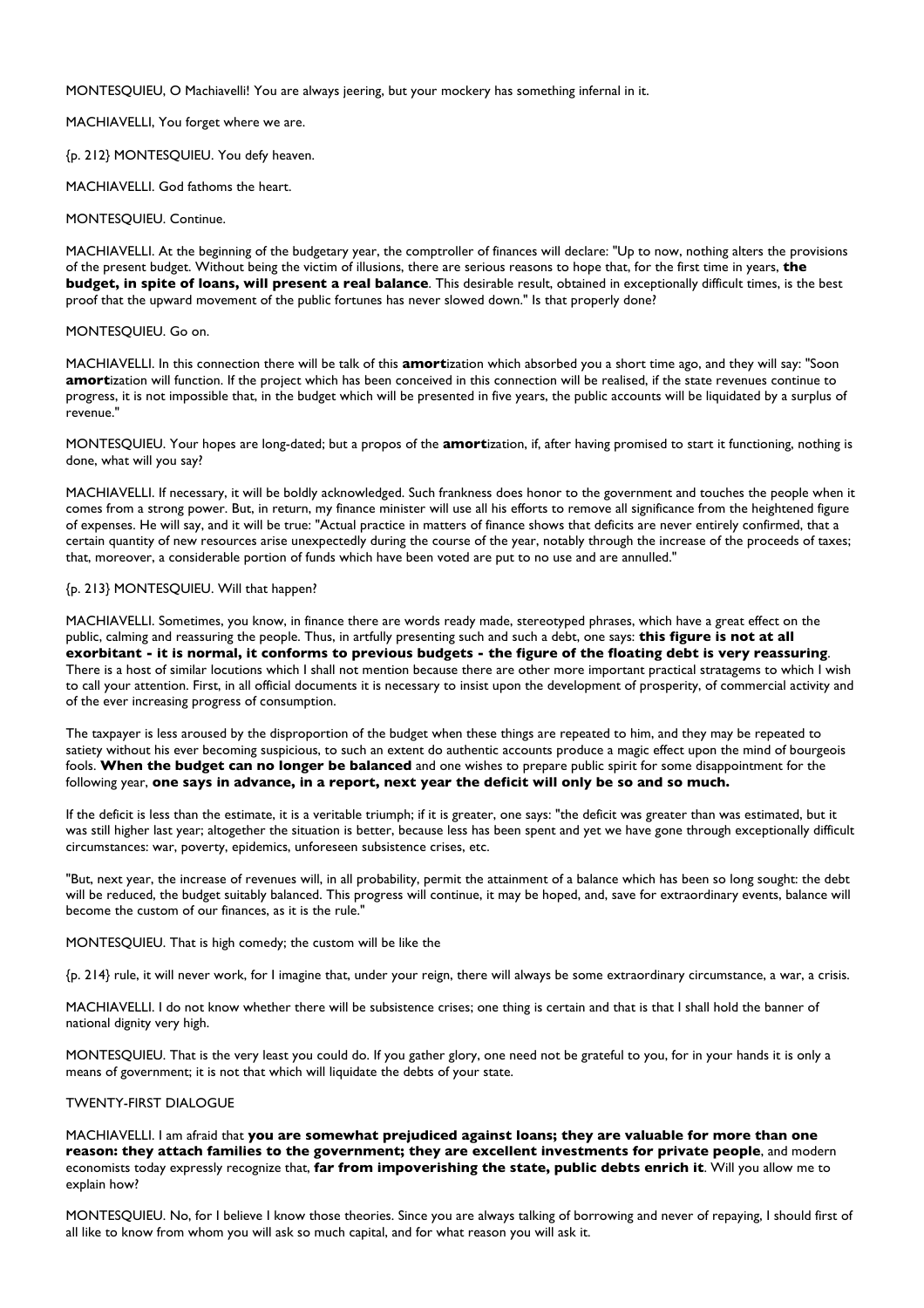MONTESQUIEU, O Machiavelli! You are always jeering, but your mockery has something infernal in it.

MACHIAVELLI, You forget where we are.

{p. 212} MONTESQUIEU. You defy heaven.

MACHIAVELLI. God fathoms the heart.

MONTESQUIEU. Continue.

MACHIAVELLI. At the beginning of the budgetary year, the comptroller of finances will declare: "Up to now, nothing alters the provisions of the present budget. Without being the victim of illusions, there are serious reasons to hope that, for the first time in years, **the budget, in spite of loans, will present a real balance**. This desirable result, obtained in exceptionally difficult times, is the best proof that the upward movement of the public fortunes has never slowed down." Is that properly done?

MONTESQUIEU. Go on.

MACHIAVELLI. In this connection there will be talk of this **amort**ization which absorbed you a short time ago, and they will say: "Soon **amort**ization will function. If the project which has been conceived in this connection will be realised, if the state revenues continue to progress, it is not impossible that, in the budget which will be presented in five years, the public accounts will be liquidated by a surplus of revenue."

MONTESQUIEU. Your hopes are long-dated; but a propos of the **amort**ization, if, after having promised to start it functioning, nothing is done, what will you say?

MACHIAVELLI. If necessary, it will be boldly acknowledged. Such frankness does honor to the government and touches the people when it comes from a strong power. But, in return, my finance minister will use all his efforts to remove all significance from the heightened figure of expenses. He will say, and it will be true: "Actual practice in matters of finance shows that deficits are never entirely confirmed, that a certain quantity of new resources arise unexpectedly during the course of the year, notably through the increase of the proceeds of taxes; that, moreover, a considerable portion of funds which have been voted are put to no use and are annulled."

{p. 213} MONTESQUIEU. Will that happen?

MACHIAVELLI. Sometimes, you know, in finance there are words ready made, stereotyped phrases, which have a great effect on the public, calming and reassuring the people. Thus, in artfully presenting such and such a debt, one says: **this figure is not at all exorbitant - it is normal, it conforms to previous budgets - the figure of the floating debt is very reassuring**. There is a host of similar locutions which I shall not mention because there are other more important practical stratagems to which I wish to call your attention. First, in all official documents it is necessary to insist upon the development of prosperity, of commercial activity and of the ever increasing progress of consumption.

The taxpayer is less aroused by the disproportion of the budget when these things are repeated to him, and they may be repeated to satiety without his ever becoming suspicious, to such an extent do authentic accounts produce a magic effect upon the mind of bourgeois fools. **When the budget can no longer be balanced** and one wishes to prepare public spirit for some disappointment for the following year, **one says in advance, in a report, next year the deficit will only be so and so much.**

If the deficit is less than the estimate, it is a veritable triumph; if it is greater, one says: "the deficit was greater than was estimated, but it was still higher last year; altogether the situation is better, because less has been spent and yet we have gone through exceptionally difficult circumstances: war, poverty, epidemics, unforeseen subsistence crises, etc.

"But, next year, the increase of revenues will, in all probability, permit the attainment of a balance which has been so long sought: the debt will be reduced, the budget suitably balanced. This progress will continue, it may be hoped, and, save for extraordinary events, balance will become the custom of our finances, as it is the rule."

MONTESQUIEU. That is high comedy; the custom will be like the

{p. 214} rule, it will never work, for I imagine that, under your reign, there will always be some extraordinary circumstance, a war, a crisis.

MACHIAVELLI. I do not know whether there will be subsistence crises; one thing is certain and that is that I shall hold the banner of national dignity very high.

MONTESQUIEU. That is the very least you could do. If you gather glory, one need not be grateful to you, for in your hands it is only a means of government; it is not that which will liquidate the debts of your state.

## TWENTY-FIRST DIALOGUE

MACHIAVELLI. I am afraid that **you are somewhat prejudiced against loans; they are valuable for more than one reason: they attach families to the government; they are excellent investments for private people**, and modern economists today expressly recognize that, **far from impoverishing the state, public debts enrich it**. Will you allow me to explain how?

MONTESQUIEU. No, for I believe I know those theories. Since you are always talking of borrowing and never of repaying, I should first of all like to know from whom you will ask so much capital, and for what reason you will ask it.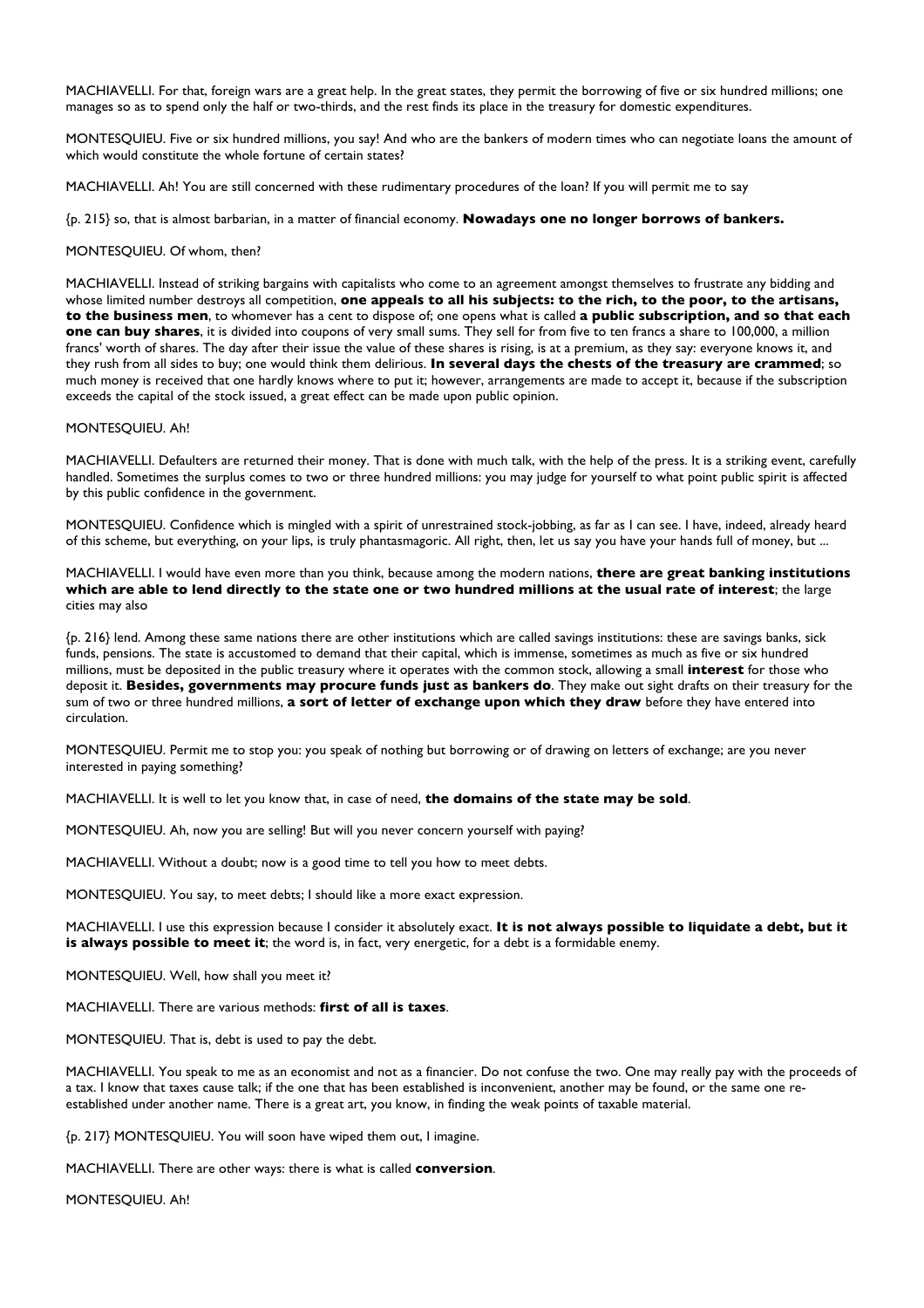MACHIAVELLI. For that, foreign wars are a great help. In the great states, they permit the borrowing of five or six hundred millions; one manages so as to spend only the half or two-thirds, and the rest finds its place in the treasury for domestic expenditures.

MONTESQUIEU. Five or six hundred millions, you say! And who are the bankers of modern times who can negotiate loans the amount of which would constitute the whole fortune of certain states?

MACHIAVELLI. Ah! You are still concerned with these rudimentary procedures of the loan? If you will permit me to say

{p. 215} so, that is almost barbarian, in a matter of financial economy. **Nowadays one no longer borrows of bankers.**

MONTESQUIEU. Of whom, then?

MACHIAVELLI. Instead of striking bargains with capitalists who come to an agreement amongst themselves to frustrate any bidding and whose limited number destroys all competition, **one appeals to all his subjects: to the rich, to the poor, to the artisans, to the business men**, to whomever has a cent to dispose of; one opens what is called **a public subscription, and so that each one can buy shares**, it is divided into coupons of very small sums. They sell for from five to ten francs a share to 100,000, a million francs' worth of shares. The day after their issue the value of these shares is rising, is at a premium, as they say: everyone knows it, and they rush from all sides to buy; one would think them delirious. **In several days the chests of the treasury are crammed**; so much money is received that one hardly knows where to put it; however, arrangements are made to accept it, because if the subscription exceeds the capital of the stock issued, a great effect can be made upon public opinion.

MONTESQUIEU. Ah!

MACHIAVELLI. Defaulters are returned their money. That is done with much talk, with the help of the press. It is a striking event, carefully handled. Sometimes the surplus comes to two or three hundred millions: you may judge for yourself to what point public spirit is affected by this public confidence in the government.

MONTESQUIEU. Confidence which is mingled with a spirit of unrestrained stock-jobbing, as far as I can see. I have, indeed, already heard of this scheme, but everything, on your lips, is truly phantasmagoric. All right, then, let us say you have your hands full of money, but ...

MACHIAVELLI. I would have even more than you think, because among the modern nations, **there are great banking institutions which are able to lend directly to the state one or two hundred millions at the usual rate of interest**; the large cities may also

{p. 216} lend. Among these same nations there are other institutions which are called savings institutions: these are savings banks, sick funds, pensions. The state is accustomed to demand that their capital, which is immense, sometimes as much as five or six hundred millions, must be deposited in the public treasury where it operates with the common stock, allowing a small **interest** for those who deposit it. **Besides, governments may procure funds just as bankers do**. They make out sight drafts on their treasury for the sum of two or three hundred millions, **a sort of letter of exchange upon which they draw** before they have entered into circulation.

MONTESQUIEU. Permit me to stop you: you speak of nothing but borrowing or of drawing on letters of exchange; are you never interested in paying something?

MACHIAVELLI. It is well to let you know that, in case of need, **the domains of the state may be sold**.

MONTESQUIEU. Ah, now you are selling! But will you never concern yourself with paying?

MACHIAVELLI. Without a doubt; now is a good time to tell you how to meet debts.

MONTESQUIEU. You say, to meet debts; I should like a more exact expression.

MACHIAVELLI. I use this expression because I consider it absolutely exact. **It is not always possible to liquidate a debt, but it is always possible to meet it**; the word is, in fact, very energetic, for a debt is a formidable enemy.

MONTESQUIEU. Well, how shall you meet it?

MACHIAVELLI. There are various methods: **first of all is taxes**.

MONTESQUIEU. That is, debt is used to pay the debt.

MACHIAVELLI. You speak to me as an economist and not as a financier. Do not confuse the two. One may really pay with the proceeds of a tax. I know that taxes cause talk; if the one that has been established is inconvenient, another may be found, or the same one re-established under another name. There is a great art, you know, in finding the weak points of taxable material.

{p. 217} MONTESQUIEU. You will soon have wiped them out, I imagine.

MACHIAVELLI. There are other ways: there is what is called **conversion**.

MONTESQUIEU. Ah!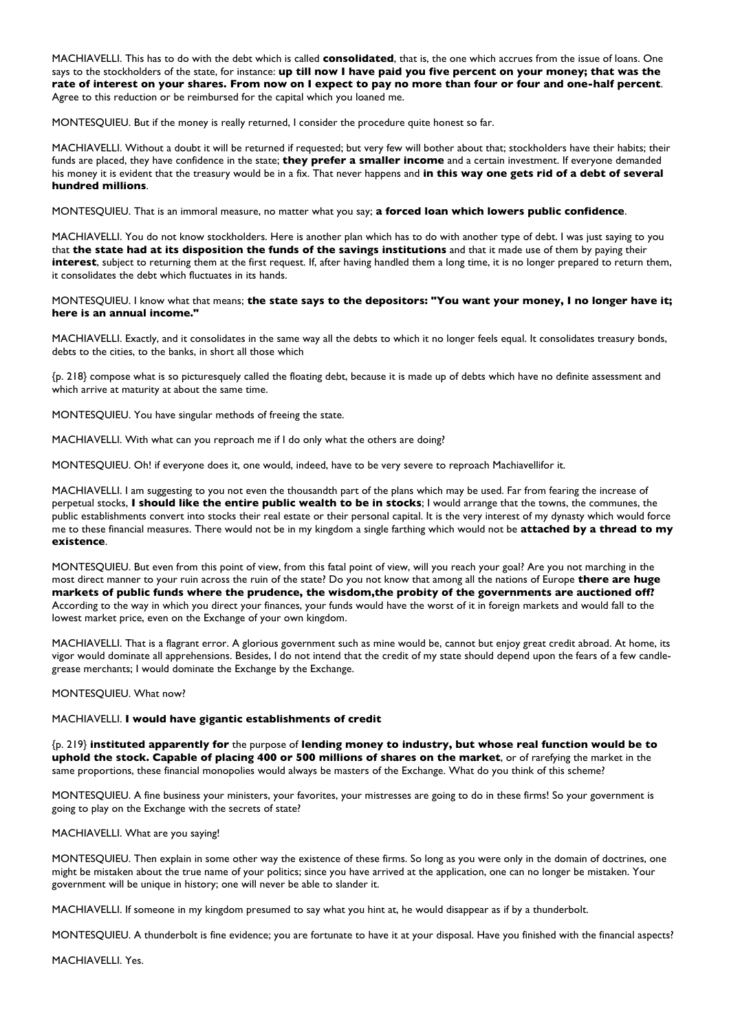MACHIAVELLI. This has to do with the debt which is called **consolidated**, that is, the one which accrues from the issue of loans. One says to the stockholders of the state, for instance: **up till now I have paid you five percent on your money; that was the rate of interest on your shares. From now on I expect to pay no more than four or four and one-half percent**. Agree to this reduction or be reimbursed for the capital which you loaned me.

MONTESQUIEU. But if the money is really returned, I consider the procedure quite honest so far.

MACHIAVELLI. Without a doubt it will be returned if requested; but very few will bother about that; stockholders have their habits; their funds are placed, they have confidence in the state; **they prefer a smaller income** and a certain investment. If everyone demanded his money it is evident that the treasury would be in a fix. That never happens and **in this way one gets rid of a debt of several hundred millions**.

MONTESQUIEU. That is an immoral measure, no matter what you say; **a forced loan which lowers public confidence**.

MACHIAVELLI. You do not know stockholders. Here is another plan which has to do with another type of debt. I was just saying to you that **the state had at its disposition the funds of the savings institutions** and that it made use of them by paying their **interest**, subject to returning them at the first request. If, after having handled them a long time, it is no longer prepared to return them, it consolidates the debt which fluctuates in its hands.

MONTESQUIEU. I know what that means; **the state says to the depositors: "You want your money, I no longer have it; here is an annual income."**

MACHIAVELLI. Exactly, and it consolidates in the same way all the debts to which it no longer feels equal. It consolidates treasury bonds, debts to the cities, to the banks, in short all those which

{p. 218} compose what is so picturesquely called the floating debt, because it is made up of debts which have no definite assessment and which arrive at maturity at about the same time.

MONTESQUIEU. You have singular methods of freeing the state.

MACHIAVELLI. With what can you reproach me if I do only what the others are doing?

MONTESQUIEU. Oh! if everyone does it, one would, indeed, have to be very severe to reproach Machiavellifor it.

MACHIAVELLI. I am suggesting to you not even the thousandth part of the plans which may be used. Far from fearing the increase of perpetual stocks, **I should like the entire public wealth to be in stocks**; I would arrange that the towns, the communes, the public establishments convert into stocks their real estate or their personal capital. It is the very interest of my dynasty which would force me to these financial measures. There would not be in my kingdom a single farthing which would not be **attached by a thread to my existence**.

MONTESQUIEU. But even from this point of view, from this fatal point of view, will you reach your goal? Are you not marching in the most direct manner to your ruin across the ruin of the state? Do you not know that among all the nations of Europe **there are huge markets of public funds where the prudence, the wisdom,the probity of the governments are auctioned off?** According to the way in which you direct your finances, your funds would have the worst of it in foreign markets and would fall to the lowest market price, even on the Exchange of your own kingdom.

MACHIAVELLI. That is a flagrant error. A glorious government such as mine would be, cannot but enjoy great credit abroad. At home, its vigor would dominate all apprehensions. Besides, I do not intend that the credit of my state should depend upon the fears of a few candle-grease merchants; I would dominate the Exchange by the Exchange.

MONTESQUIEU. What now?

MACHIAVELLI. **I would have gigantic establishments of credit**

{p. 219} **instituted apparently for** the purpose of **lending money to industry, but whose real function would be to uphold the stock. Capable of placing 400 or 500 millions of shares on the market**, or of rarefying the market in the same proportions, these financial monopolies would always be masters of the Exchange. What do you think of this scheme?

MONTESQUIEU. A fine business your ministers, your favorites, your mistresses are going to do in these firms! So your government is going to play on the Exchange with the secrets of state?

MACHIAVELLI. What are you saying!

MONTESQUIEU. Then explain in some other way the existence of these firms. So long as you were only in the domain of doctrines, one might be mistaken about the true name of your politics; since you have arrived at the application, one can no longer be mistaken. Your government will be unique in history; one will never be able to slander it.

MACHIAVELLI. If someone in my kingdom presumed to say what you hint at, he would disappear as if by a thunderbolt.

MONTESQUIEU. A thunderbolt is fine evidence; you are fortunate to have it at your disposal. Have you finished with the financial aspects?

MACHIAVELLI. Yes.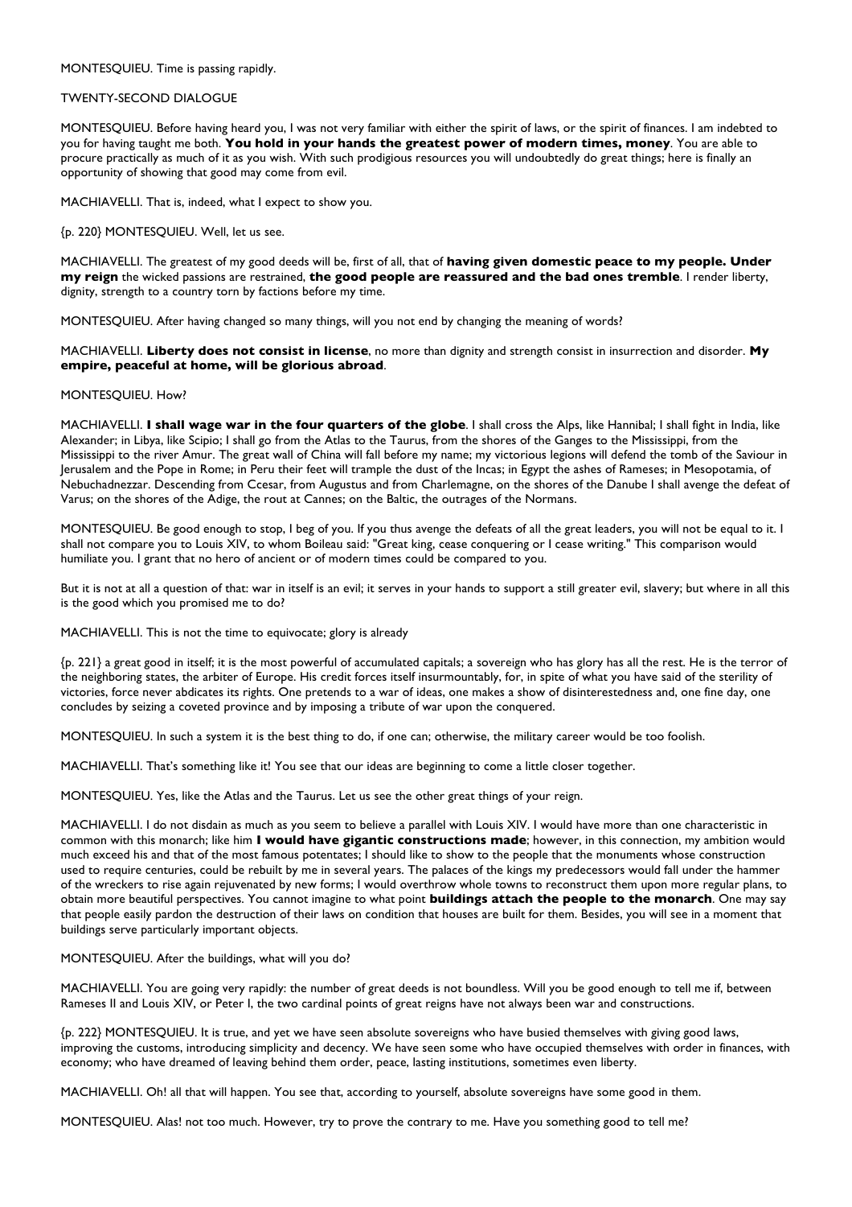MONTESQUIEU. Time is passing rapidly.

## TWENTY-SECOND DIALOGUE

MONTESQUIEU. Before having heard you, I was not very familiar with either the spirit of laws, or the spirit of finances. I am indebted to you for having taught me both. **You hold in your hands the greatest power of modern times, money**. You are able to procure practically as much of it as you wish. With such prodigious resources you will undoubtedly do great things; here is finally an opportunity of showing that good may come from evil.

MACHIAVELLI. That is, indeed, what I expect to show you.

{p. 220} MONTESQUIEU. Well, let us see.

MACHIAVELLI. The greatest of my good deeds will be, first of all, that of **having given domestic peace to my people. Under my reign** the wicked passions are restrained, **the good people are reassured and the bad ones tremble**. I render liberty, dignity, strength to a country torn by factions before my time.

MONTESQUIEU. After having changed so many things, will you not end by changing the meaning of words?

MACHIAVELLI. **Liberty does not consist in license**, no more than dignity and strength consist in insurrection and disorder. **My empire, peaceful at home, will be glorious abroad**.

MONTESQUIEU. How?

MACHIAVELLI. **I shall wage war in the four quarters of the globe**. I shall cross the Alps, like Hannibal; I shall fight in India, like Alexander; in Libya, like Scipio; I shall go from the Atlas to the Taurus, from the shores of the Ganges to the Mississippi, from the Mississippi to the river Amur. The great wall of China will fall before my name; my victorious legions will defend the tomb of the Saviour in Jerusalem and the Pope in Rome; in Peru their feet will trample the dust of the Incas; in Egypt the ashes of Rameses; in Mesopotamia, of Nebuchadnezzar. Descending from Ccesar, from Augustus and from Charlemagne, on the shores of the Danube I shall avenge the defeat of Varus; on the shores of the Adige, the rout at Cannes; on the Baltic, the outrages of the Normans.

MONTESQUIEU. Be good enough to stop, I beg of you. If you thus avenge the defeats of all the great leaders, you will not be equal to it. I shall not compare you to Louis XIV, to whom Boileau said: "Great king, cease conquering or I cease writing." This comparison would humiliate you. I grant that no hero of ancient or of modern times could be compared to you.

But it is not at all a question of that: war in itself is an evil; it serves in your hands to support a still greater evil, slavery; but where in all this is the good which you promised me to do?

MACHIAVELLI. This is not the time to equivocate; glory is already

{p. 221} a great good in itself; it is the most powerful of accumulated capitals; a sovereign who has glory has all the rest. He is the terror of the neighboring states, the arbiter of Europe. His credit forces itself insurmountably, for, in spite of what you have said of the sterility of victories, force never abdicates its rights. One pretends to a war of ideas, one makes a show of disinterestedness and, one fine day, one concludes by seizing a coveted province and by imposing a tribute of war upon the conquered.

MONTESQUIEU. In such a system it is the best thing to do, if one can; otherwise, the military career would be too foolish.

MACHIAVELLI. That's something like it! You see that our ideas are beginning to come a little closer together.

MONTESQUIEU. Yes, like the Atlas and the Taurus. Let us see the other great things of your reign.

MACHIAVELLI. I do not disdain as much as you seem to believe a parallel with Louis XIV. I would have more than one characteristic in common with this monarch; like him **I would have gigantic constructions made**; however, in this connection, my ambition would much exceed his and that of the most famous potentates; I should like to show to the people that the monuments whose construction used to require centuries, could be rebuilt by me in several years. The palaces of the kings my predecessors would fall under the hammer of the wreckers to rise again rejuvenated by new forms; I would overthrow whole towns to reconstruct them upon more regular plans, to obtain more beautiful perspectives. You cannot imagine to what point **buildings attach the people to the monarch**. One may say that people easily pardon the destruction of their laws on condition that houses are built for them. Besides, you will see in a moment that buildings serve particularly important objects.

MONTESQUIEU. After the buildings, what will you do?

MACHIAVELLI. You are going very rapidly: the number of great deeds is not boundless. Will you be good enough to tell me if, between Rameses II and Louis XIV, or Peter I, the two cardinal points of great reigns have not always been war and constructions.

{p. 222} MONTESQUIEU. It is true, and yet we have seen absolute sovereigns who have busied themselves with giving good laws, improving the customs, introducing simplicity and decency. We have seen some who have occupied themselves with order in finances, with economy; who have dreamed of leaving behind them order, peace, lasting institutions, sometimes even liberty.

MACHIAVELLI. Oh! all that will happen. You see that, according to yourself, absolute sovereigns have some good in them.

MONTESQUIEU. Alas! not too much. However, try to prove the contrary to me. Have you something good to tell me?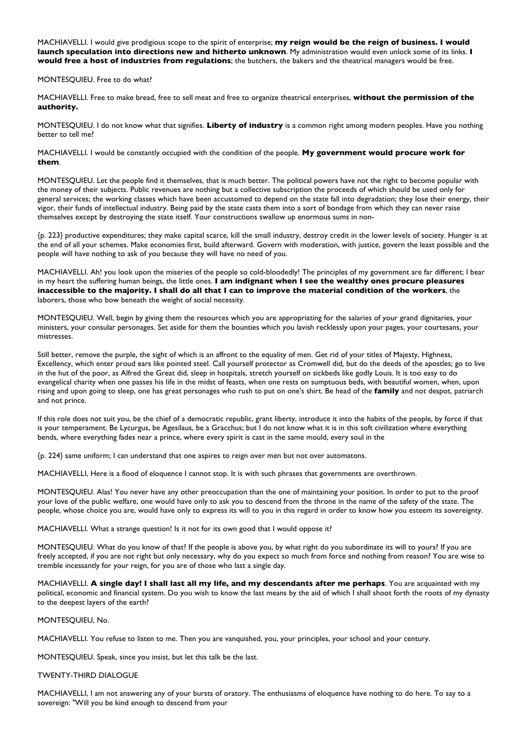MACHIAVELLI. I would give prodigious scope to the spirit of enterprise; **my reign would be the reign of business. I would launch speculation into directions new and hitherto unknown**. My administration would even unlock some of its links. **I would free a host of industries from regulations**; the butchers, the bakers and the theatrical managers would be free.

MONTESQUIEU. Free to do what?

MACHIAVELLI. Free to make bread, free to sell meat and free to organize theatrical enterprises, **without the permission of the authority.**

MONTESQUIEU. I do not know what that signifies. **Liberty of industry** is a common right among modern peoples. Have you nothing better to tell me?

MACHIAVELLI. I would be constantly occupied with the condition of the people. **My government would procure work for them**.

MONTESQUIEU. Let the people find it themselves, that is much better. The political powers have not the right to become popular with the money of their subjects. Public revenues are nothing but a collective subscription the proceeds of which should be used only for general services; the working classes which have been accustomed to depend on the state fall into degradation; they lose their energy, their vigor, their funds of intellectual industry. Being paid by the state casts them into a sort of bondage from which they can never raise themselves except by destroying the state itself. Your constructions swallow up enormous sums in non-

{p. 223} productive expenditures; they make capital scarce, kill the small industry, destroy credit in the lower levels of society. Hunger is at the end of all your schemes. Make economies first, build afterward. Govern with moderation, with justice, govern the least possible and the people will have nothing to ask of you because they will have no need of you.

MACHIAVELLI. Ah! you look upon the miseries of the people so cold-bloodedly! The principles of my government are far different; I bear in my heart the suffering human beings, the little ones. **I am indignant when I see the wealthy ones procure pleasures inaccessible to the majority. I shall do all that I can to improve the material condition of the workers**, the laborers, those who bow beneath the weight of social necessity.

MONTESQUIEU. Well, begin by giving them the resources which you are appropriating for the salaries of your grand dignitaries, your ministers, your consular personages. Set aside for them the bounties which you lavish recklessly upon your pages, your courtesans, your mistresses.

Still better, remove the purple, the sight of which is an affront to the equality of men. Get rid of your titles of Majesty, Highness, Excellency, which enter proud ears like pointed steel. Call yourself protector as Cromwell did, but do the deeds of the apostles; go to live in the hut of the poor, as Alfred the Great did, sleep in hospitals, stretch yourself on sickbeds like godly Louis. It is too easy to do evangelical charity when one passes his life in the midst of feasts, when one rests on sumptuous beds, with beautiful women, when, upon rising and upon going to sleep, one has great personages who rush to put on one's shirt. Be head of the **family** and not despot, patriarch and not prince.

If this role does not suit you, be the chief of a democratic republic, grant liberty, introduce it into the habits of the people, by force if that is your temperament. Be Lycurgus, be Agesilaus, be a Gracchus; but I do not know what it is in this soft civilization where everything bends, where everything fades near a prince, where every spirit is cast in the same mould, every soul in the

{p. 224} same uniform; I can understand that one aspires to reign over men but not over automatons.

MACHIAVELLI, Here is a flood of eloquence I cannot stop. It is with such phrases that governments are overthrown.

MONTESQUIEU. Alas! You never have any other preoccupation than the one of maintaining your position. In order to put to the proof your love of the public welfare, one would have only to ask you to descend from the throne in the name of the safety of the state. The people, whose choice you are, would have only to express its will to you in this regard in order to know how you esteem its sovereignty.

MACHIAVELLI. What a strange question! Is it not for its own good that I would oppose it?

MONTESQUIEU. What do you know of that? If the people is above you, by what right do you subordinate its will to yours? If you are freely accepted, if you are not right but only necessary, why do you expect so much from force and nothing from reason? You are wise to tremble incessantly for your reign, for you are of those who last a single day.

MACHIAVELLI. **A single day! I shall last all my life, and my descendants after me perhaps**. You are acquainted with my political, economic and financial system. Do you wish to know the last means by the aid of which I shall shoot forth the roots of my dynasty to the deepest layers of the earth?

MONTESQUIEU, No.

MACHIAVELLI. You refuse to listen to me. Then you are vanquished, you, your principles, your school and your century.

MONTESQUIEU. Speak, since you insist, but let this talk be the last.

TWENTY-THIRD DIALOGUE

MACHIAVELLI, I am not answering any of your bursts of oratory. The enthusiasms of eloquence have nothing to do here. To say to a sovereign: "Will you be kind enough to descend from your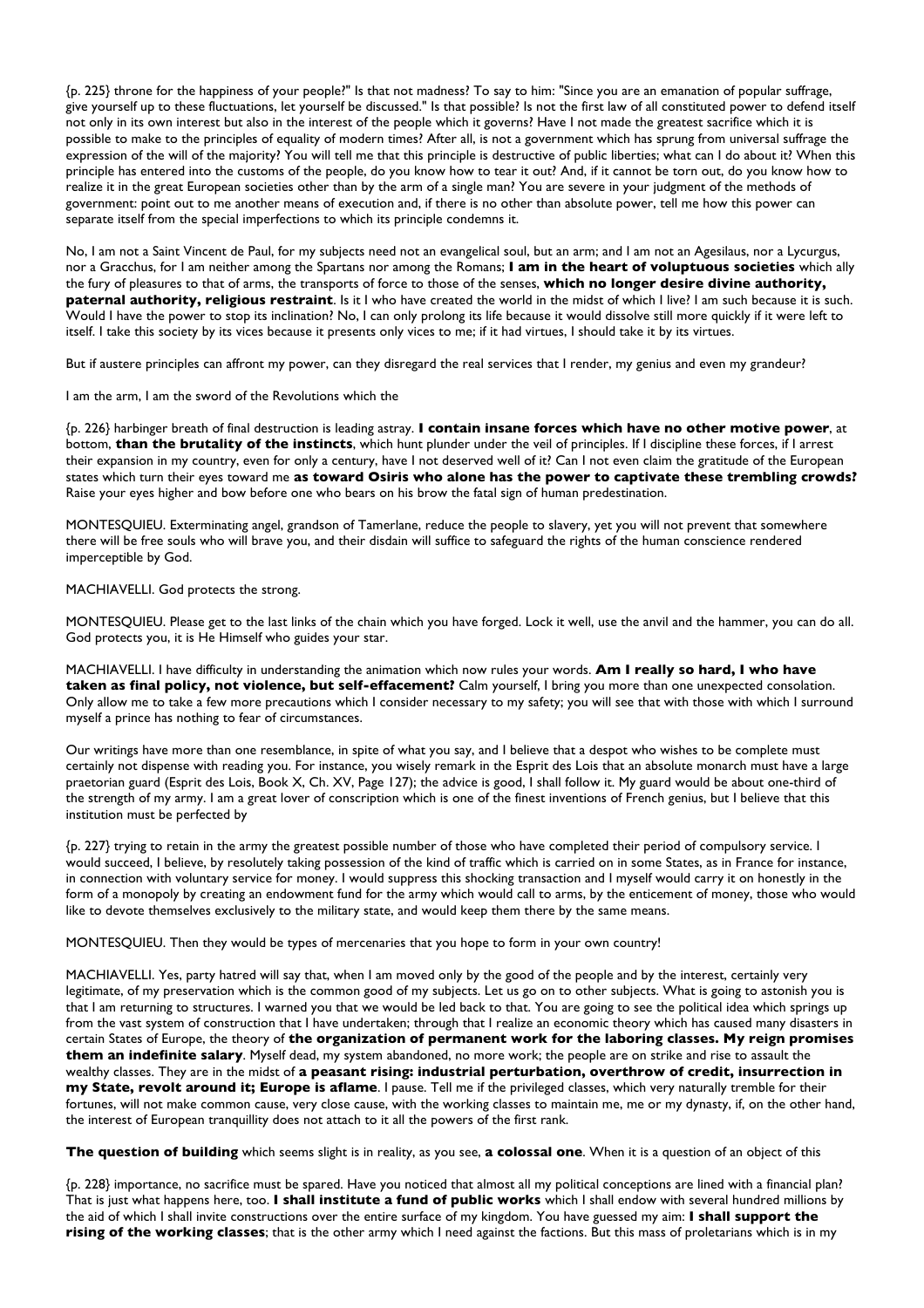{p. 225} throne for the happiness of your people?" Is that not madness? To say to him: "Since you are an emanation of popular suffrage, give yourself up to these fluctuations, let yourself be discussed." Is that possible? Is not the first law of all constituted power to defend itself not only in its own interest but also in the interest of the people which it governs? Have I not made the greatest sacrifice which it is possible to make to the principles of equality of modern times? After all, is not a government which has sprung from universal suffrage the expression of the will of the majority? You will tell me that this principle is destructive of public liberties; what can I do about it? When this principle has entered into the customs of the people, do you know how to tear it out? And, if it cannot be torn out, do you know how to realize it in the great European societies other than by the arm of a single man? You are severe in your judgment of the methods of government: point out to me another means of execution and, if there is no other than absolute power, tell me how this power can separate itself from the special imperfections to which its principle condemns it.

No, I am not a Saint Vincent de Paul, for my subjects need not an evangelical soul, but an arm; and I am not an Agesilaus, nor a Lycurgus, nor a Gracchus, for I am neither among the Spartans nor among the Romans; **I am in the heart of voluptuous societies** which ally the fury of pleasures to that of arms, the transports of force to those of the senses, **which no longer desire divine authority, paternal authority, religious restraint**. Is it I who have created the world in the midst of which I live? I am such because it is such. Would I have the power to stop its inclination? No, I can only prolong its life because it would dissolve still more quickly if it were left to itself. I take this society by its vices because it presents only vices to me; if it had virtues, I should take it by its virtues.

But if austere principles can affront my power, can they disregard the real services that I render, my genius and even my grandeur?

I am the arm, I am the sword of the Revolutions which the

{p. 226} harbinger breath of final destruction is leading astray. **I contain insane forces which have no other motive power**, at bottom, **than the brutality of the instincts**, which hunt plunder under the veil of principles. If I discipline these forces, if I arrest their expansion in my country, even for only a century, have I not deserved well of it? Can I not even claim the gratitude of the European states which turn their eyes toward me **as toward Osiris who alone has the power to captivate these trembling crowds?** Raise your eyes higher and bow before one who bears on his brow the fatal sign of human predestination.

MONTESQUIEU. Exterminating angel, grandson of Tamerlane, reduce the people to slavery, yet you will not prevent that somewhere there will be free souls who will brave you, and their disdain will suffice to safeguard the rights of the human conscience rendered imperceptible by God.

MACHIAVELLI. God protects the strong.

MONTESQUIEU. Please get to the last links of the chain which you have forged. Lock it well, use the anvil and the hammer, you can do all. God protects you, it is He Himself who guides your star.

MACHIAVELLI. I have difficulty in understanding the animation which now rules your words. **Am I really so hard, I who have taken as final policy, not violence, but self-effacement?** Calm yourself, I bring you more than one unexpected consolation. Only allow me to take a few more precautions which I consider necessary to my safety; you will see that with those with which I surround myself a prince has nothing to fear of circumstances.

Our writings have more than one resemblance, in spite of what you say, and I believe that a despot who wishes to be complete must certainly not dispense with reading you. For instance, you wisely remark in the Esprit des Lois that an absolute monarch must have a large praetorian guard (Esprit des Lois, Book X, Ch. XV, Page 127); the advice is good, I shall follow it. My guard would be about one-third of the strength of my army. I am a great lover of conscription which is one of the finest inventions of French genius, but I believe that this institution must be perfected by

{p. 227} trying to retain in the army the greatest possible number of those who have completed their period of compulsory service. I would succeed, I believe, by resolutely taking possession of the kind of traffic which is carried on in some States, as in France for instance, in connection with voluntary service for money. I would suppress this shocking transaction and I myself would carry it on honestly in the form of a monopoly by creating an endowment fund for the army which would call to arms, by the enticement of money, those who would like to devote themselves exclusively to the military state, and would keep them there by the same means.

MONTESQUIEU. Then they would be types of mercenaries that you hope to form in your own country!

MACHIAVELLI. Yes, party hatred will say that, when I am moved only by the good of the people and by the interest, certainly very legitimate, of my preservation which is the common good of my subjects. Let us go on to other subjects. What is going to astonish you is that I am returning to structures. I warned you that we would be led back to that. You are going to see the political idea which springs up from the vast system of construction that I have undertaken; through that I realize an economic theory which has caused many disasters in certain States of Europe, the theory of **the organization of permanent work for the laboring classes. My reign promises them an indefinite salary**. Myself dead, my system abandoned, no more work; the people are on strike and rise to assault the wealthy classes. They are in the midst of **a peasant rising: industrial perturbation, overthrow of credit, insurrection in my State, revolt around it; Europe is aflame**. I pause. Tell me if the privileged classes, which very naturally tremble for their fortunes, will not make common cause, very close cause, with the working classes to maintain me, me or my dynasty, if, on the other hand, the interest of European tranquillity does not attach to it all the powers of the first rank.

**The question of building** which seems slight is in reality, as you see, **a colossal one**. When it is a question of an object of this

{p. 228} importance, no sacrifice must be spared. Have you noticed that almost all my political conceptions are lined with a financial plan? That is just what happens here, too. **I shall institute a fund of public works** which I shall endow with several hundred millions by the aid of which I shall invite constructions over the entire surface of my kingdom. You have guessed my aim: **I shall support the rising of the working classes**; that is the other army which I need against the factions. But this mass of proletarians which is in my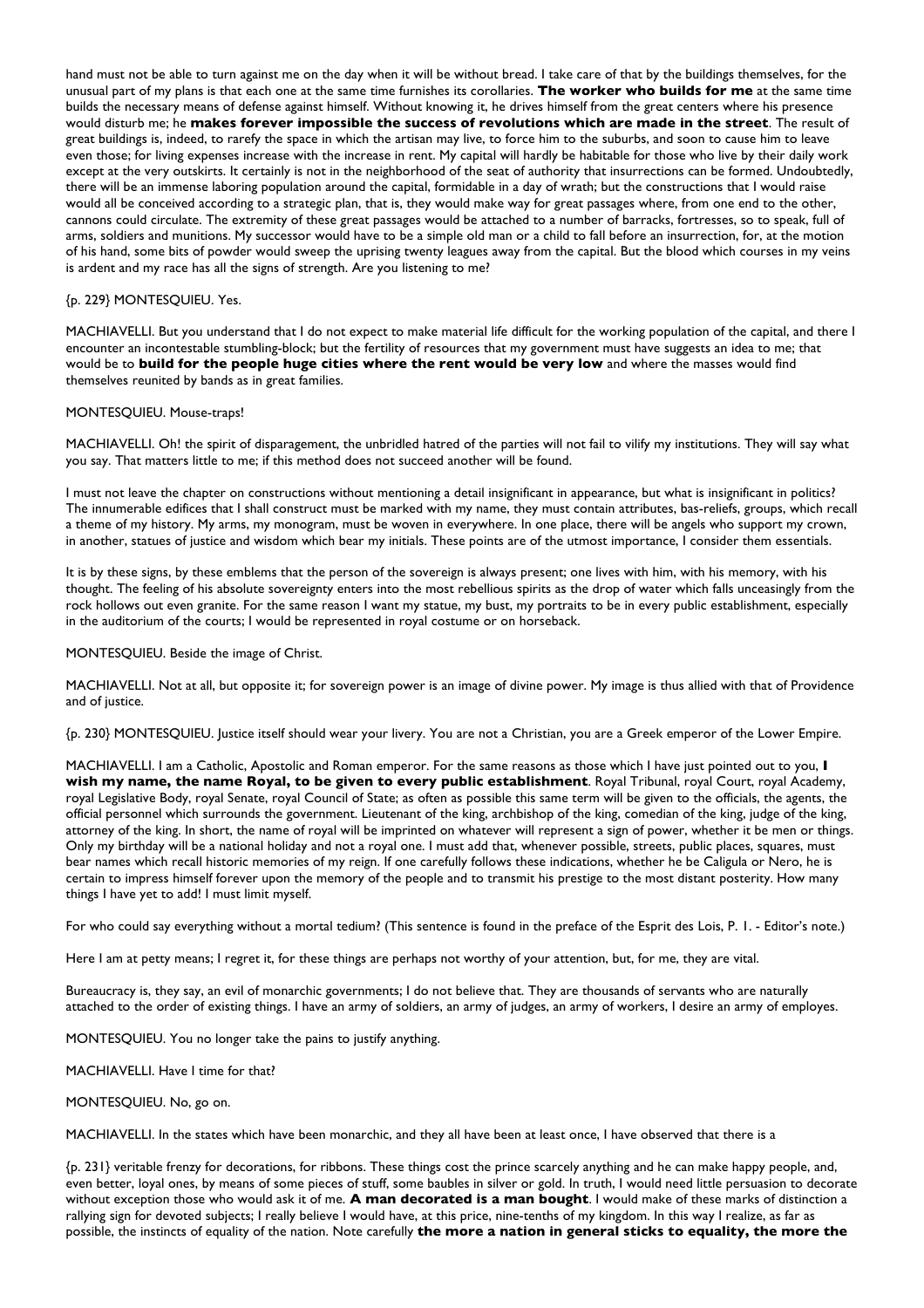hand must not be able to turn against me on the day when it will be without bread. I take care of that by the buildings themselves, for the unusual part of my plans is that each one at the same time furnishes its corollaries. **The worker who builds for me** at the same time builds the necessary means of defense against himself. Without knowing it, he drives himself from the great centers where his presence would disturb me; he **makes forever impossible the success of revolutions which are made in the street**. The result of great buildings is, indeed, to rarefy the space in which the artisan may live, to force him to the suburbs, and soon to cause him to leave even those; for living expenses increase with the increase in rent. My capital will hardly be habitable for those who live by their daily work except at the very outskirts. It certainly is not in the neighborhood of the seat of authority that insurrections can be formed. Undoubtedly, there will be an immense laboring population around the capital, formidable in a day of wrath; but the constructions that I would raise would all be conceived according to a strategic plan, that is, they would make way for great passages where, from one end to the other, cannons could circulate. The extremity of these great passages would be attached to a number of barracks, fortresses, so to speak, full of arms, soldiers and munitions. My successor would have to be a simple old man or a child to fall before an insurrection, for, at the motion of his hand, some bits of powder would sweep the uprising twenty leagues away from the capital. But the blood which courses in my veins is ardent and my race has all the signs of strength. Are you listening to me?

{p. 229} MONTESQUIEU. Yes.

MACHIAVELLI. But you understand that I do not expect to make material life difficult for the working population of the capital, and there I encounter an incontestable stumbling-block; but the fertility of resources that my government must have suggests an idea to me; that would be to **build for the people huge cities where the rent would be very low** and where the masses would find themselves reunited by bands as in great families.

MONTESQUIEU. Mouse-traps!

MACHIAVELLI. Oh! the spirit of disparagement, the unbridled hatred of the parties will not fail to vilify my institutions. They will say what you say. That matters little to me; if this method does not succeed another will be found.

I must not leave the chapter on constructions without mentioning a detail insignificant in appearance, but what is insignificant in politics? The innumerable edifices that I shall construct must be marked with my name, they must contain attributes, bas-reliefs, groups, which recall a theme of my history. My arms, my monogram, must be woven in everywhere. In one place, there will be angels who support my crown, in another, statues of justice and wisdom which bear my initials. These points are of the utmost importance, I consider them essentials.

It is by these signs, by these emblems that the person of the sovereign is always present; one lives with him, with his memory, with his thought. The feeling of his absolute sovereignty enters into the most rebellious spirits as the drop of water which falls unceasingly from the rock hollows out even granite. For the same reason I want my statue, my bust, my portraits to be in every public establishment, especially in the auditorium of the courts; I would be represented in royal costume or on horseback.

MONTESQUIEU. Beside the image of Christ.

MACHIAVELLI. Not at all, but opposite it; for sovereign power is an image of divine power. My image is thus allied with that of Providence and of justice.

{p. 230} MONTESQUIEU. Justice itself should wear your livery. You are not a Christian, you are a Greek emperor of the Lower Empire.

MACHIAVELLI. I am a Catholic, Apostolic and Roman emperor. For the same reasons as those which I have just pointed out to you, **I wish my name, the name Royal, to be given to every public establishment**. Royal Tribunal, royal Court, royal Academy, royal Legislative Body, royal Senate, royal Council of State; as often as possible this same term will be given to the officials, the agents, the official personnel which surrounds the government. Lieutenant of the king, archbishop of the king, comedian of the king, judge of the king, attorney of the king. In short, the name of royal will be imprinted on whatever will represent a sign of power, whether it be men or things. Only my birthday will be a national holiday and not a royal one. I must add that, whenever possible, streets, public places, squares, must bear names which recall historic memories of my reign. If one carefully follows these indications, whether he be Caligula or Nero, he is certain to impress himself forever upon the memory of the people and to transmit his prestige to the most distant posterity. How many things I have yet to add! I must limit myself.

For who could say everything without a mortal tedium? (This sentence is found in the preface of the Esprit des Lois, P. 1. - Editor's note.)

Here I am at petty means; I regret it, for these things are perhaps not worthy of your attention, but, for me, they are vital.

Bureaucracy is, they say, an evil of monarchic governments; I do not believe that. They are thousands of servants who are naturally attached to the order of existing things. I have an army of soldiers, an army of judges, an army of workers, I desire an army of employes.

MONTESQUIEU. You no longer take the pains to justify anything.

MACHIAVELLI. Have I time for that?

MONTESQUIEU. No, go on.

MACHIAVELLI. In the states which have been monarchic, and they all have been at least once, I have observed that there is a

{p. 231} veritable frenzy for decorations, for ribbons. These things cost the prince scarcely anything and he can make happy people, and, even better, loyal ones, by means of some pieces of stuff, some baubles in silver or gold. In truth, I would need little persuasion to decorate without exception those who would ask it of me. **A man decorated is a man bought**. I would make of these marks of distinction a rallying sign for devoted subjects; I really believe I would have, at this price, nine-tenths of my kingdom. In this way I realize, as far as possible, the instincts of equality of the nation. Note carefully **the more a nation in general sticks to equality, the more the**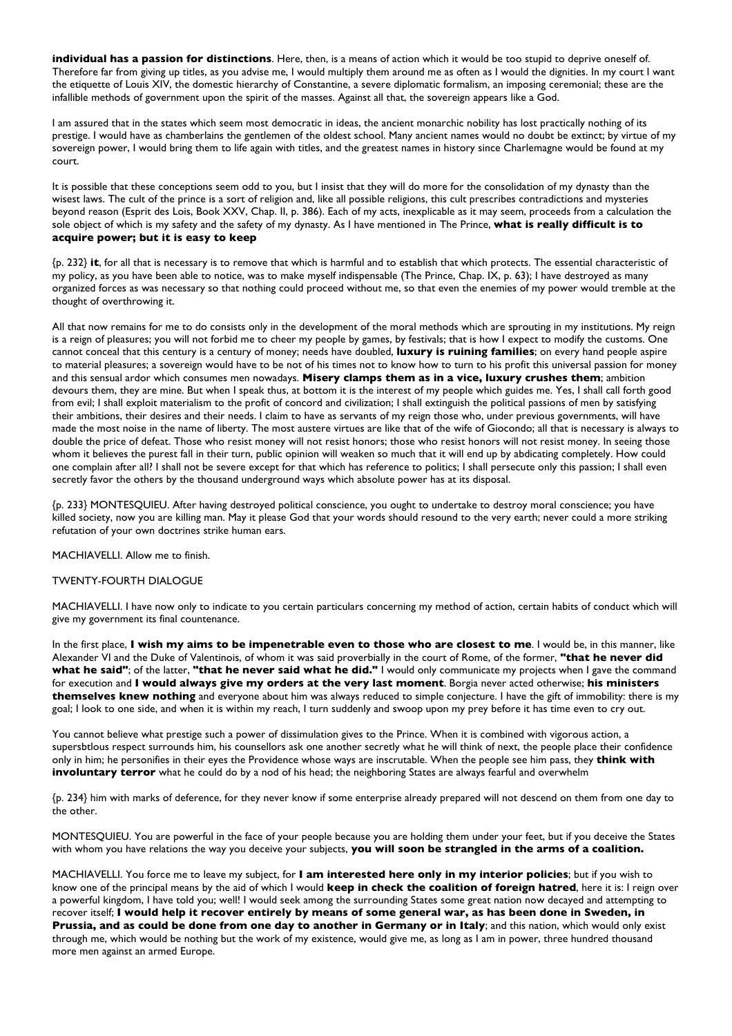**individual has a passion for distinctions**. Here, then, is a means of action which it would be too stupid to deprive oneself of. Therefore far from giving up titles, as you advise me, I would multiply them around me as often as I would the dignities. In my court I want the etiquette of Louis XIV, the domestic hierarchy of Constantine, a severe diplomatic formalism, an imposing ceremonial; these are the infallible methods of government upon the spirit of the masses. Against all that, the sovereign appears like a God.

I am assured that in the states which seem most democratic in ideas, the ancient monarchic nobility has lost practically nothing of its prestige. I would have as chamberlains the gentlemen of the oldest school. Many ancient names would no doubt be extinct; by virtue of my sovereign power, I would bring them to life again with titles, and the greatest names in history since Charlemagne would be found at my court.

It is possible that these conceptions seem odd to you, but I insist that they will do more for the consolidation of my dynasty than the wisest laws. The cult of the prince is a sort of religion and, like all possible religions, this cult prescribes contradictions and mysteries beyond reason (Esprit des Lois, Book XXV, Chap. II, p. 386). Each of my acts, inexplicable as it may seem, proceeds from a calculation the sole object of which is my safety and the safety of my dynasty. As I have mentioned in The Prince, **what is really difficult is to acquire power; but it is easy to keep**

{p. 232} **it**, for all that is necessary is to remove that which is harmful and to establish that which protects. The essential characteristic of my policy, as you have been able to notice, was to make myself indispensable (The Prince, Chap. IX, p. 63); I have destroyed as many organized forces as was necessary so that nothing could proceed without me, so that even the enemies of my power would tremble at the thought of overthrowing it.

All that now remains for me to do consists only in the development of the moral methods which are sprouting in my institutions. My reign is a reign of pleasures; you will not forbid me to cheer my people by games, by festivals; that is how I expect to modify the customs. One cannot conceal that this century is a century of money; needs have doubled, **luxury is ruining families**; on every hand people aspire to material pleasures; a sovereign would have to be not of his times not to know how to turn to his profit this universal passion for money and this sensual ardor which consumes men nowadays. **Misery clamps them as in a vice, luxury crushes them**; ambition devours them, they are mine. But when I speak thus, at bottom it is the interest of my people which guides me. Yes, I shall call forth good from evil; I shall exploit materialism to the profit of concord and civilization; I shall extinguish the political passions of men by satisfying their ambitions, their desires and their needs. I claim to have as servants of my reign those who, under previous governments, will have made the most noise in the name of liberty. The most austere virtues are like that of the wife of Giocondo; all that is necessary is always to double the price of defeat. Those who resist money will not resist honors; those who resist honors will not resist money. In seeing those whom it believes the purest fall in their turn, public opinion will weaken so much that it will end up by abdicating completely. How could one complain after all? I shall not be severe except for that which has reference to politics; I shall persecute only this passion; I shall even secretly favor the others by the thousand underground ways which absolute power has at its disposal.

{p. 233} MONTESQUIEU. After having destroyed political conscience, you ought to undertake to destroy moral conscience; you have killed society, now you are killing man. May it please God that your words should resound to the very earth; never could a more striking refutation of your own doctrines strike human ears.

MACHIAVELLI. Allow me to finish.

## TWENTY-FOURTH DIALOGUE

MACHIAVELLI. I have now only to indicate to you certain particulars concerning my method of action, certain habits of conduct which will give my government its final countenance.

In the first place, **I wish my aims to be impenetrable even to those who are closest to me**. I would be, in this manner, like Alexander VI and the Duke of Valentinois, of whom it was said proverbially in the court of Rome, of the former, **"that he never did what he said"**; of the latter, **"that he never said what he did."** I would only communicate my projects when I gave the command for execution and **I would always give my orders at the very last moment**. Borgia never acted otherwise; **his ministers themselves knew nothing** and everyone about him was always reduced to simple conjecture. I have the gift of immobility: there is my goal; I look to one side, and when it is within my reach, I turn suddenly and swoop upon my prey before it has time even to cry out.

You cannot believe what prestige such a power of dissimulation gives to the Prince. When it is combined with vigorous action, a supersbtlous respect surrounds him, his counsellors ask one another secretly what he will think of next, the people place their confidence only in him; he personifies in their eyes the Providence whose ways are inscrutable. When the people see him pass, they **think with involuntary terror** what he could do by a nod of his head; the neighboring States are always fearful and overwhelm

{p. 234} him with marks of deference, for they never know if some enterprise already prepared will not descend on them from one day to the other.

MONTESQUIEU. You are powerful in the face of your people because you are holding them under your feet, but if you deceive the States with whom you have relations the way you deceive your subjects, **you will soon be strangled in the arms of a coalition.**

MACHIAVELLI. You force me to leave my subject, for **I am interested here only in my interior policies**; but if you wish to know one of the principal means by the aid of which I would **keep in check the coalition of foreign hatred**, here it is: I reign over a powerful kingdom, I have told you; well! I would seek among the surrounding States some great nation now decayed and attempting to recover itself; **I would help it recover entirely by means of some general war, as has been done in Sweden, in Prussia, and as could be done from one day to another in Germany or in Italy**; and this nation, which would only exist through me, which would be nothing but the work of my existence, would give me, as long as I am in power, three hundred thousand more men against an armed Europe.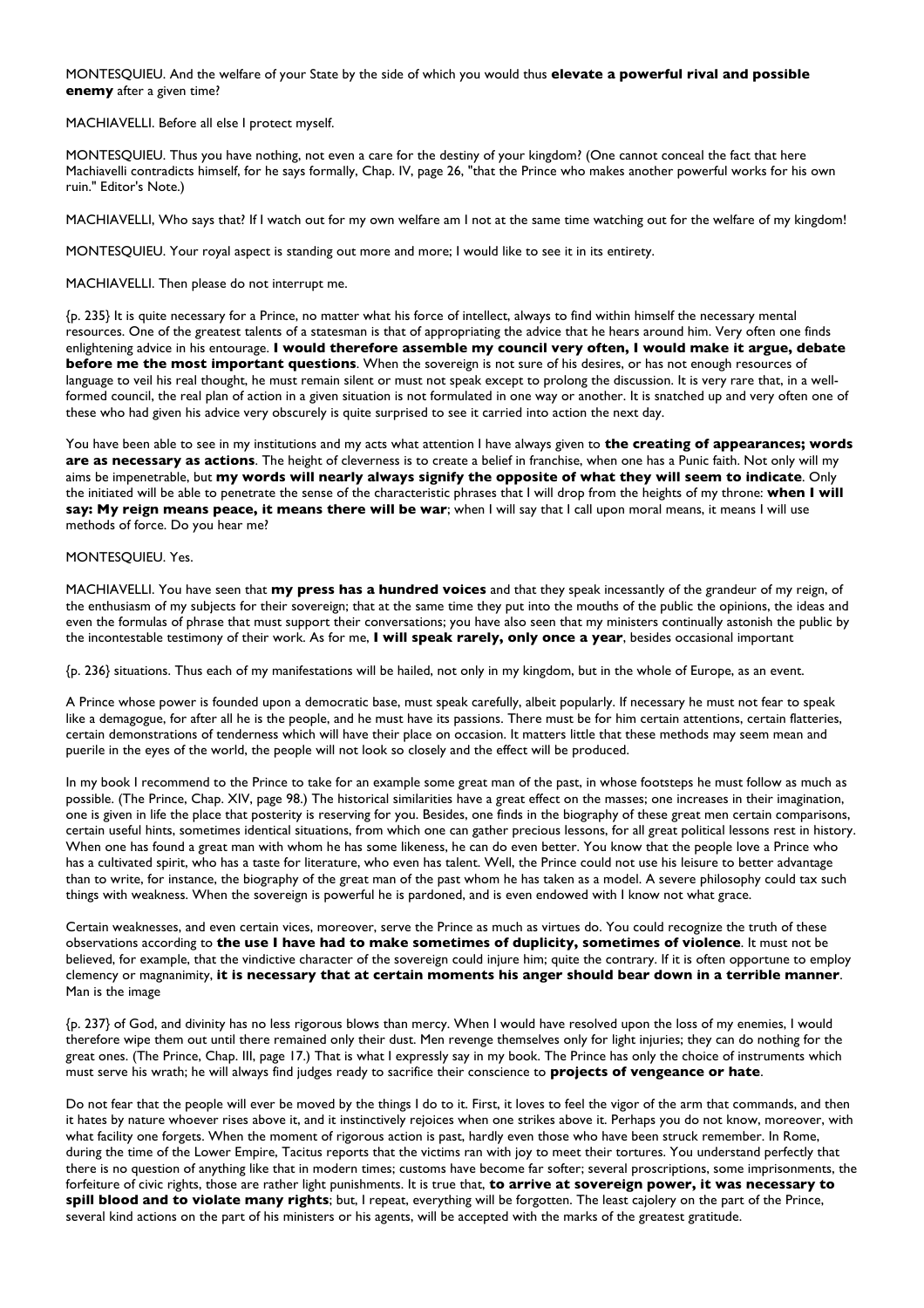MONTESQUIEU. And the welfare of your State by the side of which you would thus **elevate a powerful rival and possible enemy** after a given time?

MACHIAVELLI. Before all else I protect myself.

MONTESQUIEU. Thus you have nothing, not even a care for the destiny of your kingdom? (One cannot conceal the fact that here Machiavelli contradicts himself, for he says formally, Chap. IV, page 26, "that the Prince who makes another powerful works for his own ruin." Editor's Note.)

MACHIAVELLI, Who says that? If I watch out for my own welfare am I not at the same time watching out for the welfare of my kingdom!

MONTESQUIEU. Your royal aspect is standing out more and more; I would like to see it in its entirety.

MACHIAVELLI. Then please do not interrupt me.

{p. 235} It is quite necessary for a Prince, no matter what his force of intellect, always to find within himself the necessary mental resources. One of the greatest talents of a statesman is that of appropriating the advice that he hears around him. Very often one finds enlightening advice in his entourage. **I would therefore assemble my council very often, I would make it argue, debate before me the most important questions**. When the sovereign is not sure of his desires, or has not enough resources of language to veil his real thought, he must remain silent or must not speak except to prolong the discussion. It is very rare that, in a well-formed council, the real plan of action in a given situation is not formulated in one way or another. It is snatched up and very often one of these who had given his advice very obscurely is quite surprised to see it carried into action the next day.

You have been able to see in my institutions and my acts what attention I have always given to **the creating of appearances; words are as necessary as actions**. The height of cleverness is to create a belief in franchise, when one has a Punic faith. Not only will my aims be impenetrable, but **my words will nearly always signify the opposite of what they will seem to indicate**. Only the initiated will be able to penetrate the sense of the characteristic phrases that I will drop from the heights of my throne: **when I will say: My reign means peace, it means there will be war**; when I will say that I call upon moral means, it means I will use methods of force. Do you hear me?

MONTESQUIEU. Yes.

MACHIAVELLI. You have seen that **my press has a hundred voices** and that they speak incessantly of the grandeur of my reign, of the enthusiasm of my subjects for their sovereign; that at the same time they put into the mouths of the public the opinions, the ideas and even the formulas of phrase that must support their conversations; you have also seen that my ministers continually astonish the public by the incontestable testimony of their work. As for me, **I will speak rarely, only once a year**, besides occasional important

{p. 236} situations. Thus each of my manifestations will be hailed, not only in my kingdom, but in the whole of Europe, as an event.

A Prince whose power is founded upon a democratic base, must speak carefully, albeit popularly. If necessary he must not fear to speak like a demagogue, for after all he is the people, and he must have its passions. There must be for him certain attentions, certain flatteries, certain demonstrations of tenderness which will have their place on occasion. It matters little that these methods may seem mean and puerile in the eyes of the world, the people will not look so closely and the effect will be produced.

In my book I recommend to the Prince to take for an example some great man of the past, in whose footsteps he must follow as much as possible. (The Prince, Chap. XIV, page 98.) The historical similarities have a great effect on the masses; one increases in their imagination, one is given in life the place that posterity is reserving for you. Besides, one finds in the biography of these great men certain comparisons, certain useful hints, sometimes identical situations, from which one can gather precious lessons, for all great political lessons rest in history. When one has found a great man with whom he has some likeness, he can do even better. You know that the people love a Prince who has a cultivated spirit, who has a taste for literature, who even has talent. Well, the Prince could not use his leisure to better advantage than to write, for instance, the biography of the great man of the past whom he has taken as a model. A severe philosophy could tax such things with weakness. When the sovereign is powerful he is pardoned, and is even endowed with I know not what grace.

Certain weaknesses, and even certain vices, moreover, serve the Prince as much as virtues do. You could recognize the truth of these observations according to **the use I have had to make sometimes of duplicity, sometimes of violence**. It must not be believed, for example, that the vindictive character of the sovereign could injure him; quite the contrary. If it is often opportune to employ clemency or magnanimity, **it is necessary that at certain moments his anger should bear down in a terrible manner**. Man is the image

{p. 237} of God, and divinity has no less rigorous blows than mercy. When I would have resolved upon the loss of my enemies, I would therefore wipe them out until there remained only their dust. Men revenge themselves only for light injuries; they can do nothing for the great ones. (The Prince, Chap. III, page 17.) That is what I expressly say in my book. The Prince has only the choice of instruments which must serve his wrath; he will always find judges ready to sacrifice their conscience to **projects of vengeance or hate**.

Do not fear that the people will ever be moved by the things I do to it. First, it loves to feel the vigor of the arm that commands, and then it hates by nature whoever rises above it, and it instinctively rejoices when one strikes above it. Perhaps you do not know, moreover, with what facility one forgets. When the moment of rigorous action is past, hardly even those who have been struck remember. In Rome, during the time of the Lower Empire, Tacitus reports that the victims ran with joy to meet their tortures. You understand perfectly that there is no question of anything like that in modern times; customs have become far softer; several proscriptions, some imprisonments, the forfeiture of civic rights, those are rather light punishments. It is true that, **to arrive at sovereign power, it was necessary to spill blood and to violate many rights**; but, I repeat, everything will be forgotten. The least cajolery on the part of the Prince, several kind actions on the part of his ministers or his agents, will be accepted with the marks of the greatest gratitude.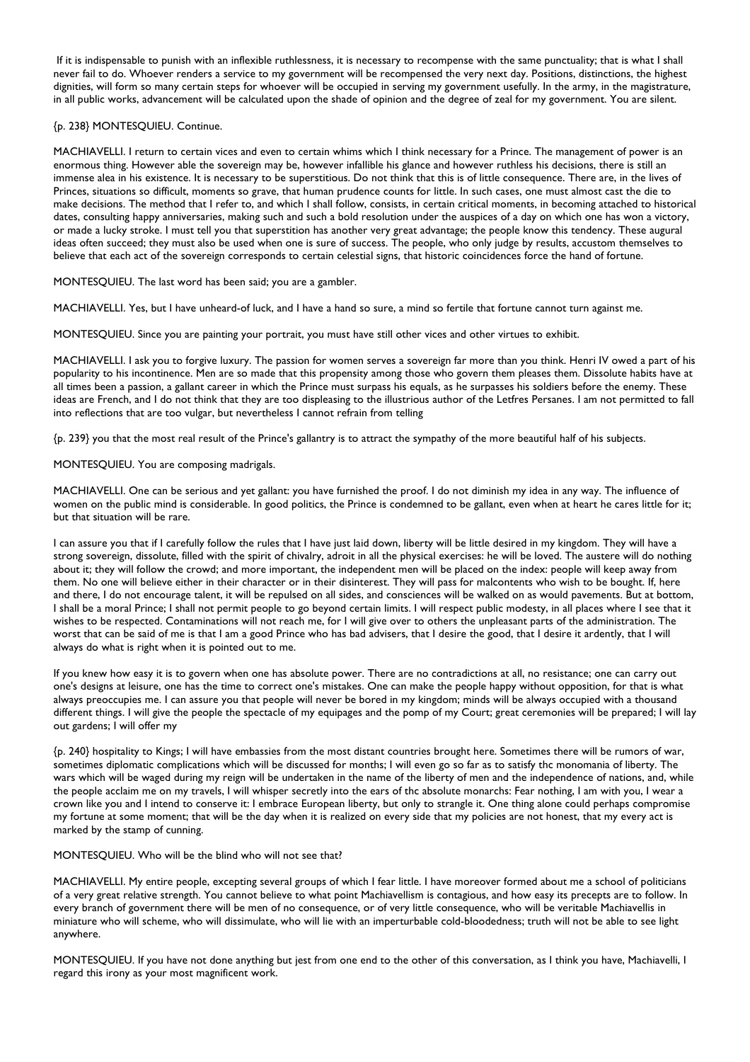If it is indispensable to punish with an inflexible ruthlessness, it is necessary to recompense with the same punctuality; that is what I shall never fail to do. Whoever renders a service to my government will be recompensed the very next day. Positions, distinctions, the highest dignities, will form so many certain steps for whoever will be occupied in serving my government usefully. In the army, in the magistrature, in all public works, advancement will be calculated upon the shade of opinion and the degree of zeal for my government. You are silent.

{p. 238} MONTESQUIEU. Continue.

MACHIAVELLI. I return to certain vices and even to certain whims which I think necessary for a Prince. The management of power is an enormous thing. However able the sovereign may be, however infallible his glance and however ruthless his decisions, there is still an immense alea in his existence. It is necessary to be superstitious. Do not think that this is of little consequence. There are, in the lives of Princes, situations so difficult, moments so grave, that human prudence counts for little. In such cases, one must almost cast the die to make decisions. The method that I refer to, and which I shall follow, consists, in certain critical moments, in becoming attached to historical dates, consulting happy anniversaries, making such and such a bold resolution under the auspices of a day on which one has won a victory, or made a lucky stroke. I must tell you that superstition has another very great advantage; the people know this tendency. These augural ideas often succeed; they must also be used when one is sure of success. The people, who only judge by results, accustom themselves to believe that each act of the sovereign corresponds to certain celestial signs, that historic coincidences force the hand of fortune.

MONTESQUIEU. The last word has been said; you are a gambler.

MACHIAVELLI. Yes, but I have unheard-of luck, and I have a hand so sure, a mind so fertile that fortune cannot turn against me.

MONTESQUIEU. Since you are painting your portrait, you must have still other vices and other virtues to exhibit.

MACHIAVELLI. I ask you to forgive luxury. The passion for women serves a sovereign far more than you think. Henri IV owed a part of his popularity to his incontinence. Men are so made that this propensity among those who govern them pleases them. Dissolute habits have at all times been a passion, a gallant career in which the Prince must surpass his equals, as he surpasses his soldiers before the enemy. These ideas are French, and I do not think that they are too displeasing to the illustrious author of the Letfres Persanes. I am not permitted to fall into reflections that are too vulgar, but nevertheless I cannot refrain from telling

{p. 239} you that the most real result of the Prince's gallantry is to attract the sympathy of the more beautiful half of his subjects.

MONTESQUIEU. You are composing madrigals.

MACHIAVELLI. One can be serious and yet gallant: you have furnished the proof. I do not diminish my idea in any way. The influence of women on the public mind is considerable. In good politics, the Prince is condemned to be gallant, even when at heart he cares little for it; but that situation will be rare.

I can assure you that if I carefully follow the rules that I have just laid down, liberty will be little desired in my kingdom. They will have a strong sovereign, dissolute, filled with the spirit of chivalry, adroit in all the physical exercises: he will be loved. The austere will do nothing about it; they will follow the crowd; and more important, the independent men will be placed on the index: people will keep away from them. No one will believe either in their character or in their disinterest. They will pass for malcontents who wish to be bought. If, here and there, I do not encourage talent, it will be repulsed on all sides, and consciences will be walked on as would pavements. But at bottom, I shall be a moral Prince; I shall not permit people to go beyond certain limits. I will respect public modesty, in all places where I see that it wishes to be respected. Contaminations will not reach me, for I will give over to others the unpleasant parts of the administration. The worst that can be said of me is that I am a good Prince who has bad advisers, that I desire the good, that I desire it ardently, that I will always do what is right when it is pointed out to me.

If you knew how easy it is to govern when one has absolute power. There are no contradictions at all, no resistance; one can carry out one's designs at leisure, one has the time to correct one's mistakes. One can make the people happy without opposition, for that is what always preoccupies me. I can assure you that people will never be bored in my kingdom; minds will be always occupied with a thousand different things. I will give the people the spectacle of my equipages and the pomp of my Court; great ceremonies will be prepared; I will lay out gardens; I will offer my

{p. 240} hospitality to Kings; I will have embassies from the most distant countries brought here. Sometimes there will be rumors of war, sometimes diplomatic complications which will be discussed for months; I will even go so far as to satisfy thc monomania of liberty. The wars which will be waged during my reign will be undertaken in the name of the liberty of men and the independence of nations, and, while the people acclaim me on my travels, I will whisper secretly into the ears of thc absolute monarchs: Fear nothing, I am with you, I wear a crown like you and I intend to conserve it: I embrace European liberty, but only to strangle it. One thing alone could perhaps compromise my fortune at some moment; that will be the day when it is realized on every side that my policies are not honest, that my every act is marked by the stamp of cunning.

MONTESQUIEU. Who will be the blind who will not see that?

MACHIAVELLI. My entire people, excepting several groups of which I fear little. I have moreover formed about me a school of politicians of a very great relative strength. You cannot believe to what point Machiavellism is contagious, and how easy its precepts are to follow. In every branch of government there will be men of no consequence, or of very little consequence, who will be veritable Machiavellis in miniature who will scheme, who will dissimulate, who will lie with an imperturbable cold-bloodedness; truth will not be able to see light anywhere.

MONTESQUIEU. If you have not done anything but jest from one end to the other of this conversation, as I think you have, Machiavelli, I regard this irony as your most magnificent work.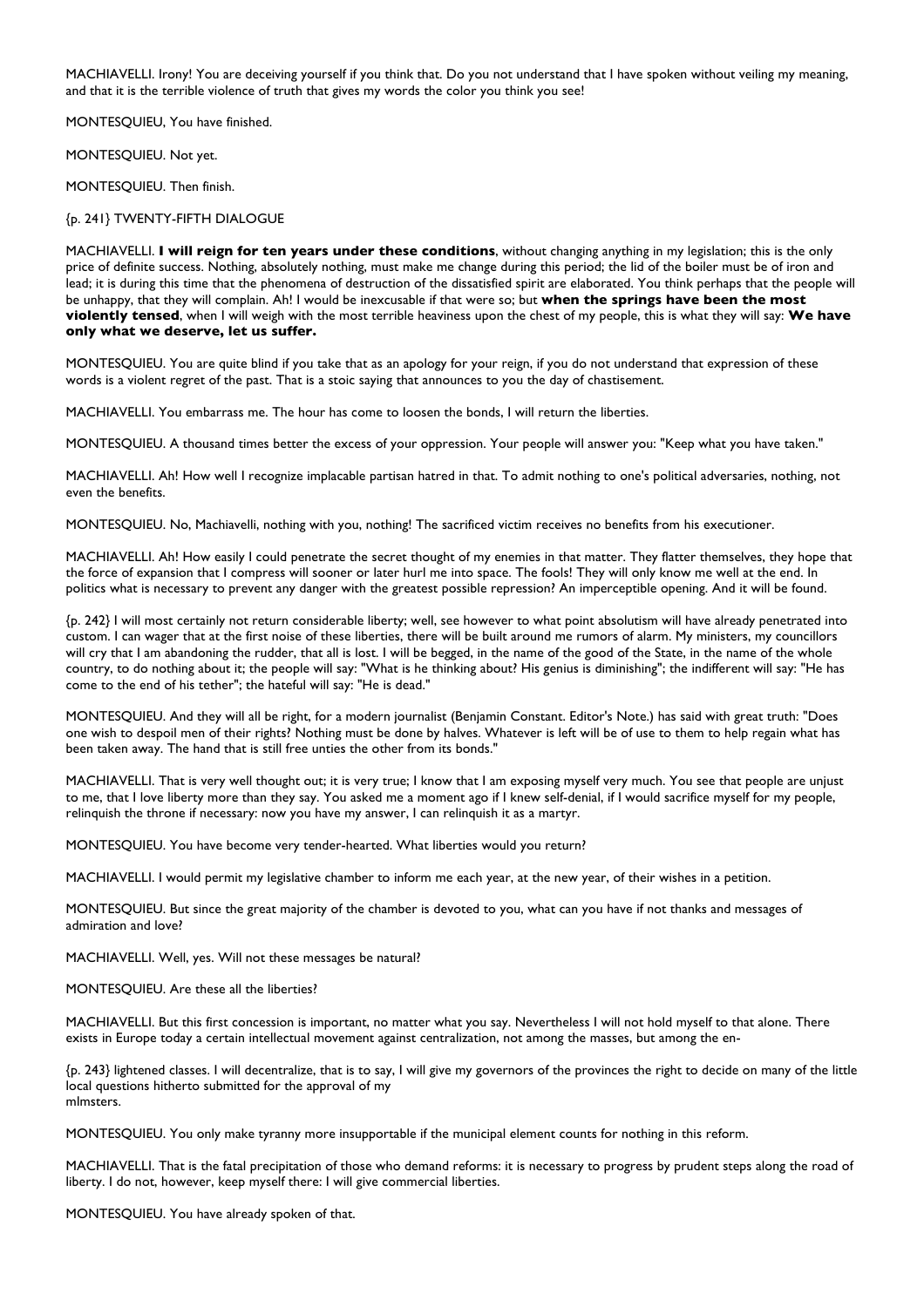MACHIAVELLI. Irony! You are deceiving yourself if you think that. Do you not understand that I have spoken without veiling my meaning, and that it is the terrible violence of truth that gives my words the color you think you see!

MONTESQUIEU, You have finished.

MONTESQUIEU. Not yet.

MONTESQUIEU. Then finish.

{p. 241} TWENTY-FIFTH DIALOGUE

MACHIAVELLI. **I will reign for ten years under these conditions**, without changing anything in my legislation; this is the only price of definite success. Nothing, absolutely nothing, must make me change during this period; the lid of the boiler must be of iron and lead; it is during this time that the phenomena of destruction of the dissatisfied spirit are elaborated. You think perhaps that the people will be unhappy, that they will complain. Ah! I would be inexcusable if that were so; but **when the springs have been the most violently tensed**, when I will weigh with the most terrible heaviness upon the chest of my people, this is what they will say: **We have only what we deserve, let us suffer.**

MONTESQUIEU. You are quite blind if you take that as an apology for your reign, if you do not understand that expression of these words is a violent regret of the past. That is a stoic saying that announces to you the day of chastisement.

MACHIAVELLI. You embarrass me. The hour has come to loosen the bonds, I will return the liberties.

MONTESQUIEU. A thousand times better the excess of your oppression. Your people will answer you: "Keep what you have taken."

MACHIAVELLI. Ah! How well I recognize implacable partisan hatred in that. To admit nothing to one's political adversaries, nothing, not even the benefits.

MONTESQUIEU. No, Machiavelli, nothing with you, nothing! The sacrificed victim receives no benefits from his executioner.

MACHIAVELLI. Ah! How easily I could penetrate the secret thought of my enemies in that matter. They flatter themselves, they hope that the force of expansion that I compress will sooner or later hurl me into space. The fools! They will only know me well at the end. In politics what is necessary to prevent any danger with the greatest possible repression? An imperceptible opening. And it will be found.

{p. 242} I will most certainly not return considerable liberty; well, see however to what point absolutism will have already penetrated into custom. I can wager that at the first noise of these liberties, there will be built around me rumors of alarm. My ministers, my councillors will cry that I am abandoning the rudder, that all is lost. I will be begged, in the name of the good of the State, in the name of the whole country, to do nothing about it; the people will say: "What is he thinking about? His genius is diminishing"; the indifferent will say: "He has come to the end of his tether"; the hateful will say: "He is dead."

MONTESQUIEU. And they will all be right, for a modern journalist (Benjamin Constant. Editor's Note.) has said with great truth: "Does one wish to despoil men of their rights? Nothing must be done by halves. Whatever is left will be of use to them to help regain what has been taken away. The hand that is still free unties the other from its bonds."

MACHIAVELLI. That is very well thought out; it is very true; I know that I am exposing myself very much. You see that people are unjust to me, that I love liberty more than they say. You asked me a moment ago if I knew self-denial, if I would sacrifice myself for my people, relinquish the throne if necessary: now you have my answer, I can relinquish it as a martyr.

MONTESQUIEU. You have become very tender-hearted. What liberties would you return?

MACHIAVELLI. I would permit my legislative chamber to inform me each year, at the new year, of their wishes in a petition.

MONTESQUIEU. But since the great majority of the chamber is devoted to you, what can you have if not thanks and messages of admiration and love?

MACHIAVELLI. Well, yes. Will not these messages be natural?

MONTESQUIEU. Are these all the liberties?

MACHIAVELLI. But this first concession is important, no matter what you say. Nevertheless I will not hold myself to that alone. There exists in Europe today a certain intellectual movement against centralization, not among the masses, but among the en-

{p. 243} lightened classes. I will decentralize, that is to say, I will give my governors of the provinces the right to decide on many of the little local questions hitherto submitted for the approval of my mlmsters.

MONTESQUIEU. You only make tyranny more insupportable if the municipal element counts for nothing in this reform.

MACHIAVELLI. That is the fatal precipitation of those who demand reforms: it is necessary to progress by prudent steps along the road of liberty. I do not, however, keep myself there: I will give commercial liberties.

MONTESQUIEU. You have already spoken of that.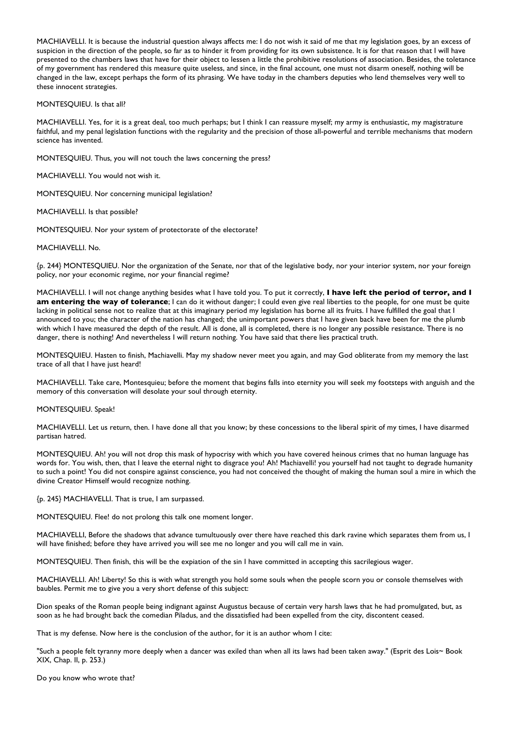MACHIAVELLI. It is because the industrial question always affects me: I do not wish it said of me that my legislation goes, by an excess of suspicion in the direction of the people, so far as to hinder it from providing for its own subsistence. It is for that reason that I will have presented to the chambers laws that have for their object to lessen a little the prohibitive resolutions of association. Besides, the toletance of my government has rendered this measure quite useless, and since, in the final account, one must not disarm oneself, nothing will be changed in the law, except perhaps the form of its phrasing. We have today in the chambers deputies who lend themselves very well to these innocent strategies.

MONTESQUIEU. Is that all?

MACHIAVELLI. Yes, for it is a great deal, too much perhaps; but I think I can reassure myself; my army is enthusiastic, my magistrature faithful, and my penal legislation functions with the regularity and the precision of those all-powerful and terrible mechanisms that modern science has invented.

MONTESQUIEU. Thus, you will not touch the laws concerning the press?

MACHIAVELLI. You would not wish it.

MONTESQUIEU. Nor concerning municipal legislation?

MACHIAVELLI. Is that possible?

MONTESQUIEU. Nor your system of protectorate of the electorate?

MACHIAVELLI. No.

{p. 244} MONTESQUIEU. Nor the organization of the Senate, nor that of the legislative body, nor your interior system, nor your foreign policy, nor your economic regime, nor your financial regime?

MACHIAVELLI. I will not change anything besides what I have told you. To put it correctly, **I have left the period of terror, and I am entering the way of tolerance**; I can do it without danger; I could even give real liberties to the people, for one must be quite lacking in political sense not to realize that at this imaginary period my legislation has borne all its fruits. I have fulfilled the goal that I announced to you; the character of the nation has changed; the unimportant powers that I have given back have been for me the plumb with which I have measured the depth of the result. All is done, all is completed, there is no longer any possible resistance. There is no danger, there is nothing! And nevertheless I will return nothing. You have said that there lies practical truth.

MONTESQUIEU. Hasten to finish, Machiavelli. May my shadow never meet you again, and may God obliterate from my memory the last trace of all that I have just heard!

MACHIAVELLI. Take care, Montesquieu; before the moment that begins falls into eternity you will seek my footsteps with anguish and the memory of this conversation will desolate your soul through eternity.

MONTESQUIEU. Speak!

MACHIAVELLI. Let us return, then. I have done all that you know; by these concessions to the liberal spirit of my times, I have disarmed partisan hatred.

MONTESQUIEU. Ah! you will not drop this mask of hypocrisy with which you have covered heinous crimes that no human language has words for. You wish, then, that I leave the eternal night to disgrace you! Ah! Machiavelli! you yourself had not taught to degrade humanity to such a point! You did not conspire against conscience, you had not conceived the thought of making the human soul a mire in which the divine Creator Himself would recognize nothing.

{p. 245} MACHIAVELLI. That is true, I am surpassed.

MONTESQUIEU. Flee! do not prolong this talk one moment longer.

MACHIAVELLI, Before the shadows that advance tumultuously over there have reached this dark ravine which separates them from us, I will have finished; before they have arrived you will see me no longer and you will call me in vain.

MONTESQUIEU. Then finish, this will be the expiation of the sin I have committed in accepting this sacrilegious wager.

MACHIAVELLI. Ah! Liberty! So this is with what strength you hold some souls when the people scorn you or console themselves with baubles. Permit me to give you a very short defense of this subject:

Dion speaks of the Roman people being indignant against Augustus because of certain very harsh laws that he had promulgated, but, as soon as he had brought back the comedian Piladus, and the dissatisfied had been expelled from the city, discontent ceased.

That is my defense. Now here is the conclusion of the author, for it is an author whom I cite:

"Such a people felt tyranny more deeply when a dancer was exiled than when all its laws had been taken away." (Esprit des Lois~ Book XIX, Chap. II, p. 253.)

Do you know who wrote that?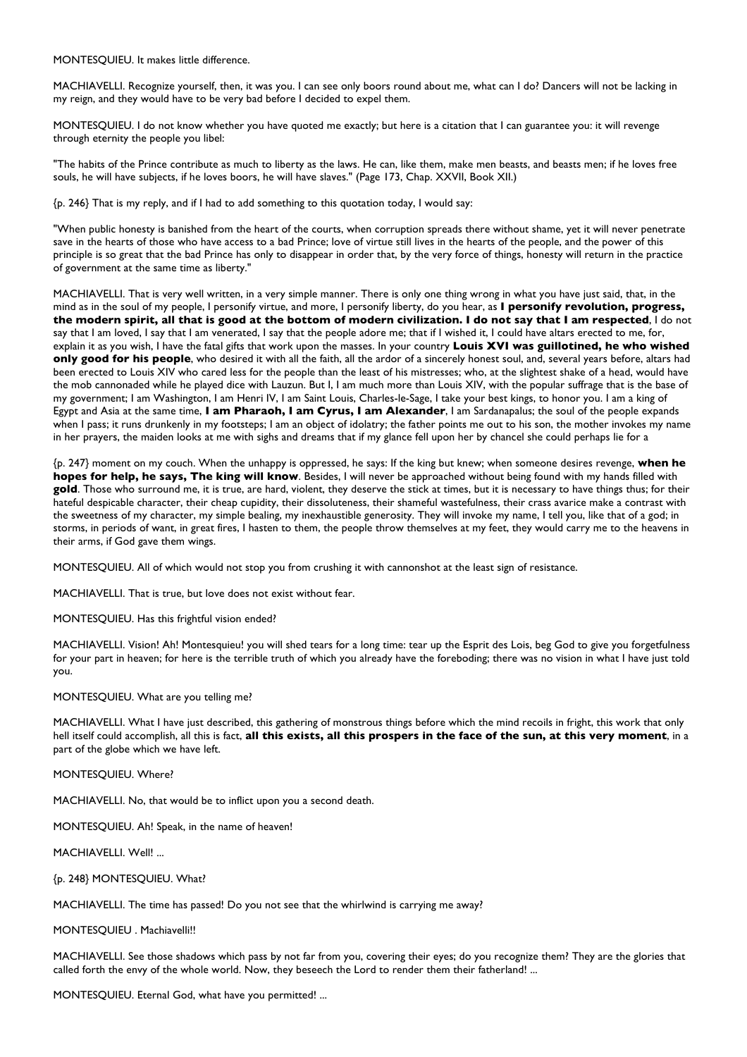MONTESQUIEU. It makes little difference.

MACHIAVELLI. Recognize yourself, then, it was you. I can see only boors round about me, what can I do? Dancers will not be lacking in my reign, and they would have to be very bad before I decided to expel them.

MONTESQUIEU. I do not know whether you have quoted me exactly; but here is a citation that I can guarantee you: it will revenge through eternity the people you libel:

"The habits of the Prince contribute as much to liberty as the laws. He can, like them, make men beasts, and beasts men; if he loves free souls, he will have subjects, if he loves boors, he will have slaves." (Page 173, Chap. XXVII, Book XII.)

{p. 246} That is my reply, and if I had to add something to this quotation today, I would say:

"When public honesty is banished from the heart of the courts, when corruption spreads there without shame, yet it will never penetrate save in the hearts of those who have access to a bad Prince; love of virtue still lives in the hearts of the people, and the power of this principle is so great that the bad Prince has only to disappear in order that, by the very force of things, honesty will return in the practice of government at the same time as liberty."

MACHIAVELLI. That is very well written, in a very simple manner. There is only one thing wrong in what you have just said, that, in the mind as in the soul of my people, I personify virtue, and more, I personify liberty, do you hear, as **I personify revolution, progress, the modern spirit, all that is good at the bottom of modern civilization. I do not say that I am respected**, I do not say that I am loved, I say that I am venerated, I say that the people adore me; that if I wished it, I could have altars erected to me, for, explain it as you wish, I have the fatal gifts that work upon the masses. In your country **Louis XVI was guillotined, he who wished only good for his people**, who desired it with all the faith, all the ardor of a sincerely honest soul, and, several years before, altars had been erected to Louis XIV who cared less for the people than the least of his mistresses; who, at the slightest shake of a head, would have the mob cannonaded while he played dice with Lauzun. But I, I am much more than Louis XIV, with the popular suffrage that is the base of my government; I am Washington, I am Henri IV, I am Saint Louis, Charles-le-Sage, I take your best kings, to honor you. I am a king of Egypt and Asia at the same time, **I am Pharaoh, I am Cyrus, I am Alexander**, I am Sardanapalus; the soul of the people expands when I pass; it runs drunkenly in my footsteps; I am an object of idolatry; the father points me out to his son, the mother invokes my name in her prayers, the maiden looks at me with sighs and dreams that if my glance fell upon her by chancel she could perhaps lie for a

{p. 247} moment on my couch. When the unhappy is oppressed, he says: If the king but knew; when someone desires revenge, **when he hopes for help, he says, The king will know**. Besides, I will never be approached without being found with my hands filled with **gold**. Those who surround me, it is true, are hard, violent, they deserve the stick at times, but it is necessary to have things thus; for their hateful despicable character, their cheap cupidity, their dissoluteness, their shameful wastefulness, their crass avarice make a contrast with the sweetness of my character, my simple bealing, my inexhaustible generosity. They will invoke my name, I tell you, like that of a god; in storms, in periods of want, in great fires, I hasten to them, the people throw themselves at my feet, they would carry me to the heavens in their arms, if God gave them wings.

MONTESQUIEU. All of which would not stop you from crushing it with cannonshot at the least sign of resistance.

MACHIAVELLI. That is true, but love does not exist without fear.

MONTESQUIEU. Has this frightful vision ended?

MACHIAVELLI. Vision! Ah! Montesquieu! you will shed tears for a long time: tear up the Esprit des Lois, beg God to give you forgetfulness for your part in heaven; for here is the terrible truth of which you already have the foreboding; there was no vision in what I have just told you.

MONTESQUIEU. What are you telling me?

MACHIAVELLI. What I have just described, this gathering of monstrous things before which the mind recoils in fright, this work that only hell itself could accomplish, all this is fact, **all this exists, all this prospers in the face of the sun, at this very moment**, in a part of the globe which we have left.

MONTESQUIEU. Where?

MACHIAVELLI. No, that would be to inflict upon you a second death.

MONTESQUIEU. Ah! Speak, in the name of heaven!

MACHIAVELLI. Well! ...

{p. 248} MONTESQUIEU. What?

MACHIAVELLI. The time has passed! Do you not see that the whirlwind is carrying me away?

MONTESQUIEU . Machiavelli!!

MACHIAVELLI. See those shadows which pass by not far from you, covering their eyes; do you recognize them? They are the glories that called forth the envy of the whole world. Now, they beseech the Lord to render them their fatherland! ...

MONTESQUIEU. Eternal God, what have you permitted! ...